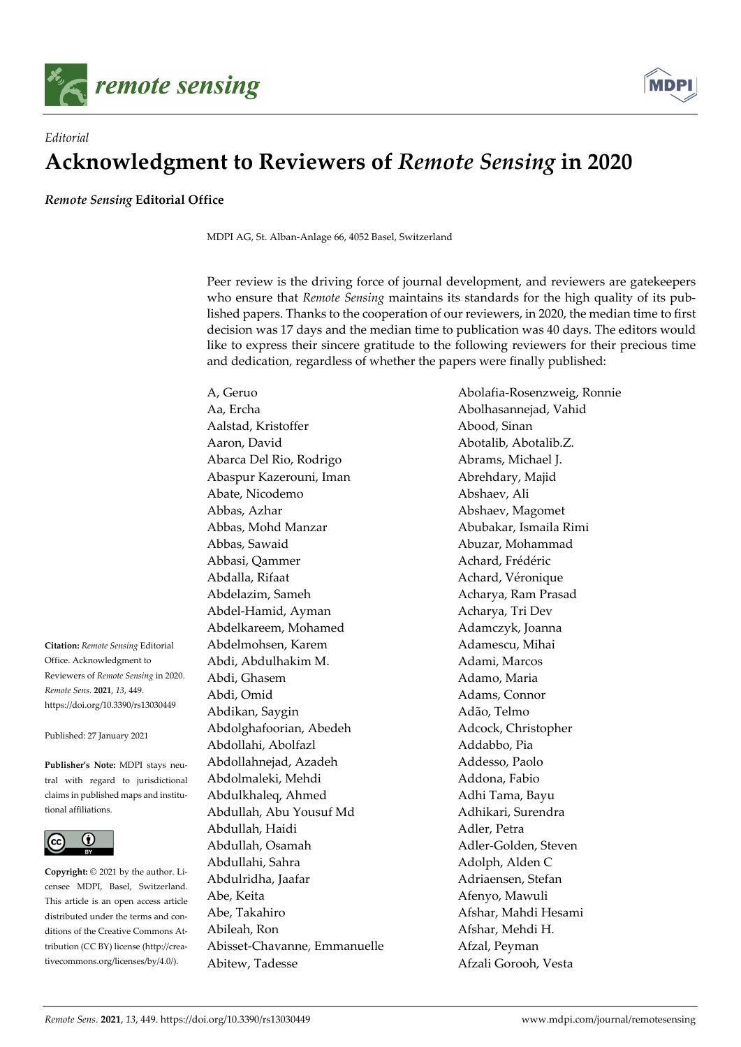*Editorial*

# Acknowledgment to Reviewers of *Remote Sensing* in 2020

***Remote Sensing* Editorial Office**

MDPI AG, St. Alban-Anlage 66, 4052 Basel, Switzerland

Peer review is the driving force of journal development, and reviewers are gatekeepers who ensure that *Remote Sensing* maintains its standards for the high quality of its published papers. Thanks to the cooperation of our reviewers, in 2020, the median time to first decision was 17 days and the median time to publication was 40 days. The editors would like to express their sincere gratitude to the following reviewers for their precious time and dedication, regardless of whether the papers were finally published:

A, Geruo
Aa, Ercha
Aalstad, Kristoffer
Aaron, David
Abarca Del Rio, Rodrigo
Abaspur Kazerouni, Iman
Abate, Nicodemo
Abbas, Azhar
Abbas, Mohd Manzar
Abbas, Sawaid
Abbasi, Qammer
Abdalla, Rifaat
Abdelazim, Sameh
Abdel-Hamid, Ayman
Abdelkareem, Mohamed
Abdelmohsen, Karem
Abdi, Abdulhakim M.
Abdi, Ghasem
Abdi, Omid
Abdikan, Saygin
Abdolghafoorian, Abedeh
Abdollahi, Abolfazl
Abdollahnejad, Azadeh
Abdolmaleki, Mehdi
Abdulkhaleq, Ahmed
Abdullah, Abu Yousuf Md
Abdullah, Haidi
Abdullah, Osamah
Abdullahi, Sahra
Abdulridha, Jaafar
Abe, Keita
Abe, Takahiro
Abileah, Ron
Abisset-Chavanne, Emmanuelle
Abitew, Tadesse
Abolafia-Rosenzweig, Ronnie
Abolhasannejad, Vahid
Abood, Sinan
Abotalib, Abotalib.Z.
Abrams, Michael J.
Abrehdary, Majid
Abshaev, Ali
Abshaev, Magomet
Abubakar, Ismaila Rimi
Abuzar, Mohammad
Achard, Frédéric
Achard, Véronique
Acharya, Ram Prasad
Acharya, Tri Dev
Adamczyk, Joanna
Adamescu, Mihai
Adami, Marcos
Adamo, Maria
Adams, Connor
Adão, Telmo
Adcock, Christopher
Addabbo, Pia
Addesso, Paolo
Addona, Fabio
Adhi Tama, Bayu
Adhikari, Surendra
Adler, Petra
Adler-Golden, Steven
Adolph, Alden C
Adriaensen, Stefan
Afenyo, Mawuli
Afshar, Mahdi Hesami
Afshar, Mehdi H.
Afzal, Peyman
Afzali Gorooh, Vesta

**Citation:** *Remote Sensing* Editorial Office. Acknowledgment to Reviewers of *Remote Sensing* in 2020. *Remote Sens.* **2021**, *13*, 449. https://doi.org/10.3390/rs13030449

Published: 27 January 2021

**Publisher's Note:** MDPI stays neutral with regard to jurisdictional claims in published maps and institutional affiliations.

**Copyright:** © 2021 by the author. Licensee MDPI, Basel, Switzerland. This article is an open access article distributed under the terms and conditions of the Creative Commons Attribution (CC BY) license (http://creativecommons.org/licenses/by/4.0/).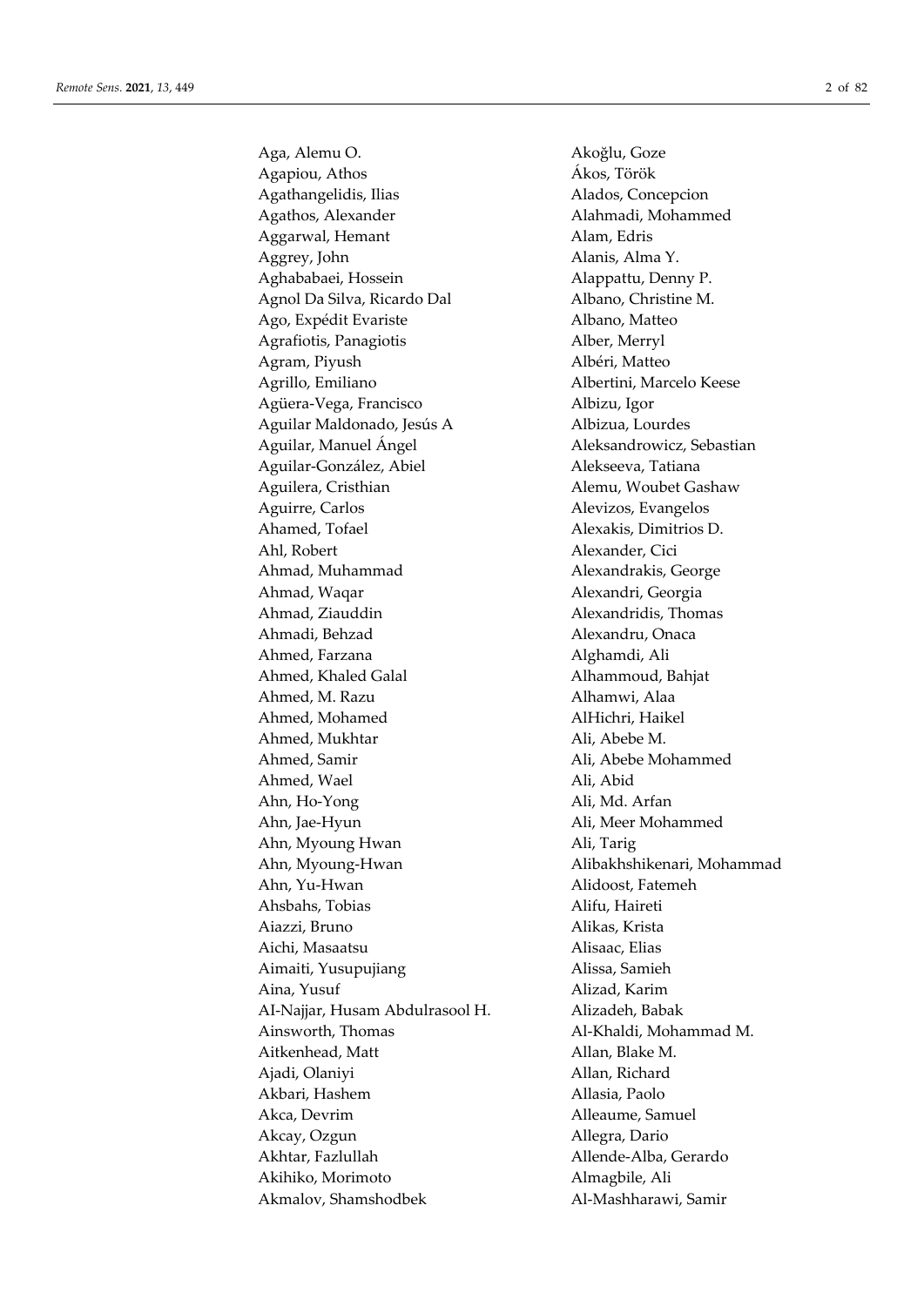Aga, Alemu O.
Agapiou, Athos
Agathangelidis, Ilias
Agathos, Alexander
Aggarwal, Hemant
Aggrey, John
Aghababaei, Hossein
Agnol Da Silva, Ricardo Dal
Ago, Expédit Evariste
Agrafiotis, Panagiotis
Agram, Piyush
Agrillo, Emiliano
Agüera-Vega, Francisco
Aguilar Maldonado, Jesús A
Aguilar, Manuel Ángel
Aguilar-González, Abiel
Aguilera, Cristhian
Aguirre, Carlos
Ahamed, Tofael
Ahl, Robert
Ahmad, Muhammad
Ahmad, Waqar
Ahmad, Ziauddin
Ahmadi, Behzad
Ahmed, Farzana
Ahmed, Khaled Galal
Ahmed, M. Razu
Ahmed, Mohamed
Ahmed, Mukhtar
Ahmed, Samir
Ahmed, Wael
Ahn, Ho-Yong
Ahn, Jae-Hyun
Ahn, Myoung Hwan
Ahn, Myoung-Hwan
Ahn, Yu-Hwan
Ahsbahs, Tobias
Aiazzi, Bruno
Aichi, Masaatsu
Aimaiti, Yusupujiang
Aina, Yusuf
AI-Najjar, Husam Abdulrasool H.
Ainsworth, Thomas
Aitkenhead, Matt
Ajadi, Olaniyi
Akbari, Hashem
Akca, Devrim
Akcay, Ozgun
Akhtar, Fazlullah
Akihiko, Morimoto
Akmalov, Shamshodbek
Akoğlu, Goze
Ákos, Török
Alados, Concepcion
Alahmadi, Mohammed
Alam, Edris
Alanis, Alma Y.
Alappattu, Denny P.
Albano, Christine M.
Albano, Matteo
Alber, Merryl
Albéri, Matteo
Albertini, Marcelo Keese
Albizu, Igor
Albizua, Lourdes
Aleksandrowicz, Sebastian
Alekseeva, Tatiana
Alemu, Woubet Gashaw
Alevizos, Evangelos
Alexakis, Dimitrios D.
Alexander, Cici
Alexandrakis, George
Alexandri, Georgia
Alexandridis, Thomas
Alexandru, Onaca
Alghamdi, Ali
Alhammoud, Bahjat
Alhamwi, Alaa
AlHichri, Haikel
Ali, Abebe M.
Ali, Abebe Mohammed
Ali, Abid
Ali, Md. Arfan
Ali, Meer Mohammed
Ali, Tarig
Alibakhshikenari, Mohammad
Alidoost, Fatemeh
Alifu, Haireti
Alikas, Krista
Alisaac, Elias
Alissa, Samieh
Alizad, Karim
Alizadeh, Babak
Al-Khaldi, Mohammad M.
Allan, Blake M.
Allan, Richard
Allasia, Paolo
Alleaume, Samuel
Allegra, Dario
Allende-Alba, Gerardo
Almagbile, Ali
Al-Mashharawi, Samir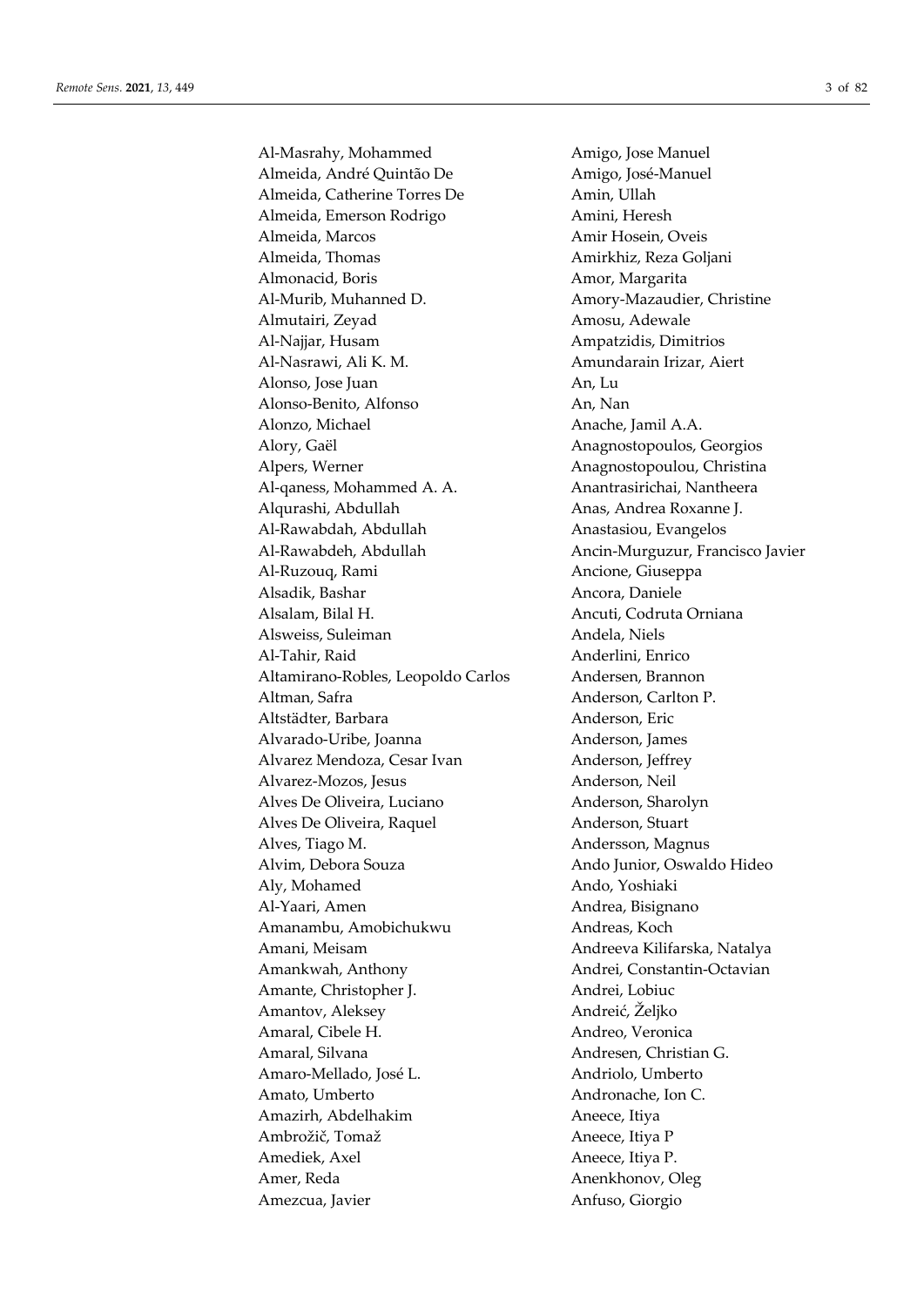Al-Masrahy, Mohammed
Almeida, André Quintão De
Almeida, Catherine Torres De
Almeida, Emerson Rodrigo
Almeida, Marcos
Almeida, Thomas
Almonacid, Boris
Al-Murib, Muhanned D.
Almutairi, Zeyad
Al-Najjar, Husam
Al-Nasrawi, Ali K. M.
Alonso, Jose Juan
Alonso-Benito, Alfonso
Alonzo, Michael
Alory, Gaël
Alpers, Werner
Al-qaness, Mohammed A. A.
Alqurashi, Abdullah
Al-Rawabdah, Abdullah
Al-Rawabdeh, Abdullah
Al-Ruzouq, Rami
Alsadik, Bashar
Alsalam, Bilal H.
Alsweiss, Suleiman
Al-Tahir, Raid
Altamirano-Robles, Leopoldo Carlos
Altman, Safra
Altstädter, Barbara
Alvarado-Uribe, Joanna
Alvarez Mendoza, Cesar Ivan
Alvarez-Mozos, Jesus
Alves De Oliveira, Luciano
Alves De Oliveira, Raquel
Alves, Tiago M.
Alvim, Debora Souza
Aly, Mohamed
Al-Yaari, Amen
Amanambu, Amobichukwu
Amani, Meisam
Amankwah, Anthony
Amante, Christopher J.
Amantov, Aleksey
Amaral, Cibele H.
Amaral, Silvana
Amaro-Mellado, José L.
Amato, Umberto
Amazirh, Abdelhakim
Ambrožič, Tomaž
Amediek, Axel
Amer, Reda
Amezcua, Javier
Amigo, Jose Manuel
Amigo, José-Manuel
Amin, Ullah
Amini, Heresh
Amir Hosein, Oveis
Amirkhiz, Reza Goljani
Amor, Margarita
Amory-Mazaudier, Christine
Amosu, Adewale
Ampatzidis, Dimitrios
Amundarain Irizar, Aiert
An, Lu
An, Nan
Anache, Jamil A.A.
Anagnostopoulos, Georgios
Anagnostopoulou, Christina
Anantrasirichai, Nantheera
Anas, Andrea Roxanne J.
Anastasiou, Evangelos
Ancin-Murguzur, Francisco Javier
Ancione, Giuseppa
Ancora, Daniele
Ancuti, Codruta Orniana
Andela, Niels
Anderlini, Enrico
Andersen, Brannon
Anderson, Carlton P.
Anderson, Eric
Anderson, James
Anderson, Jeffrey
Anderson, Neil
Anderson, Sharolyn
Anderson, Stuart
Andersson, Magnus
Ando Junior, Oswaldo Hideo
Ando, Yoshiaki
Andrea, Bisignano
Andreas, Koch
Andreeva Kilifarska, Natalya
Andrei, Constantin-Octavian
Andrei, Lobiuc
Andreić, Željko
Andreo, Veronica
Andresen, Christian G.
Andriolo, Umberto
Andronache, Ion C.
Aneece, Itiya
Aneece, Itiya P
Aneece, Itiya P.
Anenkhonov, Oleg
Anfuso, Giorgio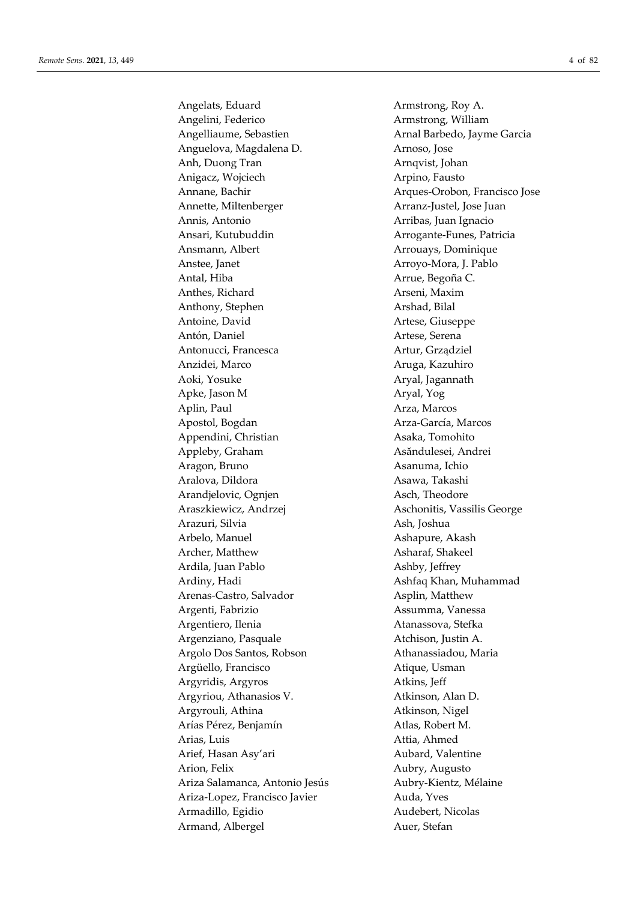Angelats, Eduard
Angelini, Federico
Angelliaume, Sebastien
Anguelova, Magdalena D.
Anh, Duong Tran
Anigacz, Wojciech
Annane, Bachir
Annette, Miltenberger
Annis, Antonio
Ansari, Kutubuddin
Ansmann, Albert
Anstee, Janet
Antal, Hiba
Anthes, Richard
Anthony, Stephen
Antoine, David
Antón, Daniel
Antonucci, Francesca
Anzidei, Marco
Aoki, Yosuke
Apke, Jason M
Aplin, Paul
Apostol, Bogdan
Appendini, Christian
Appleby, Graham
Aragon, Bruno
Aralova, Dildora
Arandjelovic, Ognjen
Araszkiewicz, Andrzej
Arazuri, Silvia
Arbelo, Manuel
Archer, Matthew
Ardila, Juan Pablo
Ardiny, Hadi
Arenas-Castro, Salvador
Argenti, Fabrizio
Argentiero, Ilenia
Argenziano, Pasquale
Argolo Dos Santos, Robson
Argüello, Francisco
Argyridis, Argyros
Argyriou, Athanasios V.
Argyrouli, Athina
Arías Pérez, Benjamín
Arias, Luis
Arief, Hasan Asy'ari
Arion, Felix
Ariza Salamanca, Antonio Jesús
Ariza-Lopez, Francisco Javier
Armadillo, Egidio
Armand, Albergel
Armstrong, Roy A.
Armstrong, William
Arnal Barbedo, Jayme Garcia
Arnoso, Jose
Arnqvist, Johan
Arpino, Fausto
Arques-Orobon, Francisco Jose
Arranz-Justel, Jose Juan
Arribas, Juan Ignacio
Arrogante-Funes, Patricia
Arrouays, Dominique
Arroyo-Mora, J. Pablo
Arrue, Begoña C.
Arseni, Maxim
Arshad, Bilal
Artese, Giuseppe
Artese, Serena
Artur, Grządziel
Aruga, Kazuhiro
Aryal, Jagannath
Aryal, Yog
Arza, Marcos
Arza-García, Marcos
Asaka, Tomohito
Asăndulesei, Andrei
Asanuma, Ichio
Asawa, Takashi
Asch, Theodore
Aschonitis, Vassilis George
Ash, Joshua
Ashapure, Akash
Asharaf, Shakeel
Ashby, Jeffrey
Ashfaq Khan, Muhammad
Asplin, Matthew
Assumma, Vanessa
Atanassova, Stefka
Atchison, Justin A.
Athanassiadou, Maria
Atique, Usman
Atkins, Jeff
Atkinson, Alan D.
Atkinson, Nigel
Atlas, Robert M.
Attia, Ahmed
Aubard, Valentine
Aubry, Augusto
Aubry-Kientz, Mélaine
Auda, Yves
Audebert, Nicolas
Auer, Stefan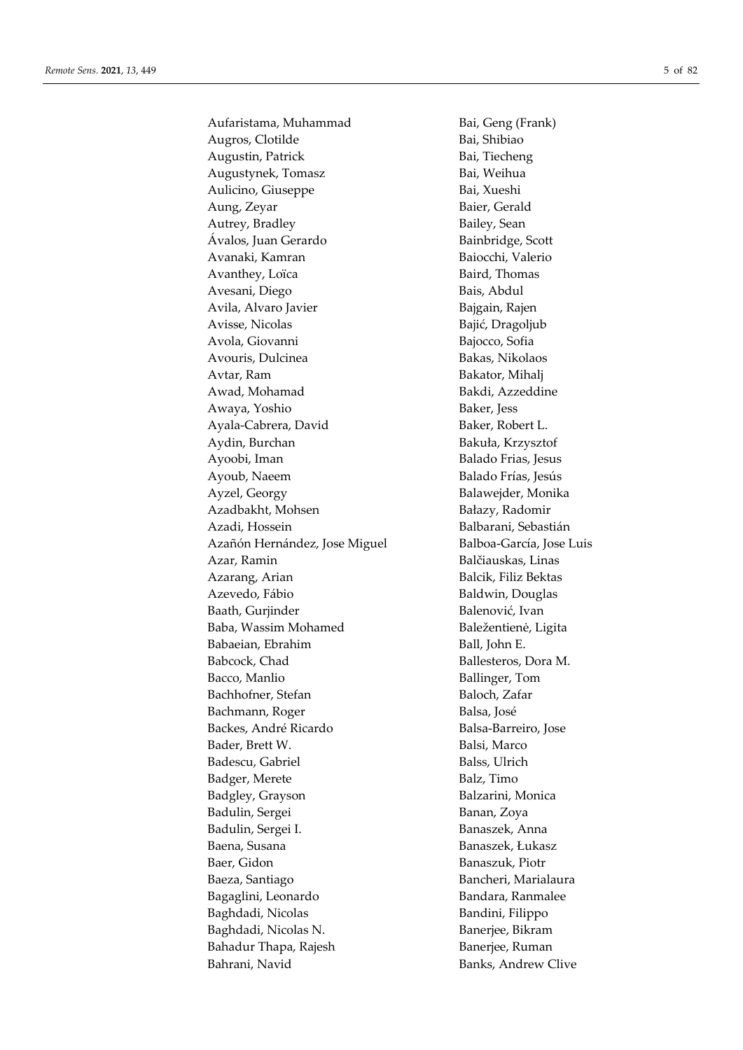Aufaristama, Muhammad
Augros, Clotilde
Augustin, Patrick
Augustynek, Tomasz
Aulicino, Giuseppe
Aung, Zeyar
Autrey, Bradley
Ávalos, Juan Gerardo
Avanaki, Kamran
Avanthey, Loïca
Avesani, Diego
Avila, Alvaro Javier
Avisse, Nicolas
Avola, Giovanni
Avouris, Dulcinea
Avtar, Ram
Awad, Mohamad
Awaya, Yoshio
Ayala-Cabrera, David
Aydin, Burchan
Ayoobi, Iman
Ayoub, Naeem
Ayzel, Georgy
Azadbakht, Mohsen
Azadi, Hossein
Azañón Hernández, Jose Miguel
Azar, Ramin
Azarang, Arian
Azevedo, Fábio
Baath, Gurjinder
Baba, Wassim Mohamed
Babaeian, Ebrahim
Babcock, Chad
Bacco, Manlio
Bachhofner, Stefan
Bachmann, Roger
Backes, André Ricardo
Bader, Brett W.
Badescu, Gabriel
Badger, Merete
Badgley, Grayson
Badulin, Sergei
Badulin, Sergei I.
Baena, Susana
Baer, Gidon
Baeza, Santiago
Bagaglini, Leonardo
Baghdadi, Nicolas
Baghdadi, Nicolas N.
Bahadur Thapa, Rajesh
Bahrani, Navid
Bai, Geng (Frank)
Bai, Shibiao
Bai, Tiecheng
Bai, Weihua
Bai, Xueshi
Baier, Gerald
Bailey, Sean
Bainbridge, Scott
Baiocchi, Valerio
Baird, Thomas
Bais, Abdul
Bajgain, Rajen
Bajić, Dragoljub
Bajocco, Sofia
Bakas, Nikolaos
Bakator, Mihalj
Bakdi, Azzeddine
Baker, Jess
Baker, Robert L.
Bakuła, Krzysztof
Balado Frias, Jesus
Balado Frías, Jesús
Balawejder, Monika
Bałazy, Radomir
Balbarani, Sebastián
Balboa-García, Jose Luis
Balčiauskas, Linas
Balcik, Filiz Bektas
Baldwin, Douglas
Balenović, Ivan
Baležentienė, Ligita
Ball, John E.
Ballesteros, Dora M.
Ballinger, Tom
Baloch, Zafar
Balsa, José
Balsa-Barreiro, Jose
Balsi, Marco
Balss, Ulrich
Balz, Timo
Balzarini, Monica
Banan, Zoya
Banaszek, Anna
Banaszek, Łukasz
Banaszuk, Piotr
Bancheri, Marialaura
Bandara, Ranmalee
Bandini, Filippo
Banerjee, Bikram
Banerjee, Ruman
Banks, Andrew Clive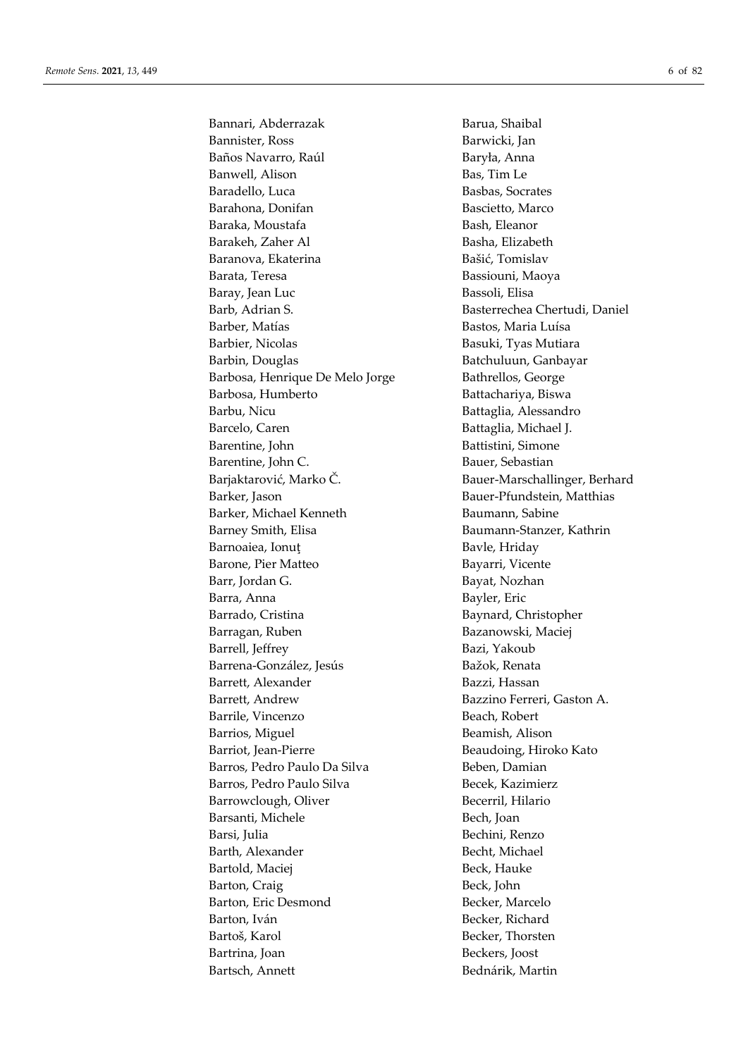Bannari, Abderrazak
Bannister, Ross
Baños Navarro, Raúl
Banwell, Alison
Baradello, Luca
Barahona, Donifan
Baraka, Moustafa
Barakeh, Zaher Al
Baranova, Ekaterina
Barata, Teresa
Baray, Jean Luc
Barb, Adrian S.
Barber, Matías
Barbier, Nicolas
Barbin, Douglas
Barbosa, Henrique De Melo Jorge
Barbosa, Humberto
Barbu, Nicu
Barcelo, Caren
Barentine, John
Barentine, John C.
Barjaktarović, Marko Č.
Barker, Jason
Barker, Michael Kenneth
Barney Smith, Elisa
Barnoaiea, Ionuț
Barone, Pier Matteo
Barr, Jordan G.
Barra, Anna
Barrado, Cristina
Barragan, Ruben
Barrell, Jeffrey
Barrena-González, Jesús
Barrett, Alexander
Barrett, Andrew
Barrile, Vincenzo
Barrios, Miguel
Barriot, Jean-Pierre
Barros, Pedro Paulo Da Silva
Barros, Pedro Paulo Silva
Barrowclough, Oliver
Barsanti, Michele
Barsi, Julia
Barth, Alexander
Bartold, Maciej
Barton, Craig
Barton, Eric Desmond
Barton, Iván
Bartoš, Karol
Bartrina, Joan
Bartsch, Annett
Barua, Shaibal
Barwicki, Jan
Baryła, Anna
Bas, Tim Le
Basbas, Socrates
Bascietto, Marco
Bash, Eleanor
Basha, Elizabeth
Bašić, Tomislav
Bassiouni, Maoya
Bassoli, Elisa
Basterrechea Chertudi, Daniel
Bastos, Maria Luísa
Basuki, Tyas Mutiara
Batchuluun, Ganbayar
Bathrellos, George
Battachariya, Biswa
Battaglia, Alessandro
Battaglia, Michael J.
Battistini, Simone
Bauer, Sebastian
Bauer-Marschallinger, Berhard
Bauer-Pfundstein, Matthias
Baumann, Sabine
Baumann-Stanzer, Kathrin
Bavle, Hriday
Bayarri, Vicente
Bayat, Nozhan
Bayler, Eric
Baynard, Christopher
Bazanowski, Maciej
Bazi, Yakoub
Bažok, Renata
Bazzi, Hassan
Bazzino Ferreri, Gaston A.
Beach, Robert
Beamish, Alison
Beaudoing, Hiroko Kato
Beben, Damian
Becek, Kazimierz
Becerril, Hilario
Bech, Joan
Bechini, Renzo
Becht, Michael
Beck, Hauke
Beck, John
Becker, Marcelo
Becker, Richard
Becker, Thorsten
Beckers, Joost
Bednárik, Martin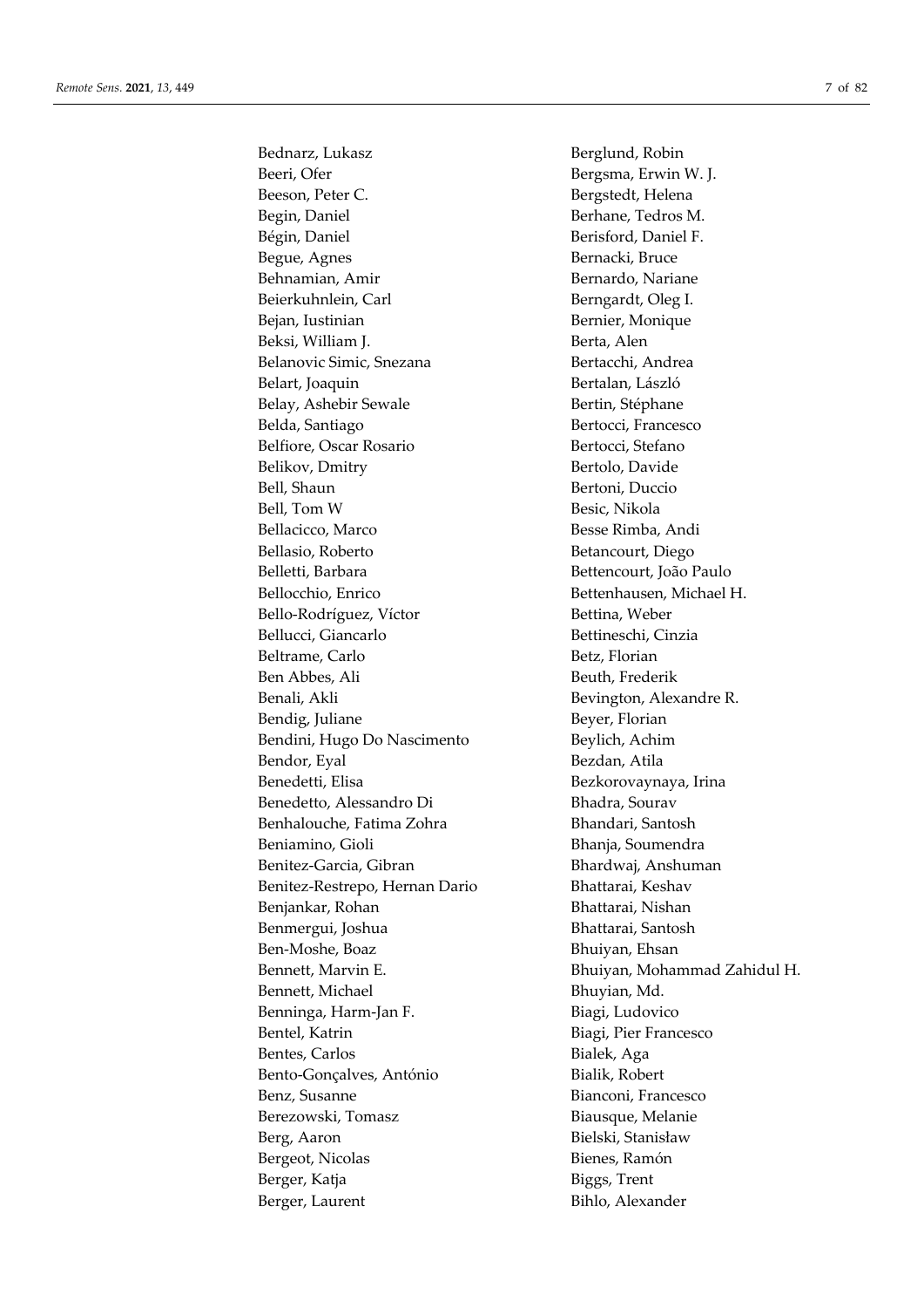Bednarz, Lukasz
Beeri, Ofer
Beeson, Peter C.
Begin, Daniel
Bégin, Daniel
Begue, Agnes
Behnamian, Amir
Beierkuhnlein, Carl
Bejan, Iustinian
Beksi, William J.
Belanovic Simic, Snezana
Belart, Joaquin
Belay, Ashebir Sewale
Belda, Santiago
Belfiore, Oscar Rosario
Belikov, Dmitry
Bell, Shaun
Bell, Tom W
Bellacicco, Marco
Bellasio, Roberto
Belletti, Barbara
Bellocchio, Enrico
Bello-Rodríguez, Víctor
Bellucci, Giancarlo
Beltrame, Carlo
Ben Abbes, Ali
Benali, Akli
Bendig, Juliane
Bendini, Hugo Do Nascimento
Bendor, Eyal
Benedetti, Elisa
Benedetto, Alessandro Di
Benhalouche, Fatima Zohra
Beniamino, Gioli
Benitez-Garcia, Gibran
Benitez-Restrepo, Hernan Dario
Benjankar, Rohan
Benmergui, Joshua
Ben-Moshe, Boaz
Bennett, Marvin E.
Bennett, Michael
Benninga, Harm-Jan F.
Bentel, Katrin
Bentes, Carlos
Bento-Gonçalves, António
Benz, Susanne
Berezowski, Tomasz
Berg, Aaron
Bergeot, Nicolas
Berger, Katja
Berger, Laurent
Berglund, Robin
Bergsma, Erwin W. J.
Bergstedt, Helena
Berhane, Tedros M.
Berisford, Daniel F.
Bernacki, Bruce
Bernardo, Nariane
Berngardt, Oleg I.
Bernier, Monique
Berta, Alen
Bertacchi, Andrea
Bertalan, László
Bertin, Stéphane
Bertocci, Francesco
Bertocci, Stefano
Bertolo, Davide
Bertoni, Duccio
Besic, Nikola
Besse Rimba, Andi
Betancourt, Diego
Bettencourt, João Paulo
Bettenhausen, Michael H.
Bettina, Weber
Bettineschi, Cinzia
Betz, Florian
Beuth, Frederik
Bevington, Alexandre R.
Beyer, Florian
Beylich, Achim
Bezdan, Atila
Bezkorovaynaya, Irina
Bhadra, Sourav
Bhandari, Santosh
Bhanja, Soumendra
Bhardwaj, Anshuman
Bhattarai, Keshav
Bhattarai, Nishan
Bhattarai, Santosh
Bhuiyan, Ehsan
Bhuiyan, Mohammad Zahidul H.
Bhuyian, Md.
Biagi, Ludovico
Biagi, Pier Francesco
Bialek, Aga
Bialik, Robert
Bianconi, Francesco
Biausque, Melanie
Bielski, Stanisław
Bienes, Ramón
Biggs, Trent
Bihlo, Alexander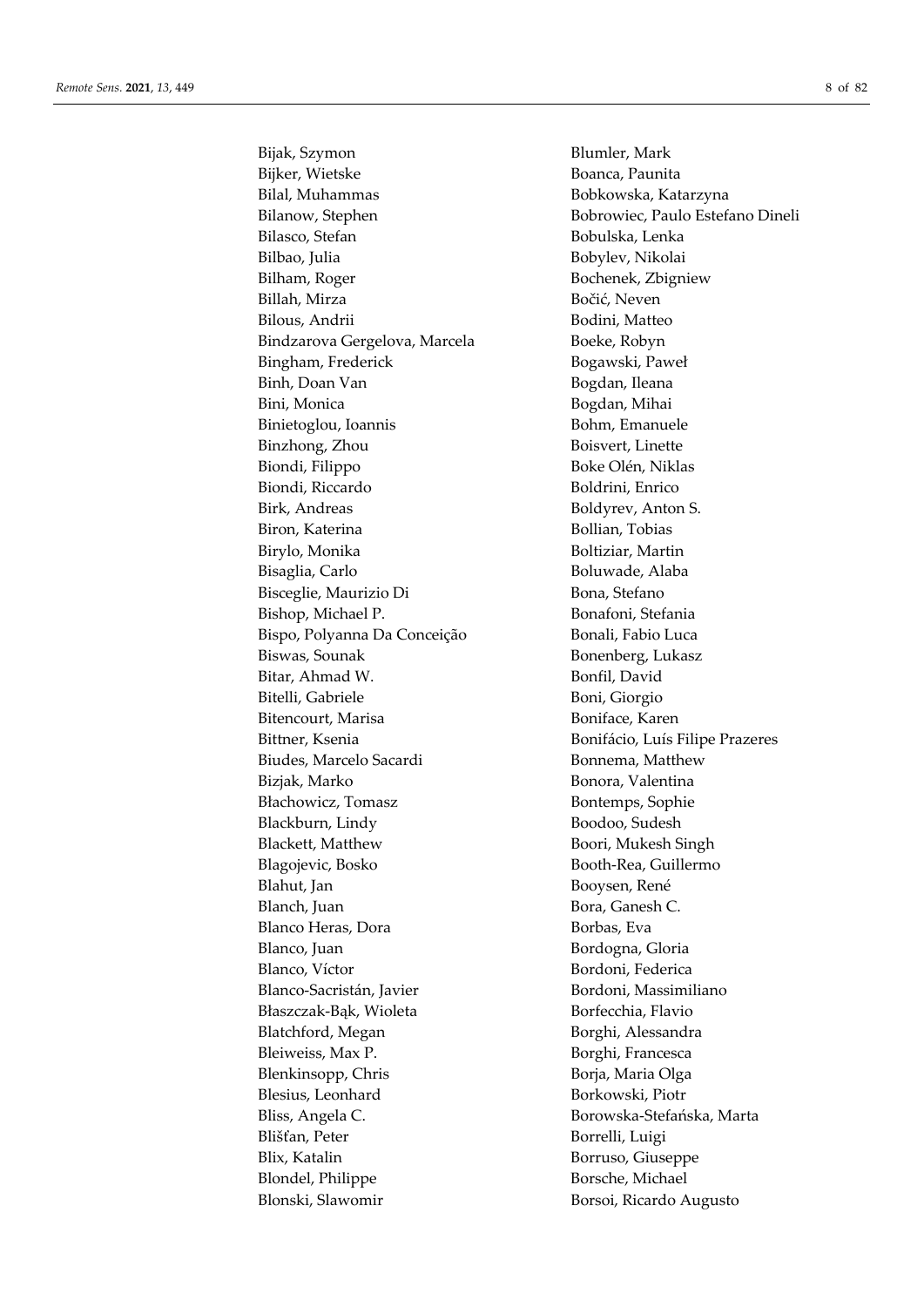Bijak, Szymon
Bijker, Wietske
Bilal, Muhammas
Bilanow, Stephen
Bilasco, Stefan
Bilbao, Julia
Bilham, Roger
Billah, Mirza
Bilous, Andrii
Bindzarova Gergelova, Marcela
Bingham, Frederick
Binh, Doan Van
Bini, Monica
Binietoglou, Ioannis
Binzhong, Zhou
Biondi, Filippo
Biondi, Riccardo
Birk, Andreas
Biron, Katerina
Birylo, Monika
Bisaglia, Carlo
Bisceglie, Maurizio Di
Bishop, Michael P.
Bispo, Polyanna Da Conceição
Biswas, Sounak
Bitar, Ahmad W.
Bitelli, Gabriele
Bitencourt, Marisa
Bittner, Ksenia
Biudes, Marcelo Sacardi
Bizjak, Marko
Błachowicz, Tomasz
Blackburn, Lindy
Blackett, Matthew
Blagojevic, Bosko
Blahut, Jan
Blanch, Juan
Blanco Heras, Dora
Blanco, Juan
Blanco, Víctor
Blanco-Sacristán, Javier
Błaszczak-Bąk, Wioleta
Blatchford, Megan
Bleiweiss, Max P.
Blenkinsopp, Chris
Blesius, Leonhard
Bliss, Angela C.
Blišťan, Peter
Blix, Katalin
Blondel, Philippe
Blonski, Slawomir
Blumler, Mark
Boanca, Paunita
Bobkowska, Katarzyna
Bobrowiec, Paulo Estefano Dineli
Bobulska, Lenka
Bobylev, Nikolai
Bochenek, Zbigniew
Bočić, Neven
Bodini, Matteo
Boeke, Robyn
Bogawski, Paweł
Bogdan, Ileana
Bogdan, Mihai
Bohm, Emanuele
Boisvert, Linette
Boke Olén, Niklas
Boldrini, Enrico
Boldyrev, Anton S.
Bollian, Tobias
Boltiziar, Martin
Boluwade, Alaba
Bona, Stefano
Bonafoni, Stefania
Bonali, Fabio Luca
Bonenberg, Lukasz
Bonfil, David
Boni, Giorgio
Boniface, Karen
Bonifácio, Luís Filipe Prazeres
Bonnema, Matthew
Bonora, Valentina
Bontemps, Sophie
Boodoo, Sudesh
Boori, Mukesh Singh
Booth-Rea, Guillermo
Booysen, René
Bora, Ganesh C.
Borbas, Eva
Bordogna, Gloria
Bordoni, Federica
Bordoni, Massimiliano
Borfecchia, Flavio
Borghi, Alessandra
Borghi, Francesca
Borja, Maria Olga
Borkowski, Piotr
Borowska-Stefańska, Marta
Borrelli, Luigi
Borruso, Giuseppe
Borsche, Michael
Borsoi, Ricardo Augusto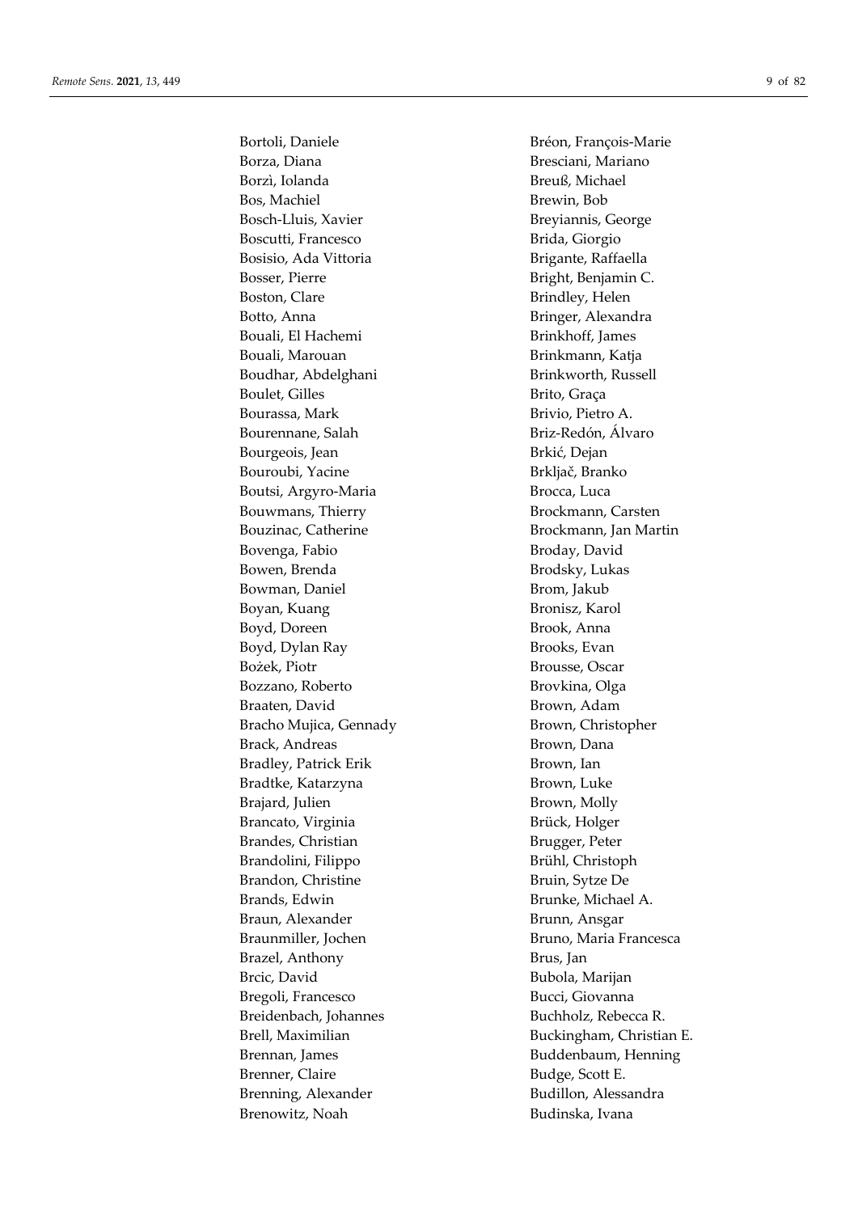Bortoli, Daniele
Borza, Diana
Borzì, Iolanda
Bos, Machiel
Bosch-Lluis, Xavier
Boscutti, Francesco
Bosisio, Ada Vittoria
Bosser, Pierre
Boston, Clare
Botto, Anna
Bouali, El Hachemi
Bouali, Marouan
Boudhar, Abdelghani
Boulet, Gilles
Bourassa, Mark
Bourennane, Salah
Bourgeois, Jean
Bouroubi, Yacine
Boutsi, Argyro-Maria
Bouwmans, Thierry
Bouzinac, Catherine
Bovenga, Fabio
Bowen, Brenda
Bowman, Daniel
Boyan, Kuang
Boyd, Doreen
Boyd, Dylan Ray
Bożek, Piotr
Bozzano, Roberto
Braaten, David
Bracho Mujica, Gennady
Brack, Andreas
Bradley, Patrick Erik
Bradtke, Katarzyna
Brajard, Julien
Brancato, Virginia
Brandes, Christian
Brandolini, Filippo
Brandon, Christine
Brands, Edwin
Braun, Alexander
Braunmiller, Jochen
Brazel, Anthony
Brcic, David
Bregoli, Francesco
Breidenbach, Johannes
Brell, Maximilian
Brennan, James
Brenner, Claire
Brenning, Alexander
Brenowitz, Noah
Bréon, François-Marie
Bresciani, Mariano
Breuß, Michael
Brewin, Bob
Breyiannis, George
Brida, Giorgio
Brigante, Raffaella
Bright, Benjamin C.
Brindley, Helen
Bringer, Alexandra
Brinkhoff, James
Brinkmann, Katja
Brinkworth, Russell
Brito, Graça
Brivio, Pietro A.
Briz-Redón, Álvaro
Brkić, Dejan
Brkljač, Branko
Brocca, Luca
Brockmann, Carsten
Brockmann, Jan Martin
Broday, David
Brodsky, Lukas
Brom, Jakub
Bronisz, Karol
Brook, Anna
Brooks, Evan
Brousse, Oscar
Brovkina, Olga
Brown, Adam
Brown, Christopher
Brown, Dana
Brown, Ian
Brown, Luke
Brown, Molly
Brück, Holger
Brugger, Peter
Brühl, Christoph
Bruin, Sytze De
Brunke, Michael A.
Brunn, Ansgar
Bruno, Maria Francesca
Brus, Jan
Bubola, Marijan
Bucci, Giovanna
Buchholz, Rebecca R.
Buckingham, Christian E.
Buddenbaum, Henning
Budge, Scott E.
Budillon, Alessandra
Budinska, Ivana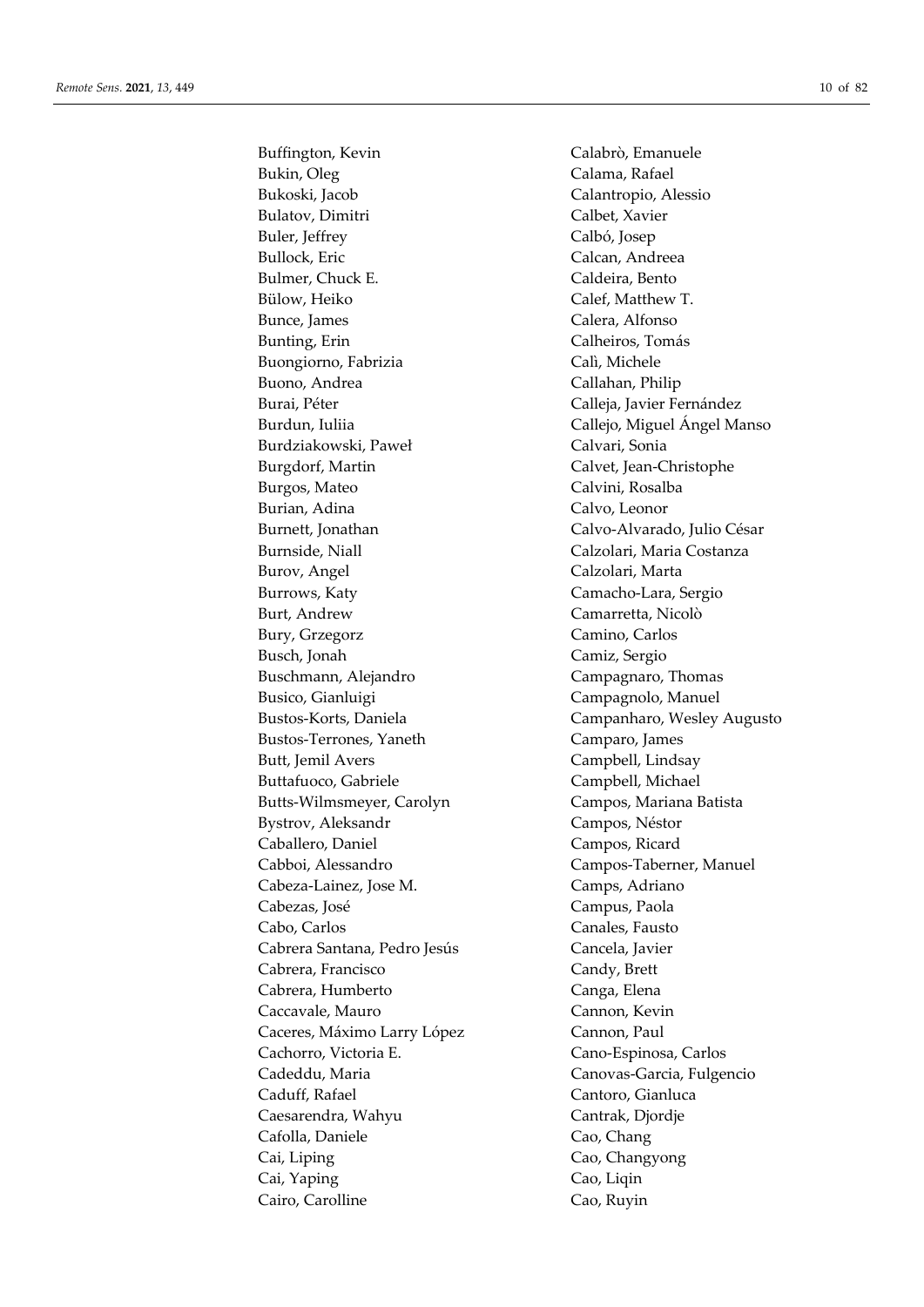Buffington, Kevin
Bukin, Oleg
Bukoski, Jacob
Bulatov, Dimitri
Buler, Jeffrey
Bullock, Eric
Bulmer, Chuck E.
Bülow, Heiko
Bunce, James
Bunting, Erin
Buongiorno, Fabrizia
Buono, Andrea
Burai, Péter
Burdun, Iuliia
Burdziakowski, Paweł
Burgdorf, Martin
Burgos, Mateo
Burian, Adina
Burnett, Jonathan
Burnside, Niall
Burov, Angel
Burrows, Katy
Burt, Andrew
Bury, Grzegorz
Busch, Jonah
Buschmann, Alejandro
Busico, Gianluigi
Bustos-Korts, Daniela
Bustos-Terrones, Yaneth
Butt, Jemil Avers
Buttafuoco, Gabriele
Butts-Wilmsmeyer, Carolyn
Bystrov, Aleksandr
Caballero, Daniel
Cabboi, Alessandro
Cabeza-Lainez, Jose M.
Cabezas, José
Cabo, Carlos
Cabrera Santana, Pedro Jesús
Cabrera, Francisco
Cabrera, Humberto
Caccavale, Mauro
Caceres, Máximo Larry López
Cachorro, Victoria E.
Cadeddu, Maria
Caduff, Rafael
Caesarendra, Wahyu
Cafolla, Daniele
Cai, Liping
Cai, Yaping
Cairo, Carolline
Calabrò, Emanuele
Calama, Rafael
Calantropio, Alessio
Calbet, Xavier
Calbó, Josep
Calcan, Andreea
Caldeira, Bento
Calef, Matthew T.
Calera, Alfonso
Calheiros, Tomás
Calì, Michele
Callahan, Philip
Calleja, Javier Fernández
Callejo, Miguel Ángel Manso
Calvari, Sonia
Calvet, Jean-Christophe
Calvini, Rosalba
Calvo, Leonor
Calvo-Alvarado, Julio César
Calzolari, Maria Costanza
Calzolari, Marta
Camacho-Lara, Sergio
Camarretta, Nicolò
Camino, Carlos
Camiz, Sergio
Campagnaro, Thomas
Campagnolo, Manuel
Campanharo, Wesley Augusto
Camparo, James
Campbell, Lindsay
Campbell, Michael
Campos, Mariana Batista
Campos, Néstor
Campos, Ricard
Campos-Taberner, Manuel
Camps, Adriano
Campus, Paola
Canales, Fausto
Cancela, Javier
Candy, Brett
Canga, Elena
Cannon, Kevin
Cannon, Paul
Cano-Espinosa, Carlos
Canovas-Garcia, Fulgencio
Cantoro, Gianluca
Cantrak, Djordje
Cao, Chang
Cao, Changyong
Cao, Liqin
Cao, Ruyin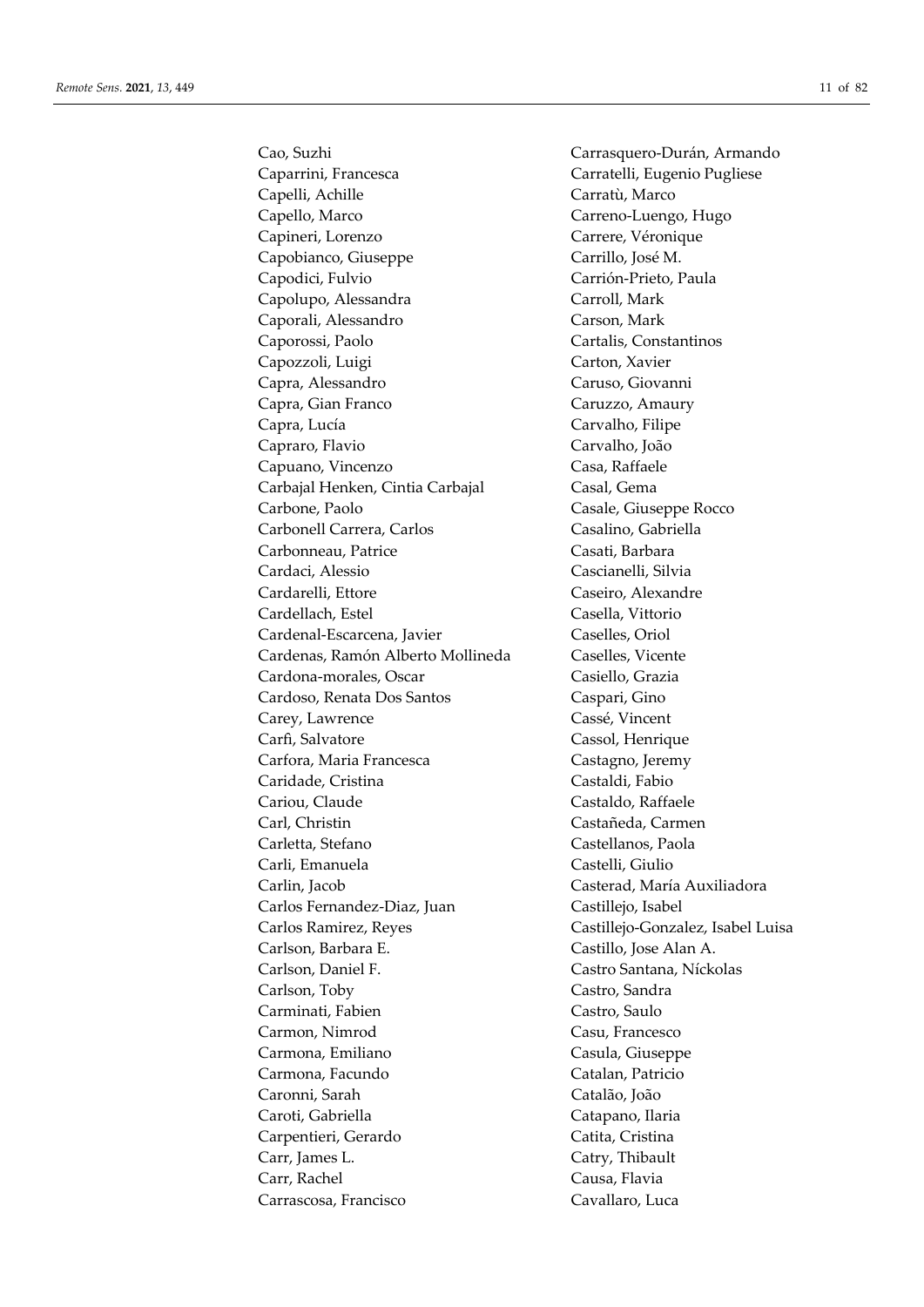Cao, Suzhi
Caparrini, Francesca
Capelli, Achille
Capello, Marco
Capineri, Lorenzo
Capobianco, Giuseppe
Capodici, Fulvio
Capolupo, Alessandra
Caporali, Alessandro
Caporossi, Paolo
Capozzoli, Luigi
Capra, Alessandro
Capra, Gian Franco
Capra, Lucía
Capraro, Flavio
Capuano, Vincenzo
Carbajal Henken, Cintia Carbajal
Carbone, Paolo
Carbonell Carrera, Carlos
Carbonneau, Patrice
Cardaci, Alessio
Cardarelli, Ettore
Cardellach, Estel
Cardenal-Escarcena, Javier
Cardenas, Ramón Alberto Mollineda
Cardona-morales, Oscar
Cardoso, Renata Dos Santos
Carey, Lawrence
Carfì, Salvatore
Carfora, Maria Francesca
Caridade, Cristina
Cariou, Claude
Carl, Christin
Carletta, Stefano
Carli, Emanuela
Carlin, Jacob
Carlos Fernandez-Diaz, Juan
Carlos Ramirez, Reyes
Carlson, Barbara E.
Carlson, Daniel F.
Carlson, Toby
Carminati, Fabien
Carmon, Nimrod
Carmona, Emiliano
Carmona, Facundo
Caronni, Sarah
Caroti, Gabriella
Carpentieri, Gerardo
Carr, James L.
Carr, Rachel
Carrascosa, Francisco
Carrasquero-Durán, Armando
Carratelli, Eugenio Pugliese
Carratù, Marco
Carreno-Luengo, Hugo
Carrere, Véronique
Carrillo, José M.
Carrión-Prieto, Paula
Carroll, Mark
Carson, Mark
Cartalis, Constantinos
Carton, Xavier
Caruso, Giovanni
Caruzzo, Amaury
Carvalho, Filipe
Carvalho, João
Casa, Raffaele
Casal, Gema
Casale, Giuseppe Rocco
Casalino, Gabriella
Casati, Barbara
Cascianelli, Silvia
Caseiro, Alexandre
Casella, Vittorio
Caselles, Oriol
Caselles, Vicente
Casiello, Grazia
Caspari, Gino
Cassé, Vincent
Cassol, Henrique
Castagno, Jeremy
Castaldi, Fabio
Castaldo, Raffaele
Castañeda, Carmen
Castellanos, Paola
Castelli, Giulio
Casterad, María Auxiliadora
Castillejo, Isabel
Castillejo-Gonzalez, Isabel Luisa
Castillo, Jose Alan A.
Castro Santana, Níckolas
Castro, Sandra
Castro, Saulo
Casu, Francesco
Casula, Giuseppe
Catalan, Patricio
Catalão, João
Catapano, Ilaria
Catita, Cristina
Catry, Thibault
Causa, Flavia
Cavallaro, Luca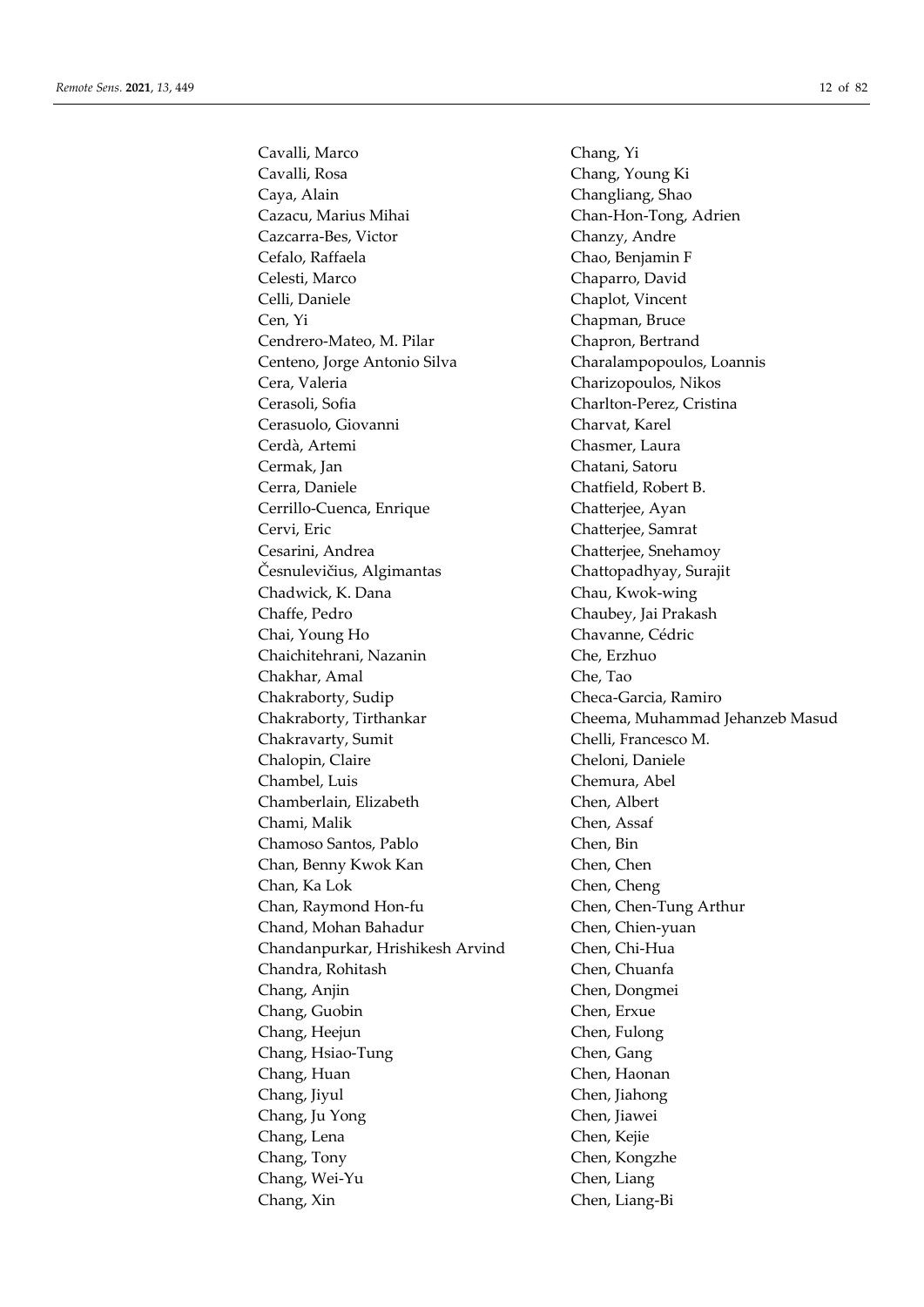Cavalli, Marco
Cavalli, Rosa
Caya, Alain
Cazacu, Marius Mihai
Cazcarra-Bes, Victor
Cefalo, Raffaela
Celesti, Marco
Celli, Daniele
Cen, Yi
Cendrero-Mateo, M. Pilar
Centeno, Jorge Antonio Silva
Cera, Valeria
Cerasoli, Sofia
Cerasuolo, Giovanni
Cerdà, Artemi
Cermak, Jan
Cerra, Daniele
Cerrillo-Cuenca, Enrique
Cervi, Eric
Cesarini, Andrea
Česnulevičius, Algimantas
Chadwick, K. Dana
Chaffe, Pedro
Chai, Young Ho
Chaichitehrani, Nazanin
Chakhar, Amal
Chakraborty, Sudip
Chakraborty, Tirthankar
Chakravarty, Sumit
Chalopin, Claire
Chambel, Luis
Chamberlain, Elizabeth
Chami, Malik
Chamoso Santos, Pablo
Chan, Benny Kwok Kan
Chan, Ka Lok
Chan, Raymond Hon-fu
Chand, Mohan Bahadur
Chandanpurkar, Hrishikesh Arvind
Chandra, Rohitash
Chang, Anjin
Chang, Guobin
Chang, Heejun
Chang, Hsiao-Tung
Chang, Huan
Chang, Jiyul
Chang, Ju Yong
Chang, Lena
Chang, Tony
Chang, Wei-Yu
Chang, Xin
Chang, Yi
Chang, Young Ki
Changliang, Shao
Chan-Hon-Tong, Adrien
Chanzy, Andre
Chao, Benjamin F
Chaparro, David
Chaplot, Vincent
Chapman, Bruce
Chapron, Bertrand
Charalampopoulos, Loannis
Charizopoulos, Nikos
Charlton-Perez, Cristina
Charvat, Karel
Chasmer, Laura
Chatani, Satoru
Chatfield, Robert B.
Chatterjee, Ayan
Chatterjee, Samrat
Chatterjee, Snehamoy
Chattopadhyay, Surajit
Chau, Kwok-wing
Chaubey, Jai Prakash
Chavanne, Cédric
Che, Erzhuo
Che, Tao
Checa-Garcia, Ramiro
Cheema, Muhammad Jehanzeb Masud
Chelli, Francesco M.
Cheloni, Daniele
Chemura, Abel
Chen, Albert
Chen, Assaf
Chen, Bin
Chen, Chen
Chen, Cheng
Chen, Chen-Tung Arthur
Chen, Chien-yuan
Chen, Chi-Hua
Chen, Chuanfa
Chen, Dongmei
Chen, Erxue
Chen, Fulong
Chen, Gang
Chen, Haonan
Chen, Jiahong
Chen, Jiawei
Chen, Kejie
Chen, Kongzhe
Chen, Liang
Chen, Liang-Bi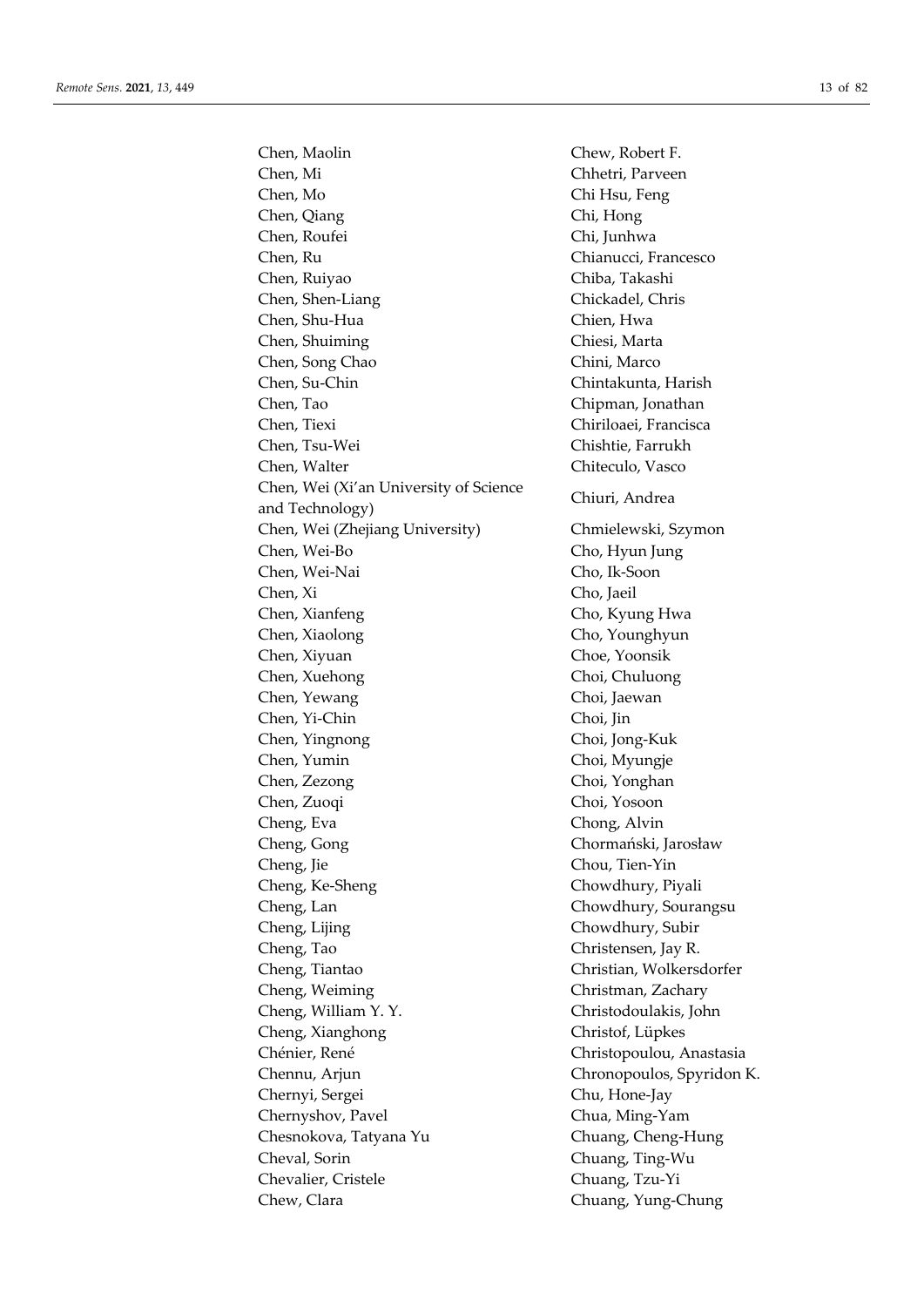Chen, Maolin
Chen, Mi
Chen, Mo
Chen, Qiang
Chen, Roufei
Chen, Ru
Chen, Ruiyao
Chen, Shen-Liang
Chen, Shu-Hua
Chen, Shuiming
Chen, Song Chao
Chen, Su-Chin
Chen, Tao
Chen, Tiexi
Chen, Tsu-Wei
Chen, Walter
Chen, Wei (Xi'an University of Science and Technology)
Chen, Wei (Zhejiang University)
Chen, Wei-Bo
Chen, Wei-Nai
Chen, Xi
Chen, Xianfeng
Chen, Xiaolong
Chen, Xiyuan
Chen, Xuehong
Chen, Yewang
Chen, Yi-Chin
Chen, Yingnong
Chen, Yumin
Chen, Zezong
Chen, Zuoqi
Cheng, Eva
Cheng, Gong
Cheng, Jie
Cheng, Ke-Sheng
Cheng, Lan
Cheng, Lijing
Cheng, Tao
Cheng, Tiantao
Cheng, Weiming
Cheng, William Y. Y.
Cheng, Xianghong
Chénier, René
Chennu, Arjun
Chernyi, Sergei
Chernyshov, Pavel
Chesnokova, Tatyana Yu
Cheval, Sorin
Chevalier, Cristele
Chew, Clara
Chew, Robert F.
Chhetri, Parveen
Chi Hsu, Feng
Chi, Hong
Chi, Junhwa
Chianucci, Francesco
Chiba, Takashi
Chickadel, Chris
Chien, Hwa
Chiesi, Marta
Chini, Marco
Chintakunta, Harish
Chipman, Jonathan
Chiriloaei, Francisca
Chishtie, Farrukh
Chiteculo, Vasco
Chiuri, Andrea
Chmielewski, Szymon
Cho, Hyun Jung
Cho, Ik-Soon
Cho, Jaeil
Cho, Kyung Hwa
Cho, Younghyun
Choe, Yoonsik
Choi, Chuluong
Choi, Jaewan
Choi, Jin
Choi, Jong-Kuk
Choi, Myungje
Choi, Yonghan
Choi, Yosoon
Chong, Alvin
Chormański, Jarosław
Chou, Tien-Yin
Chowdhury, Piyali
Chowdhury, Sourangsu
Chowdhury, Subir
Christensen, Jay R.
Christian, Wolkersdorfer
Christman, Zachary
Christodoulakis, John
Christof, Lüpkes
Christopoulou, Anastasia
Chronopoulos, Spyridon K.
Chu, Hone-Jay
Chua, Ming-Yam
Chuang, Cheng-Hung
Chuang, Ting-Wu
Chuang, Tzu-Yi
Chuang, Yung-Chung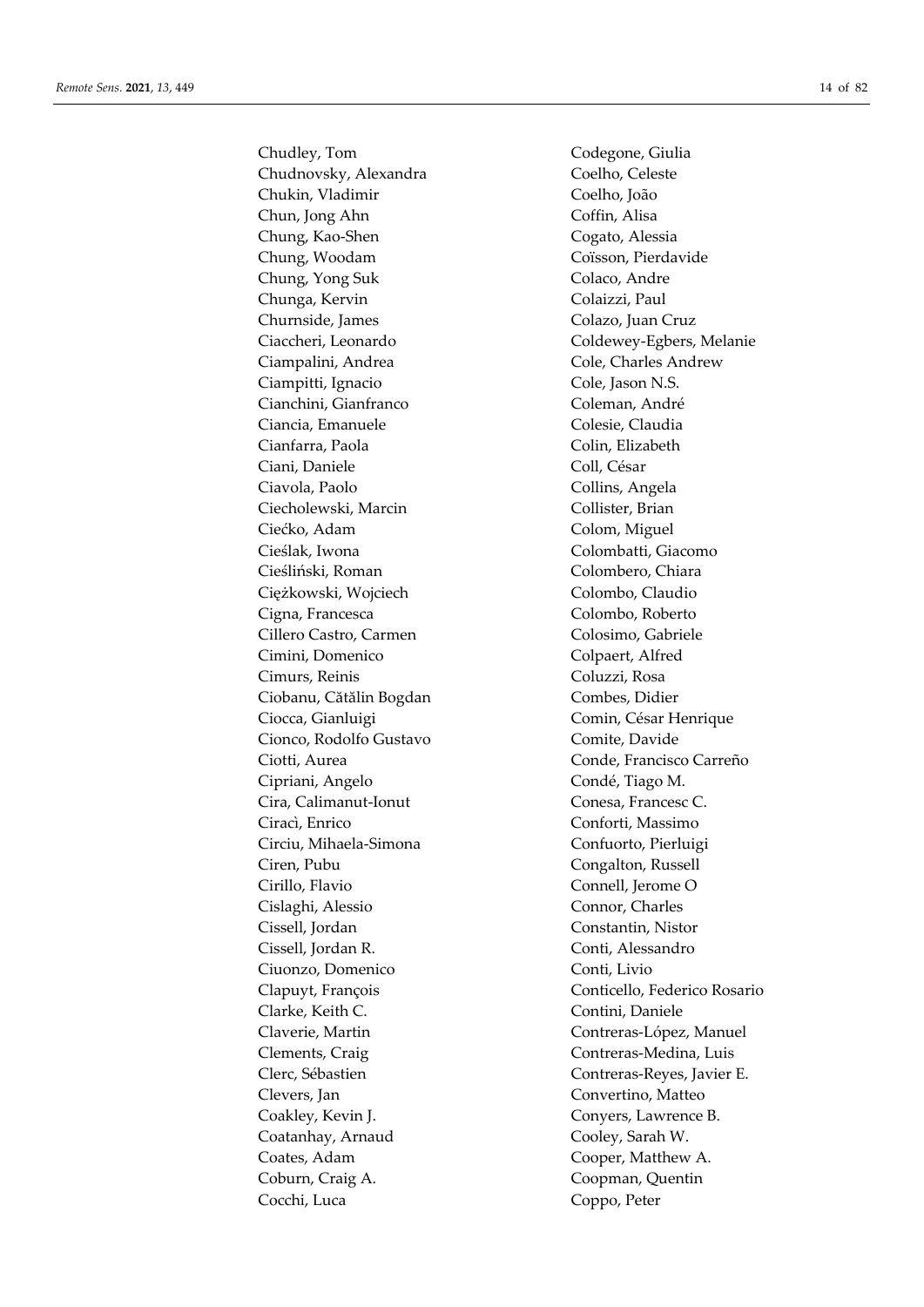Chudley, Tom
Chudnovsky, Alexandra
Chukin, Vladimir
Chun, Jong Ahn
Chung, Kao-Shen
Chung, Woodam
Chung, Yong Suk
Chunga, Kervin
Churnside, James
Ciaccheri, Leonardo
Ciampalini, Andrea
Ciampitti, Ignacio
Cianchini, Gianfranco
Ciancia, Emanuele
Cianfarra, Paola
Ciani, Daniele
Ciavola, Paolo
Ciecholewski, Marcin
Ciećko, Adam
Cieślak, Iwona
Cieśliński, Roman
Ciężkowski, Wojciech
Cigna, Francesca
Cillero Castro, Carmen
Cimini, Domenico
Cimurs, Reinis
Ciobanu, Cătălin Bogdan
Ciocca, Gianluigi
Cionco, Rodolfo Gustavo
Ciotti, Aurea
Cipriani, Angelo
Cira, Calimanut-Ionut
Ciracì, Enrico
Circiu, Mihaela-Simona
Ciren, Pubu
Cirillo, Flavio
Cislaghi, Alessio
Cissell, Jordan
Cissell, Jordan R.
Ciuonzo, Domenico
Clapuyt, François
Clarke, Keith C.
Claverie, Martin
Clements, Craig
Clerc, Sébastien
Clevers, Jan
Coakley, Kevin J.
Coatanhay, Arnaud
Coates, Adam
Coburn, Craig A.
Cocchi, Luca
Codegone, Giulia
Coelho, Celeste
Coelho, João
Coffin, Alisa
Cogato, Alessia
Coïsson, Pierdavide
Colaco, Andre
Colaizzi, Paul
Colazo, Juan Cruz
Coldewey-Egbers, Melanie
Cole, Charles Andrew
Cole, Jason N.S.
Coleman, André
Colesie, Claudia
Colin, Elizabeth
Coll, César
Collins, Angela
Collister, Brian
Colom, Miguel
Colombatti, Giacomo
Colombero, Chiara
Colombo, Claudio
Colombo, Roberto
Colosimo, Gabriele
Colpaert, Alfred
Coluzzi, Rosa
Combes, Didier
Comin, César Henrique
Comite, Davide
Conde, Francisco Carreño
Condé, Tiago M.
Conesa, Francesc C.
Conforti, Massimo
Confuorto, Pierluigi
Congalton, Russell
Connell, Jerome O
Connor, Charles
Constantin, Nistor
Conti, Alessandro
Conti, Livio
Conticello, Federico Rosario
Contini, Daniele
Contreras-López, Manuel
Contreras-Medina, Luis
Contreras-Reyes, Javier E.
Convertino, Matteo
Conyers, Lawrence B.
Cooley, Sarah W.
Cooper, Matthew A.
Coopman, Quentin
Coppo, Peter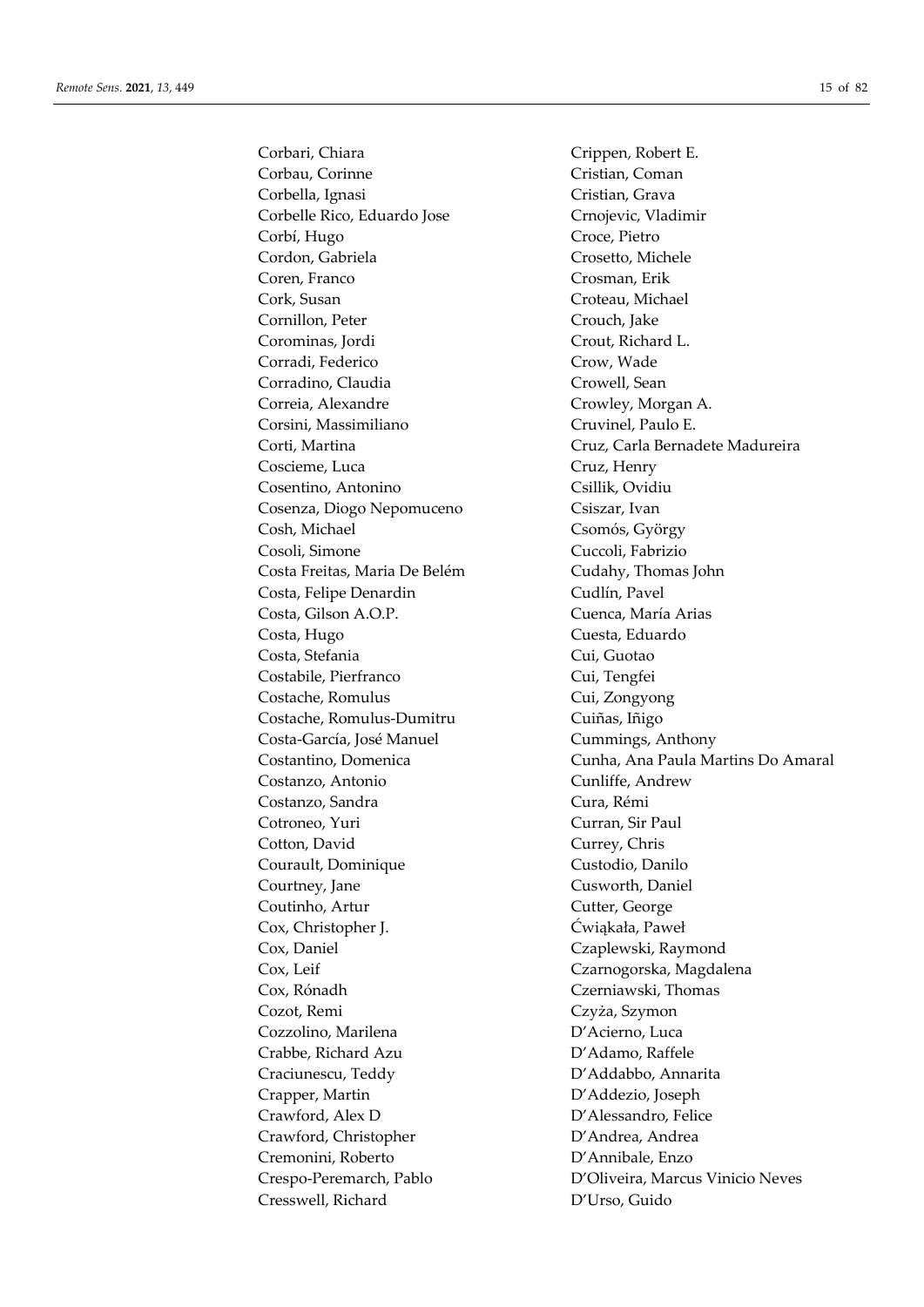Corbari, Chiara
Corbau, Corinne
Corbella, Ignasi
Corbelle Rico, Eduardo Jose
Corbí, Hugo
Cordon, Gabriela
Coren, Franco
Cork, Susan
Cornillon, Peter
Corominas, Jordi
Corradi, Federico
Corradino, Claudia
Correia, Alexandre
Corsini, Massimiliano
Corti, Martina
Coscieme, Luca
Cosentino, Antonino
Cosenza, Diogo Nepomuceno
Cosh, Michael
Cosoli, Simone
Costa Freitas, Maria De Belém
Costa, Felipe Denardin
Costa, Gilson A.O.P.
Costa, Hugo
Costa, Stefania
Costabile, Pierfranco
Costache, Romulus
Costache, Romulus-Dumitru
Costa-García, José Manuel
Costantino, Domenica
Costanzo, Antonio
Costanzo, Sandra
Cotroneo, Yuri
Cotton, David
Courault, Dominique
Courtney, Jane
Coutinho, Artur
Cox, Christopher J.
Cox, Daniel
Cox, Leif
Cox, Rónadh
Cozot, Remi
Cozzolino, Marilena
Crabbe, Richard Azu
Craciunescu, Teddy
Crapper, Martin
Crawford, Alex D
Crawford, Christopher
Cremonini, Roberto
Crespo-Peremarch, Pablo
Cresswell, Richard
Crippen, Robert E.
Cristian, Coman
Cristian, Grava
Crnojevic, Vladimir
Croce, Pietro
Crosetto, Michele
Crosman, Erik
Croteau, Michael
Crouch, Jake
Crout, Richard L.
Crow, Wade
Crowell, Sean
Crowley, Morgan A.
Cruvinel, Paulo E.
Cruz, Carla Bernadete Madureira
Cruz, Henry
Csillik, Ovidiu
Csiszar, Ivan
Csomós, György
Cuccoli, Fabrizio
Cudahy, Thomas John
Cudlín, Pavel
Cuenca, María Arias
Cuesta, Eduardo
Cui, Guotao
Cui, Tengfei
Cui, Zongyong
Cuiñas, Iñigo
Cummings, Anthony
Cunha, Ana Paula Martins Do Amaral
Cunliffe, Andrew
Cura, Rémi
Curran, Sir Paul
Currey, Chris
Custodio, Danilo
Cusworth, Daniel
Cutter, George
Ćwiąkała, Paweł
Czaplewski, Raymond
Czarnogorska, Magdalena
Czerniawski, Thomas
Czyża, Szymon
D'Acierno, Luca
D'Adamo, Raffele
D'Addabbo, Annarita
D'Addezio, Joseph
D'Alessandro, Felice
D'Andrea, Andrea
D'Annibale, Enzo
D'Oliveira, Marcus Vinicio Neves
D'Urso, Guido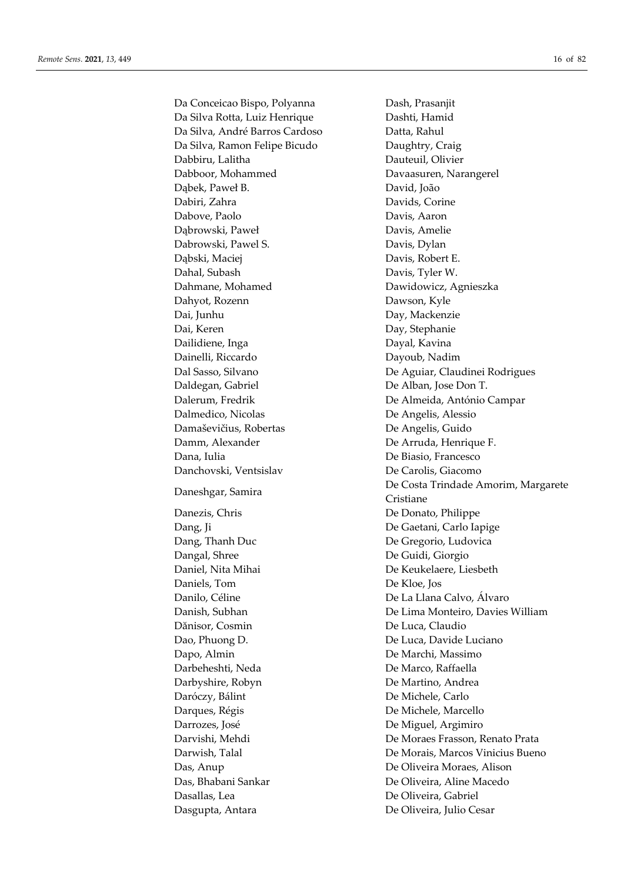Da Conceicao Bispo, Polyanna
Da Silva Rotta, Luiz Henrique
Da Silva, André Barros Cardoso
Da Silva, Ramon Felipe Bicudo
Dabbiru, Lalitha
Dabboor, Mohammed
Dąbek, Paweł B.
Dabiri, Zahra
Dabove, Paolo
Dąbrowski, Paweł
Dabrowski, Pawel S.
Dąbski, Maciej
Dahal, Subash
Dahmane, Mohamed
Dahyot, Rozenn
Dai, Junhu
Dai, Keren
Dailidiene, Inga
Dainelli, Riccardo
Dal Sasso, Silvano
Daldegan, Gabriel
Dalerum, Fredrik
Dalmedico, Nicolas
Damaševičius, Robertas
Damm, Alexander
Dana, Iulia
Danchovski, Ventsislav
Daneshgar, Samira
Danezis, Chris
Dang, Ji
Dang, Thanh Duc
Dangal, Shree
Daniel, Nita Mihai
Daniels, Tom
Danilo, Céline
Danish, Subhan
Dănisor, Cosmin
Dao, Phuong D.
Dapo, Almin
Darbeheshti, Neda
Darbyshire, Robyn
Daróczy, Bálint
Darques, Régis
Darrozes, José
Darvishi, Mehdi
Darwish, Talal
Das, Anup
Das, Bhabani Sankar
Dasallas, Lea
Dasgupta, Antara
Dash, Prasanjit
Dashti, Hamid
Datta, Rahul
Daughtry, Craig
Dauteuil, Olivier
Davaasuren, Narangerel
David, João
Davids, Corine
Davis, Aaron
Davis, Amelie
Davis, Dylan
Davis, Robert E.
Davis, Tyler W.
Dawidowicz, Agnieszka
Dawson, Kyle
Day, Mackenzie
Day, Stephanie
Dayal, Kavina
Dayoub, Nadim
De Aguiar, Claudinei Rodrigues
De Alban, Jose Don T.
De Almeida, António Campar
De Angelis, Alessio
De Angelis, Guido
De Arruda, Henrique F.
De Biasio, Francesco
De Carolis, Giacomo
De Costa Trindade Amorim, Margarete Cristiane
De Donato, Philippe
De Gaetani, Carlo Iapige
De Gregorio, Ludovica
De Guidi, Giorgio
De Keukelaere, Liesbeth
De Kloe, Jos
De La Llana Calvo, Álvaro
De Lima Monteiro, Davies William
De Luca, Claudio
De Luca, Davide Luciano
De Marchi, Massimo
De Marco, Raffaella
De Martino, Andrea
De Michele, Carlo
De Michele, Marcello
De Miguel, Argimiro
De Moraes Frasson, Renato Prata
De Morais, Marcos Vinicius Bueno
De Oliveira Moraes, Alison
De Oliveira, Aline Macedo
De Oliveira, Gabriel
De Oliveira, Julio Cesar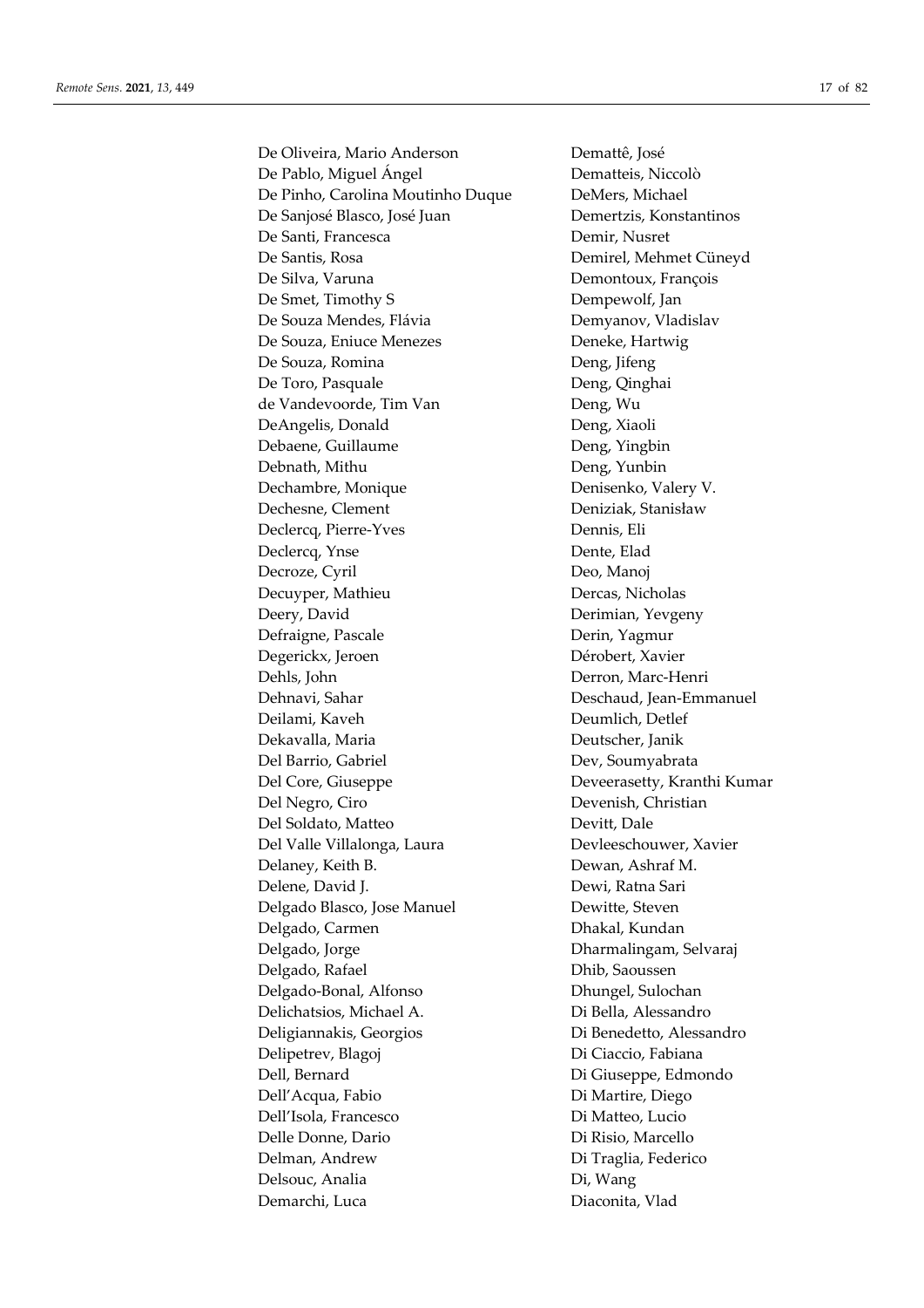De Oliveira, Mario Anderson
De Pablo, Miguel Ángel
De Pinho, Carolina Moutinho Duque
De Sanjosé Blasco, José Juan
De Santi, Francesca
De Santis, Rosa
De Silva, Varuna
De Smet, Timothy S
De Souza Mendes, Flávia
De Souza, Eniuce Menezes
De Souza, Romina
De Toro, Pasquale
de Vandevoorde, Tim Van
DeAngelis, Donald
Debaene, Guillaume
Debnath, Mithu
Dechambre, Monique
Dechesne, Clement
Declercq, Pierre-Yves
Declercq, Ynse
Decroze, Cyril
Decuyper, Mathieu
Deery, David
Defraigne, Pascale
Degerickx, Jeroen
Dehls, John
Dehnavi, Sahar
Deilami, Kaveh
Dekavalla, Maria
Del Barrio, Gabriel
Del Core, Giuseppe
Del Negro, Ciro
Del Soldato, Matteo
Del Valle Villalonga, Laura
Delaney, Keith B.
Delene, David J.
Delgado Blasco, Jose Manuel
Delgado, Carmen
Delgado, Jorge
Delgado, Rafael
Delgado-Bonal, Alfonso
Delichatsios, Michael A.
Deligiannakis, Georgios
Delipetrev, Blagoj
Dell, Bernard
Dell'Acqua, Fabio
Dell'Isola, Francesco
Delle Donne, Dario
Delman, Andrew
Delsouc, Analia
Demarchi, Luca
Demattê, José
Dematteis, Niccolò
DeMers, Michael
Demertzis, Konstantinos
Demir, Nusret
Demirel, Mehmet Cüneyd
Demontoux, François
Dempewolf, Jan
Demyanov, Vladislav
Deneke, Hartwig
Deng, Jifeng
Deng, Qinghai
Deng, Wu
Deng, Xiaoli
Deng, Yingbin
Deng, Yunbin
Denisenko, Valery V.
Deniziak, Stanisław
Dennis, Eli
Dente, Elad
Deo, Manoj
Dercas, Nicholas
Derimian, Yevgeny
Derin, Yagmur
Dérobert, Xavier
Derron, Marc-Henri
Deschaud, Jean-Emmanuel
Deumlich, Detlef
Deutscher, Janik
Dev, Soumyabrata
Deveerasetty, Kranthi Kumar
Devenish, Christian
Devitt, Dale
Devleeschouwer, Xavier
Dewan, Ashraf M.
Dewi, Ratna Sari
Dewitte, Steven
Dhakal, Kundan
Dharmalingam, Selvaraj
Dhib, Saoussen
Dhungel, Sulochan
Di Bella, Alessandro
Di Benedetto, Alessandro
Di Ciaccio, Fabiana
Di Giuseppe, Edmondo
Di Martire, Diego
Di Matteo, Lucio
Di Risio, Marcello
Di Traglia, Federico
Di, Wang
Diaconita, Vlad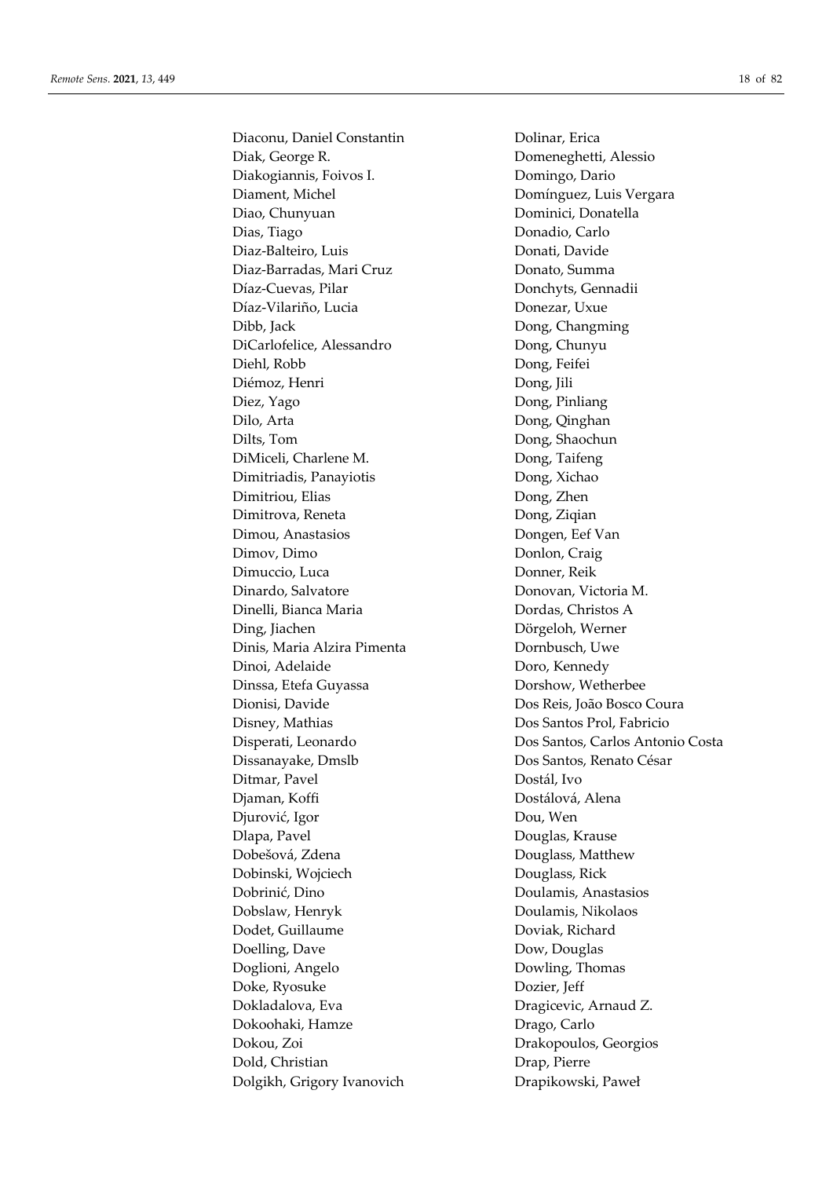Diaconu, Daniel Constantin
Diak, George R.
Diakogiannis, Foivos I.
Diament, Michel
Diao, Chunyuan
Dias, Tiago
Diaz-Balteiro, Luis
Diaz-Barradas, Mari Cruz
Díaz-Cuevas, Pilar
Díaz-Vilariño, Lucia
Dibb, Jack
DiCarlofelice, Alessandro
Diehl, Robb
Diémoz, Henri
Diez, Yago
Dilo, Arta
Dilts, Tom
DiMiceli, Charlene M.
Dimitriadis, Panayiotis
Dimitriou, Elias
Dimitrova, Reneta
Dimou, Anastasios
Dimov, Dimo
Dimuccio, Luca
Dinardo, Salvatore
Dinelli, Bianca Maria
Ding, Jiachen
Dinis, Maria Alzira Pimenta
Dinoi, Adelaide
Dinssa, Etefa Guyassa
Dionisi, Davide
Disney, Mathias
Disperati, Leonardo
Dissanayake, Dmslb
Ditmar, Pavel
Djaman, Koffi
Djurović, Igor
Dlapa, Pavel
Dobešová, Zdena
Dobinski, Wojciech
Dobrinić, Dino
Dobslaw, Henryk
Dodet, Guillaume
Doelling, Dave
Doglioni, Angelo
Doke, Ryosuke
Dokladalova, Eva
Dokoohaki, Hamze
Dokou, Zoi
Dold, Christian
Dolgikh, Grigory Ivanovich
Dolinar, Erica
Domeneghetti, Alessio
Domingo, Dario
Domínguez, Luis Vergara
Dominici, Donatella
Donadio, Carlo
Donati, Davide
Donato, Summa
Donchyts, Gennadii
Donezar, Uxue
Dong, Changming
Dong, Chunyu
Dong, Feifei
Dong, Jili
Dong, Pinliang
Dong, Qinghan
Dong, Shaochun
Dong, Taifeng
Dong, Xichao
Dong, Zhen
Dong, Ziqian
Dongen, Eef Van
Donlon, Craig
Donner, Reik
Donovan, Victoria M.
Dordas, Christos A
Dörgeloh, Werner
Dornbusch, Uwe
Doro, Kennedy
Dorshow, Wetherbee
Dos Reis, João Bosco Coura
Dos Santos Prol, Fabricio
Dos Santos, Carlos Antonio Costa
Dos Santos, Renato César
Dostál, Ivo
Dostálová, Alena
Dou, Wen
Douglas, Krause
Douglass, Matthew
Douglass, Rick
Doulamis, Anastasios
Doulamis, Nikolaos
Doviak, Richard
Dow, Douglas
Dowling, Thomas
Dozier, Jeff
Dragicevic, Arnaud Z.
Drago, Carlo
Drakopoulos, Georgios
Drap, Pierre
Drapikowski, Paweł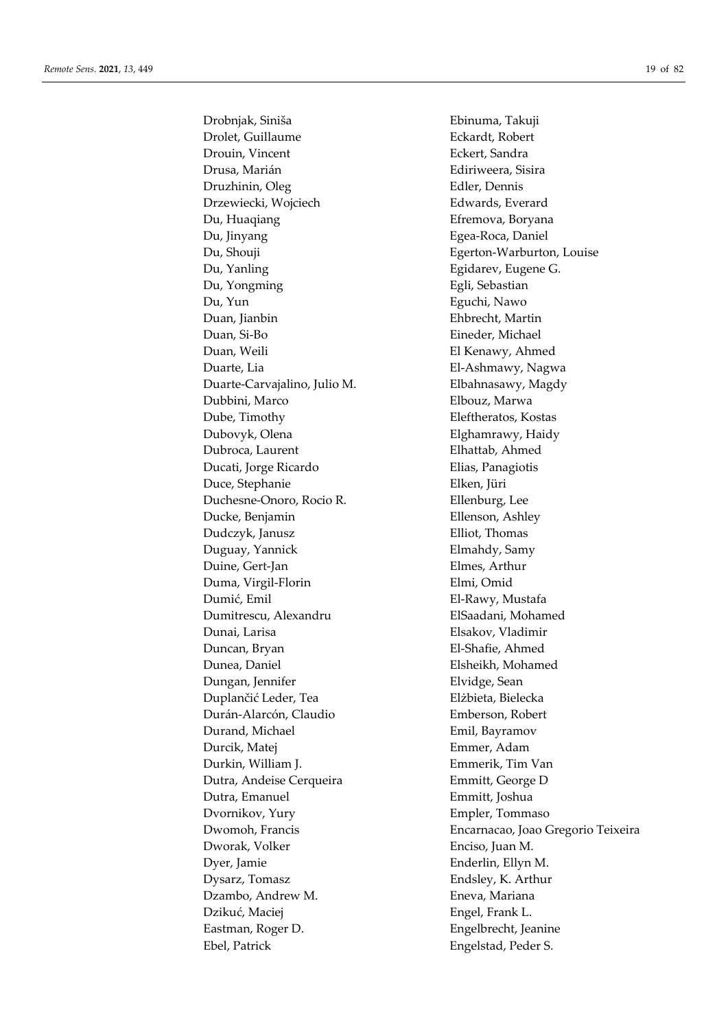Drobnjak, Siniša
Drolet, Guillaume
Drouin, Vincent
Drusa, Marián
Druzhinin, Oleg
Drzewiecki, Wojciech
Du, Huaqiang
Du, Jinyang
Du, Shouji
Du, Yanling
Du, Yongming
Du, Yun
Duan, Jianbin
Duan, Si-Bo
Duan, Weili
Duarte, Lia
Duarte-Carvajalino, Julio M.
Dubbini, Marco
Dube, Timothy
Dubovyk, Olena
Dubroca, Laurent
Ducati, Jorge Ricardo
Duce, Stephanie
Duchesne-Onoro, Rocio R.
Ducke, Benjamin
Dudczyk, Janusz
Duguay, Yannick
Duine, Gert-Jan
Duma, Virgil-Florin
Dumić, Emil
Dumitrescu, Alexandru
Dunai, Larisa
Duncan, Bryan
Dunea, Daniel
Dungan, Jennifer
Duplančić Leder, Tea
Durán-Alarcón, Claudio
Durand, Michael
Durcik, Matej
Durkin, William J.
Dutra, Andeise Cerqueira
Dutra, Emanuel
Dvornikov, Yury
Dwomoh, Francis
Dworak, Volker
Dyer, Jamie
Dysarz, Tomasz
Dzambo, Andrew M.
Dzikuć, Maciej
Eastman, Roger D.
Ebel, Patrick
Ebinuma, Takuji
Eckardt, Robert
Eckert, Sandra
Ediriweera, Sisira
Edler, Dennis
Edwards, Everard
Efremova, Boryana
Egea-Roca, Daniel
Egerton-Warburton, Louise
Egidarev, Eugene G.
Egli, Sebastian
Eguchi, Nawo
Ehbrecht, Martin
Eineder, Michael
El Kenawy, Ahmed
El-Ashmawy, Nagwa
Elbahnasawy, Magdy
Elbouz, Marwa
Eleftheratos, Kostas
Elghamrawy, Haidy
Elhattab, Ahmed
Elias, Panagiotis
Elken, Jüri
Ellenburg, Lee
Ellenson, Ashley
Elliot, Thomas
Elmahdy, Samy
Elmes, Arthur
Elmi, Omid
El-Rawy, Mustafa
ElSaadani, Mohamed
Elsakov, Vladimir
El-Shafie, Ahmed
Elsheikh, Mohamed
Elvidge, Sean
Elżbieta, Bielecka
Emberson, Robert
Emil, Bayramov
Emmer, Adam
Emmerik, Tim Van
Emmitt, George D
Emmitt, Joshua
Empler, Tommaso
Encarnacao, Joao Gregorio Teixeira
Enciso, Juan M.
Enderlin, Ellyn M.
Endsley, K. Arthur
Eneva, Mariana
Engel, Frank L.
Engelbrecht, Jeanine
Engelstad, Peder S.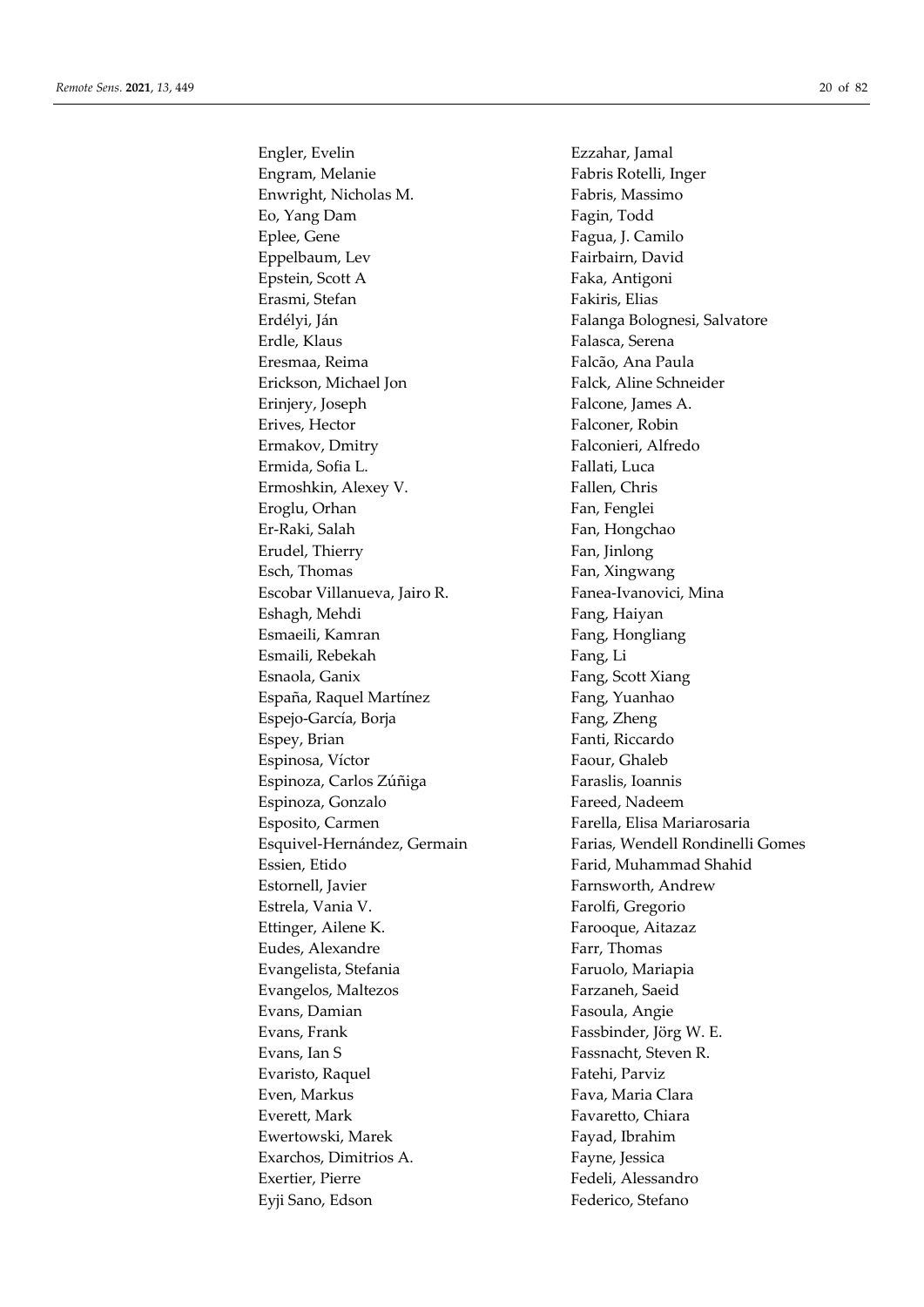Engler, Evelin
Engram, Melanie
Enwright, Nicholas M.
Eo, Yang Dam
Eplee, Gene
Eppelbaum, Lev
Epstein, Scott A
Erasmi, Stefan
Erdélyi, Ján
Erdle, Klaus
Eresmaa, Reima
Erickson, Michael Jon
Erinjery, Joseph
Erives, Hector
Ermakov, Dmitry
Ermida, Sofia L.
Ermoshkin, Alexey V.
Eroglu, Orhan
Er-Raki, Salah
Erudel, Thierry
Esch, Thomas
Escobar Villanueva, Jairo R.
Eshagh, Mehdi
Esmaeili, Kamran
Esmaili, Rebekah
Esnaola, Ganix
España, Raquel Martínez
Espejo-García, Borja
Espey, Brian
Espinosa, Víctor
Espinoza, Carlos Zúñiga
Espinoza, Gonzalo
Esposito, Carmen
Esquivel-Hernández, Germain
Essien, Etido
Estornell, Javier
Estrela, Vania V.
Ettinger, Ailene K.
Eudes, Alexandre
Evangelista, Stefania
Evangelos, Maltezos
Evans, Damian
Evans, Frank
Evans, Ian S
Evaristo, Raquel
Even, Markus
Everett, Mark
Ewertowski, Marek
Exarchos, Dimitrios A.
Exertier, Pierre
Eyji Sano, Edson
Ezzahar, Jamal
Fabris Rotelli, Inger
Fabris, Massimo
Fagin, Todd
Fagua, J. Camilo
Fairbairn, David
Faka, Antigoni
Fakiris, Elias
Falanga Bolognesi, Salvatore
Falasca, Serena
Falcão, Ana Paula
Falck, Aline Schneider
Falcone, James A.
Falconer, Robin
Falconieri, Alfredo
Fallati, Luca
Fallen, Chris
Fan, Fenglei
Fan, Hongchao
Fan, Jinlong
Fan, Xingwang
Fanea-Ivanovici, Mina
Fang, Haiyan
Fang, Hongliang
Fang, Li
Fang, Scott Xiang
Fang, Yuanhao
Fang, Zheng
Fanti, Riccardo
Faour, Ghaleb
Faraslis, Ioannis
Fareed, Nadeem
Farella, Elisa Mariarosaria
Farias, Wendell Rondinelli Gomes
Farid, Muhammad Shahid
Farnsworth, Andrew
Farolfi, Gregorio
Farooque, Aitazaz
Farr, Thomas
Faruolo, Mariapia
Farzaneh, Saeid
Fasoula, Angie
Fassbinder, Jörg W. E.
Fassnacht, Steven R.
Fatehi, Parviz
Fava, Maria Clara
Favaretto, Chiara
Fayad, Ibrahim
Fayne, Jessica
Fedeli, Alessandro
Federico, Stefano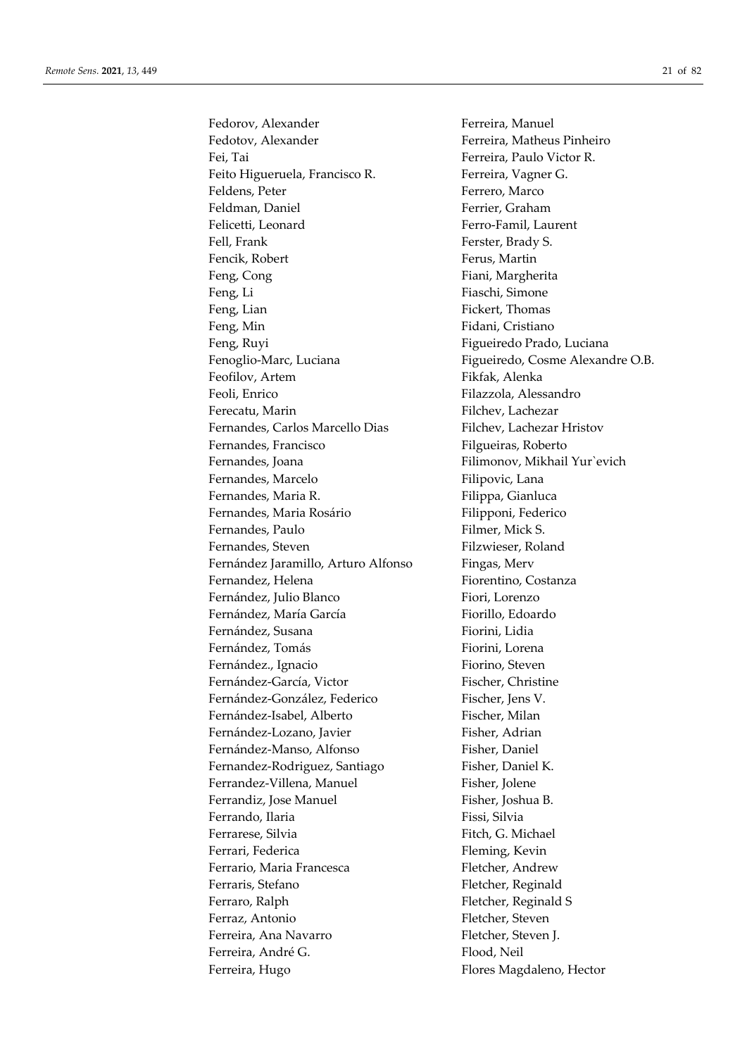Fedorov, Alexander
Fedotov, Alexander
Fei, Tai
Feito Higueruela, Francisco R.
Feldens, Peter
Feldman, Daniel
Felicetti, Leonard
Fell, Frank
Fencik, Robert
Feng, Cong
Feng, Li
Feng, Lian
Feng, Min
Feng, Ruyi
Fenoglio-Marc, Luciana
Feofilov, Artem
Feoli, Enrico
Ferecatu, Marin
Fernandes, Carlos Marcello Dias
Fernandes, Francisco
Fernandes, Joana
Fernandes, Marcelo
Fernandes, Maria R.
Fernandes, Maria Rosário
Fernandes, Paulo
Fernandes, Steven
Fernández Jaramillo, Arturo Alfonso
Fernandez, Helena
Fernández, Julio Blanco
Fernández, María García
Fernández, Susana
Fernández, Tomás
Fernández., Ignacio
Fernández-García, Victor
Fernández-González, Federico
Fernández-Isabel, Alberto
Fernández-Lozano, Javier
Fernández-Manso, Alfonso
Fernandez-Rodriguez, Santiago
Ferrandez-Villena, Manuel
Ferrandiz, Jose Manuel
Ferrando, Ilaria
Ferrarese, Silvia
Ferrari, Federica
Ferrario, Maria Francesca
Ferraris, Stefano
Ferraro, Ralph
Ferraz, Antonio
Ferreira, Ana Navarro
Ferreira, André G.
Ferreira, Hugo
Ferreira, Manuel
Ferreira, Matheus Pinheiro
Ferreira, Paulo Victor R.
Ferreira, Vagner G.
Ferrero, Marco
Ferrier, Graham
Ferro-Famil, Laurent
Ferster, Brady S.
Ferus, Martin
Fiani, Margherita
Fiaschi, Simone
Fickert, Thomas
Fidani, Cristiano
Figueiredo Prado, Luciana
Figueiredo, Cosme Alexandre O.B.
Fikfak, Alenka
Filazzola, Alessandro
Filchev, Lachezar
Filchev, Lachezar Hristov
Filgueiras, Roberto
Filimonov, Mikhail Yur`evich
Filipovic, Lana
Filippa, Gianluca
Filipponi, Federico
Filmer, Mick S.
Filzwieser, Roland
Fingas, Merv
Fiorentino, Costanza
Fiori, Lorenzo
Fiorillo, Edoardo
Fiorini, Lidia
Fiorini, Lorena
Fiorino, Steven
Fischer, Christine
Fischer, Jens V.
Fischer, Milan
Fisher, Adrian
Fisher, Daniel
Fisher, Daniel K.
Fisher, Jolene
Fisher, Joshua B.
Fissi, Silvia
Fitch, G. Michael
Fleming, Kevin
Fletcher, Andrew
Fletcher, Reginald
Fletcher, Reginald S
Fletcher, Steven
Fletcher, Steven J.
Flood, Neil
Flores Magdaleno, Hector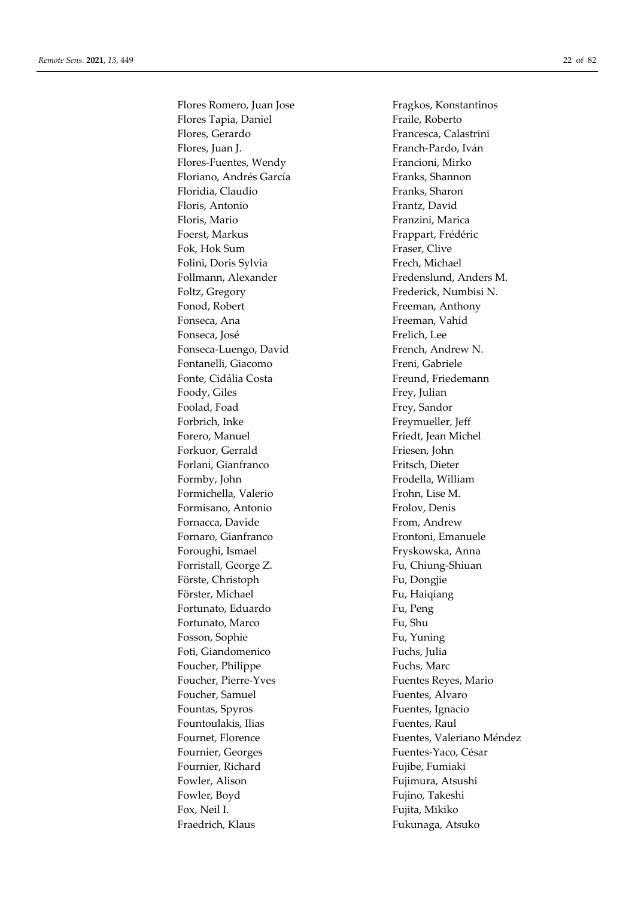Flores Romero, Juan Jose
Flores Tapia, Daniel
Flores, Gerardo
Flores, Juan J.
Flores-Fuentes, Wendy
Floriano, Andrés García
Floridia, Claudio
Floris, Antonio
Floris, Mario
Foerst, Markus
Fok, Hok Sum
Folini, Doris Sylvia
Follmann, Alexander
Foltz, Gregory
Fonod, Robert
Fonseca, Ana
Fonseca, José
Fonseca-Luengo, David
Fontanelli, Giacomo
Fonte, Cidália Costa
Foody, Giles
Foolad, Foad
Forbrich, Inke
Forero, Manuel
Forkuor, Gerrald
Forlani, Gianfranco
Formby, John
Formichella, Valerio
Formisano, Antonio
Fornacca, Davide
Fornaro, Gianfranco
Foroughi, Ismael
Forristall, George Z.
Förste, Christoph
Förster, Michael
Fortunato, Eduardo
Fortunato, Marco
Fosson, Sophie
Foti, Giandomenico
Foucher, Philippe
Foucher, Pierre-Yves
Foucher, Samuel
Fountas, Spyros
Fountoulakis, Ilias
Fournet, Florence
Fournier, Georges
Fournier, Richard
Fowler, Alison
Fowler, Boyd
Fox, Neil I.
Fraedrich, Klaus
Fragkos, Konstantinos
Fraile, Roberto
Francesca, Calastrini
Franch-Pardo, Iván
Francioni, Mirko
Franks, Shannon
Franks, Sharon
Frantz, David
Franzini, Marica
Frappart, Frédéric
Fraser, Clive
Frech, Michael
Fredenslund, Anders M.
Frederick, Numbisi N.
Freeman, Anthony
Freeman, Vahid
Frelich, Lee
French, Andrew N.
Freni, Gabriele
Freund, Friedemann
Frey, Julian
Frey, Sandor
Freymueller, Jeff
Friedt, Jean Michel
Friesen, John
Fritsch, Dieter
Frodella, William
Frohn, Lise M.
Frolov, Denis
From, Andrew
Frontoni, Emanuele
Fryskowska, Anna
Fu, Chiung-Shiuan
Fu, Dongjie
Fu, Haiqiang
Fu, Peng
Fu, Shu
Fu, Yuning
Fuchs, Julia
Fuchs, Marc
Fuentes Reyes, Mario
Fuentes, Alvaro
Fuentes, Ignacio
Fuentes, Raul
Fuentes, Valeriano Méndez
Fuentes-Yaco, César
Fujibe, Fumiaki
Fujimura, Atsushi
Fujino, Takeshi
Fujita, Mikiko
Fukunaga, Atsuko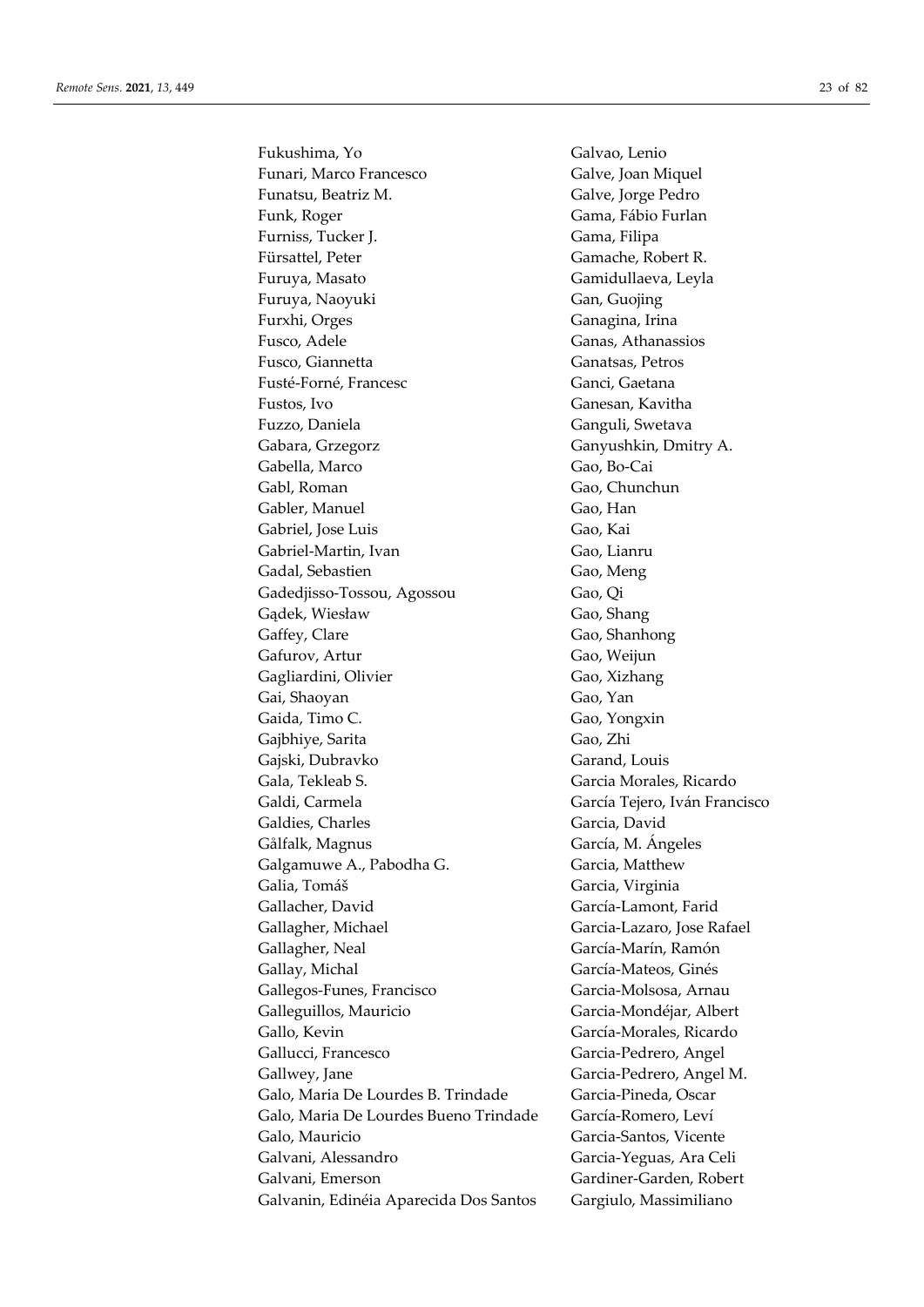Fukushima, Yo
Funari, Marco Francesco
Funatsu, Beatriz M.
Funk, Roger
Furniss, Tucker J.
Fürsattel, Peter
Furuya, Masato
Furuya, Naoyuki
Furxhi, Orges
Fusco, Adele
Fusco, Giannetta
Fusté-Forné, Francesc
Fustos, Ivo
Fuzzo, Daniela
Gabara, Grzegorz
Gabella, Marco
Gabl, Roman
Gabler, Manuel
Gabriel, Jose Luis
Gabriel-Martin, Ivan
Gadal, Sebastien
Gadedjisso-Tossou, Agossou
Gądek, Wiesław
Gaffey, Clare
Gafurov, Artur
Gagliardini, Olivier
Gai, Shaoyan
Gaida, Timo C.
Gajbhiye, Sarita
Gajski, Dubravko
Gala, Tekleab S.
Galdi, Carmela
Galdies, Charles
Gålfalk, Magnus
Galgamuwe A., Pabodha G.
Galia, Tomáš
Gallacher, David
Gallagher, Michael
Gallagher, Neal
Gallay, Michal
Gallegos-Funes, Francisco
Galleguillos, Mauricio
Gallo, Kevin
Gallucci, Francesco
Gallwey, Jane
Galo, Maria De Lourdes B. Trindade
Galo, Maria De Lourdes Bueno Trindade
Galo, Mauricio
Galvani, Alessandro
Galvani, Emerson
Galvanin, Edinéia Aparecida Dos Santos
Galvao, Lenio
Galve, Joan Miquel
Galve, Jorge Pedro
Gama, Fábio Furlan
Gama, Filipa
Gamache, Robert R.
Gamidullaeva, Leyla
Gan, Guojing
Ganagina, Irina
Ganas, Athanassios
Ganatsas, Petros
Ganci, Gaetana
Ganesan, Kavitha
Ganguli, Swetava
Ganyushkin, Dmitry A.
Gao, Bo-Cai
Gao, Chunchun
Gao, Han
Gao, Kai
Gao, Lianru
Gao, Meng
Gao, Qi
Gao, Shang
Gao, Shanhong
Gao, Weijun
Gao, Xizhang
Gao, Yan
Gao, Yongxin
Gao, Zhi
Garand, Louis
Garcia Morales, Ricardo
García Tejero, Iván Francisco
Garcia, David
García, M. Ángeles
Garcia, Matthew
Garcia, Virginia
García-Lamont, Farid
Garcia-Lazaro, Jose Rafael
García-Marín, Ramón
García-Mateos, Ginés
Garcia-Molsosa, Arnau
Garcia-Mondéjar, Albert
García-Morales, Ricardo
Garcia-Pedrero, Angel
Garcia-Pedrero, Angel M.
Garcia-Pineda, Oscar
García-Romero, Leví
Garcia-Santos, Vicente
Garcia-Yeguas, Ara Celi
Gardiner-Garden, Robert
Gargiulo, Massimiliano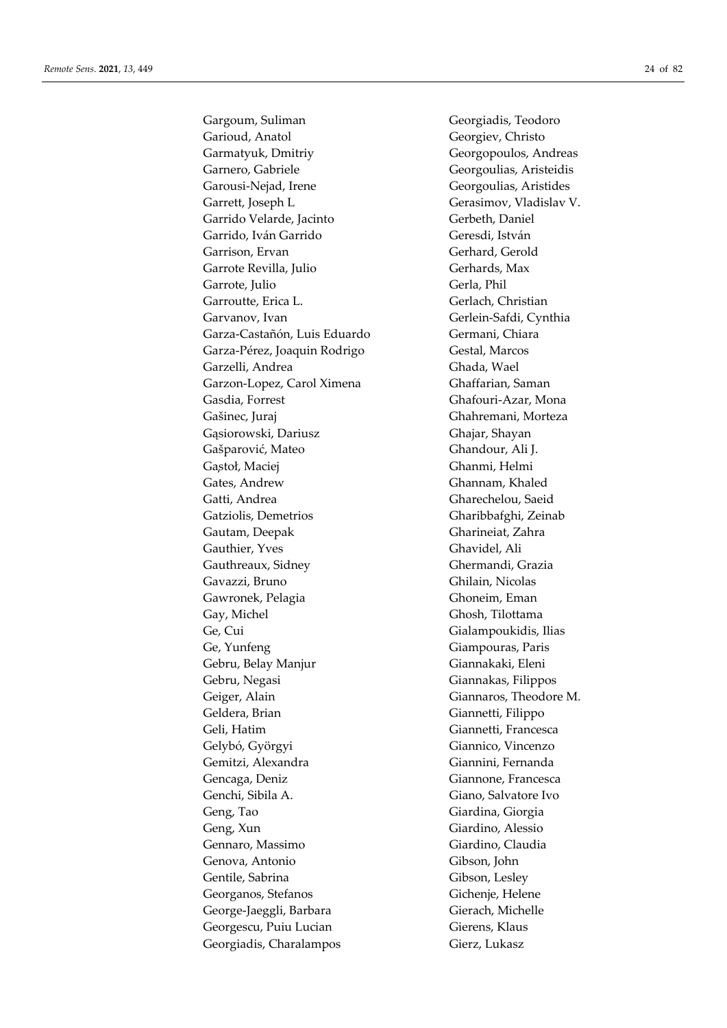Gargoum, Suliman
Garioud, Anatol
Garmatyuk, Dmitriy
Garnero, Gabriele
Garousi-Nejad, Irene
Garrett, Joseph L
Garrido Velarde, Jacinto
Garrido, Iván Garrido
Garrison, Ervan
Garrote Revilla, Julio
Garrote, Julio
Garroutte, Erica L.
Garvanov, Ivan
Garza-Castañón, Luis Eduardo
Garza-Pérez, Joaquin Rodrigo
Garzelli, Andrea
Garzon-Lopez, Carol Ximena
Gasdia, Forrest
Gašinec, Juraj
Gąsiorowski, Dariusz
Gašparović, Mateo
Gąstoł, Maciej
Gates, Andrew
Gatti, Andrea
Gatziolis, Demetrios
Gautam, Deepak
Gauthier, Yves
Gauthreaux, Sidney
Gavazzi, Bruno
Gawronek, Pelagia
Gay, Michel
Ge, Cui
Ge, Yunfeng
Gebru, Belay Manjur
Gebru, Negasi
Geiger, Alain
Geldera, Brian
Geli, Hatim
Gelybó, Györgyi
Gemitzi, Alexandra
Gencaga, Deniz
Genchi, Sibila A.
Geng, Tao
Geng, Xun
Gennaro, Massimo
Genova, Antonio
Gentile, Sabrina
Georganos, Stefanos
George-Jaeggli, Barbara
Georgescu, Puiu Lucian
Georgiadis, Charalampos
Georgiadis, Teodoro
Georgiev, Christo
Georgopoulos, Andreas
Georgoulias, Aristeidis
Georgoulias, Aristides
Gerasimov, Vladislav V.
Gerbeth, Daniel
Geresdi, István
Gerhard, Gerold
Gerhards, Max
Gerla, Phil
Gerlach, Christian
Gerlein-Safdi, Cynthia
Germani, Chiara
Gestal, Marcos
Ghada, Wael
Ghaffarian, Saman
Ghafouri-Azar, Mona
Ghahremani, Morteza
Ghajar, Shayan
Ghandour, Ali J.
Ghanmi, Helmi
Ghannam, Khaled
Gharechelou, Saeid
Gharibbafghi, Zeinab
Gharineiat, Zahra
Ghavidel, Ali
Ghermandi, Grazia
Ghilain, Nicolas
Ghoneim, Eman
Ghosh, Tilottama
Gialampoukidis, Ilias
Giampouras, Paris
Giannakaki, Eleni
Giannakas, Filippos
Giannaros, Theodore M.
Giannetti, Filippo
Giannetti, Francesca
Giannico, Vincenzo
Giannini, Fernanda
Giannone, Francesca
Giano, Salvatore Ivo
Giardina, Giorgia
Giardino, Alessio
Giardino, Claudia
Gibson, John
Gibson, Lesley
Gichenje, Helene
Gierach, Michelle
Gierens, Klaus
Gierz, Lukasz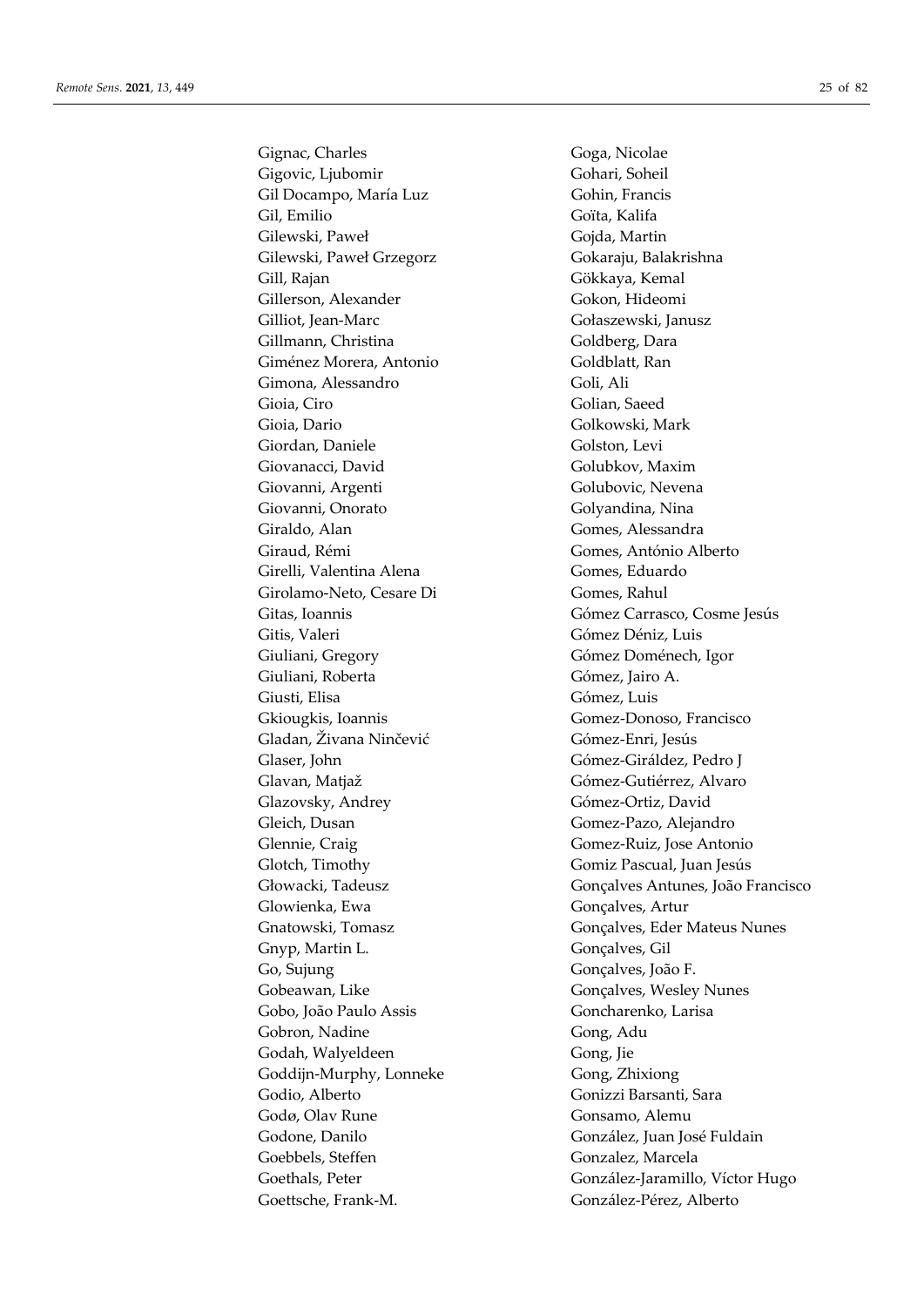Gignac, Charles
Gigovic, Ljubomir
Gil Docampo, María Luz
Gil, Emilio
Gilewski, Paweł
Gilewski, Paweł Grzegorz
Gill, Rajan
Gillerson, Alexander
Gilliot, Jean-Marc
Gillmann, Christina
Giménez Morera, Antonio
Gimona, Alessandro
Gioia, Ciro
Gioia, Dario
Giordan, Daniele
Giovanacci, David
Giovanni, Argenti
Giovanni, Onorato
Giraldo, Alan
Giraud, Rémi
Girelli, Valentina Alena
Girolamo-Neto, Cesare Di
Gitas, Ioannis
Gitis, Valeri
Giuliani, Gregory
Giuliani, Roberta
Giusti, Elisa
Gkiougkis, Ioannis
Gladan, Živana Ninčević
Glaser, John
Glavan, Matjaž
Glazovsky, Andrey
Gleich, Dusan
Glennie, Craig
Glotch, Timothy
Głowacki, Tadeusz
Glowienka, Ewa
Gnatowski, Tomasz
Gnyp, Martin L.
Go, Sujung
Gobeawan, Like
Gobo, João Paulo Assis
Gobron, Nadine
Godah, Walyeldeen
Goddijn-Murphy, Lonneke
Godio, Alberto
Godø, Olav Rune
Godone, Danilo
Goebbels, Steffen
Goethals, Peter
Goettsche, Frank-M.
Goga, Nicolae
Gohari, Soheil
Gohin, Francis
Goïta, Kalifa
Gojda, Martin
Gokaraju, Balakrishna
Gökkaya, Kemal
Gokon, Hideomi
Gołaszewski, Janusz
Goldberg, Dara
Goldblatt, Ran
Goli, Ali
Golian, Saeed
Golkowski, Mark
Golston, Levi
Golubkov, Maxim
Golubovic, Nevena
Golyandina, Nina
Gomes, Alessandra
Gomes, António Alberto
Gomes, Eduardo
Gomes, Rahul
Gómez Carrasco, Cosme Jesús
Gómez Déniz, Luis
Gómez Doménech, Igor
Gómez, Jairo A.
Gómez, Luis
Gomez-Donoso, Francisco
Gómez-Enri, Jesús
Gómez-Giráldez, Pedro J
Gómez-Gutiérrez, Alvaro
Gómez-Ortiz, David
Gomez-Pazo, Alejandro
Gomez-Ruiz, Jose Antonio
Gomiz Pascual, Juan Jesús
Gonçalves Antunes, João Francisco
Gonçalves, Artur
Gonçalves, Eder Mateus Nunes
Gonçalves, Gil
Gonçalves, João F.
Gonçalves, Wesley Nunes
Goncharenko, Larisa
Gong, Adu
Gong, Jie
Gong, Zhixiong
Gonizzi Barsanti, Sara
Gonsamo, Alemu
González, Juan José Fuldain
Gonzalez, Marcela
González-Jaramillo, Víctor Hugo
González-Pérez, Alberto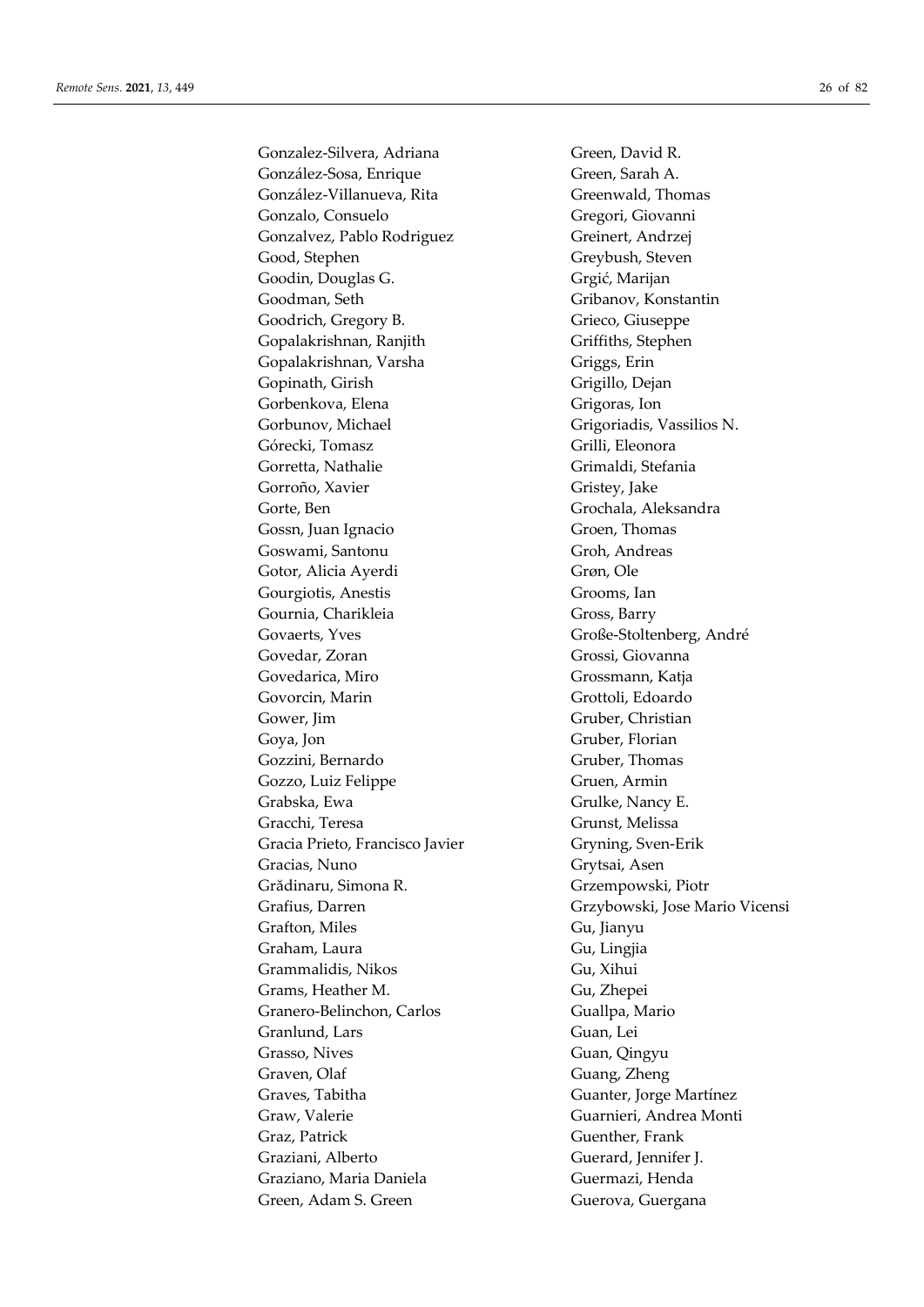Gonzalez-Silvera, Adriana
González-Sosa, Enrique
González-Villanueva, Rita
Gonzalo, Consuelo
Gonzalvez, Pablo Rodriguez
Good, Stephen
Goodin, Douglas G.
Goodman, Seth
Goodrich, Gregory B.
Gopalakrishnan, Ranjith
Gopalakrishnan, Varsha
Gopinath, Girish
Gorbenkova, Elena
Gorbunov, Michael
Górecki, Tomasz
Gorretta, Nathalie
Gorroño, Xavier
Gorte, Ben
Gossn, Juan Ignacio
Goswami, Santonu
Gotor, Alicia Ayerdi
Gourgiotis, Anestis
Gournia, Charikleia
Govaerts, Yves
Govedar, Zoran
Govedarica, Miro
Govorcin, Marin
Gower, Jim
Goya, Jon
Gozzini, Bernardo
Gozzo, Luiz Felippe
Grabska, Ewa
Gracchi, Teresa
Gracia Prieto, Francisco Javier
Gracias, Nuno
Grădinaru, Simona R.
Grafius, Darren
Grafton, Miles
Graham, Laura
Grammalidis, Nikos
Grams, Heather M.
Granero-Belinchon, Carlos
Granlund, Lars
Grasso, Nives
Graven, Olaf
Graves, Tabitha
Graw, Valerie
Graz, Patrick
Graziani, Alberto
Graziano, Maria Daniela
Green, Adam S. Green
Green, David R.
Green, Sarah A.
Greenwald, Thomas
Gregori, Giovanni
Greinert, Andrzej
Greybush, Steven
Grgić, Marijan
Gribanov, Konstantin
Grieco, Giuseppe
Griffiths, Stephen
Griggs, Erin
Grigillo, Dejan
Grigoras, Ion
Grigoriadis, Vassilios N.
Grilli, Eleonora
Grimaldi, Stefania
Gristey, Jake
Grochala, Aleksandra
Groen, Thomas
Groh, Andreas
Grøn, Ole
Grooms, Ian
Gross, Barry
Große-Stoltenberg, André
Grossi, Giovanna
Grossmann, Katja
Grottoli, Edoardo
Gruber, Christian
Gruber, Florian
Gruber, Thomas
Gruen, Armin
Grulke, Nancy E.
Grunst, Melissa
Gryning, Sven-Erik
Grytsai, Asen
Grzempowski, Piotr
Grzybowski, Jose Mario Vicensi
Gu, Jianyu
Gu, Lingjia
Gu, Xihui
Gu, Zhepei
Guallpa, Mario
Guan, Lei
Guan, Qingyu
Guang, Zheng
Guanter, Jorge Martínez
Guarnieri, Andrea Monti
Guenther, Frank
Guerard, Jennifer J.
Guermazi, Henda
Guerova, Guergana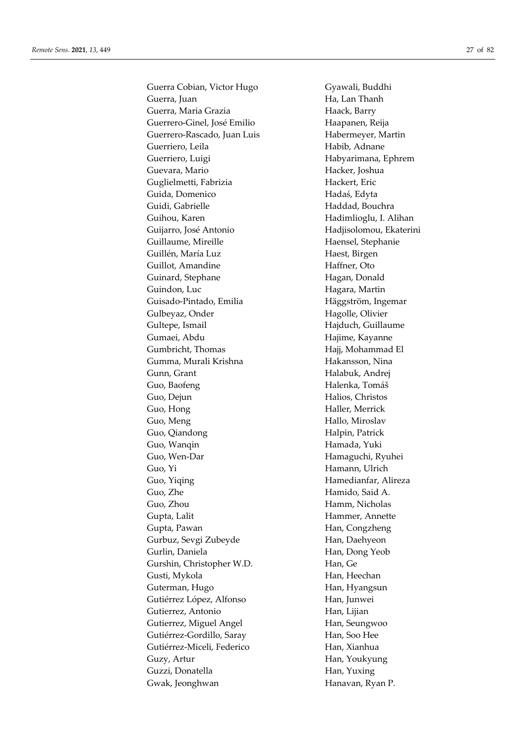Guerra Cobian, Victor Hugo
Guerra, Juan
Guerra, Maria Grazia
Guerrero-Ginel, José Emilio
Guerrero-Rascado, Juan Luis
Guerriero, Leila
Guerriero, Luigi
Guevara, Mario
Guglielmetti, Fabrizia
Guida, Domenico
Guidi, Gabrielle
Guihou, Karen
Guijarro, José Antonio
Guillaume, Mireille
Guillén, María Luz
Guillot, Amandine
Guinard, Stephane
Guindon, Luc
Guisado-Pintado, Emilia
Gulbeyaz, Onder
Gultepe, Ismail
Gumaei, Abdu
Gumbricht, Thomas
Gumma, Murali Krishna
Gunn, Grant
Guo, Baofeng
Guo, Dejun
Guo, Hong
Guo, Meng
Guo, Qiandong
Guo, Wanqin
Guo, Wen-Dar
Guo, Yi
Guo, Yiqing
Guo, Zhe
Guo, Zhou
Gupta, Lalit
Gupta, Pawan
Gurbuz, Sevgi Zubeyde
Gurlin, Daniela
Gurshin, Christopher W.D.
Gusti, Mykola
Guterman, Hugo
Gutiérrez López, Alfonso
Gutierrez, Antonio
Gutierrez, Miguel Angel
Gutiérrez-Gordillo, Saray
Gutiérrez-Miceli, Federico
Guzy, Artur
Guzzi, Donatella
Gwak, Jeonghwan
Gyawali, Buddhi
Ha, Lan Thanh
Haack, Barry
Haapanen, Reija
Habermeyer, Martin
Habib, Adnane
Habyarimana, Ephrem
Hacker, Joshua
Hackert, Eric
Hadaś, Edyta
Haddad, Bouchra
Hadimlioglu, I. Alihan
Hadjisolomou, Ekaterini
Haensel, Stephanie
Haest, Birgen
Haffner, Oto
Hagan, Donald
Hagara, Martin
Häggström, Ingemar
Hagolle, Olivier
Hajduch, Guillaume
Hajime, Kayanne
Hajj, Mohammad El
Hakansson, Nina
Halabuk, Andrej
Halenka, Tomáš
Halios, Christos
Haller, Merrick
Hallo, Miroslav
Halpin, Patrick
Hamada, Yuki
Hamaguchi, Ryuhei
Hamann, Ulrich
Hamedianfar, Alireza
Hamido, Said A.
Hamm, Nicholas
Hammer, Annette
Han, Congzheng
Han, Daehyeon
Han, Dong Yeob
Han, Ge
Han, Heechan
Han, Hyangsun
Han, Junwei
Han, Lijian
Han, Seungwoo
Han, Soo Hee
Han, Xianhua
Han, Youkyung
Han, Yuxing
Hanavan, Ryan P.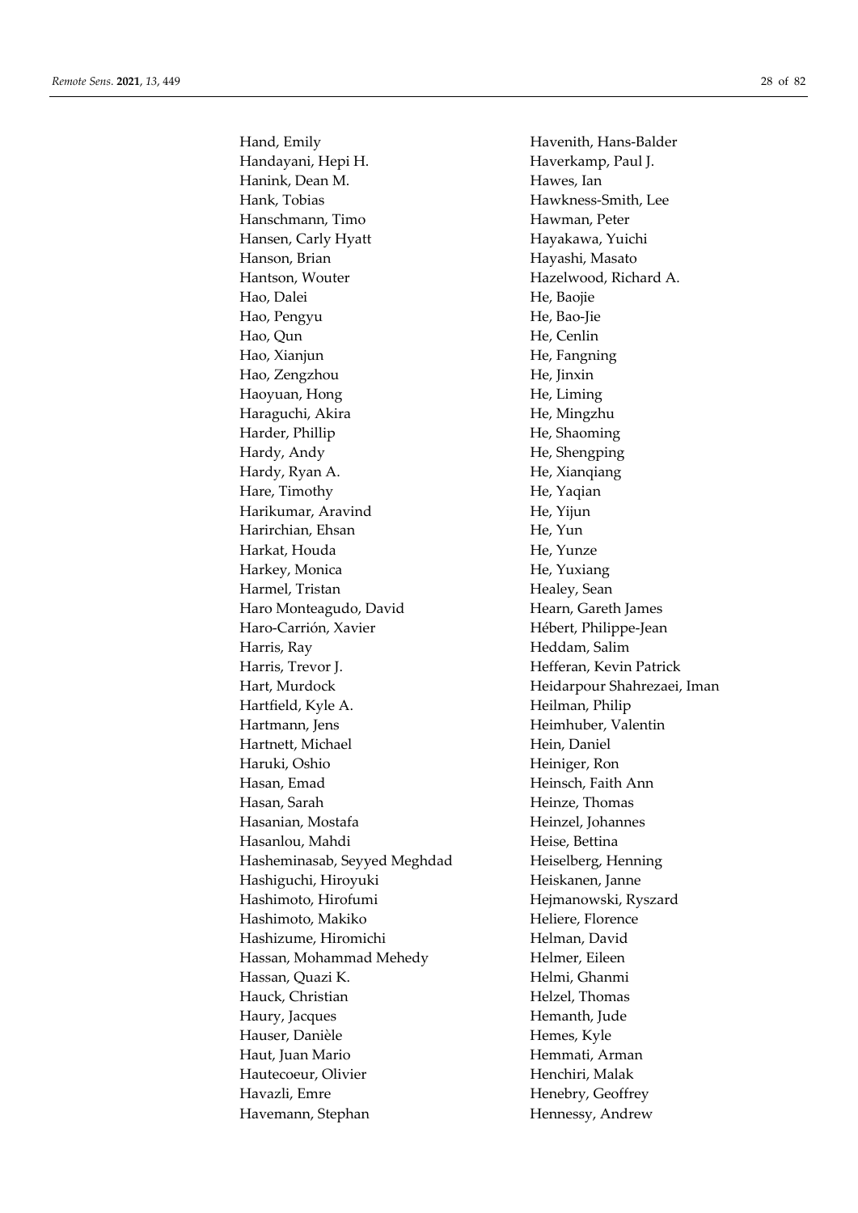Hand, Emily
Handayani, Hepi H.
Hanink, Dean M.
Hank, Tobias
Hanschmann, Timo
Hansen, Carly Hyatt
Hanson, Brian
Hantson, Wouter
Hao, Dalei
Hao, Pengyu
Hao, Qun
Hao, Xianjun
Hao, Zengzhou
Haoyuan, Hong
Haraguchi, Akira
Harder, Phillip
Hardy, Andy
Hardy, Ryan A.
Hare, Timothy
Harikumar, Aravind
Harirchian, Ehsan
Harkat, Houda
Harkey, Monica
Harmel, Tristan
Haro Monteagudo, David
Haro-Carrión, Xavier
Harris, Ray
Harris, Trevor J.
Hart, Murdock
Hartfield, Kyle A.
Hartmann, Jens
Hartnett, Michael
Haruki, Oshio
Hasan, Emad
Hasan, Sarah
Hasanian, Mostafa
Hasanlou, Mahdi
Hasheminasab, Seyyed Meghdad
Hashiguchi, Hiroyuki
Hashimoto, Hirofumi
Hashimoto, Makiko
Hashizume, Hiromichi
Hassan, Mohammad Mehedy
Hassan, Quazi K.
Hauck, Christian
Haury, Jacques
Hauser, Danièle
Haut, Juan Mario
Hautecoeur, Olivier
Havazli, Emre
Havemann, Stephan
Havenith, Hans-Balder
Haverkamp, Paul J.
Hawes, Ian
Hawkness-Smith, Lee
Hawman, Peter
Hayakawa, Yuichi
Hayashi, Masato
Hazelwood, Richard A.
He, Baojie
He, Bao-Jie
He, Cenlin
He, Fangning
He, Jinxin
He, Liming
He, Mingzhu
He, Shaoming
He, Shengping
He, Xianqiang
He, Yaqian
He, Yijun
He, Yun
He, Yunze
He, Yuxiang
Healey, Sean
Hearn, Gareth James
Hébert, Philippe-Jean
Heddam, Salim
Hefferan, Kevin Patrick
Heidarpour Shahrezaei, Iman
Heilman, Philip
Heimhuber, Valentin
Hein, Daniel
Heiniger, Ron
Heinsch, Faith Ann
Heinze, Thomas
Heinzel, Johannes
Heise, Bettina
Heiselberg, Henning
Heiskanen, Janne
Hejmanowski, Ryszard
Heliere, Florence
Helman, David
Helmer, Eileen
Helmi, Ghanmi
Helzel, Thomas
Hemanth, Jude
Hemes, Kyle
Hemmati, Arman
Henchiri, Malak
Henebry, Geoffrey
Hennessy, Andrew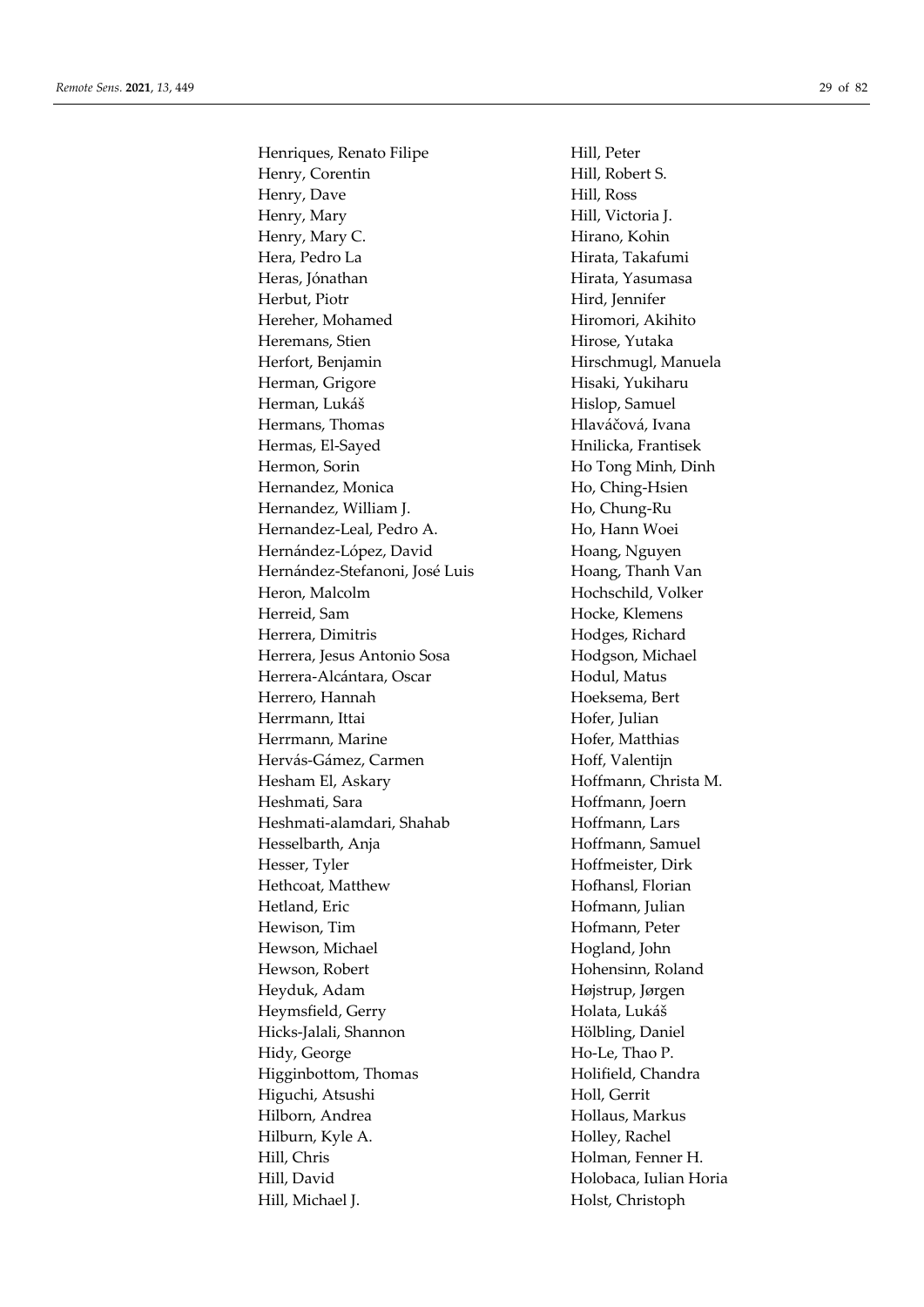Henriques, Renato Filipe
Henry, Corentin
Henry, Dave
Henry, Mary
Henry, Mary C.
Hera, Pedro La
Heras, Jónathan
Herbut, Piotr
Hereher, Mohamed
Heremans, Stien
Herfort, Benjamin
Herman, Grigore
Herman, Lukáš
Hermans, Thomas
Hermas, El-Sayed
Hermon, Sorin
Hernandez, Monica
Hernandez, William J.
Hernandez-Leal, Pedro A.
Hernández-López, David
Hernández-Stefanoni, José Luis
Heron, Malcolm
Herreid, Sam
Herrera, Dimitris
Herrera, Jesus Antonio Sosa
Herrera-Alcántara, Oscar
Herrero, Hannah
Herrmann, Ittai
Herrmann, Marine
Hervás-Gámez, Carmen
Hesham El, Askary
Heshmati, Sara
Heshmati-alamdari, Shahab
Hesselbarth, Anja
Hesser, Tyler
Hethcoat, Matthew
Hetland, Eric
Hewison, Tim
Hewson, Michael
Hewson, Robert
Heyduk, Adam
Heymsfield, Gerry
Hicks-Jalali, Shannon
Hidy, George
Higginbottom, Thomas
Higuchi, Atsushi
Hilborn, Andrea
Hilburn, Kyle A.
Hill, Chris
Hill, David
Hill, Michael J.
Hill, Peter
Hill, Robert S.
Hill, Ross
Hill, Victoria J.
Hirano, Kohin
Hirata, Takafumi
Hirata, Yasumasa
Hird, Jennifer
Hiromori, Akihito
Hirose, Yutaka
Hirschmugl, Manuela
Hisaki, Yukiharu
Hislop, Samuel
Hlaváčová, Ivana
Hnilicka, Frantisek
Ho Tong Minh, Dinh
Ho, Ching-Hsien
Ho, Chung-Ru
Ho, Hann Woei
Hoang, Nguyen
Hoang, Thanh Van
Hochschild, Volker
Hocke, Klemens
Hodges, Richard
Hodgson, Michael
Hodul, Matus
Hoeksema, Bert
Hofer, Julian
Hofer, Matthias
Hoff, Valentijn
Hoffmann, Christa M.
Hoffmann, Joern
Hoffmann, Lars
Hoffmann, Samuel
Hoffmeister, Dirk
Hofhansl, Florian
Hofmann, Julian
Hofmann, Peter
Hogland, John
Hohensinn, Roland
Højstrup, Jørgen
Holata, Lukáš
Hölbling, Daniel
Ho-Le, Thao P.
Holifield, Chandra
Holl, Gerrit
Hollaus, Markus
Holley, Rachel
Holman, Fenner H.
Holobaca, Iulian Horia
Holst, Christoph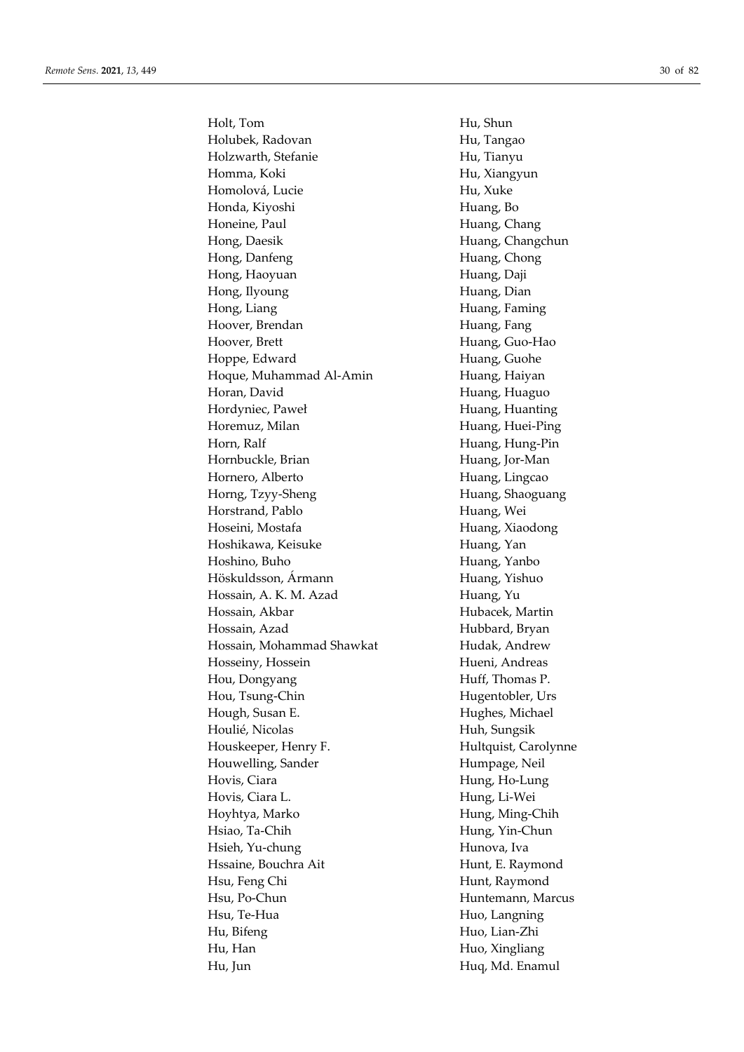Holt, Tom
Holubek, Radovan
Holzwarth, Stefanie
Homma, Koki
Homolová, Lucie
Honda, Kiyoshi
Honeine, Paul
Hong, Daesik
Hong, Danfeng
Hong, Haoyuan
Hong, Ilyoung
Hong, Liang
Hoover, Brendan
Hoover, Brett
Hoppe, Edward
Hoque, Muhammad Al-Amin
Horan, David
Hordyniec, Paweł
Horemuz, Milan
Horn, Ralf
Hornbuckle, Brian
Hornero, Alberto
Horng, Tzyy-Sheng
Horstrand, Pablo
Hoseini, Mostafa
Hoshikawa, Keisuke
Hoshino, Buho
Höskuldsson, Ármann
Hossain, A. K. M. Azad
Hossain, Akbar
Hossain, Azad
Hossain, Mohammad Shawkat
Hosseiny, Hossein
Hou, Dongyang
Hou, Tsung-Chin
Hough, Susan E.
Houlié, Nicolas
Houskeeper, Henry F.
Houwelling, Sander
Hovis, Ciara
Hovis, Ciara L.
Hoyhtya, Marko
Hsiao, Ta-Chih
Hsieh, Yu-chung
Hssaine, Bouchra Ait
Hsu, Feng Chi
Hsu, Po-Chun
Hsu, Te-Hua
Hu, Bifeng
Hu, Han
Hu, Jun
Hu, Shun
Hu, Tangao
Hu, Tianyu
Hu, Xiangyun
Hu, Xuke
Huang, Bo
Huang, Chang
Huang, Changchun
Huang, Chong
Huang, Daji
Huang, Dian
Huang, Faming
Huang, Fang
Huang, Guo-Hao
Huang, Guohe
Huang, Haiyan
Huang, Huaguo
Huang, Huanting
Huang, Huei-Ping
Huang, Hung-Pin
Huang, Jor-Man
Huang, Lingcao
Huang, Shaoguang
Huang, Wei
Huang, Xiaodong
Huang, Yan
Huang, Yanbo
Huang, Yishuo
Huang, Yu
Hubacek, Martin
Hubbard, Bryan
Hudak, Andrew
Hueni, Andreas
Huff, Thomas P.
Hugentobler, Urs
Hughes, Michael
Huh, Sungsik
Hultquist, Carolynne
Humpage, Neil
Hung, Ho-Lung
Hung, Li-Wei
Hung, Ming-Chih
Hung, Yin-Chun
Hunova, Iva
Hunt, E. Raymond
Hunt, Raymond
Huntemann, Marcus
Huo, Langning
Huo, Lian-Zhi
Huo, Xingliang
Huq, Md. Enamul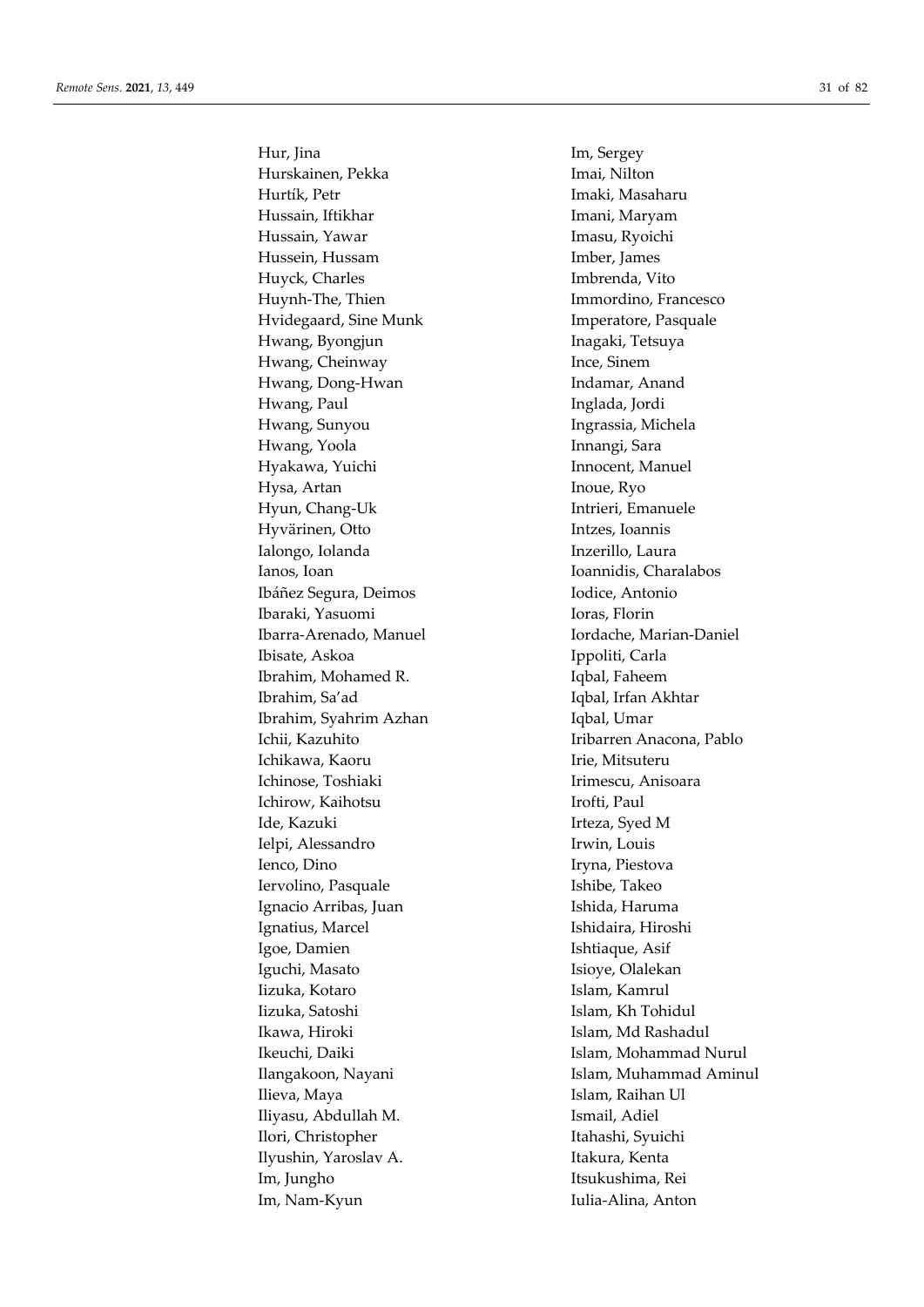Hur, Jina
Hurskainen, Pekka
Hurtík, Petr
Hussain, Iftikhar
Hussain, Yawar
Hussein, Hussam
Huyck, Charles
Huynh-The, Thien
Hvidegaard, Sine Munk
Hwang, Byongjun
Hwang, Cheinway
Hwang, Dong-Hwan
Hwang, Paul
Hwang, Sunyou
Hwang, Yoola
Hyakawa, Yuichi
Hysa, Artan
Hyun, Chang-Uk
Hyvärinen, Otto
Ialongo, Iolanda
Ianos, Ioan
Ibáñez Segura, Deimos
Ibaraki, Yasuomi
Ibarra-Arenado, Manuel
Ibisate, Askoa
Ibrahim, Mohamed R.
Ibrahim, Sa'ad
Ibrahim, Syahrim Azhan
Ichii, Kazuhito
Ichikawa, Kaoru
Ichinose, Toshiaki
Ichirow, Kaihotsu
Ide, Kazuki
Ielpi, Alessandro
Ienco, Dino
Iervolino, Pasquale
Ignacio Arribas, Juan
Ignatius, Marcel
Igoe, Damien
Iguchi, Masato
Iizuka, Kotaro
Iizuka, Satoshi
Ikawa, Hiroki
Ikeuchi, Daiki
Ilangakoon, Nayani
Ilieva, Maya
Iliyasu, Abdullah M.
Ilori, Christopher
Ilyushin, Yaroslav A.
Im, Jungho
Im, Nam-Kyun
Im, Sergey
Imai, Nilton
Imaki, Masaharu
Imani, Maryam
Imasu, Ryoichi
Imber, James
Imbrenda, Vito
Immordino, Francesco
Imperatore, Pasquale
Inagaki, Tetsuya
Ince, Sinem
Indamar, Anand
Inglada, Jordi
Ingrassia, Michela
Innangi, Sara
Innocent, Manuel
Inoue, Ryo
Intrieri, Emanuele
Intzes, Ioannis
Inzerillo, Laura
Ioannidis, Charalabos
Iodice, Antonio
Ioras, Florin
Iordache, Marian-Daniel
Ippoliti, Carla
Iqbal, Faheem
Iqbal, Irfan Akhtar
Iqbal, Umar
Iribarren Anacona, Pablo
Irie, Mitsuteru
Irimescu, Anisoara
Irofti, Paul
Irteza, Syed M
Irwin, Louis
Iryna, Piestova
Ishibe, Takeo
Ishida, Haruma
Ishidaira, Hiroshi
Ishtiaque, Asif
Isioye, Olalekan
Islam, Kamrul
Islam, Kh Tohidul
Islam, Md Rashadul
Islam, Mohammad Nurul
Islam, Muhammad Aminul
Islam, Raihan Ul
Ismail, Adiel
Itahashi, Syuichi
Itakura, Kenta
Itsukushima, Rei
Iulia-Alina, Anton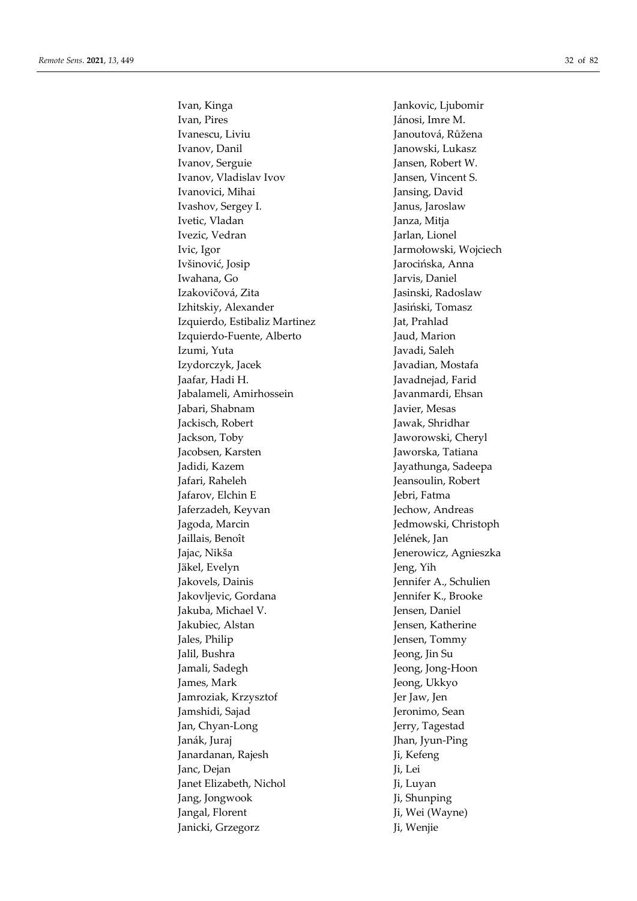Ivan, Kinga
Ivan, Pires
Ivanescu, Liviu
Ivanov, Danil
Ivanov, Serguie
Ivanov, Vladislav Ivov
Ivanovici, Mihai
Ivashov, Sergey I.
Ivetic, Vladan
Ivezic, Vedran
Ivic, Igor
Ivšinović, Josip
Iwahana, Go
Izakovičová, Zita
Izhitskiy, Alexander
Izquierdo, Estibaliz Martinez
Izquierdo-Fuente, Alberto
Izumi, Yuta
Izydorczyk, Jacek
Jaafar, Hadi H.
Jabalameli, Amirhossein
Jabari, Shabnam
Jackisch, Robert
Jackson, Toby
Jacobsen, Karsten
Jadidi, Kazem
Jafari, Raheleh
Jafarov, Elchin E
Jaferzadeh, Keyvan
Jagoda, Marcin
Jaillais, Benoît
Jajac, Nikša
Jäkel, Evelyn
Jakovels, Dainis
Jakovljevic, Gordana
Jakuba, Michael V.
Jakubiec, Alstan
Jales, Philip
Jalil, Bushra
Jamali, Sadegh
James, Mark
Jamroziak, Krzysztof
Jamshidi, Sajad
Jan, Chyan-Long
Janák, Juraj
Janardanan, Rajesh
Janc, Dejan
Janet Elizabeth, Nichol
Jang, Jongwook
Jangal, Florent
Janicki, Grzegorz
Jankovic, Ljubomir
Jánosi, Imre M.
Janoutová, Růžena
Janowski, Lukasz
Jansen, Robert W.
Jansen, Vincent S.
Jansing, David
Janus, Jaroslaw
Janza, Mitja
Jarlan, Lionel
Jarmołowski, Wojciech
Jarocińska, Anna
Jarvis, Daniel
Jasinski, Radoslaw
Jasiński, Tomasz
Jat, Prahlad
Jaud, Marion
Javadi, Saleh
Javadian, Mostafa
Javadnejad, Farid
Javanmardi, Ehsan
Javier, Mesas
Jawak, Shridhar
Jaworowski, Cheryl
Jaworska, Tatiana
Jayathunga, Sadeepa
Jeansoulin, Robert
Jebri, Fatma
Jechow, Andreas
Jedmowski, Christoph
Jelének, Jan
Jenerowicz, Agnieszka
Jeng, Yih
Jennifer A., Schulien
Jennifer K., Brooke
Jensen, Daniel
Jensen, Katherine
Jensen, Tommy
Jeong, Jin Su
Jeong, Jong-Hoon
Jeong, Ukkyo
Jer Jaw, Jen
Jeronimo, Sean
Jerry, Tagestad
Jhan, Jyun-Ping
Ji, Kefeng
Ji, Lei
Ji, Luyan
Ji, Shunping
Ji, Wei (Wayne)
Ji, Wenjie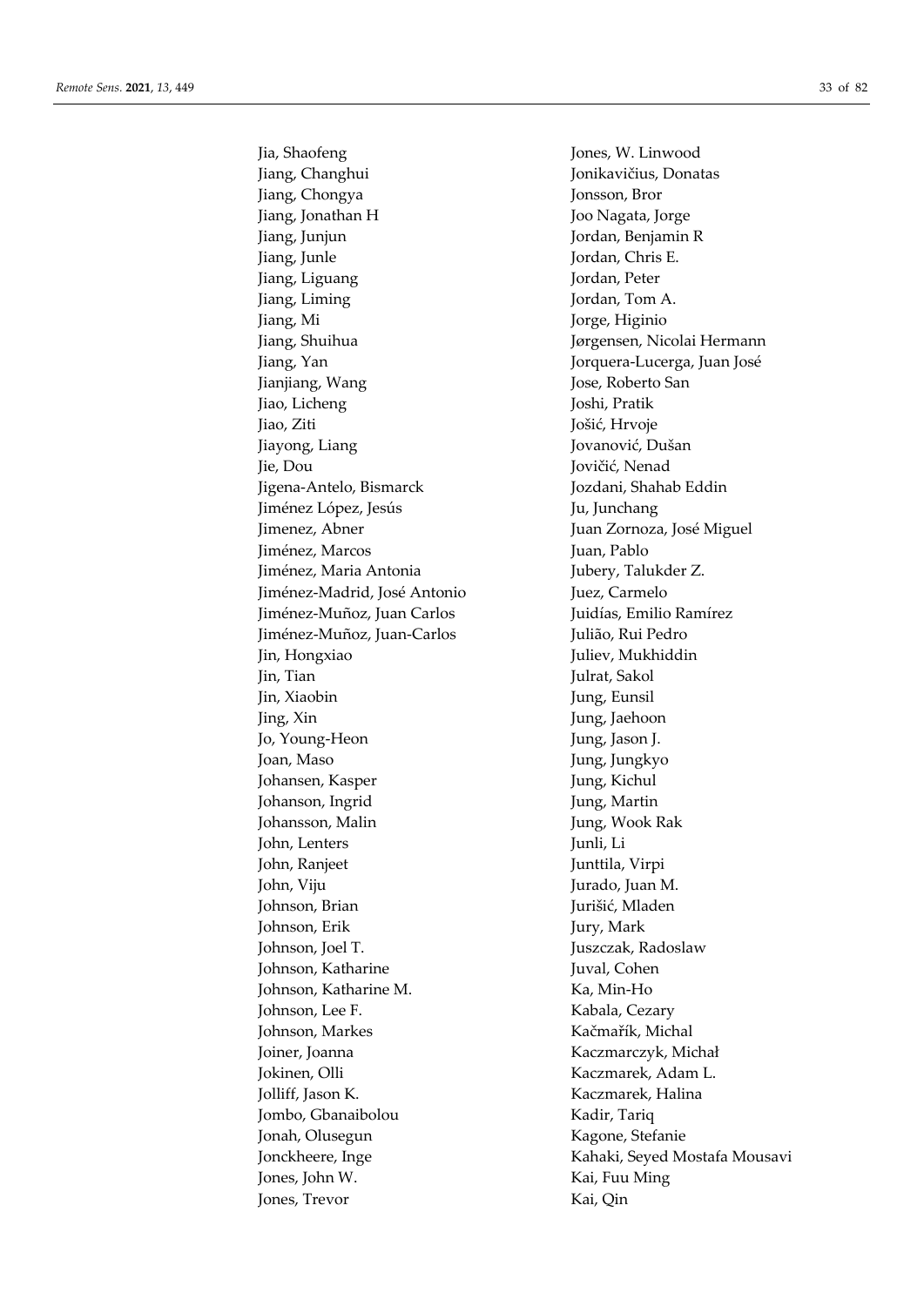Jia, Shaofeng
Jiang, Changhui
Jiang, Chongya
Jiang, Jonathan H
Jiang, Junjun
Jiang, Junle
Jiang, Liguang
Jiang, Liming
Jiang, Mi
Jiang, Shuihua
Jiang, Yan
Jianjiang, Wang
Jiao, Licheng
Jiao, Ziti
Jiayong, Liang
Jie, Dou
Jigena-Antelo, Bismarck
Jiménez López, Jesús
Jimenez, Abner
Jiménez, Marcos
Jiménez, Maria Antonia
Jiménez-Madrid, José Antonio
Jiménez-Muñoz, Juan Carlos
Jiménez-Muñoz, Juan-Carlos
Jin, Hongxiao
Jin, Tian
Jin, Xiaobin
Jing, Xin
Jo, Young-Heon
Joan, Maso
Johansen, Kasper
Johanson, Ingrid
Johansson, Malin
John, Lenters
John, Ranjeet
John, Viju
Johnson, Brian
Johnson, Erik
Johnson, Joel T.
Johnson, Katharine
Johnson, Katharine M.
Johnson, Lee F.
Johnson, Markes
Joiner, Joanna
Jokinen, Olli
Jolliff, Jason K.
Jombo, Gbanaibolou
Jonah, Olusegun
Jonckheere, Inge
Jones, John W.
Jones, Trevor
Jones, W. Linwood
Jonikavičius, Donatas
Jonsson, Bror
Joo Nagata, Jorge
Jordan, Benjamin R
Jordan, Chris E.
Jordan, Peter
Jordan, Tom A.
Jorge, Higinio
Jørgensen, Nicolai Hermann
Jorquera-Lucerga, Juan José
Jose, Roberto San
Joshi, Pratik
Jošić, Hrvoje
Jovanović, Dušan
Jovičić, Nenad
Jozdani, Shahab Eddin
Ju, Junchang
Juan Zornoza, José Miguel
Juan, Pablo
Jubery, Talukder Z.
Juez, Carmelo
Juidías, Emilio Ramírez
Julião, Rui Pedro
Juliev, Mukhiddin
Julrat, Sakol
Jung, Eunsil
Jung, Jaehoon
Jung, Jason J.
Jung, Jungkyo
Jung, Kichul
Jung, Martin
Jung, Wook Rak
Junli, Li
Junttila, Virpi
Jurado, Juan M.
Jurišić, Mladen
Jury, Mark
Juszczak, Radoslaw
Juval, Cohen
Ka, Min-Ho
Kabala, Cezary
Kačmařík, Michal
Kaczmarczyk, Michał
Kaczmarek, Adam L.
Kaczmarek, Halina
Kadir, Tariq
Kagone, Stefanie
Kahaki, Seyed Mostafa Mousavi
Kai, Fuu Ming
Kai, Qin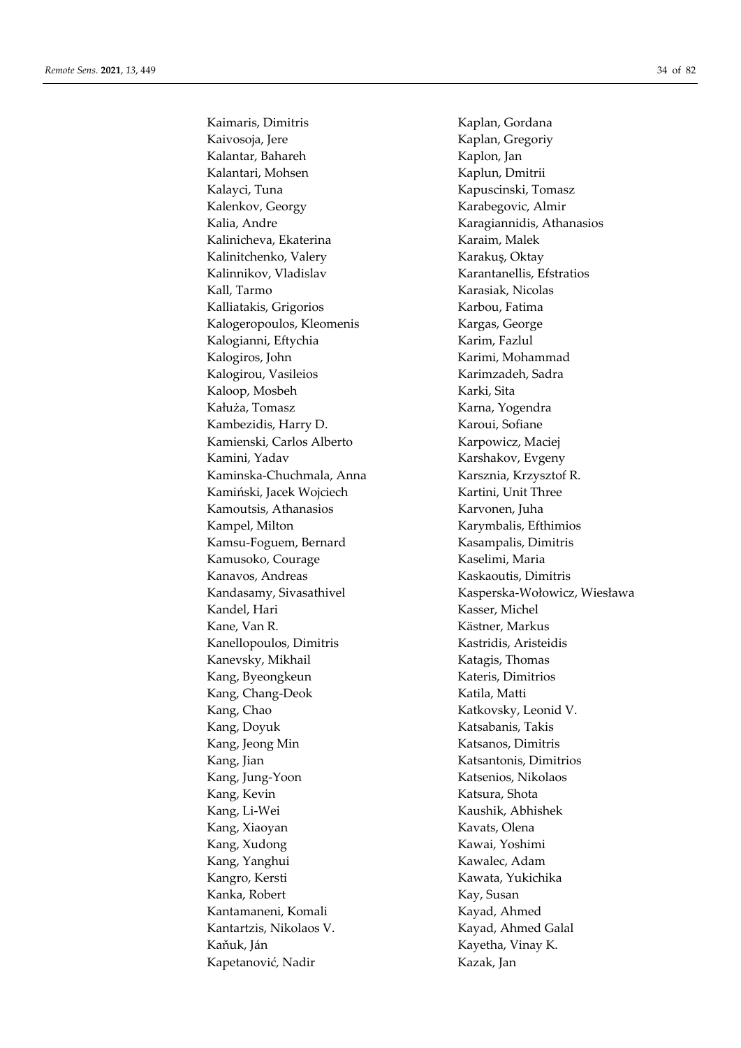Kaimaris, Dimitris
Kaivosoja, Jere
Kalantar, Bahareh
Kalantari, Mohsen
Kalayci, Tuna
Kalenkov, Georgy
Kalia, Andre
Kalinicheva, Ekaterina
Kalinitchenko, Valery
Kalinnikov, Vladislav
Kall, Tarmo
Kalliatakis, Grigorios
Kalogeropoulos, Kleomenis
Kalogianni, Eftychia
Kalogiros, John
Kalogirou, Vasileios
Kaloop, Mosbeh
Kałuża, Tomasz
Kambezidis, Harry D.
Kamienski, Carlos Alberto
Kamini, Yadav
Kaminska-Chuchmala, Anna
Kamiński, Jacek Wojciech
Kamoutsis, Athanasios
Kampel, Milton
Kamsu-Foguem, Bernard
Kamusoko, Courage
Kanavos, Andreas
Kandasamy, Sivasathivel
Kandel, Hari
Kane, Van R.
Kanellopoulos, Dimitris
Kanevsky, Mikhail
Kang, Byeongkeun
Kang, Chang-Deok
Kang, Chao
Kang, Doyuk
Kang, Jeong Min
Kang, Jian
Kang, Jung-Yoon
Kang, Kevin
Kang, Li-Wei
Kang, Xiaoyan
Kang, Xudong
Kang, Yanghui
Kangro, Kersti
Kanka, Robert
Kantamaneni, Komali
Kantartzis, Nikolaos V.
Kaňuk, Ján
Kapetanović, Nadir
Kaplan, Gordana
Kaplan, Gregoriy
Kaplon, Jan
Kaplun, Dmitrii
Kapuscinski, Tomasz
Karabegovic, Almir
Karagiannidis, Athanasios
Karaim, Malek
Karakuş, Oktay
Karantanellis, Efstratios
Karasiak, Nicolas
Karbou, Fatima
Kargas, George
Karim, Fazlul
Karimi, Mohammad
Karimzadeh, Sadra
Karki, Sita
Karna, Yogendra
Karoui, Sofiane
Karpowicz, Maciej
Karshakov, Evgeny
Karsznia, Krzysztof R.
Kartini, Unit Three
Karvonen, Juha
Karymbalis, Efthimios
Kasampalis, Dimitris
Kaselimi, Maria
Kaskaoutis, Dimitris
Kasperska-Wołowicz, Wiesława
Kasser, Michel
Kästner, Markus
Kastridis, Aristeidis
Katagis, Thomas
Kateris, Dimitrios
Katila, Matti
Katkovsky, Leonid V.
Katsabanis, Takis
Katsanos, Dimitris
Katsantonis, Dimitrios
Katsenios, Nikolaos
Katsura, Shota
Kaushik, Abhishek
Kavats, Olena
Kawai, Yoshimi
Kawalec, Adam
Kawata, Yukichika
Kay, Susan
Kayad, Ahmed
Kayad, Ahmed Galal
Kayetha, Vinay K.
Kazak, Jan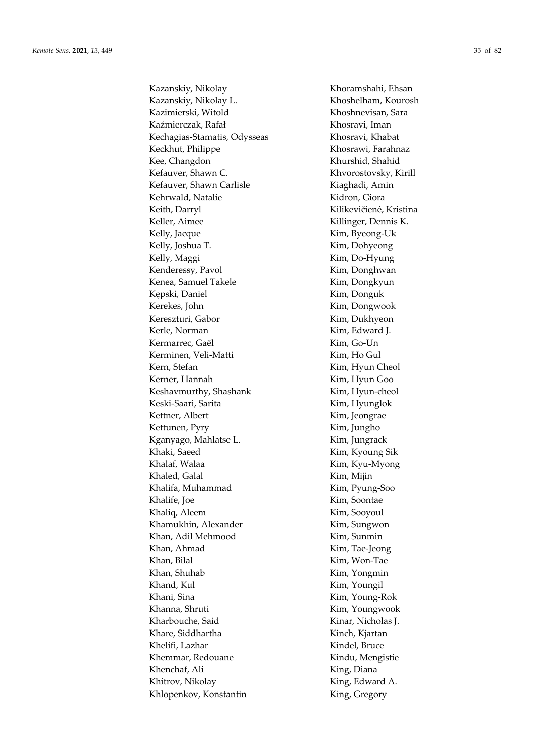Kazanskiy, Nikolay
Kazanskiy, Nikolay L.
Kazimierski, Witold
Kaźmierczak, Rafał
Kechagias-Stamatis, Odysseas
Keckhut, Philippe
Kee, Changdon
Kefauver, Shawn C.
Kefauver, Shawn Carlisle
Kehrwald, Natalie
Keith, Darryl
Keller, Aimee
Kelly, Jacque
Kelly, Joshua T.
Kelly, Maggi
Kenderessy, Pavol
Kenea, Samuel Takele
Kępski, Daniel
Kerekes, John
Kereszturi, Gabor
Kerle, Norman
Kermarrec, Gaël
Kerminen, Veli-Matti
Kern, Stefan
Kerner, Hannah
Keshavmurthy, Shashank
Keski-Saari, Sarita
Kettner, Albert
Kettunen, Pyry
Kganyago, Mahlatse L.
Khaki, Saeed
Khalaf, Walaa
Khaled, Galal
Khalifa, Muhammad
Khalife, Joe
Khaliq, Aleem
Khamukhin, Alexander
Khan, Adil Mehmood
Khan, Ahmad
Khan, Bilal
Khan, Shuhab
Khand, Kul
Khani, Sina
Khanna, Shruti
Kharbouche, Said
Khare, Siddhartha
Khelifi, Lazhar
Khemmar, Redouane
Khenchaf, Ali
Khitrov, Nikolay
Khlopenkov, Konstantin
Khoramshahi, Ehsan
Khoshelham, Kourosh
Khoshnevisan, Sara
Khosravi, Iman
Khosravi, Khabat
Khosrawi, Farahnaz
Khurshid, Shahid
Khvorostovsky, Kirill
Kiaghadi, Amin
Kidron, Giora
Kilikevičienė, Kristina
Killinger, Dennis K.
Kim, Byeong-Uk
Kim, Dohyeong
Kim, Do-Hyung
Kim, Donghwan
Kim, Dongkyun
Kim, Donguk
Kim, Dongwook
Kim, Dukhyeon
Kim, Edward J.
Kim, Go-Un
Kim, Ho Gul
Kim, Hyun Cheol
Kim, Hyun Goo
Kim, Hyun-cheol
Kim, Hyunglok
Kim, Jeongrae
Kim, Jungho
Kim, Jungrack
Kim, Kyoung Sik
Kim, Kyu-Myong
Kim, Mijin
Kim, Pyung-Soo
Kim, Soontae
Kim, Sooyoul
Kim, Sungwon
Kim, Sunmin
Kim, Tae-Jeong
Kim, Won-Tae
Kim, Yongmin
Kim, Youngil
Kim, Young-Rok
Kim, Youngwook
Kinar, Nicholas J.
Kinch, Kjartan
Kindel, Bruce
Kindu, Mengistie
King, Diana
King, Edward A.
King, Gregory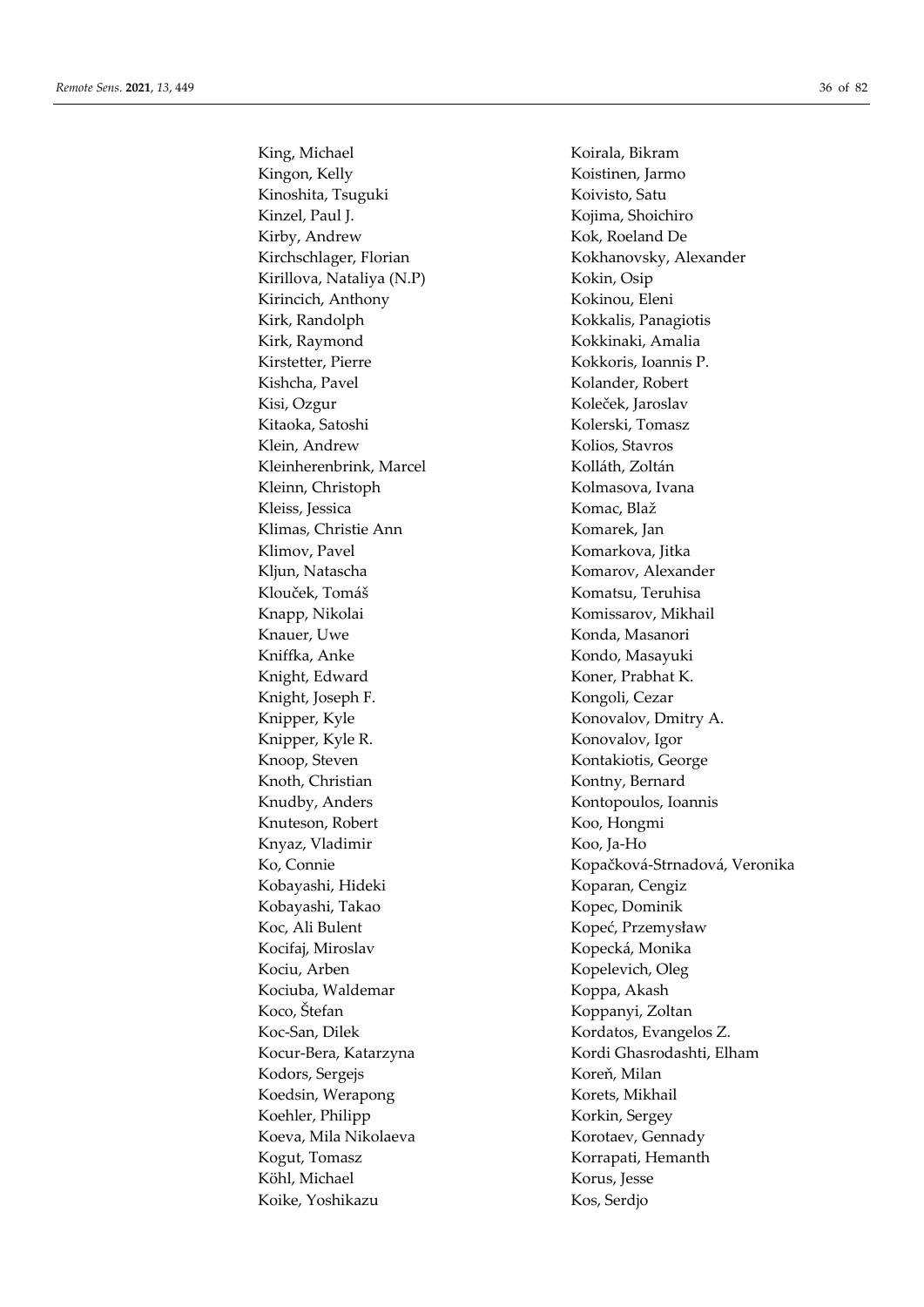King, Michael
Kingon, Kelly
Kinoshita, Tsuguki
Kinzel, Paul J.
Kirby, Andrew
Kirchschlager, Florian
Kirillova, Nataliya (N.P)
Kirincich, Anthony
Kirk, Randolph
Kirk, Raymond
Kirstetter, Pierre
Kishcha, Pavel
Kisi, Ozgur
Kitaoka, Satoshi
Klein, Andrew
Kleinherenbrink, Marcel
Kleinn, Christoph
Kleiss, Jessica
Klimas, Christie Ann
Klimov, Pavel
Kljun, Natascha
Klouček, Tomáš
Knapp, Nikolai
Knauer, Uwe
Kniffka, Anke
Knight, Edward
Knight, Joseph F.
Knipper, Kyle
Knipper, Kyle R.
Knoop, Steven
Knoth, Christian
Knudby, Anders
Knuteson, Robert
Knyaz, Vladimir
Ko, Connie
Kobayashi, Hideki
Kobayashi, Takao
Koc, Ali Bulent
Kocifaj, Miroslav
Kociu, Arben
Kociuba, Waldemar
Koco, Štefan
Koc-San, Dilek
Kocur-Bera, Katarzyna
Kodors, Sergejs
Koedsin, Werapong
Koehler, Philipp
Koeva, Mila Nikolaeva
Kogut, Tomasz
Köhl, Michael
Koike, Yoshikazu
Koirala, Bikram
Koistinen, Jarmo
Koivisto, Satu
Kojima, Shoichiro
Kok, Roeland De
Kokhanovsky, Alexander
Kokin, Osip
Kokinou, Eleni
Kokkalis, Panagiotis
Kokkinaki, Amalia
Kokkoris, Ioannis P.
Kolander, Robert
Koleček, Jaroslav
Kolerski, Tomasz
Kolios, Stavros
Kolláth, Zoltán
Kolmasova, Ivana
Komac, Blaž
Komarek, Jan
Komarkova, Jitka
Komarov, Alexander
Komatsu, Teruhisa
Komissarov, Mikhail
Konda, Masanori
Kondo, Masayuki
Koner, Prabhat K.
Kongoli, Cezar
Konovalov, Dmitry A.
Konovalov, Igor
Kontakiotis, George
Kontny, Bernard
Kontopoulos, Ioannis
Koo, Hongmi
Koo, Ja-Ho
Kopačková-Strnadová, Veronika
Koparan, Cengiz
Kopec, Dominik
Kopeć, Przemysław
Kopecká, Monika
Kopelevich, Oleg
Koppa, Akash
Koppanyi, Zoltan
Kordatos, Evangelos Z.
Kordi Ghasrodashti, Elham
Koreň, Milan
Korets, Mikhail
Korkin, Sergey
Korotaev, Gennady
Korrapati, Hemanth
Korus, Jesse
Kos, Serdjo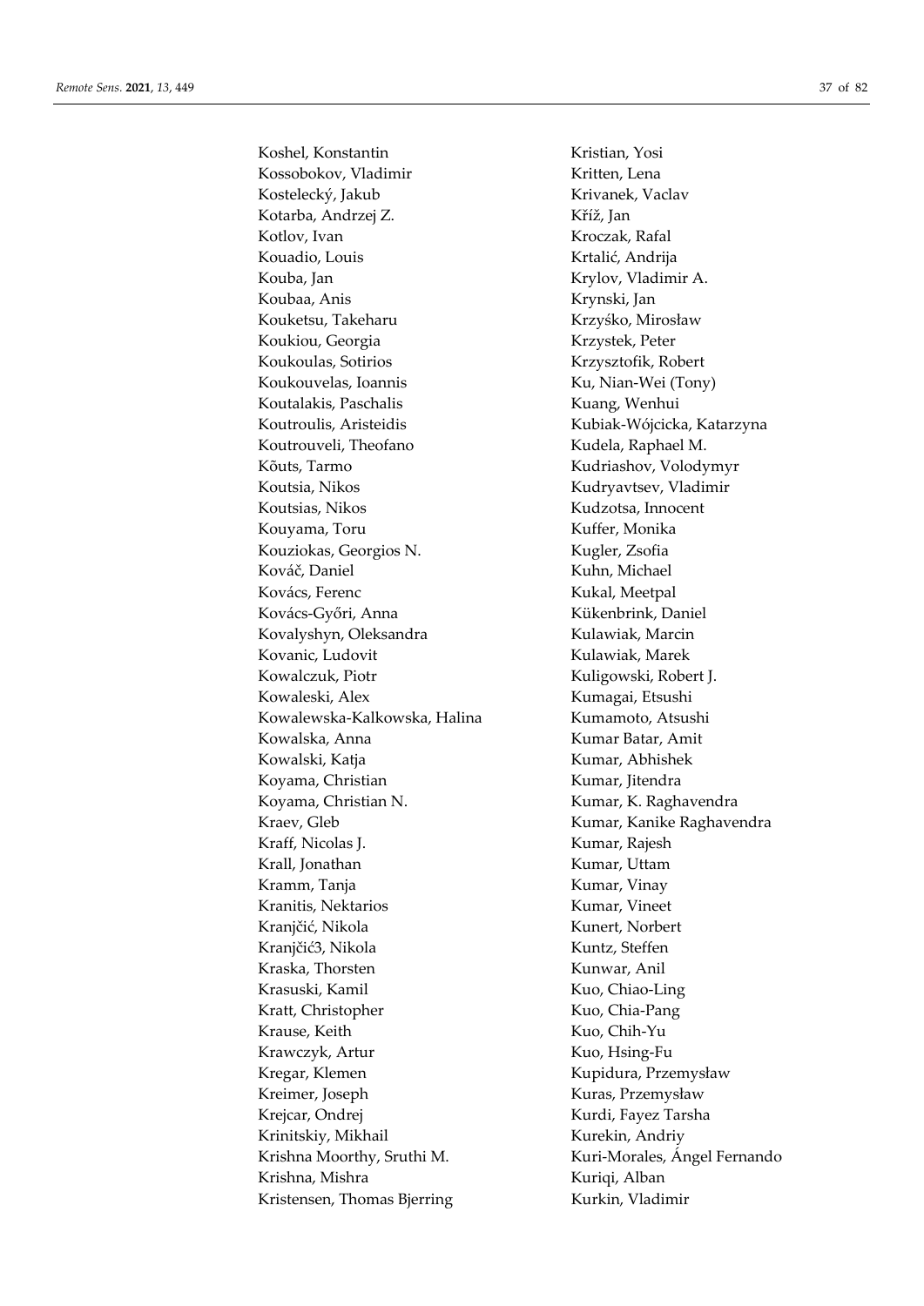Koshel, Konstantin
Kossobokov, Vladimir
Kostelecký, Jakub
Kotarba, Andrzej Z.
Kotlov, Ivan
Kouadio, Louis
Kouba, Jan
Koubaa, Anis
Kouketsu, Takeharu
Koukiou, Georgia
Koukoulas, Sotirios
Koukouvelas, Ioannis
Koutalakis, Paschalis
Koutroulis, Aristeidis
Koutrouveli, Theofano
Kõuts, Tarmo
Koutsia, Nikos
Koutsias, Nikos
Kouyama, Toru
Kouziokas, Georgios N.
Kováč, Daniel
Kovács, Ferenc
Kovács-Győri, Anna
Kovalyshyn, Oleksandra
Kovanic, Ludovit
Kowalczuk, Piotr
Kowaleski, Alex
Kowalewska-Kalkowska, Halina
Kowalska, Anna
Kowalski, Katja
Koyama, Christian
Koyama, Christian N.
Kraev, Gleb
Kraff, Nicolas J.
Krall, Jonathan
Kramm, Tanja
Kranitis, Nektarios
Kranjčić, Nikola
Kranjčić3, Nikola
Kraska, Thorsten
Krasuski, Kamil
Kratt, Christopher
Krause, Keith
Krawczyk, Artur
Kregar, Klemen
Kreimer, Joseph
Krejcar, Ondrej
Krinitskiy, Mikhail
Krishna Moorthy, Sruthi M.
Krishna, Mishra
Kristensen, Thomas Bjerring
Kristian, Yosi
Kritten, Lena
Krivanek, Vaclav
Kříž, Jan
Kroczak, Rafal
Krtalić, Andrija
Krylov, Vladimir A.
Krynski, Jan
Krzyśko, Mirosław
Krzystek, Peter
Krzysztofik, Robert
Ku, Nian-Wei (Tony)
Kuang, Wenhui
Kubiak-Wójcicka, Katarzyna
Kudela, Raphael M.
Kudriashov, Volodymyr
Kudryavtsev, Vladimir
Kudzotsa, Innocent
Kuffer, Monika
Kugler, Zsofia
Kuhn, Michael
Kukal, Meetpal
Kükenbrink, Daniel
Kulawiak, Marcin
Kulawiak, Marek
Kuligowski, Robert J.
Kumagai, Etsushi
Kumamoto, Atsushi
Kumar Batar, Amit
Kumar, Abhishek
Kumar, Jitendra
Kumar, K. Raghavendra
Kumar, Kanike Raghavendra
Kumar, Rajesh
Kumar, Uttam
Kumar, Vinay
Kumar, Vineet
Kunert, Norbert
Kuntz, Steffen
Kunwar, Anil
Kuo, Chiao-Ling
Kuo, Chia-Pang
Kuo, Chih-Yu
Kuo, Hsing-Fu
Kupidura, Przemysław
Kuras, Przemysław
Kurdi, Fayez Tarsha
Kurekin, Andriy
Kuri-Morales, Ángel Fernando
Kuriqi, Alban
Kurkin, Vladimir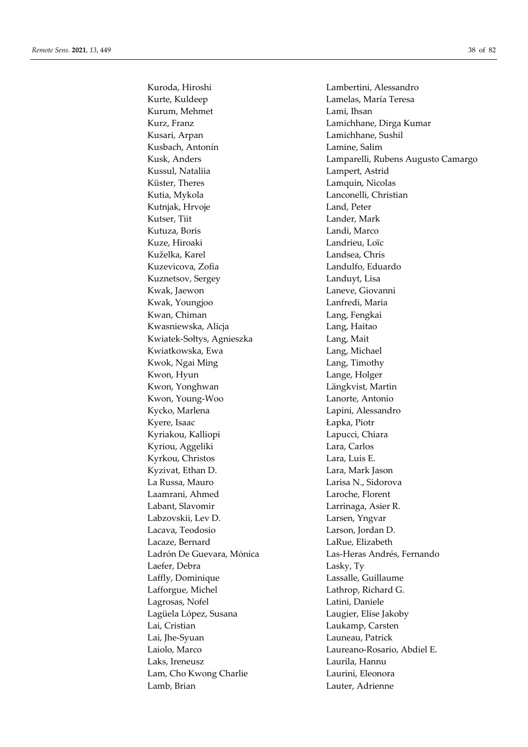Kuroda, Hiroshi
Kurte, Kuldeep
Kurum, Mehmet
Kurz, Franz
Kusari, Arpan
Kusbach, Antonín
Kusk, Anders
Kussul, Nataliia
Küster, Theres
Kutia, Mykola
Kutnjak, Hrvoje
Kutser, Tiit
Kutuza, Boris
Kuze, Hiroaki
Kuželka, Karel
Kuzevicova, Zofia
Kuznetsov, Sergey
Kwak, Jaewon
Kwak, Youngjoo
Kwan, Chiman
Kwasniewska, Alicja
Kwiatek-Sołtys, Agnieszka
Kwiatkowska, Ewa
Kwok, Ngai Ming
Kwon, Hyun
Kwon, Yonghwan
Kwon, Young-Woo
Kycko, Marlena
Kyere, Isaac
Kyriakou, Kalliopi
Kyriou, Aggeliki
Kyrkou, Christos
Kyzivat, Ethan D.
La Russa, Mauro
Laamrani, Ahmed
Labant, Slavomir
Labzovskii, Lev D.
Lacava, Teodosio
Lacaze, Bernard
Ladrón De Guevara, Mónica
Laefer, Debra
Laffly, Dominique
Lafforgue, Michel
Lagrosas, Nofel
Lagüela López, Susana
Lai, Cristian
Lai, Jhe-Syuan
Laiolo, Marco
Laks, Ireneusz
Lam, Cho Kwong Charlie
Lamb, Brian
Lambertini, Alessandro
Lamelas, María Teresa
Lami, Ihsan
Lamichhane, Dirga Kumar
Lamichhane, Sushil
Lamine, Salim
Lamparelli, Rubens Augusto Camargo
Lampert, Astrid
Lamquin, Nicolas
Lanconelli, Christian
Land, Peter
Lander, Mark
Landi, Marco
Landrieu, Loïc
Landsea, Chris
Landulfo, Eduardo
Landuyt, Lisa
Laneve, Giovanni
Lanfredi, Maria
Lang, Fengkai
Lang, Haitao
Lang, Mait
Lang, Michael
Lang, Timothy
Lange, Holger
Längkvist, Martin
Lanorte, Antonio
Lapini, Alessandro
Łapka, Piotr
Lapucci, Chiara
Lara, Carlos
Lara, Luis E.
Lara, Mark Jason
Larisa N., Sidorova
Laroche, Florent
Larrinaga, Asier R.
Larsen, Yngvar
Larson, Jordan D.
LaRue, Elizabeth
Las-Heras Andrés, Fernando
Lasky, Ty
Lassalle, Guillaume
Lathrop, Richard G.
Latini, Daniele
Laugier, Elise Jakoby
Laukamp, Carsten
Launeau, Patrick
Laureano-Rosario, Abdiel E.
Laurila, Hannu
Laurini, Eleonora
Lauter, Adrienne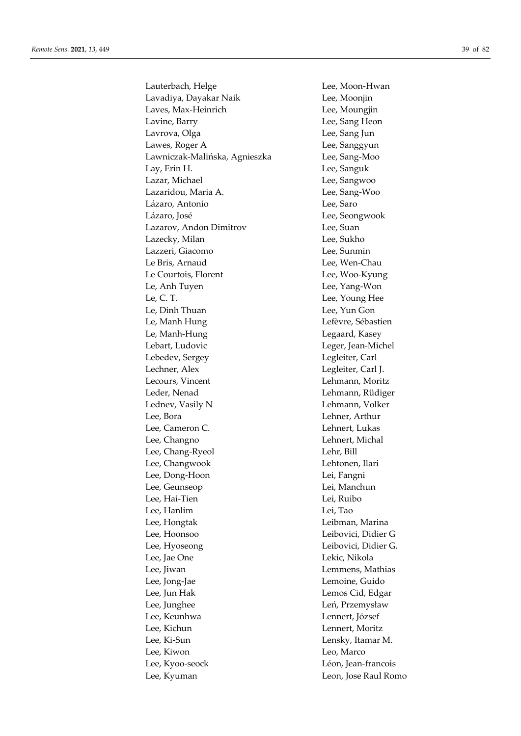Lauterbach, Helge
Lavadiya, Dayakar Naik
Laves, Max-Heinrich
Lavine, Barry
Lavrova, Olga
Lawes, Roger A
Lawniczak-Malińska, Agnieszka
Lay, Erin H.
Lazar, Michael
Lazaridou, Maria A.
Lázaro, Antonio
Lázaro, José
Lazarov, Andon Dimitrov
Lazecky, Milan
Lazzeri, Giacomo
Le Bris, Arnaud
Le Courtois, Florent
Le, Anh Tuyen
Le, C. T.
Le, Dinh Thuan
Le, Manh Hung
Le, Manh-Hung
Lebart, Ludovic
Lebedev, Sergey
Lechner, Alex
Lecours, Vincent
Leder, Nenad
Lednev, Vasily N
Lee, Bora
Lee, Cameron C.
Lee, Changno
Lee, Chang-Ryeol
Lee, Changwook
Lee, Dong-Hoon
Lee, Geunseop
Lee, Hai-Tien
Lee, Hanlim
Lee, Hongtak
Lee, Hoonsoo
Lee, Hyoseong
Lee, Jae One
Lee, Jiwan
Lee, Jong-Jae
Lee, Jun Hak
Lee, Junghee
Lee, Keunhwa
Lee, Kichun
Lee, Ki-Sun
Lee, Kiwon
Lee, Kyoo-seock
Lee, Kyuman
Lee, Moon-Hwan
Lee, Moonjin
Lee, Moungjin
Lee, Sang Heon
Lee, Sang Jun
Lee, Sanggyun
Lee, Sang-Moo
Lee, Sanguk
Lee, Sangwoo
Lee, Sang-Woo
Lee, Saro
Lee, Seongwook
Lee, Suan
Lee, Sukho
Lee, Sunmin
Lee, Wen-Chau
Lee, Woo-Kyung
Lee, Yang-Won
Lee, Young Hee
Lee, Yun Gon
Lefèvre, Sébastien
Legaard, Kasey
Leger, Jean-Michel
Legleiter, Carl
Legleiter, Carl J.
Lehmann, Moritz
Lehmann, Rüdiger
Lehmann, Volker
Lehner, Arthur
Lehnert, Lukas
Lehnert, Michal
Lehr, Bill
Lehtonen, Ilari
Lei, Fangni
Lei, Manchun
Lei, Ruibo
Lei, Tao
Leibman, Marina
Leibovici, Didier G
Leibovici, Didier G.
Lekic, Nikola
Lemmens, Mathias
Lemoine, Guido
Lemos Cid, Edgar
Leń, Przemysław
Lennert, József
Lennert, Moritz
Lensky, Itamar M.
Leo, Marco
Léon, Jean-francois
Leon, Jose Raul Romo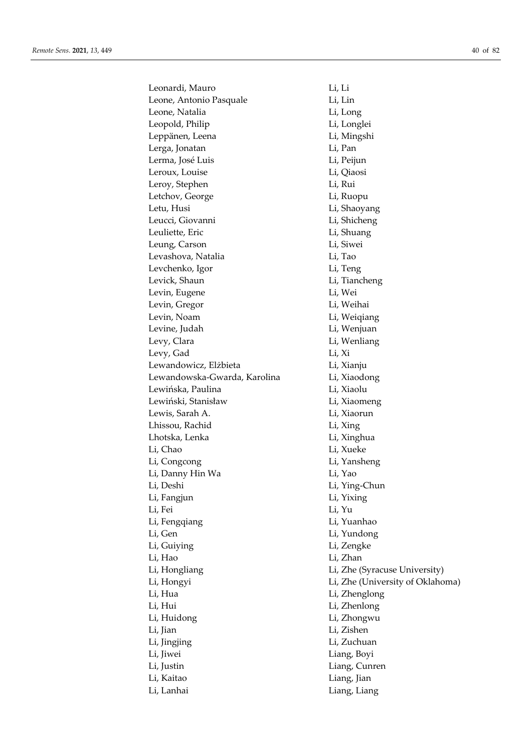Leonardi, Mauro
Leone, Antonio Pasquale
Leone, Natalia
Leopold, Philip
Leppänen, Leena
Lerga, Jonatan
Lerma, José Luis
Leroux, Louise
Leroy, Stephen
Letchov, George
Letu, Husi
Leucci, Giovanni
Leuliette, Eric
Leung, Carson
Levashova, Natalia
Levchenko, Igor
Levick, Shaun
Levin, Eugene
Levin, Gregor
Levin, Noam
Levine, Judah
Levy, Clara
Levy, Gad
Lewandowicz, Elżbieta
Lewandowska-Gwarda, Karolina
Lewińska, Paulina
Lewiński, Stanisław
Lewis, Sarah A.
Lhissou, Rachid
Lhotska, Lenka
Li, Chao
Li, Congcong
Li, Danny Hin Wa
Li, Deshi
Li, Fangjun
Li, Fei
Li, Fengqiang
Li, Gen
Li, Guiying
Li, Hao
Li, Hongliang
Li, Hongyi
Li, Hua
Li, Hui
Li, Huidong
Li, Jian
Li, Jingjing
Li, Jiwei
Li, Justin
Li, Kaitao
Li, Lanhai
Li, Li
Li, Lin
Li, Long
Li, Longlei
Li, Mingshi
Li, Pan
Li, Peijun
Li, Qiaosi
Li, Rui
Li, Ruopu
Li, Shaoyang
Li, Shicheng
Li, Shuang
Li, Siwei
Li, Tao
Li, Teng
Li, Tiancheng
Li, Wei
Li, Weihai
Li, Weiqiang
Li, Wenjuan
Li, Wenliang
Li, Xi
Li, Xianju
Li, Xiaodong
Li, Xiaolu
Li, Xiaomeng
Li, Xiaorun
Li, Xing
Li, Xinghua
Li, Xueke
Li, Yansheng
Li, Yao
Li, Ying-Chun
Li, Yixing
Li, Yu
Li, Yuanhao
Li, Yundong
Li, Zengke
Li, Zhan
Li, Zhe (Syracuse University)
Li, Zhe (University of Oklahoma)
Li, Zhenglong
Li, Zhenlong
Li, Zhongwu
Li, Zishen
Li, Zuchuan
Liang, Boyi
Liang, Cunren
Liang, Jian
Liang, Liang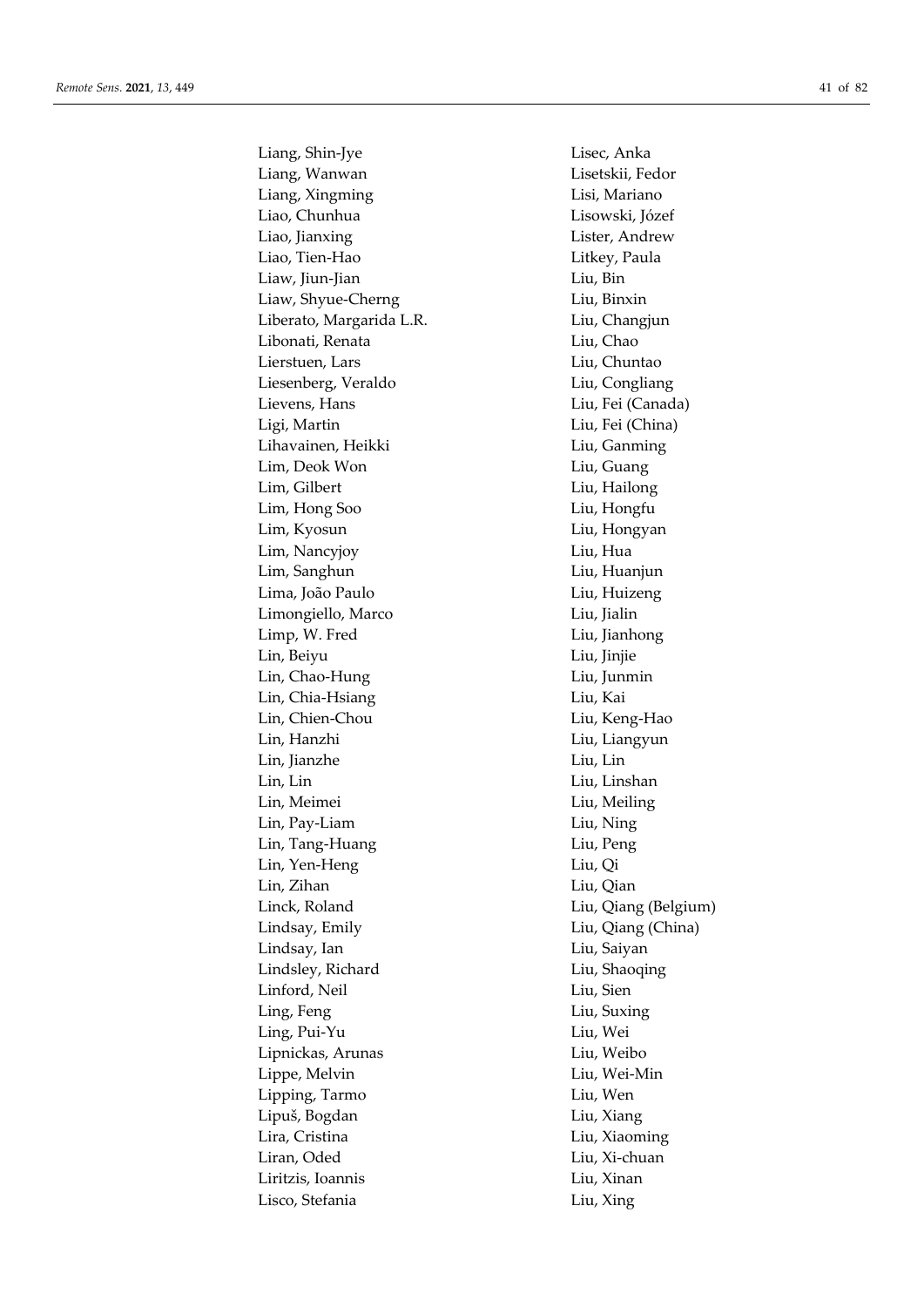Liang, Shin-Jye
Liang, Wanwan
Liang, Xingming
Liao, Chunhua
Liao, Jianxing
Liao, Tien-Hao
Liaw, Jiun-Jian
Liaw, Shyue-Cherng
Liberato, Margarida L.R.
Libonati, Renata
Lierstuen, Lars
Liesenberg, Veraldo
Lievens, Hans
Ligi, Martin
Lihavainen, Heikki
Lim, Deok Won
Lim, Gilbert
Lim, Hong Soo
Lim, Kyosun
Lim, Nancyjoy
Lim, Sanghun
Lima, João Paulo
Limongiello, Marco
Limp, W. Fred
Lin, Beiyu
Lin, Chao-Hung
Lin, Chia-Hsiang
Lin, Chien-Chou
Lin, Hanzhi
Lin, Jianzhe
Lin, Lin
Lin, Meimei
Lin, Pay-Liam
Lin, Tang-Huang
Lin, Yen-Heng
Lin, Zihan
Linck, Roland
Lindsay, Emily
Lindsay, Ian
Lindsley, Richard
Linford, Neil
Ling, Feng
Ling, Pui-Yu
Lipnickas, Arunas
Lippe, Melvin
Lipping, Tarmo
Lipuš, Bogdan
Lira, Cristina
Liran, Oded
Liritzis, Ioannis
Lisco, Stefania
Lisec, Anka
Lisetskii, Fedor
Lisi, Mariano
Lisowski, Józef
Lister, Andrew
Litkey, Paula
Liu, Bin
Liu, Binxin
Liu, Changjun
Liu, Chao
Liu, Chuntao
Liu, Congliang
Liu, Fei (Canada)
Liu, Fei (China)
Liu, Ganming
Liu, Guang
Liu, Hailong
Liu, Hongfu
Liu, Hongyan
Liu, Hua
Liu, Huanjun
Liu, Huizeng
Liu, Jialin
Liu, Jianhong
Liu, Jinjie
Liu, Junmin
Liu, Kai
Liu, Keng-Hao
Liu, Liangyun
Liu, Lin
Liu, Linshan
Liu, Meiling
Liu, Ning
Liu, Peng
Liu, Qi
Liu, Qian
Liu, Qiang (Belgium)
Liu, Qiang (China)
Liu, Saiyan
Liu, Shaoqing
Liu, Sien
Liu, Suxing
Liu, Wei
Liu, Weibo
Liu, Wei-Min
Liu, Wen
Liu, Xiang
Liu, Xiaoming
Liu, Xi-chuan
Liu, Xinan
Liu, Xing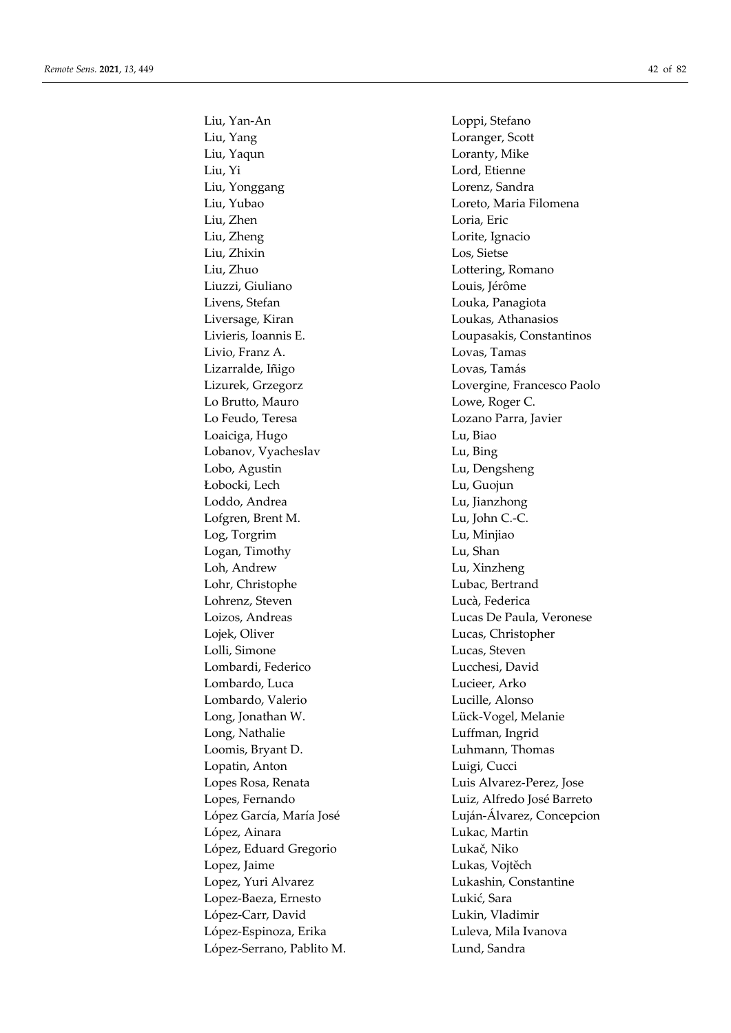Liu, Yan-An
Liu, Yang
Liu, Yaqun
Liu, Yi
Liu, Yonggang
Liu, Yubao
Liu, Zhen
Liu, Zheng
Liu, Zhixin
Liu, Zhuo
Liuzzi, Giuliano
Livens, Stefan
Liversage, Kiran
Livieris, Ioannis E.
Livio, Franz A.
Lizarralde, Iñigo
Lizurek, Grzegorz
Lo Brutto, Mauro
Lo Feudo, Teresa
Loaiciga, Hugo
Lobanov, Vyacheslav
Lobo, Agustin
Łobocki, Lech
Loddo, Andrea
Lofgren, Brent M.
Log, Torgrim
Logan, Timothy
Loh, Andrew
Lohr, Christophe
Lohrenz, Steven
Loizos, Andreas
Lojek, Oliver
Lolli, Simone
Lombardi, Federico
Lombardo, Luca
Lombardo, Valerio
Long, Jonathan W.
Long, Nathalie
Loomis, Bryant D.
Lopatin, Anton
Lopes Rosa, Renata
Lopes, Fernando
López García, María José
López, Ainara
López, Eduard Gregorio
Lopez, Jaime
Lopez, Yuri Alvarez
Lopez-Baeza, Ernesto
López-Carr, David
López-Espinoza, Erika
López-Serrano, Pablito M.
Loppi, Stefano
Loranger, Scott
Loranty, Mike
Lord, Etienne
Lorenz, Sandra
Loreto, Maria Filomena
Loria, Eric
Lorite, Ignacio
Los, Sietse
Lottering, Romano
Louis, Jérôme
Louka, Panagiota
Loukas, Athanasios
Loupasakis, Constantinos
Lovas, Tamas
Lovas, Tamás
Lovergine, Francesco Paolo
Lowe, Roger C.
Lozano Parra, Javier
Lu, Biao
Lu, Bing
Lu, Dengsheng
Lu, Guojun
Lu, Jianzhong
Lu, John C.-C.
Lu, Minjiao
Lu, Shan
Lu, Xinzheng
Lubac, Bertrand
Lucà, Federica
Lucas De Paula, Veronese
Lucas, Christopher
Lucas, Steven
Lucchesi, David
Lucieer, Arko
Lucille, Alonso
Lück-Vogel, Melanie
Luffman, Ingrid
Luhmann, Thomas
Luigi, Cucci
Luis Alvarez-Perez, Jose
Luiz, Alfredo José Barreto
Luján-Álvarez, Concepcion
Lukac, Martin
Lukač, Niko
Lukas, Vojtěch
Lukashin, Constantine
Lukić, Sara
Lukin, Vladimir
Luleva, Mila Ivanova
Lund, Sandra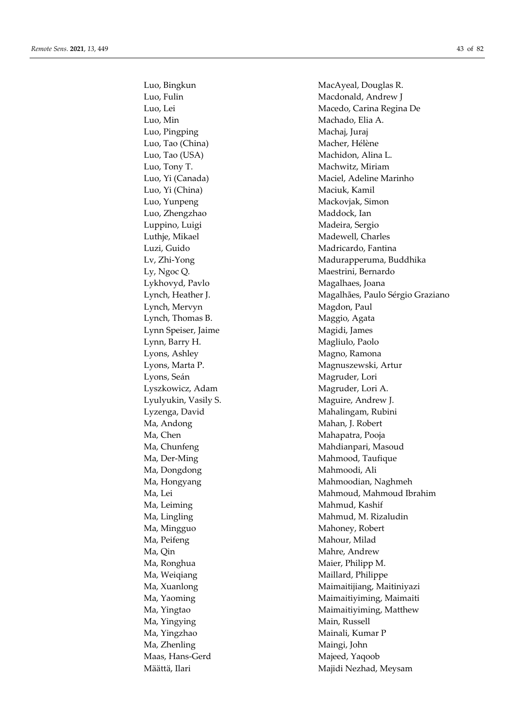Luo, Bingkun
Luo, Fulin
Luo, Lei
Luo, Min
Luo, Pingping
Luo, Tao (China)
Luo, Tao (USA)
Luo, Tony T.
Luo, Yi (Canada)
Luo, Yi (China)
Luo, Yunpeng
Luo, Zhengzhao
Luppino, Luigi
Luthje, Mikael
Luzi, Guido
Lv, Zhi-Yong
Ly, Ngoc Q.
Lykhovyd, Pavlo
Lynch, Heather J.
Lynch, Mervyn
Lynch, Thomas B.
Lynn Speiser, Jaime
Lynn, Barry H.
Lyons, Ashley
Lyons, Marta P.
Lyons, Seán
Lyszkowicz, Adam
Lyulyukin, Vasily S.
Lyzenga, David
Ma, Andong
Ma, Chen
Ma, Chunfeng
Ma, Der-Ming
Ma, Dongdong
Ma, Hongyang
Ma, Lei
Ma, Leiming
Ma, Lingling
Ma, Mingguo
Ma, Peifeng
Ma, Qin
Ma, Ronghua
Ma, Weiqiang
Ma, Xuanlong
Ma, Yaoming
Ma, Yingtao
Ma, Yingying
Ma, Yingzhao
Ma, Zhenling
Maas, Hans-Gerd
Määttä, Ilari
MacAyeal, Douglas R.
Macdonald, Andrew J
Macedo, Carina Regina De
Machado, Elia A.
Machaj, Juraj
Macher, Hélène
Machidon, Alina L.
Machwitz, Miriam
Maciel, Adeline Marinho
Maciuk, Kamil
Mackovjak, Simon
Maddock, Ian
Madeira, Sergio
Madewell, Charles
Madricardo, Fantina
Madurapperuma, Buddhika
Maestrini, Bernardo
Magalhaes, Joana
Magalhães, Paulo Sérgio Graziano
Magdon, Paul
Maggio, Agata
Magidi, James
Magliulo, Paolo
Magno, Ramona
Magnuszewski, Artur
Magruder, Lori
Magruder, Lori A.
Maguire, Andrew J.
Mahalingam, Rubini
Mahan, J. Robert
Mahapatra, Pooja
Mahdianpari, Masoud
Mahmood, Taufique
Mahmoodi, Ali
Mahmoodian, Naghmeh
Mahmoud, Mahmoud Ibrahim
Mahmud, Kashif
Mahmud, M. Rizaludin
Mahoney, Robert
Mahour, Milad
Mahre, Andrew
Maier, Philipp M.
Maillard, Philippe
Maimaitijiang, Maitiniyazi
Maimaitiyiming, Maimaiti
Maimaitiyiming, Matthew
Main, Russell
Mainali, Kumar P
Maingi, John
Majeed, Yaqoob
Majidi Nezhad, Meysam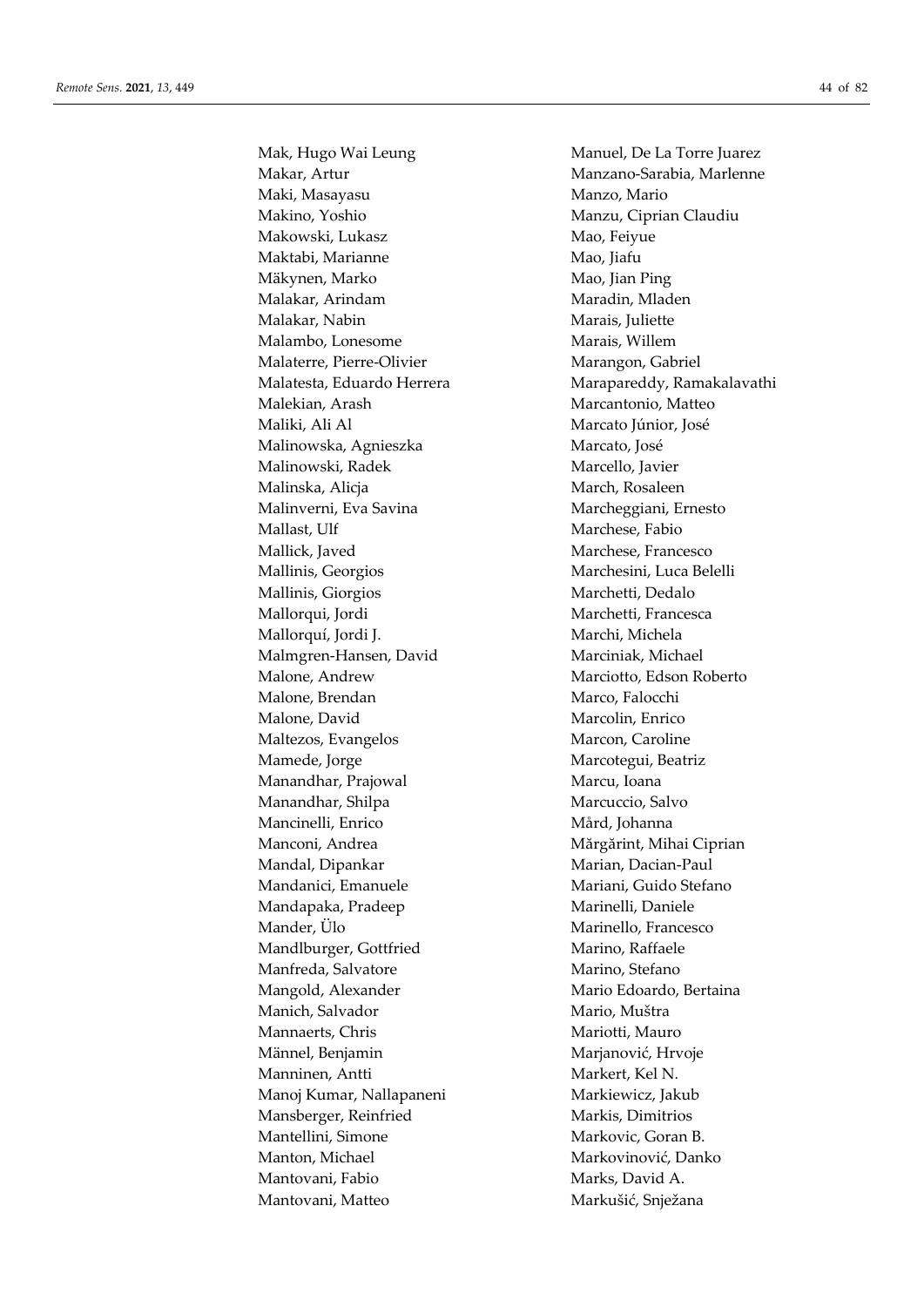Mak, Hugo Wai Leung
Makar, Artur
Maki, Masayasu
Makino, Yoshio
Makowski, Lukasz
Maktabi, Marianne
Mäkynen, Marko
Malakar, Arindam
Malakar, Nabin
Malambo, Lonesome
Malaterre, Pierre-Olivier
Malatesta, Eduardo Herrera
Malekian, Arash
Maliki, Ali Al
Malinowska, Agnieszka
Malinowski, Radek
Malinska, Alicja
Malinverni, Eva Savina
Mallast, Ulf
Mallick, Javed
Mallinis, Georgios
Mallinis, Giorgios
Mallorqui, Jordi
Mallorquí, Jordi J.
Malmgren-Hansen, David
Malone, Andrew
Malone, Brendan
Malone, David
Maltezos, Evangelos
Mamede, Jorge
Manandhar, Prajowal
Manandhar, Shilpa
Mancinelli, Enrico
Manconi, Andrea
Mandal, Dipankar
Mandanici, Emanuele
Mandapaka, Pradeep
Mander, Ülo
Mandlburger, Gottfried
Manfreda, Salvatore
Mangold, Alexander
Manich, Salvador
Mannaerts, Chris
Männel, Benjamin
Manninen, Antti
Manoj Kumar, Nallapaneni
Mansberger, Reinfried
Mantellini, Simone
Manton, Michael
Mantovani, Fabio
Mantovani, Matteo
Manuel, De La Torre Juarez
Manzano-Sarabia, Marlenne
Manzo, Mario
Manzu, Ciprian Claudiu
Mao, Feiyue
Mao, Jiafu
Mao, Jian Ping
Maradin, Mladen
Marais, Juliette
Marais, Willem
Marangon, Gabriel
Marapareddy, Ramakalavathi
Marcantonio, Matteo
Marcato Júnior, José
Marcato, José
Marcello, Javier
March, Rosaleen
Marcheggiani, Ernesto
Marchese, Fabio
Marchese, Francesco
Marchesini, Luca Belelli
Marchetti, Dedalo
Marchetti, Francesca
Marchi, Michela
Marciniak, Michael
Marciotto, Edson Roberto
Marco, Falocchi
Marcolin, Enrico
Marcon, Caroline
Marcotegui, Beatriz
Marcu, Ioana
Marcuccio, Salvo
Mård, Johanna
Mărgărint, Mihai Ciprian
Marian, Dacian-Paul
Mariani, Guido Stefano
Marinelli, Daniele
Marinello, Francesco
Marino, Raffaele
Marino, Stefano
Mario Edoardo, Bertaina
Mario, Muštra
Mariotti, Mauro
Marjanović, Hrvoje
Markert, Kel N.
Markiewicz, Jakub
Markis, Dimitrios
Markovic, Goran B.
Markovinović, Danko
Marks, David A.
Markušić, Snježana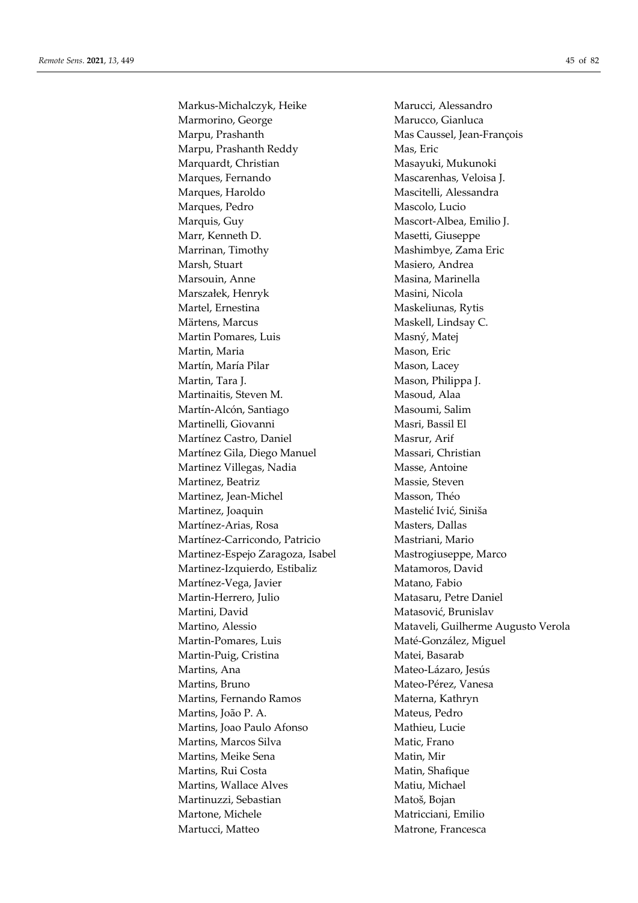Markus-Michalczyk, Heike
Marmorino, George
Marpu, Prashanth
Marpu, Prashanth Reddy
Marquardt, Christian
Marques, Fernando
Marques, Haroldo
Marques, Pedro
Marquis, Guy
Marr, Kenneth D.
Marrinan, Timothy
Marsh, Stuart
Marsouin, Anne
Marszałek, Henryk
Martel, Ernestina
Märtens, Marcus
Martin Pomares, Luis
Martin, Maria
Martín, María Pilar
Martin, Tara J.
Martinaitis, Steven M.
Martín-Alcón, Santiago
Martinelli, Giovanni
Martínez Castro, Daniel
Martínez Gila, Diego Manuel
Martinez Villegas, Nadia
Martinez, Beatriz
Martinez, Jean-Michel
Martinez, Joaquin
Martínez-Arias, Rosa
Martínez-Carricondo, Patricio
Martinez-Espejo Zaragoza, Isabel
Martinez-Izquierdo, Estibaliz
Martínez-Vega, Javier
Martin-Herrero, Julio
Martini, David
Martino, Alessio
Martin-Pomares, Luis
Martin-Puig, Cristina
Martins, Ana
Martins, Bruno
Martins, Fernando Ramos
Martins, João P. A.
Martins, Joao Paulo Afonso
Martins, Marcos Silva
Martins, Meike Sena
Martins, Rui Costa
Martins, Wallace Alves
Martinuzzi, Sebastian
Martone, Michele
Martucci, Matteo
Marucci, Alessandro
Marucco, Gianluca
Mas Caussel, Jean-François
Mas, Eric
Masayuki, Mukunoki
Mascarenhas, Veloisa J.
Mascitelli, Alessandra
Mascolo, Lucio
Mascort-Albea, Emilio J.
Masetti, Giuseppe
Mashimbye, Zama Eric
Masiero, Andrea
Masina, Marinella
Masini, Nicola
Maskeliunas, Rytis
Maskell, Lindsay C.
Masný, Matej
Mason, Eric
Mason, Lacey
Mason, Philippa J.
Masoud, Alaa
Masoumi, Salim
Masri, Bassil El
Masrur, Arif
Massari, Christian
Masse, Antoine
Massie, Steven
Masson, Théo
Mastelić Ivić, Siniša
Masters, Dallas
Mastriani, Mario
Mastrogiuseppe, Marco
Matamoros, David
Matano, Fabio
Matasaru, Petre Daniel
Matasović, Brunislav
Mataveli, Guilherme Augusto Verola
Maté-González, Miguel
Matei, Basarab
Mateo-Lázaro, Jesús
Mateo-Pérez, Vanesa
Materna, Kathryn
Mateus, Pedro
Mathieu, Lucie
Matic, Frano
Matin, Mir
Matin, Shafique
Matiu, Michael
Matoš, Bojan
Matricciani, Emilio
Matrone, Francesca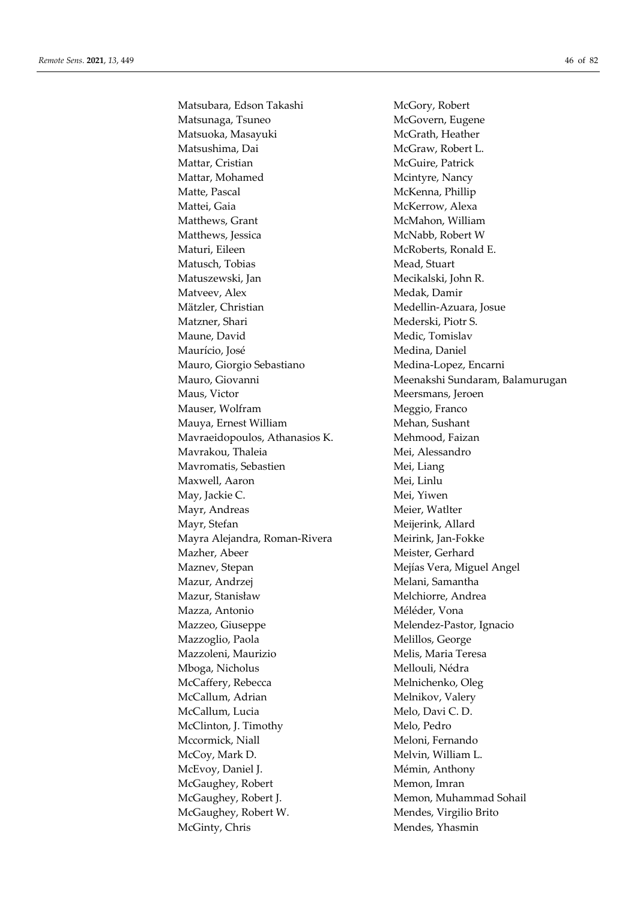Matsubara, Edson Takashi
Matsunaga, Tsuneo
Matsuoka, Masayuki
Matsushima, Dai
Mattar, Cristian
Mattar, Mohamed
Matte, Pascal
Mattei, Gaia
Matthews, Grant
Matthews, Jessica
Maturi, Eileen
Matusch, Tobias
Matuszewski, Jan
Matveev, Alex
Mätzler, Christian
Matzner, Shari
Maune, David
Maurício, José
Mauro, Giorgio Sebastiano
Mauro, Giovanni
Maus, Victor
Mauser, Wolfram
Mauya, Ernest William
Mavraeidopoulos, Athanasios K.
Mavrakou, Thaleia
Mavromatis, Sebastien
Maxwell, Aaron
May, Jackie C.
Mayr, Andreas
Mayr, Stefan
Mayra Alejandra, Roman-Rivera
Mazher, Abeer
Maznev, Stepan
Mazur, Andrzej
Mazur, Stanisław
Mazza, Antonio
Mazzeo, Giuseppe
Mazzoglio, Paola
Mazzoleni, Maurizio
Mboga, Nicholus
McCaffery, Rebecca
McCallum, Adrian
McCallum, Lucia
McClinton, J. Timothy
Mccormick, Niall
McCoy, Mark D.
McEvoy, Daniel J.
McGaughey, Robert
McGaughey, Robert J.
McGaughey, Robert W.
McGinty, Chris
McGory, Robert
McGovern, Eugene
McGrath, Heather
McGraw, Robert L.
McGuire, Patrick
Mcintyre, Nancy
McKenna, Phillip
McKerrow, Alexa
McMahon, William
McNabb, Robert W
McRoberts, Ronald E.
Mead, Stuart
Mecikalski, John R.
Medak, Damir
Medellin-Azuara, Josue
Mederski, Piotr S.
Medic, Tomislav
Medina, Daniel
Medina-Lopez, Encarni
Meenakshi Sundaram, Balamurugan
Meersmans, Jeroen
Meggio, Franco
Mehan, Sushant
Mehmood, Faizan
Mei, Alessandro
Mei, Liang
Mei, Linlu
Mei, Yiwen
Meier, Watlter
Meijerink, Allard
Meirink, Jan-Fokke
Meister, Gerhard
Mejías Vera, Miguel Angel
Melani, Samantha
Melchiorre, Andrea
Méléder, Vona
Melendez-Pastor, Ignacio
Melillos, George
Melis, Maria Teresa
Mellouli, Nédra
Melnichenko, Oleg
Melnikov, Valery
Melo, Davi C. D.
Melo, Pedro
Meloni, Fernando
Melvin, William L.
Mémin, Anthony
Memon, Imran
Memon, Muhammad Sohail
Mendes, Virgilio Brito
Mendes, Yhasmin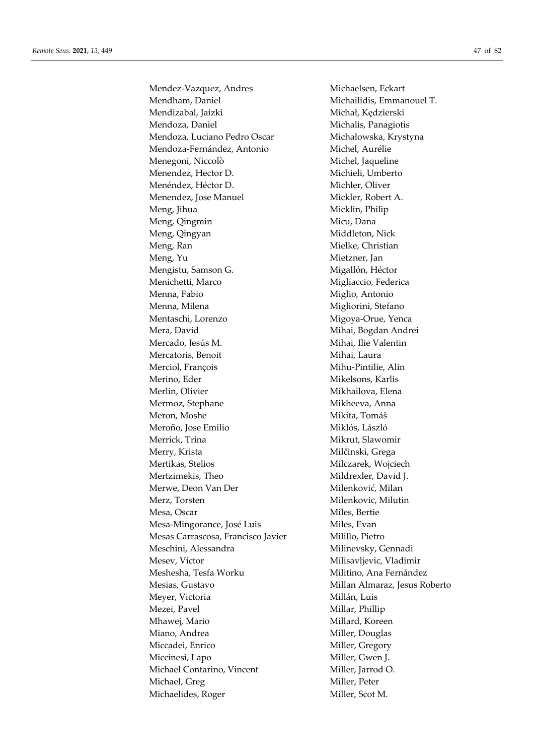Mendez-Vazquez, Andres
Mendham, Daniel
Mendizabal, Jaizki
Mendoza, Daniel
Mendoza, Luciano Pedro Oscar
Mendoza-Fernández, Antonio
Menegoni, Niccolò
Menendez, Hector D.
Menéndez, Héctor D.
Menendez, Jose Manuel
Meng, Jihua
Meng, Qingmin
Meng, Qingyan
Meng, Ran
Meng, Yu
Mengistu, Samson G.
Menichetti, Marco
Menna, Fabio
Menna, Milena
Mentaschi, Lorenzo
Mera, David
Mercado, Jesús M.
Mercatoris, Benoit
Merciol, François
Merino, Eder
Merlin, Olivier
Mermoz, Stephane
Meron, Moshe
Meroño, Jose Emilio
Merrick, Trina
Merry, Krista
Mertikas, Stelios
Mertzimekis, Theo
Merwe, Deon Van Der
Merz, Torsten
Mesa, Oscar
Mesa-Mingorance, José Luis
Mesas Carrascosa, Francisco Javier
Meschini, Alessandra
Mesev, Victor
Meshesha, Tesfa Worku
Mesias, Gustavo
Meyer, Victoria
Mezei, Pavel
Mhawej, Mario
Miano, Andrea
Miccadei, Enrico
Miccinesi, Lapo
Michael Contarino, Vincent
Michael, Greg
Michaelides, Roger
Michaelsen, Eckart
Michailidis, Emmanouel T.
Michał, Kędzierski
Michalis, Panagiotis
Michałowska, Krystyna
Michel, Aurélie
Michel, Jaqueline
Michieli, Umberto
Michler, Oliver
Mickler, Robert A.
Micklin, Philip
Micu, Dana
Middleton, Nick
Mielke, Christian
Mietzner, Jan
Migallón, Héctor
Migliaccio, Federica
Miglio, Antonio
Migliorini, Stefano
Migoya-Orue, Yenca
Mihai, Bogdan Andrei
Mihai, Ilie Valentin
Mihai, Laura
Mihu-Pintilie, Alin
Mikelsons, Karlis
Mikhailova, Elena
Mikheeva, Anna
Mikita, Tomáš
Miklós, László
Mikrut, Slawomir
Milčinski, Grega
Milczarek, Wojciech
Mildrexler, David J.
Milenković, Milan
Milenkovic, Milutin
Miles, Bertie
Miles, Evan
Milillo, Pietro
Milinevsky, Gennadi
Milisavljevic, Vladimir
Militino, Ana Fernández
Millan Almaraz, Jesus Roberto
Millán, Luis
Millar, Phillip
Millard, Koreen
Miller, Douglas
Miller, Gregory
Miller, Gwen J.
Miller, Jarrod O.
Miller, Peter
Miller, Scot M.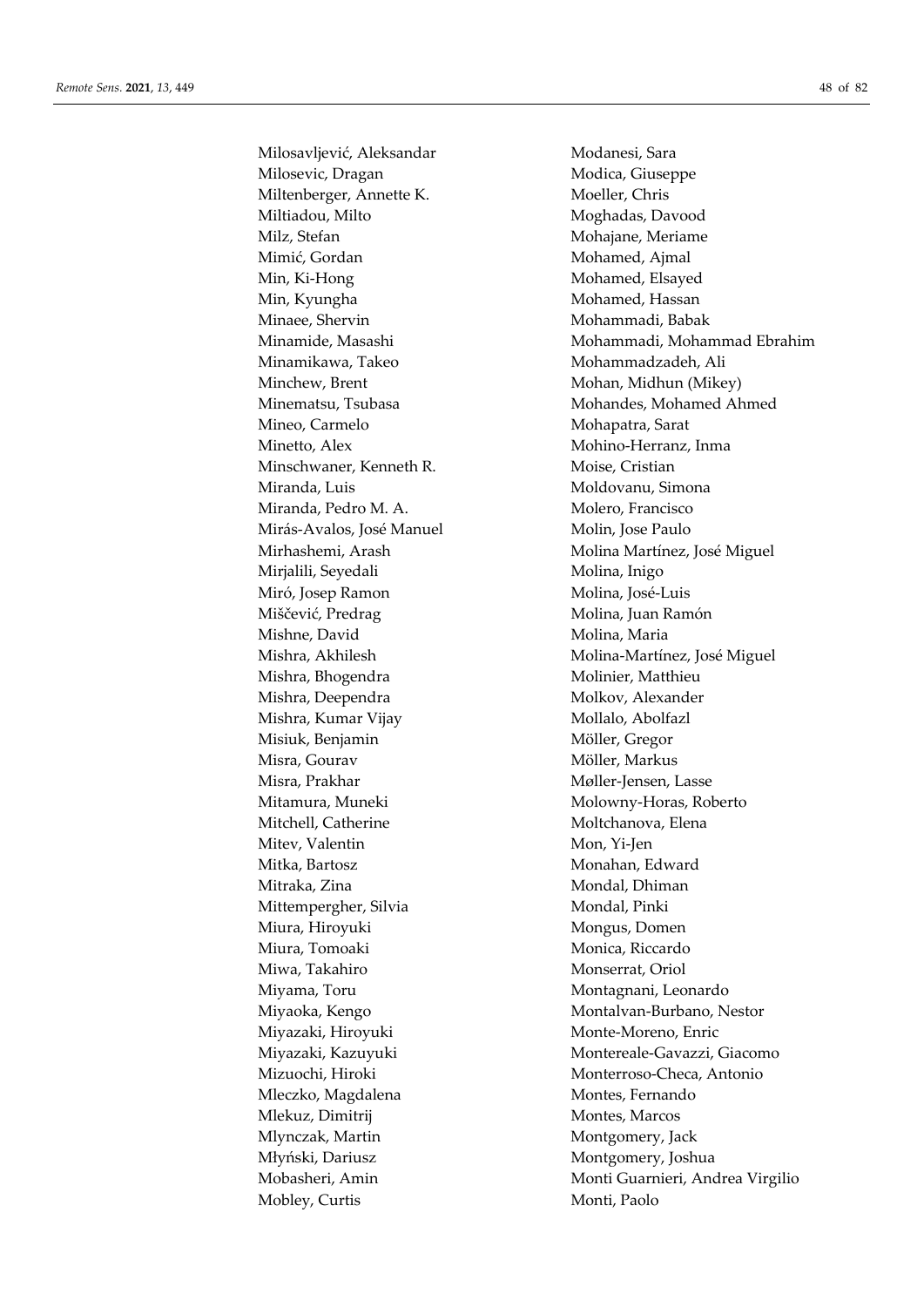Milosavljević, Aleksandar
Milosevic, Dragan
Miltenberger, Annette K.
Miltiadou, Milto
Milz, Stefan
Mimić, Gordan
Min, Ki-Hong
Min, Kyungha
Minaee, Shervin
Minamide, Masashi
Minamikawa, Takeo
Minchew, Brent
Minematsu, Tsubasa
Mineo, Carmelo
Minetto, Alex
Minschwaner, Kenneth R.
Miranda, Luis
Miranda, Pedro M. A.
Mirás-Avalos, José Manuel
Mirhashemi, Arash
Mirjalili, Seyedali
Miró, Josep Ramon
Miščević, Predrag
Mishne, David
Mishra, Akhilesh
Mishra, Bhogendra
Mishra, Deependra
Mishra, Kumar Vijay
Misiuk, Benjamin
Misra, Gourav
Misra, Prakhar
Mitamura, Muneki
Mitchell, Catherine
Mitev, Valentin
Mitka, Bartosz
Mitraka, Zina
Mittempergher, Silvia
Miura, Hiroyuki
Miura, Tomoaki
Miwa, Takahiro
Miyama, Toru
Miyaoka, Kengo
Miyazaki, Hiroyuki
Miyazaki, Kazuyuki
Mizuochi, Hiroki
Mleczko, Magdalena
Mlekuz, Dimitrij
Mlynczak, Martin
Młyński, Dariusz
Mobasheri, Amin
Mobley, Curtis
Modanesi, Sara
Modica, Giuseppe
Moeller, Chris
Moghadas, Davood
Mohajane, Meriame
Mohamed, Ajmal
Mohamed, Elsayed
Mohamed, Hassan
Mohammadi, Babak
Mohammadi, Mohammad Ebrahim
Mohammadzadeh, Ali
Mohan, Midhun (Mikey)
Mohandes, Mohamed Ahmed
Mohapatra, Sarat
Mohino-Herranz, Inma
Moise, Cristian
Moldovanu, Simona
Molero, Francisco
Molin, Jose Paulo
Molina Martínez, José Miguel
Molina, Inigo
Molina, José-Luis
Molina, Juan Ramón
Molina, Maria
Molina-Martínez, José Miguel
Molinier, Matthieu
Molkov, Alexander
Mollalo, Abolfazl
Möller, Gregor
Möller, Markus
Møller-Jensen, Lasse
Molowny-Horas, Roberto
Moltchanova, Elena
Mon, Yi-Jen
Monahan, Edward
Mondal, Dhiman
Mondal, Pinki
Mongus, Domen
Monica, Riccardo
Monserrat, Oriol
Montagnani, Leonardo
Montalvan-Burbano, Nestor
Monte-Moreno, Enric
Montereale-Gavazzi, Giacomo
Monterroso-Checa, Antonio
Montes, Fernando
Montes, Marcos
Montgomery, Jack
Montgomery, Joshua
Monti Guarnieri, Andrea Virgilio
Monti, Paolo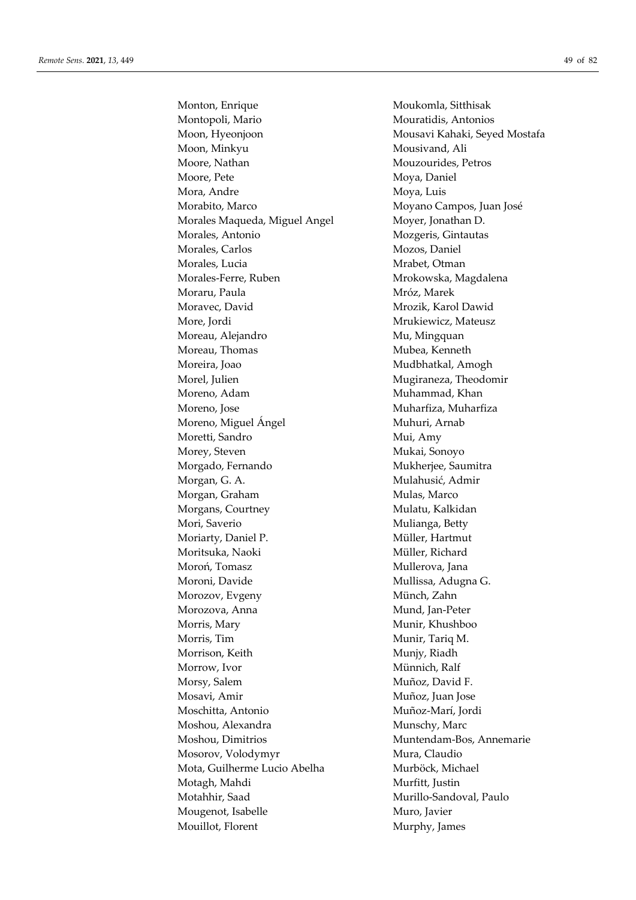Monton, Enrique
Montopoli, Mario
Moon, Hyeonjoon
Moon, Minkyu
Moore, Nathan
Moore, Pete
Mora, Andre
Morabito, Marco
Morales Maqueda, Miguel Angel
Morales, Antonio
Morales, Carlos
Morales, Lucia
Morales-Ferre, Ruben
Moraru, Paula
Moravec, David
More, Jordi
Moreau, Alejandro
Moreau, Thomas
Moreira, Joao
Morel, Julien
Moreno, Adam
Moreno, Jose
Moreno, Miguel Ángel
Moretti, Sandro
Morey, Steven
Morgado, Fernando
Morgan, G. A.
Morgan, Graham
Morgans, Courtney
Mori, Saverio
Moriarty, Daniel P.
Moritsuka, Naoki
Moroń, Tomasz
Moroni, Davide
Morozov, Evgeny
Morozova, Anna
Morris, Mary
Morris, Tim
Morrison, Keith
Morrow, Ivor
Morsy, Salem
Mosavi, Amir
Moschitta, Antonio
Moshou, Alexandra
Moshou, Dimitrios
Mosorov, Volodymyr
Mota, Guilherme Lucio Abelha
Motagh, Mahdi
Motahhir, Saad
Mougenot, Isabelle
Mouillot, Florent
Moukomla, Sitthisak
Mouratidis, Antonios
Mousavi Kahaki, Seyed Mostafa
Mousivand, Ali
Mouzourides, Petros
Moya, Daniel
Moya, Luis
Moyano Campos, Juan José
Moyer, Jonathan D.
Mozgeris, Gintautas
Mozos, Daniel
Mrabet, Otman
Mrokowska, Magdalena
Mróz, Marek
Mrozik, Karol Dawid
Mrukiewicz, Mateusz
Mu, Mingquan
Mubea, Kenneth
Mudbhatkal, Amogh
Mugiraneza, Theodomir
Muhammad, Khan
Muharfiza, Muharfiza
Muhuri, Arnab
Mui, Amy
Mukai, Sonoyo
Mukherjee, Saumitra
Mulahusić, Admir
Mulas, Marco
Mulatu, Kalkidan
Mulianga, Betty
Müller, Hartmut
Müller, Richard
Mullerova, Jana
Mullissa, Adugna G.
Münch, Zahn
Mund, Jan-Peter
Munir, Khushboo
Munir, Tariq M.
Munjy, Riadh
Münnich, Ralf
Muñoz, David F.
Muñoz, Juan Jose
Muñoz-Marí, Jordi
Munschy, Marc
Muntendam-Bos, Annemarie
Mura, Claudio
Murböck, Michael
Murfitt, Justin
Murillo-Sandoval, Paulo
Muro, Javier
Murphy, James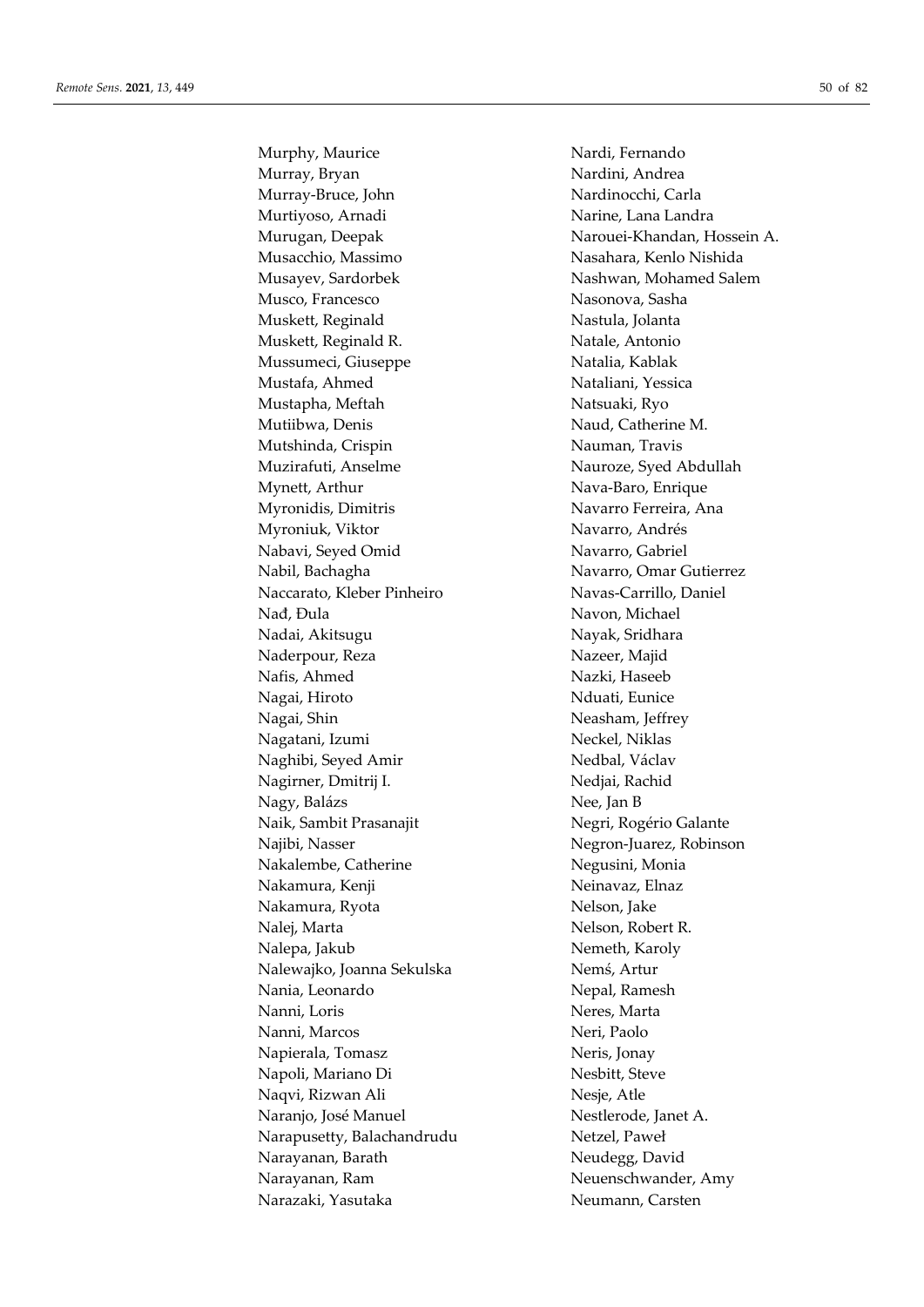Murphy, Maurice
Murray, Bryan
Murray-Bruce, John
Murtiyoso, Arnadi
Murugan, Deepak
Musacchio, Massimo
Musayev, Sardorbek
Musco, Francesco
Muskett, Reginald
Muskett, Reginald R.
Mussumeci, Giuseppe
Mustafa, Ahmed
Mustapha, Meftah
Mutiibwa, Denis
Mutshinda, Crispin
Muzirafuti, Anselme
Mynett, Arthur
Myronidis, Dimitris
Myroniuk, Viktor
Nabavi, Seyed Omid
Nabil, Bachagha
Naccarato, Kleber Pinheiro
Nađ, Đula
Nadai, Akitsugu
Naderpour, Reza
Nafis, Ahmed
Nagai, Hiroto
Nagai, Shin
Nagatani, Izumi
Naghibi, Seyed Amir
Nagirner, Dmitrij I.
Nagy, Balázs
Naik, Sambit Prasanajit
Najibi, Nasser
Nakalembe, Catherine
Nakamura, Kenji
Nakamura, Ryota
Nalej, Marta
Nalepa, Jakub
Nalewajko, Joanna Sekulska
Nania, Leonardo
Nanni, Loris
Nanni, Marcos
Napierala, Tomasz
Napoli, Mariano Di
Naqvi, Rizwan Ali
Naranjo, José Manuel
Narapusetty, Balachandrudu
Narayanan, Barath
Narayanan, Ram
Narazaki, Yasutaka
Nardi, Fernando
Nardini, Andrea
Nardinocchi, Carla
Narine, Lana Landra
Narouei-Khandan, Hossein A.
Nasahara, Kenlo Nishida
Nashwan, Mohamed Salem
Nasonova, Sasha
Nastula, Jolanta
Natale, Antonio
Natalia, Kablak
Nataliani, Yessica
Natsuaki, Ryo
Naud, Catherine M.
Nauman, Travis
Nauroze, Syed Abdullah
Nava-Baro, Enrique
Navarro Ferreira, Ana
Navarro, Andrés
Navarro, Gabriel
Navarro, Omar Gutierrez
Navas-Carrillo, Daniel
Navon, Michael
Nayak, Sridhara
Nazeer, Majid
Nazki, Haseeb
Nduati, Eunice
Neasham, Jeffrey
Neckel, Niklas
Nedbal, Václav
Nedjai, Rachid
Nee, Jan B
Negri, Rogério Galante
Negron-Juarez, Robinson
Negusini, Monia
Neinavaz, Elnaz
Nelson, Jake
Nelson, Robert R.
Nemeth, Karoly
Nemś, Artur
Nepal, Ramesh
Neres, Marta
Neri, Paolo
Neris, Jonay
Nesbitt, Steve
Nesje, Atle
Nestlerode, Janet A.
Netzel, Paweł
Neudegg, David
Neuenschwander, Amy
Neumann, Carsten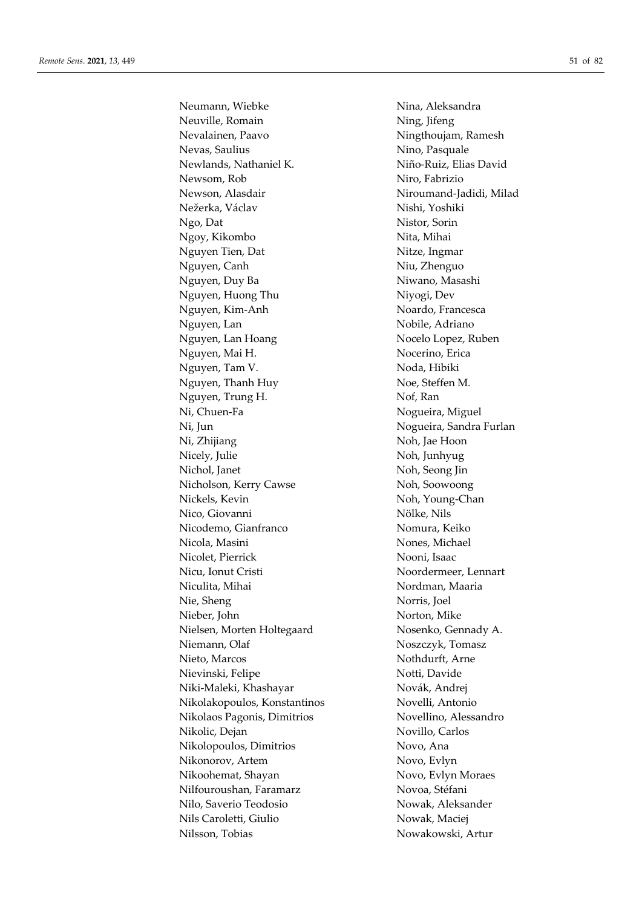Neumann, Wiebke
Neuville, Romain
Nevalainen, Paavo
Nevas, Saulius
Newlands, Nathaniel K.
Newsom, Rob
Newson, Alasdair
Nežerka, Václav
Ngo, Dat
Ngoy, Kikombo
Nguyen Tien, Dat
Nguyen, Canh
Nguyen, Duy Ba
Nguyen, Huong Thu
Nguyen, Kim-Anh
Nguyen, Lan
Nguyen, Lan Hoang
Nguyen, Mai H.
Nguyen, Tam V.
Nguyen, Thanh Huy
Nguyen, Trung H.
Ni, Chuen-Fa
Ni, Jun
Ni, Zhijiang
Nicely, Julie
Nichol, Janet
Nicholson, Kerry Cawse
Nickels, Kevin
Nico, Giovanni
Nicodemo, Gianfranco
Nicola, Masini
Nicolet, Pierrick
Nicu, Ionut Cristi
Niculita, Mihai
Nie, Sheng
Nieber, John
Nielsen, Morten Holtegaard
Niemann, Olaf
Nieto, Marcos
Nievinski, Felipe
Niki-Maleki, Khashayar
Nikolakopoulos, Konstantinos
Nikolaos Pagonis, Dimitrios
Nikolic, Dejan
Nikolopoulos, Dimitrios
Nikonorov, Artem
Nikoohemat, Shayan
Nilfouroushan, Faramarz
Nilo, Saverio Teodosio
Nils Caroletti, Giulio
Nilsson, Tobias
Nina, Aleksandra
Ning, Jifeng
Ningthoujam, Ramesh
Nino, Pasquale
Niño-Ruiz, Elias David
Niro, Fabrizio
Niroumand-Jadidi, Milad
Nishi, Yoshiki
Nistor, Sorin
Nita, Mihai
Nitze, Ingmar
Niu, Zhenguo
Niwano, Masashi
Niyogi, Dev
Noardo, Francesca
Nobile, Adriano
Nocelo Lopez, Ruben
Nocerino, Erica
Noda, Hibiki
Noe, Steffen M.
Nof, Ran
Nogueira, Miguel
Nogueira, Sandra Furlan
Noh, Jae Hoon
Noh, Junhyug
Noh, Seong Jin
Noh, Soowoong
Noh, Young-Chan
Nölke, Nils
Nomura, Keiko
Nones, Michael
Nooni, Isaac
Noordermeer, Lennart
Nordman, Maaria
Norris, Joel
Norton, Mike
Nosenko, Gennady A.
Noszczyk, Tomasz
Nothdurft, Arne
Notti, Davide
Novák, Andrej
Novelli, Antonio
Novellino, Alessandro
Novillo, Carlos
Novo, Ana
Novo, Evlyn
Novo, Evlyn Moraes
Novoa, Stéfani
Nowak, Aleksander
Nowak, Maciej
Nowakowski, Artur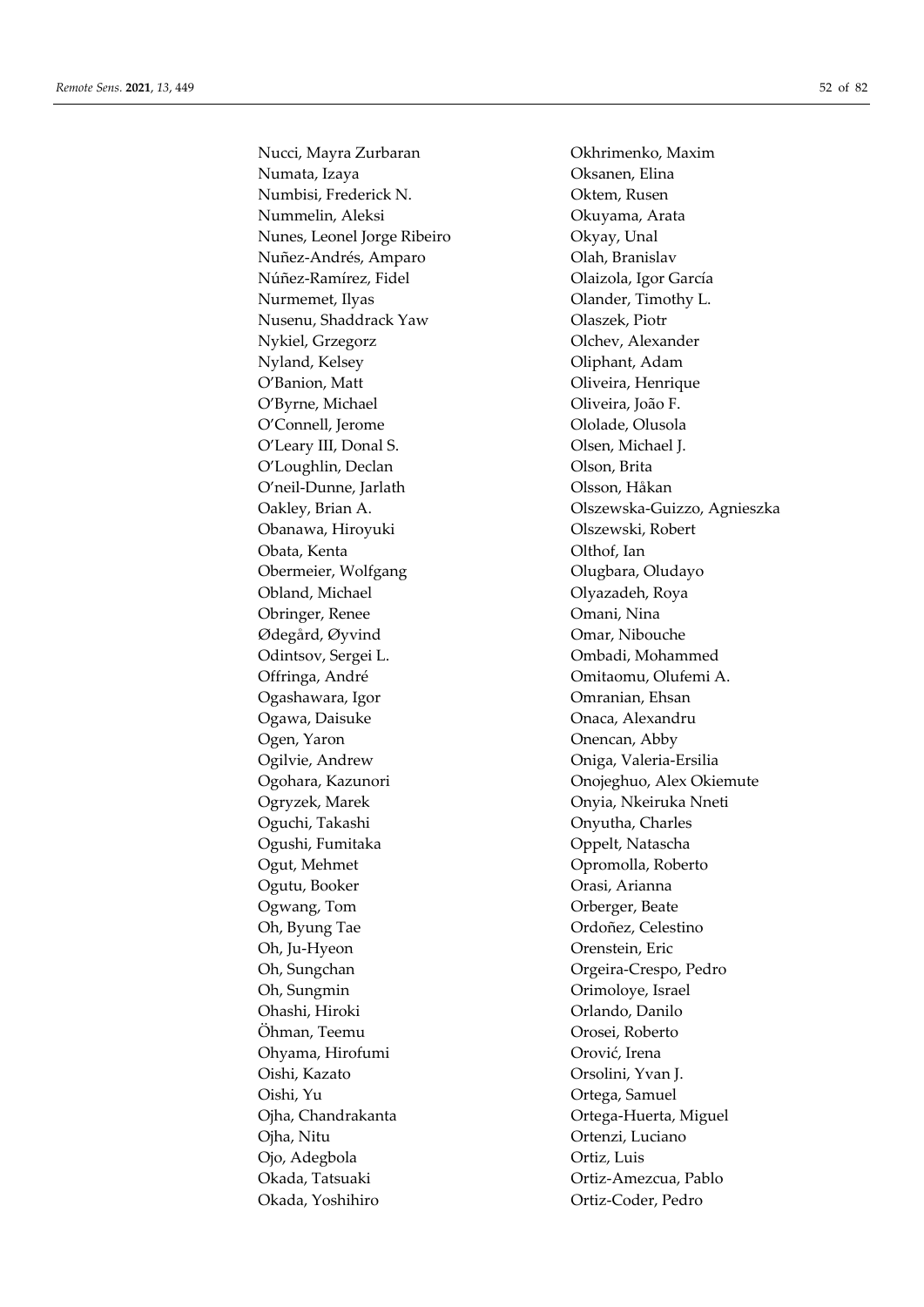Nucci, Mayra Zurbaran
Numata, Izaya
Numbisi, Frederick N.
Nummelin, Aleksi
Nunes, Leonel Jorge Ribeiro
Nuñez-Andrés, Amparo
Núñez-Ramírez, Fidel
Nurmemet, Ilyas
Nusenu, Shaddrack Yaw
Nykiel, Grzegorz
Nyland, Kelsey
O'Banion, Matt
O'Byrne, Michael
O'Connell, Jerome
O'Leary III, Donal S.
O'Loughlin, Declan
O'neil-Dunne, Jarlath
Oakley, Brian A.
Obanawa, Hiroyuki
Obata, Kenta
Obermeier, Wolfgang
Obland, Michael
Obringer, Renee
Ødegård, Øyvind
Odintsov, Sergei L.
Offringa, André
Ogashawara, Igor
Ogawa, Daisuke
Ogen, Yaron
Ogilvie, Andrew
Ogohara, Kazunori
Ogryzek, Marek
Oguchi, Takashi
Ogushi, Fumitaka
Ogut, Mehmet
Ogutu, Booker
Ogwang, Tom
Oh, Byung Tae
Oh, Ju-Hyeon
Oh, Sungchan
Oh, Sungmin
Ohashi, Hiroki
Öhman, Teemu
Ohyama, Hirofumi
Oishi, Kazato
Oishi, Yu
Ojha, Chandrakanta
Ojha, Nitu
Ojo, Adegbola
Okada, Tatsuaki
Okada, Yoshihiro
Okhrimenko, Maxim
Oksanen, Elina
Oktem, Rusen
Okuyama, Arata
Okyay, Unal
Olah, Branislav
Olaizola, Igor García
Olander, Timothy L.
Olaszek, Piotr
Olchev, Alexander
Oliphant, Adam
Oliveira, Henrique
Oliveira, João F.
Ololade, Olusola
Olsen, Michael J.
Olson, Brita
Olsson, Håkan
Olszewska-Guizzo, Agnieszka
Olszewski, Robert
Olthof, Ian
Olugbara, Oludayo
Olyazadeh, Roya
Omani, Nina
Omar, Nibouche
Ombadi, Mohammed
Omitaomu, Olufemi A.
Omranian, Ehsan
Onaca, Alexandru
Onencan, Abby
Oniga, Valeria-Ersilia
Onojeghuo, Alex Okiemute
Onyia, Nkeiruka Nneti
Onyutha, Charles
Oppelt, Natascha
Opromolla, Roberto
Orasi, Arianna
Orberger, Beate
Ordoñez, Celestino
Orenstein, Eric
Orgeira-Crespo, Pedro
Orimoloye, Israel
Orlando, Danilo
Orosei, Roberto
Orović, Irena
Orsolini, Yvan J.
Ortega, Samuel
Ortega-Huerta, Miguel
Ortenzi, Luciano
Ortiz, Luis
Ortiz-Amezcua, Pablo
Ortiz-Coder, Pedro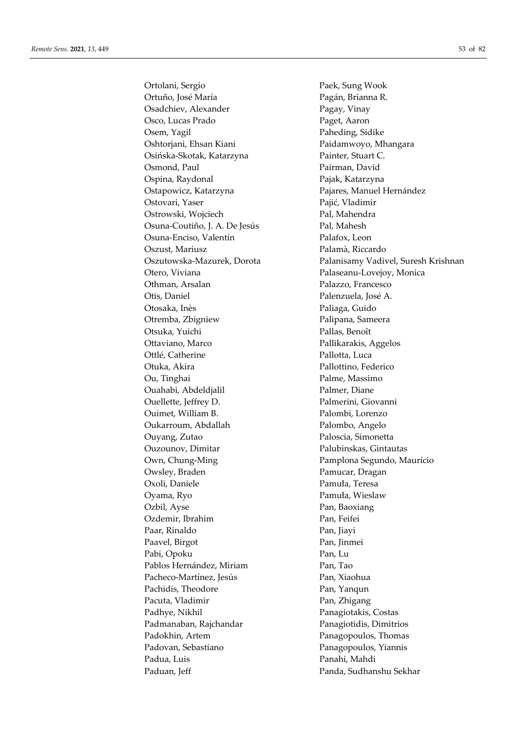Ortolani, Sergio
Ortuño, José María
Osadchiev, Alexander
Osco, Lucas Prado
Osem, Yagil
Oshtorjani, Ehsan Kiani
Osińska-Skotak, Katarzyna
Osmond, Paul
Ospina, Raydonal
Ostapowicz, Katarzyna
Ostovari, Yaser
Ostrowski, Wojciech
Osuna-Coutiño, J. A. De Jesús
Osuna-Enciso, Valentín
Oszust, Mariusz
Oszutowska-Mazurek, Dorota
Otero, Viviana
Othman, Arsalan
Otis, Daniel
Otosaka, Inès
Otremba, Zbigniew
Otsuka, Yuichi
Ottaviano, Marco
Ottlé, Catherine
Otuka, Akira
Ou, Tinghai
Ouahabi, Abdeldjalil
Ouellette, Jeffrey D.
Ouimet, William B.
Oukarroum, Abdallah
Ouyang, Zutao
Ouzounov, Dimitar
Own, Chung-Ming
Owsley, Braden
Oxoli, Daniele
Oyama, Ryo
Ozbil, Ayse
Ozdemir, Ibrahim
Paar, Rinaldo
Paavel, Birgot
Pabi, Opoku
Pablos Hernández, Miriam
Pacheco-Martínez, Jesús
Pachidis, Theodore
Pacuta, Vladimir
Padhye, Nikhil
Padmanaban, Rajchandar
Padokhin, Artem
Padovan, Sebastiano
Padua, Luis
Paduan, Jeff
Paek, Sung Wook
Pagán, Brianna R.
Pagay, Vinay
Paget, Aaron
Paheding, Sidike
Paidamwoyo, Mhangara
Painter, Stuart C.
Pairman, David
Pajak, Katarzyna
Pajares, Manuel Hernández
Pajić, Vladimir
Pal, Mahendra
Pal, Mahesh
Palafox, Leon
Palamà, Riccardo
Palanisamy Vadivel, Suresh Krishnan
Palaseanu-Lovejoy, Monica
Palazzo, Francesco
Palenzuela, José A.
Paliaga, Guido
Palipana, Sameera
Pallas, Benoît
Pallikarakis, Aggelos
Pallotta, Luca
Pallottino, Federico
Palme, Massimo
Palmer, Diane
Palmerini, Giovanni
Palombi, Lorenzo
Palombo, Angelo
Paloscia, Simonetta
Palubinskas, Gintautas
Pamplona Segundo, Maurício
Pamucar, Dragan
Pamuła, Teresa
Pamuła, Wieslaw
Pan, Baoxiang
Pan, Feifei
Pan, Jiayi
Pan, Jinmei
Pan, Lu
Pan, Tao
Pan, Xiaohua
Pan, Yanqun
Pan, Zhigang
Panagiotakis, Costas
Panagiotidis, Dimitrios
Panagopoulos, Thomas
Panagopoulos, Yiannis
Panahi, Mahdi
Panda, Sudhanshu Sekhar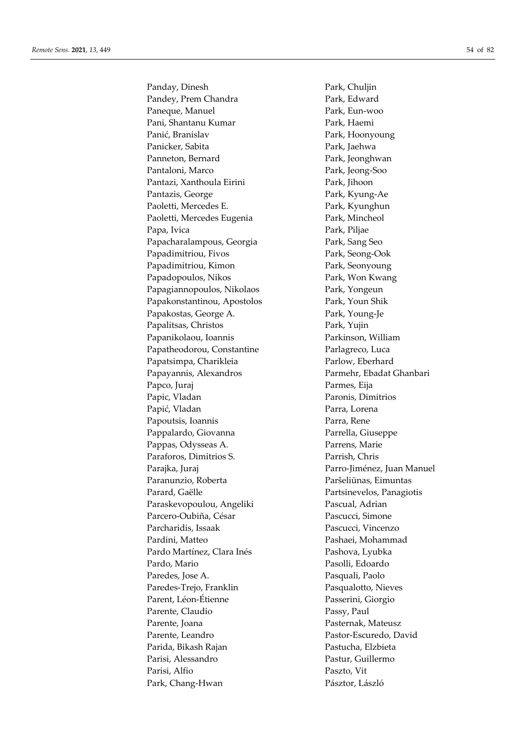Panday, Dinesh
Pandey, Prem Chandra
Paneque, Manuel
Pani, Shantanu Kumar
Panić, Branislav
Panicker, Sabita
Panneton, Bernard
Pantaloni, Marco
Pantazi, Xanthoula Eirini
Pantazis, George
Paoletti, Mercedes E.
Paoletti, Mercedes Eugenia
Papa, Ivica
Papacharalampous, Georgia
Papadimitriou, Fivos
Papadimitriou, Kimon
Papadopoulos, Nikos
Papagiannopoulos, Nikolaos
Papakonstantinou, Apostolos
Papakostas, George A.
Papalitsas, Christos
Papanikolaou, Ioannis
Papatheodorou, Constantine
Papatsimpa, Charikleia
Papayannis, Alexandros
Papco, Juraj
Papic, Vladan
Papić, Vladan
Papoutsis, Ioannis
Pappalardo, Giovanna
Pappas, Odysseas A.
Paraforos, Dimitrios S.
Parajka, Juraj
Paranunzio, Roberta
Parard, Gaëlle
Paraskevopoulou, Angeliki
Parcero-Oubiña, César
Parcharidis, Issaak
Pardini, Matteo
Pardo Martínez, Clara Inés
Pardo, Mario
Paredes, Jose A.
Paredes-Trejo, Franklin
Parent, Léon-Étienne
Parente, Claudio
Parente, Joana
Parente, Leandro
Parida, Bikash Rajan
Parisi, Alessandro
Parisi, Alfio
Park, Chang-Hwan
Park, Chuljin
Park, Edward
Park, Eun-woo
Park, Haemi
Park, Hoonyoung
Park, Jaehwa
Park, Jeonghwan
Park, Jeong-Soo
Park, Jihoon
Park, Kyung-Ae
Park, Kyunghun
Park, Mincheol
Park, Piljae
Park, Sang Seo
Park, Seong-Ook
Park, Seonyoung
Park, Won Kwang
Park, Yongeun
Park, Youn Shik
Park, Young-Je
Park, Yujin
Parkinson, William
Parlagreco, Luca
Parlow, Eberhard
Parmehr, Ebadat Ghanbari
Parmes, Eija
Paronis, Dimitrios
Parra, Lorena
Parra, Rene
Parrella, Giuseppe
Parrens, Marie
Parrish, Chris
Parro-Jiménez, Juan Manuel
Paršeliūnas, Eimuntas
Partsinevelos, Panagiotis
Pascual, Adrian
Pascucci, Simone
Pascucci, Vincenzo
Pashaei, Mohammad
Pashova, Lyubka
Pasolli, Edoardo
Pasquali, Paolo
Pasqualotto, Nieves
Passerini, Giorgio
Passy, Paul
Pasternak, Mateusz
Pastor-Escuredo, David
Pastucha, Elzbieta
Pastur, Guillermo
Paszto, Vit
Pásztor, László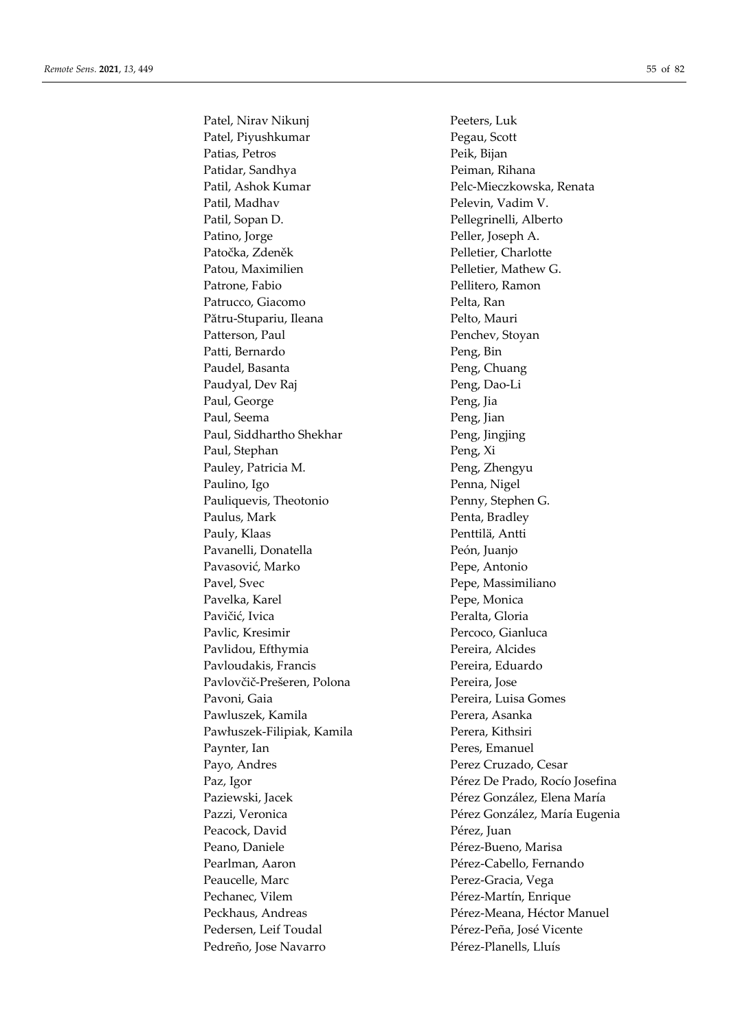Patel, Nirav Nikunj
Patel, Piyushkumar
Patias, Petros
Patidar, Sandhya
Patil, Ashok Kumar
Patil, Madhav
Patil, Sopan D.
Patino, Jorge
Patočka, Zdeněk
Patou, Maximilien
Patrone, Fabio
Patrucco, Giacomo
Pătru-Stupariu, Ileana
Patterson, Paul
Patti, Bernardo
Paudel, Basanta
Paudyal, Dev Raj
Paul, George
Paul, Seema
Paul, Siddhartho Shekhar
Paul, Stephan
Pauley, Patricia M.
Paulino, Igo
Pauliquevis, Theotonio
Paulus, Mark
Pauly, Klaas
Pavanelli, Donatella
Pavasović, Marko
Pavel, Svec
Pavelka, Karel
Pavičić, Ivica
Pavlic, Kresimir
Pavlidou, Efthymia
Pavloudakis, Francis
Pavlovčič-Prešeren, Polona
Pavoni, Gaia
Pawluszek, Kamila
Pawłuszek-Filipiak, Kamila
Paynter, Ian
Payo, Andres
Paz, Igor
Paziewski, Jacek
Pazzi, Veronica
Peacock, David
Peano, Daniele
Pearlman, Aaron
Peaucelle, Marc
Pechanec, Vilem
Peckhaus, Andreas
Pedersen, Leif Toudal
Pedreño, Jose Navarro
Peeters, Luk
Pegau, Scott
Peik, Bijan
Peiman, Rihana
Pelc-Mieczkowska, Renata
Pelevin, Vadim V.
Pellegrinelli, Alberto
Peller, Joseph A.
Pelletier, Charlotte
Pelletier, Mathew G.
Pellitero, Ramon
Pelta, Ran
Pelto, Mauri
Penchev, Stoyan
Peng, Bin
Peng, Chuang
Peng, Dao-Li
Peng, Jia
Peng, Jian
Peng, Jingjing
Peng, Xi
Peng, Zhengyu
Penna, Nigel
Penny, Stephen G.
Penta, Bradley
Penttilä, Antti
Peón, Juanjo
Pepe, Antonio
Pepe, Massimiliano
Pepe, Monica
Peralta, Gloria
Percoco, Gianluca
Pereira, Alcides
Pereira, Eduardo
Pereira, Jose
Pereira, Luisa Gomes
Perera, Asanka
Perera, Kithsiri
Peres, Emanuel
Perez Cruzado, Cesar
Pérez De Prado, Rocío Josefina
Pérez González, Elena María
Pérez González, María Eugenia
Pérez, Juan
Pérez-Bueno, Marisa
Pérez-Cabello, Fernando
Perez-Gracia, Vega
Pérez-Martín, Enrique
Pérez-Meana, Héctor Manuel
Pérez-Peña, José Vicente
Pérez-Planells, Lluís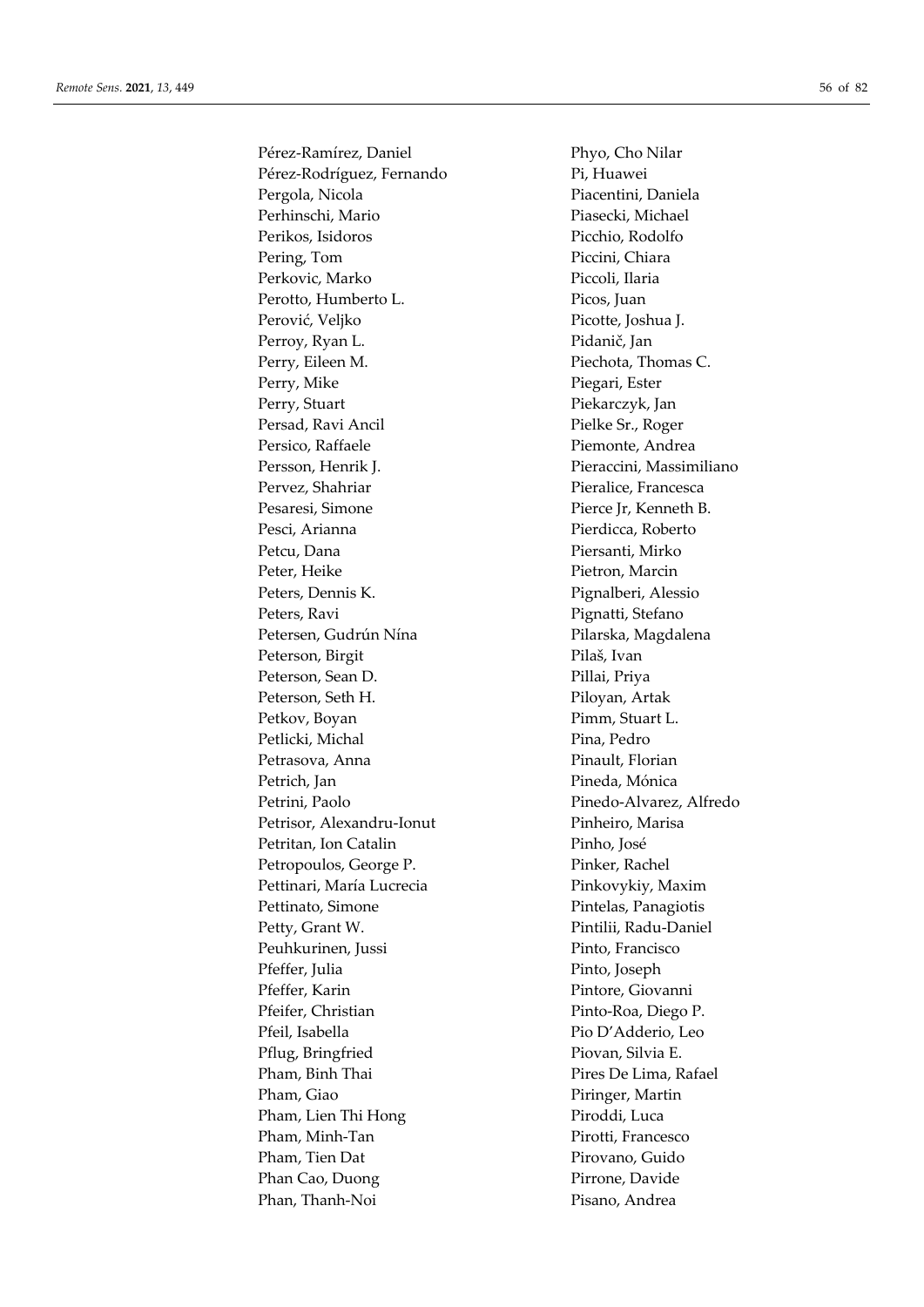Pérez-Ramírez, Daniel
Pérez-Rodríguez, Fernando
Pergola, Nicola
Perhinschi, Mario
Perikos, Isidoros
Pering, Tom
Perkovic, Marko
Perotto, Humberto L.
Perović, Veljko
Perroy, Ryan L.
Perry, Eileen M.
Perry, Mike
Perry, Stuart
Persad, Ravi Ancil
Persico, Raffaele
Persson, Henrik J.
Pervez, Shahriar
Pesaresi, Simone
Pesci, Arianna
Petcu, Dana
Peter, Heike
Peters, Dennis K.
Peters, Ravi
Petersen, Gudrún Nína
Peterson, Birgit
Peterson, Sean D.
Peterson, Seth H.
Petkov, Boyan
Petlicki, Michal
Petrasova, Anna
Petrich, Jan
Petrini, Paolo
Petrisor, Alexandru-Ionut
Petritan, Ion Catalin
Petropoulos, George P.
Pettinari, María Lucrecia
Pettinato, Simone
Petty, Grant W.
Peuhkurinen, Jussi
Pfeffer, Julia
Pfeffer, Karin
Pfeifer, Christian
Pfeil, Isabella
Pflug, Bringfried
Pham, Binh Thai
Pham, Giao
Pham, Lien Thi Hong
Pham, Minh-Tan
Pham, Tien Dat
Phan Cao, Duong
Phan, Thanh-Noi
Phyo, Cho Nilar
Pi, Huawei
Piacentini, Daniela
Piasecki, Michael
Picchio, Rodolfo
Piccini, Chiara
Piccoli, Ilaria
Picos, Juan
Picotte, Joshua J.
Pidanič, Jan
Piechota, Thomas C.
Piegari, Ester
Piekarczyk, Jan
Pielke Sr., Roger
Piemonte, Andrea
Pieraccini, Massimiliano
Pieralice, Francesca
Pierce Jr, Kenneth B.
Pierdicca, Roberto
Piersanti, Mirko
Pietron, Marcin
Pignalberi, Alessio
Pignatti, Stefano
Pilarska, Magdalena
Pilaš, Ivan
Pillai, Priya
Piloyan, Artak
Pimm, Stuart L.
Pina, Pedro
Pinault, Florian
Pineda, Mónica
Pinedo-Alvarez, Alfredo
Pinheiro, Marisa
Pinho, José
Pinker, Rachel
Pinkovykiy, Maxim
Pintelas, Panagiotis
Pintilii, Radu-Daniel
Pinto, Francisco
Pinto, Joseph
Pintore, Giovanni
Pinto-Roa, Diego P.
Pio D'Adderio, Leo
Piovan, Silvia E.
Pires De Lima, Rafael
Piringer, Martin
Piroddi, Luca
Pirotti, Francesco
Pirovano, Guido
Pirrone, Davide
Pisano, Andrea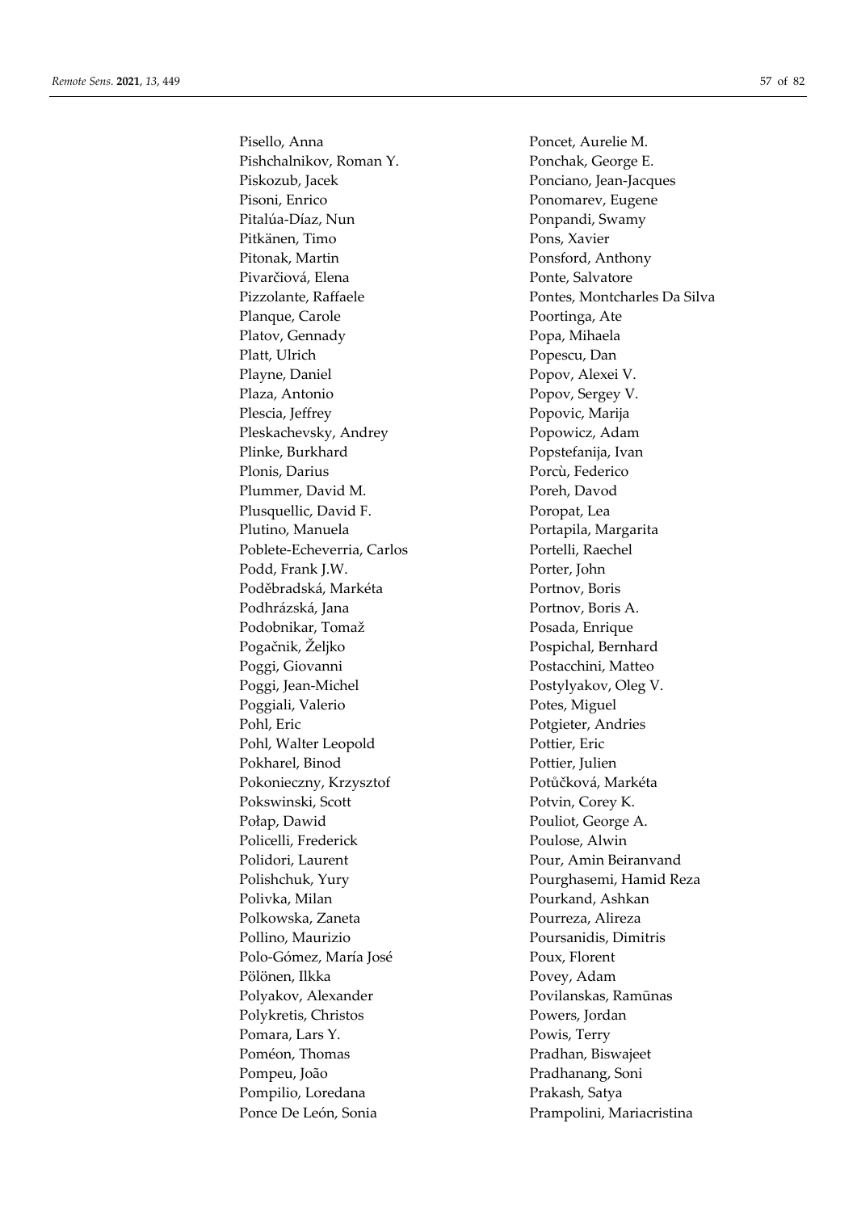Pisello, Anna
Pishchalnikov, Roman Y.
Piskozub, Jacek
Pisoni, Enrico
Pitalúa-Díaz, Nun
Pitkänen, Timo
Pitonak, Martin
Pivarčiová, Elena
Pizzolante, Raffaele
Planque, Carole
Platov, Gennady
Platt, Ulrich
Playne, Daniel
Plaza, Antonio
Plescia, Jeffrey
Pleskachevsky, Andrey
Plinke, Burkhard
Plonis, Darius
Plummer, David M.
Plusquellic, David F.
Plutino, Manuela
Poblete-Echeverria, Carlos
Podd, Frank J.W.
Poděbradská, Markéta
Podhrázská, Jana
Podobnikar, Tomaž
Pogačnik, Željko
Poggi, Giovanni
Poggi, Jean-Michel
Poggiali, Valerio
Pohl, Eric
Pohl, Walter Leopold
Pokharel, Binod
Pokonieczny, Krzysztof
Pokswinski, Scott
Połap, Dawid
Policelli, Frederick
Polidori, Laurent
Polishchuk, Yury
Polivka, Milan
Polkowska, Zaneta
Pollino, Maurizio
Polo-Gómez, María José
Pölönen, Ilkka
Polyakov, Alexander
Polykretis, Christos
Pomara, Lars Y.
Poméon, Thomas
Pompeu, João
Pompilio, Loredana
Ponce De León, Sonia
Poncet, Aurelie M.
Ponchak, George E.
Ponciano, Jean-Jacques
Ponomarev, Eugene
Ponpandi, Swamy
Pons, Xavier
Ponsford, Anthony
Ponte, Salvatore
Pontes, Montcharles Da Silva
Poortinga, Ate
Popa, Mihaela
Popescu, Dan
Popov, Alexei V.
Popov, Sergey V.
Popovic, Marija
Popowicz, Adam
Popstefanija, Ivan
Porcù, Federico
Poreh, Davod
Poropat, Lea
Portapila, Margarita
Portelli, Raechel
Porter, John
Portnov, Boris
Portnov, Boris A.
Posada, Enrique
Pospichal, Bernhard
Postacchini, Matteo
Postylyakov, Oleg V.
Potes, Miguel
Potgieter, Andries
Pottier, Eric
Pottier, Julien
Potůčková, Markéta
Potvin, Corey K.
Pouliot, George A.
Poulose, Alwin
Pour, Amin Beiranvand
Pourghasemi, Hamid Reza
Pourkand, Ashkan
Pourreza, Alireza
Poursanidis, Dimitris
Poux, Florent
Povey, Adam
Povilanskas, Ramūnas
Powers, Jordan
Powis, Terry
Pradhan, Biswajeet
Pradhanang, Soni
Prakash, Satya
Prampolini, Mariacristina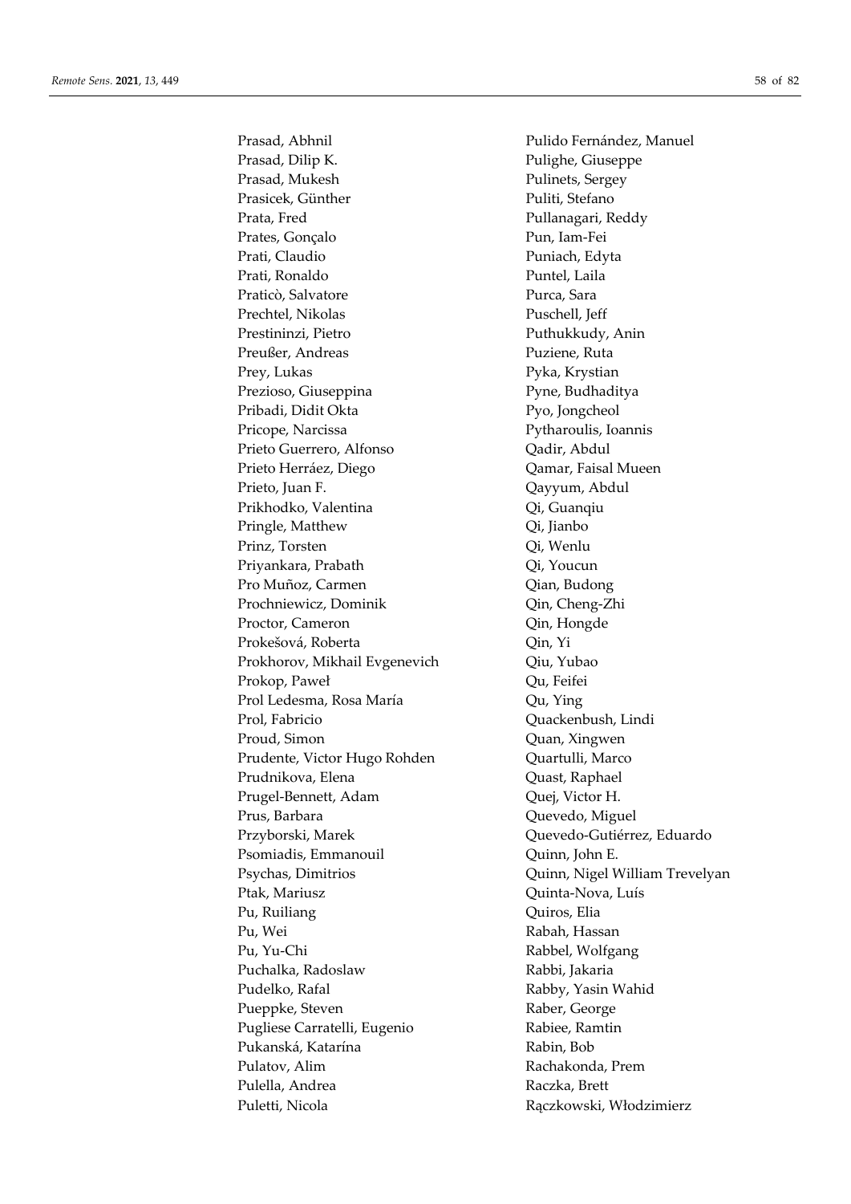Prasad, Abhnil
Prasad, Dilip K.
Prasad, Mukesh
Prasicek, Günther
Prata, Fred
Prates, Gonçalo
Prati, Claudio
Prati, Ronaldo
Praticò, Salvatore
Prechtel, Nikolas
Prestininzi, Pietro
Preußer, Andreas
Prey, Lukas
Prezioso, Giuseppina
Pribadi, Didit Okta
Pricope, Narcissa
Prieto Guerrero, Alfonso
Prieto Herráez, Diego
Prieto, Juan F.
Prikhodko, Valentina
Pringle, Matthew
Prinz, Torsten
Priyankara, Prabath
Pro Muñoz, Carmen
Prochniewicz, Dominik
Proctor, Cameron
Prokešová, Roberta
Prokhorov, Mikhail Evgenevich
Prokop, Paweł
Prol Ledesma, Rosa María
Prol, Fabricio
Proud, Simon
Prudente, Victor Hugo Rohden
Prudnikova, Elena
Prugel-Bennett, Adam
Prus, Barbara
Przyborski, Marek
Psomiadis, Emmanouil
Psychas, Dimitrios
Ptak, Mariusz
Pu, Ruiliang
Pu, Wei
Pu, Yu-Chi
Puchalka, Radoslaw
Pudelko, Rafal
Pueppke, Steven
Pugliese Carratelli, Eugenio
Pukanská, Katarína
Pulatov, Alim
Pulella, Andrea
Puletti, Nicola
Pulido Fernández, Manuel
Pulighe, Giuseppe
Pulinets, Sergey
Puliti, Stefano
Pullanagari, Reddy
Pun, Iam-Fei
Puniach, Edyta
Puntel, Laila
Purca, Sara
Puschell, Jeff
Puthukkudy, Anin
Puziene, Ruta
Pyka, Krystian
Pyne, Budhaditya
Pyo, Jongcheol
Pytharoulis, Ioannis
Qadir, Abdul
Qamar, Faisal Mueen
Qayyum, Abdul
Qi, Guanqiu
Qi, Jianbo
Qi, Wenlu
Qi, Youcun
Qian, Budong
Qin, Cheng-Zhi
Qin, Hongde
Qin, Yi
Qiu, Yubao
Qu, Feifei
Qu, Ying
Quackenbush, Lindi
Quan, Xingwen
Quartulli, Marco
Quast, Raphael
Quej, Victor H.
Quevedo, Miguel
Quevedo-Gutiérrez, Eduardo
Quinn, John E.
Quinn, Nigel William Trevelyan
Quinta-Nova, Luís
Quiros, Elia
Rabah, Hassan
Rabbel, Wolfgang
Rabbi, Jakaria
Rabby, Yasin Wahid
Raber, George
Rabiee, Ramtin
Rabin, Bob
Rachakonda, Prem
Raczka, Brett
Rączkowski, Włodzimierz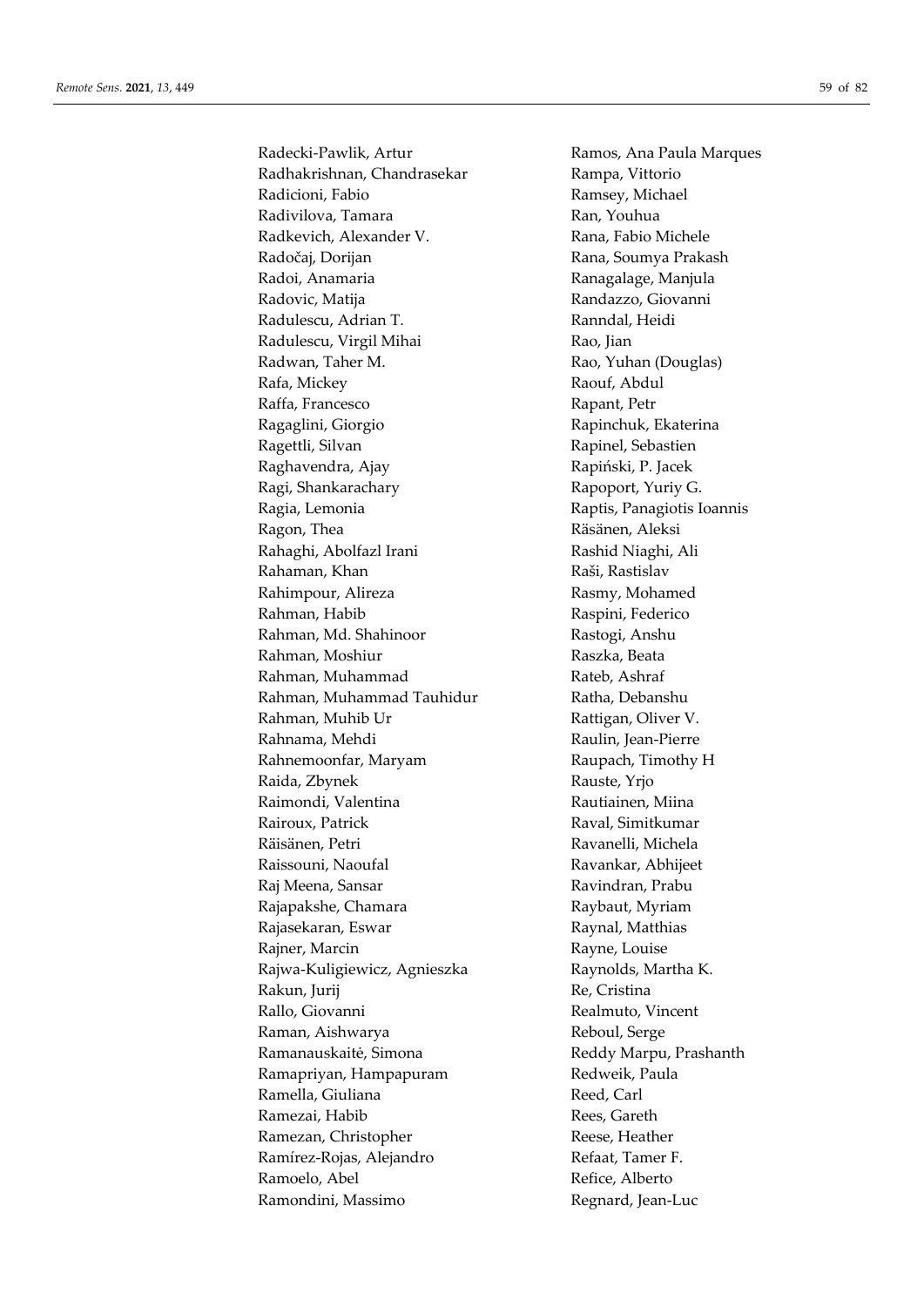Radecki-Pawlik, Artur
Radhakrishnan, Chandrasekar
Radicioni, Fabio
Radivilova, Tamara
Radkevich, Alexander V.
Radočaj, Dorijan
Radoi, Anamaria
Radovic, Matija
Radulescu, Adrian T.
Radulescu, Virgil Mihai
Radwan, Taher M.
Rafa, Mickey
Raffa, Francesco
Ragaglini, Giorgio
Ragettli, Silvan
Raghavendra, Ajay
Ragi, Shankarachary
Ragia, Lemonia
Ragon, Thea
Rahaghi, Abolfazl Irani
Rahaman, Khan
Rahimpour, Alireza
Rahman, Habib
Rahman, Md. Shahinoor
Rahman, Moshiur
Rahman, Muhammad
Rahman, Muhammad Tauhidur
Rahman, Muhib Ur
Rahnama, Mehdi
Rahnemoonfar, Maryam
Raida, Zbynek
Raimondi, Valentina
Rairoux, Patrick
Räisänen, Petri
Raissouni, Naoufal
Raj Meena, Sansar
Rajapakshe, Chamara
Rajasekaran, Eswar
Rajner, Marcin
Rajwa-Kuligiewicz, Agnieszka
Rakun, Jurij
Rallo, Giovanni
Raman, Aishwarya
Ramanauskaitė, Simona
Ramapriyan, Hampapuram
Ramella, Giuliana
Ramezai, Habib
Ramezan, Christopher
Ramírez-Rojas, Alejandro
Ramoelo, Abel
Ramondini, Massimo
Ramos, Ana Paula Marques
Rampa, Vittorio
Ramsey, Michael
Ran, Youhua
Rana, Fabio Michele
Rana, Soumya Prakash
Ranagalage, Manjula
Randazzo, Giovanni
Ranndal, Heidi
Rao, Jian
Rao, Yuhan (Douglas)
Raouf, Abdul
Rapant, Petr
Rapinchuk, Ekaterina
Rapinel, Sebastien
Rapiński, P. Jacek
Rapoport, Yuriy G.
Raptis, Panagiotis Ioannis
Räsänen, Aleksi
Rashid Niaghi, Ali
Raši, Rastislav
Rasmy, Mohamed
Raspini, Federico
Rastogi, Anshu
Raszka, Beata
Rateb, Ashraf
Ratha, Debanshu
Rattigan, Oliver V.
Raulin, Jean-Pierre
Raupach, Timothy H
Rauste, Yrjo
Rautiainen, Miina
Raval, Simitkumar
Ravanelli, Michela
Ravankar, Abhijeet
Ravindran, Prabu
Raybaut, Myriam
Raynal, Matthias
Rayne, Louise
Raynolds, Martha K.
Re, Cristina
Realmuto, Vincent
Reboul, Serge
Reddy Marpu, Prashanth
Redweik, Paula
Reed, Carl
Rees, Gareth
Reese, Heather
Refaat, Tamer F.
Refice, Alberto
Regnard, Jean-Luc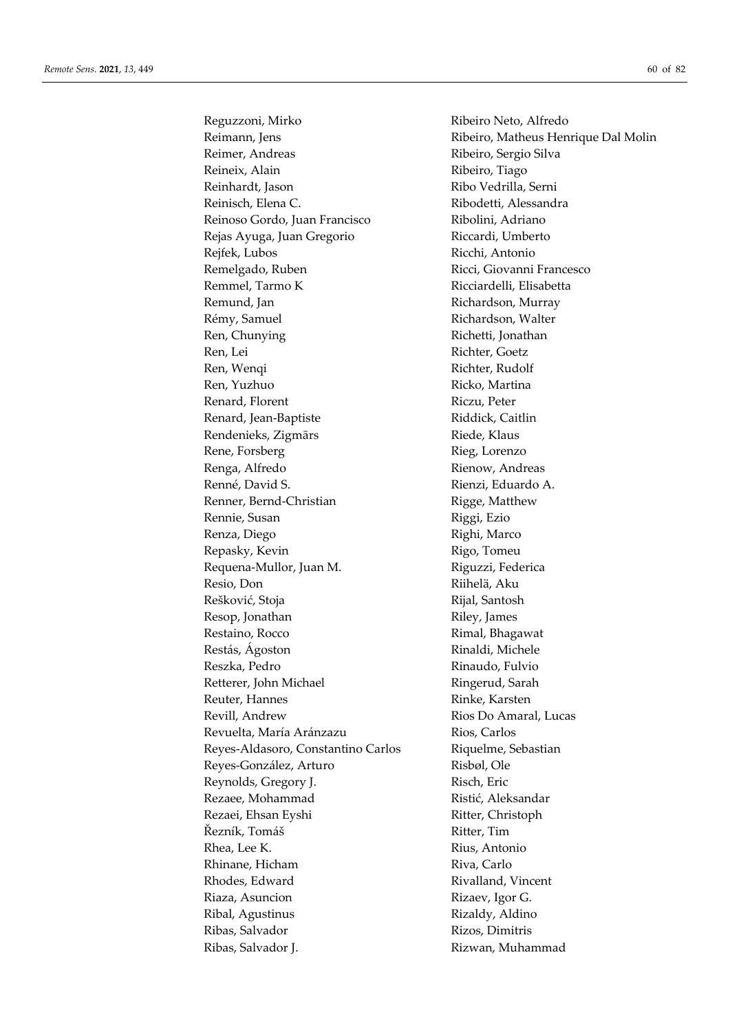Reguzzoni, Mirko
Reimann, Jens
Reimer, Andreas
Reineix, Alain
Reinhardt, Jason
Reinisch, Elena C.
Reinoso Gordo, Juan Francisco
Rejas Ayuga, Juan Gregorio
Rejfek, Lubos
Remelgado, Ruben
Remmel, Tarmo K
Remund, Jan
Rémy, Samuel
Ren, Chunying
Ren, Lei
Ren, Wenqi
Ren, Yuzhuo
Renard, Florent
Renard, Jean-Baptiste
Rendenieks, Zigmārs
Rene, Forsberg
Renga, Alfredo
Renné, David S.
Renner, Bernd-Christian
Rennie, Susan
Renza, Diego
Repasky, Kevin
Requena-Mullor, Juan M.
Resio, Don
Rešković, Stoja
Resop, Jonathan
Restaino, Rocco
Restás, Ágoston
Reszka, Pedro
Retterer, John Michael
Reuter, Hannes
Revill, Andrew
Revuelta, María Aránzazu
Reyes-Aldasoro, Constantino Carlos
Reyes-González, Arturo
Reynolds, Gregory J.
Rezaee, Mohammad
Rezaei, Ehsan Eyshi
Řezník, Tomáš
Rhea, Lee K.
Rhinane, Hicham
Rhodes, Edward
Riaza, Asuncion
Ribal, Agustinus
Ribas, Salvador
Ribas, Salvador J.
Ribeiro Neto, Alfredo
Ribeiro, Matheus Henrique Dal Molin
Ribeiro, Sergio Silva
Ribeiro, Tiago
Ribo Vedrilla, Serni
Ribodetti, Alessandra
Ribolini, Adriano
Riccardi, Umberto
Ricchi, Antonio
Ricci, Giovanni Francesco
Ricciardelli, Elisabetta
Richardson, Murray
Richardson, Walter
Richetti, Jonathan
Richter, Goetz
Richter, Rudolf
Ricko, Martina
Riczu, Peter
Riddick, Caitlin
Riede, Klaus
Rieg, Lorenzo
Rienow, Andreas
Rienzi, Eduardo A.
Rigge, Matthew
Riggi, Ezio
Righi, Marco
Rigo, Tomeu
Riguzzi, Federica
Riihelä, Aku
Rijal, Santosh
Riley, James
Rimal, Bhagawat
Rinaldi, Michele
Rinaudo, Fulvio
Ringerud, Sarah
Rinke, Karsten
Rios Do Amaral, Lucas
Rios, Carlos
Riquelme, Sebastian
Risbøl, Ole
Risch, Eric
Ristić, Aleksandar
Ritter, Christoph
Ritter, Tim
Rius, Antonio
Riva, Carlo
Rivalland, Vincent
Rizaev, Igor G.
Rizaldy, Aldino
Rizos, Dimitris
Rizwan, Muhammad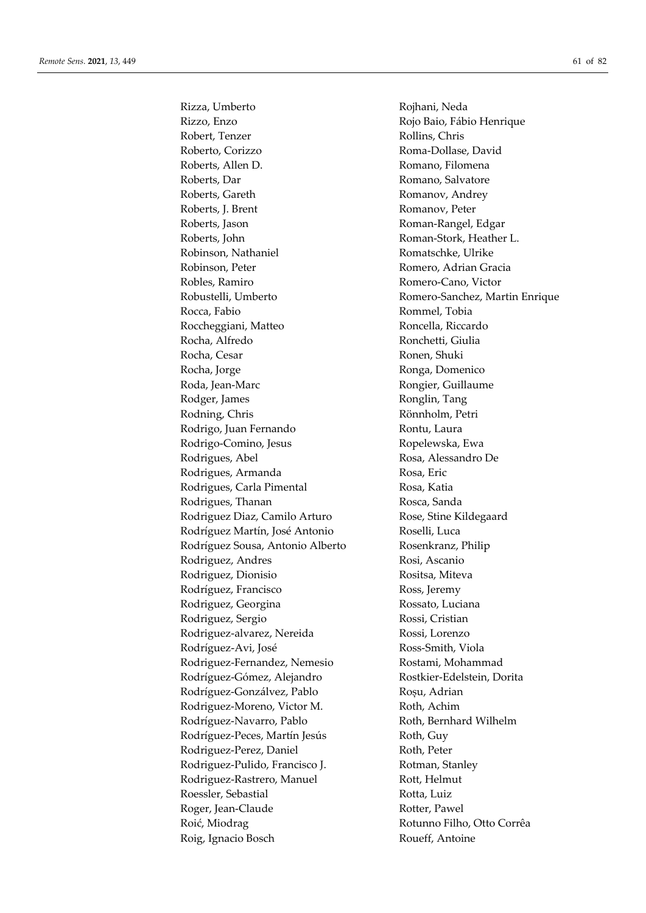Rizza, Umberto
Rizzo, Enzo
Robert, Tenzer
Roberto, Corizzo
Roberts, Allen D.
Roberts, Dar
Roberts, Gareth
Roberts, J. Brent
Roberts, Jason
Roberts, John
Robinson, Nathaniel
Robinson, Peter
Robles, Ramiro
Robustelli, Umberto
Rocca, Fabio
Roccheggiani, Matteo
Rocha, Alfredo
Rocha, Cesar
Rocha, Jorge
Roda, Jean-Marc
Rodger, James
Rodning, Chris
Rodrigo, Juan Fernando
Rodrigo-Comino, Jesus
Rodrigues, Abel
Rodrigues, Armanda
Rodrigues, Carla Pimental
Rodrigues, Thanan
Rodriguez Diaz, Camilo Arturo
Rodríguez Martín, José Antonio
Rodríguez Sousa, Antonio Alberto
Rodriguez, Andres
Rodriguez, Dionisio
Rodríguez, Francisco
Rodriguez, Georgina
Rodriguez, Sergio
Rodriguez-alvarez, Nereida
Rodríguez-Avi, José
Rodriguez-Fernandez, Nemesio
Rodríguez-Gómez, Alejandro
Rodríguez-Gonzálvez, Pablo
Rodriguez-Moreno, Victor M.
Rodríguez-Navarro, Pablo
Rodríguez-Peces, Martín Jesús
Rodriguez-Perez, Daniel
Rodriguez-Pulido, Francisco J.
Rodriguez-Rastrero, Manuel
Roessler, Sebastial
Roger, Jean-Claude
Roić, Miodrag
Roig, Ignacio Bosch
Rojhani, Neda
Rojo Baio, Fábio Henrique
Rollins, Chris
Roma-Dollase, David
Romano, Filomena
Romano, Salvatore
Romanov, Andrey
Romanov, Peter
Roman-Rangel, Edgar
Roman-Stork, Heather L.
Romatschke, Ulrike
Romero, Adrian Gracia
Romero-Cano, Victor
Romero-Sanchez, Martin Enrique
Rommel, Tobia
Roncella, Riccardo
Ronchetti, Giulia
Ronen, Shuki
Ronga, Domenico
Rongier, Guillaume
Ronglin, Tang
Rönnholm, Petri
Rontu, Laura
Ropelewska, Ewa
Rosa, Alessandro De
Rosa, Eric
Rosa, Katia
Rosca, Sanda
Rose, Stine Kildegaard
Roselli, Luca
Rosenkranz, Philip
Rosi, Ascanio
Rositsa, Miteva
Ross, Jeremy
Rossato, Luciana
Rossi, Cristian
Rossi, Lorenzo
Ross-Smith, Viola
Rostami, Mohammad
Rostkier-Edelstein, Dorita
Roșu, Adrian
Roth, Achim
Roth, Bernhard Wilhelm
Roth, Guy
Roth, Peter
Rotman, Stanley
Rott, Helmut
Rotta, Luiz
Rotter, Pawel
Rotunno Filho, Otto Corrêa
Roueff, Antoine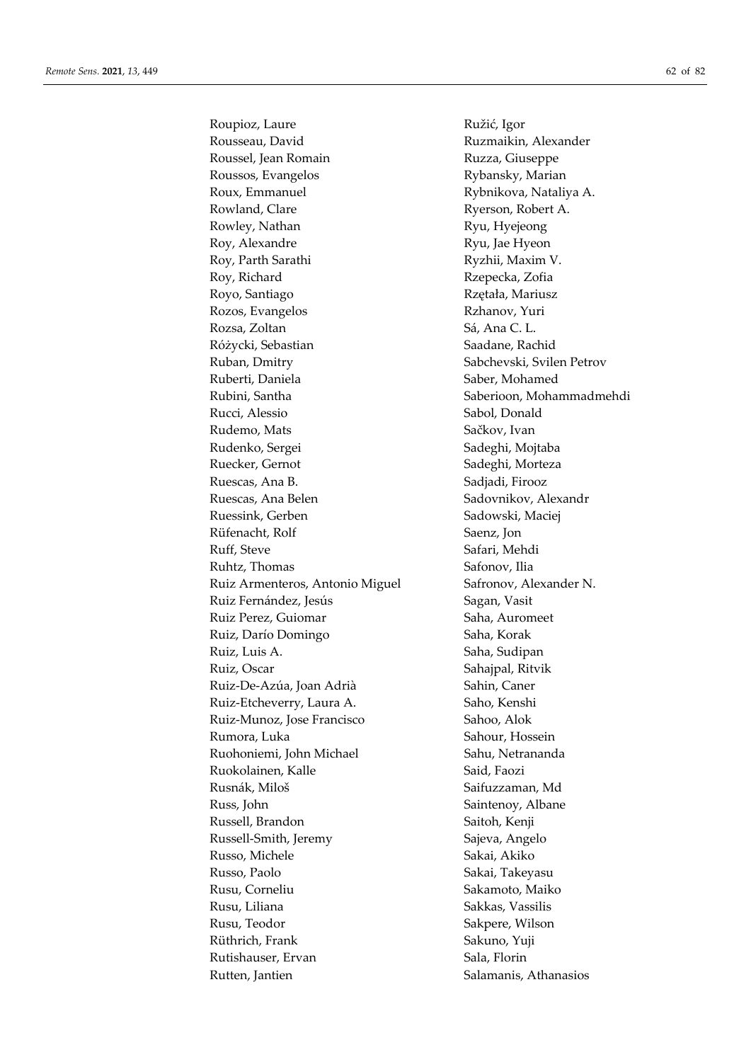Roupioz, Laure
Rousseau, David
Roussel, Jean Romain
Roussos, Evangelos
Roux, Emmanuel
Rowland, Clare
Rowley, Nathan
Roy, Alexandre
Roy, Parth Sarathi
Roy, Richard
Royo, Santiago
Rozos, Evangelos
Rozsa, Zoltan
Różycki, Sebastian
Ruban, Dmitry
Ruberti, Daniela
Rubini, Santha
Rucci, Alessio
Rudemo, Mats
Rudenko, Sergei
Ruecker, Gernot
Ruescas, Ana B.
Ruescas, Ana Belen
Ruessink, Gerben
Rüfenacht, Rolf
Ruff, Steve
Ruhtz, Thomas
Ruiz Armenteros, Antonio Miguel
Ruiz Fernández, Jesús
Ruiz Perez, Guiomar
Ruiz, Darío Domingo
Ruiz, Luis A.
Ruiz, Oscar
Ruiz-De-Azúa, Joan Adrià
Ruiz-Etcheverry, Laura A.
Ruiz-Munoz, Jose Francisco
Rumora, Luka
Ruohoniemi, John Michael
Ruokolainen, Kalle
Rusnák, Miloš
Russ, John
Russell, Brandon
Russell-Smith, Jeremy
Russo, Michele
Russo, Paolo
Rusu, Corneliu
Rusu, Liliana
Rusu, Teodor
Rüthrich, Frank
Rutishauser, Ervan
Rutten, Jantien
Ružić, Igor
Ruzmaikin, Alexander
Ruzza, Giuseppe
Rybansky, Marian
Rybnikova, Nataliya A.
Ryerson, Robert A.
Ryu, Hyejeong
Ryu, Jae Hyeon
Ryzhii, Maxim V.
Rzepecka, Zofia
Rzętała, Mariusz
Rzhanov, Yuri
Sá, Ana C. L.
Saadane, Rachid
Sabchevski, Svilen Petrov
Saber, Mohamed
Saberioon, Mohammadmehdi
Sabol, Donald
Sačkov, Ivan
Sadeghi, Mojtaba
Sadeghi, Morteza
Sadjadi, Firooz
Sadovnikov, Alexandr
Sadowski, Maciej
Saenz, Jon
Safari, Mehdi
Safonov, Ilia
Safronov, Alexander N.
Sagan, Vasit
Saha, Auromeet
Saha, Korak
Saha, Sudipan
Sahajpal, Ritvik
Sahin, Caner
Saho, Kenshi
Sahoo, Alok
Sahour, Hossein
Sahu, Netrananda
Said, Faozi
Saifuzzaman, Md
Saintenoy, Albane
Saitoh, Kenji
Sajeva, Angelo
Sakai, Akiko
Sakai, Takeyasu
Sakamoto, Maiko
Sakkas, Vassilis
Sakpere, Wilson
Sakuno, Yuji
Sala, Florin
Salamanis, Athanasios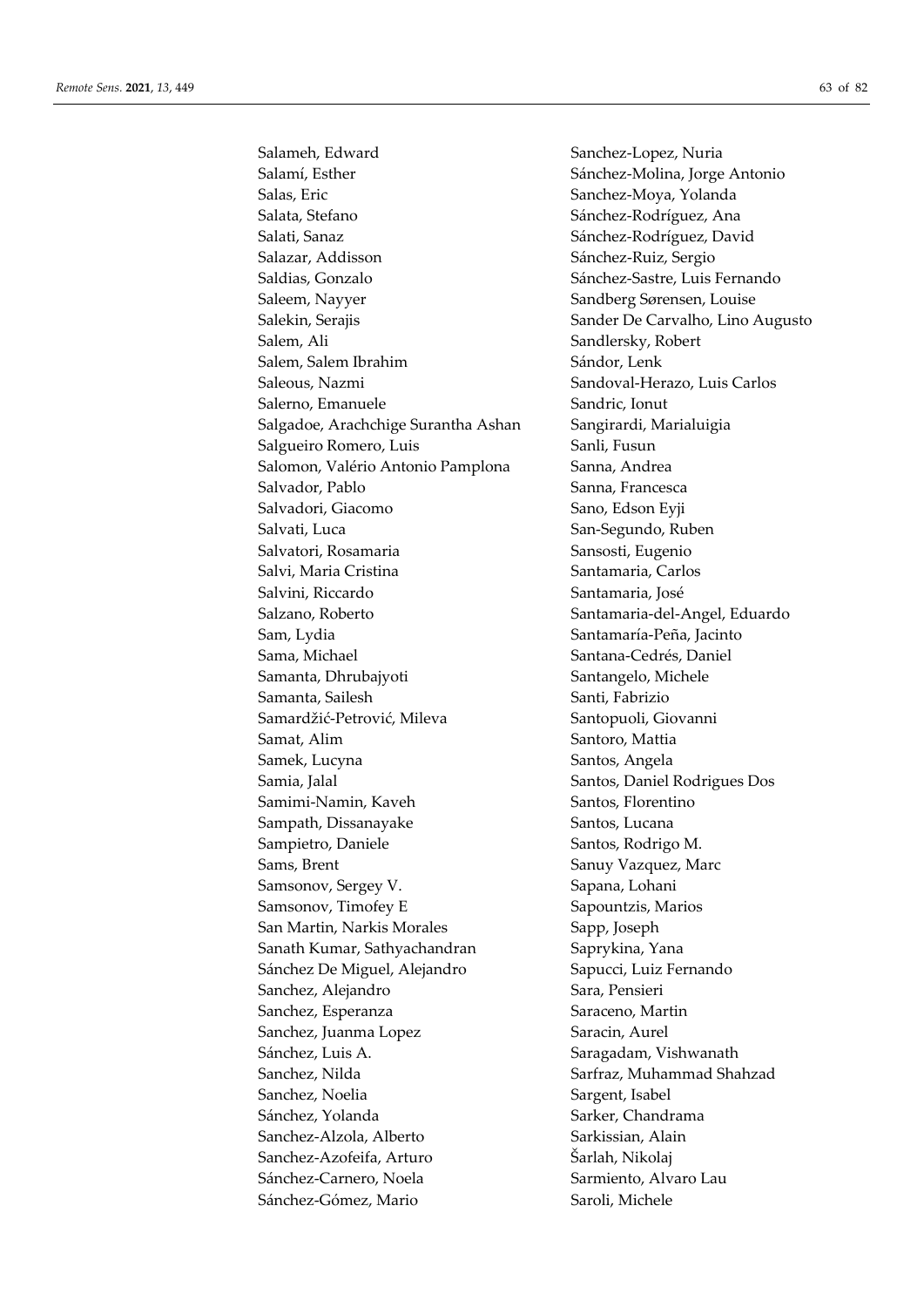Salameh, Edward
Salamí, Esther
Salas, Eric
Salata, Stefano
Salati, Sanaz
Salazar, Addisson
Saldias, Gonzalo
Saleem, Nayyer
Salekin, Serajis
Salem, Ali
Salem, Salem Ibrahim
Saleous, Nazmi
Salerno, Emanuele
Salgadoe, Arachchige Surantha Ashan
Salgueiro Romero, Luis
Salomon, Valério Antonio Pamplona
Salvador, Pablo
Salvadori, Giacomo
Salvati, Luca
Salvatori, Rosamaria
Salvi, Maria Cristina
Salvini, Riccardo
Salzano, Roberto
Sam, Lydia
Sama, Michael
Samanta, Dhrubajyoti
Samanta, Sailesh
Samardžić-Petrović, Mileva
Samat, Alim
Samek, Lucyna
Samia, Jalal
Samimi-Namin, Kaveh
Sampath, Dissanayake
Sampietro, Daniele
Sams, Brent
Samsonov, Sergey V.
Samsonov, Timofey E
San Martin, Narkis Morales
Sanath Kumar, Sathyachandran
Sánchez De Miguel, Alejandro
Sanchez, Alejandro
Sanchez, Esperanza
Sanchez, Juanma Lopez
Sánchez, Luis A.
Sanchez, Nilda
Sanchez, Noelia
Sánchez, Yolanda
Sanchez-Alzola, Alberto
Sanchez-Azofeifa, Arturo
Sánchez-Carnero, Noela
Sánchez-Gómez, Mario
Sanchez-Lopez, Nuria
Sánchez-Molina, Jorge Antonio
Sanchez-Moya, Yolanda
Sánchez-Rodríguez, Ana
Sánchez-Rodríguez, David
Sánchez-Ruiz, Sergio
Sánchez-Sastre, Luis Fernando
Sandberg Sørensen, Louise
Sander De Carvalho, Lino Augusto
Sandlersky, Robert
Sándor, Lenk
Sandoval-Herazo, Luis Carlos
Sandric, Ionut
Sangirardi, Marialuigia
Sanli, Fusun
Sanna, Andrea
Sanna, Francesca
Sano, Edson Eyji
San-Segundo, Ruben
Sansosti, Eugenio
Santamaria, Carlos
Santamaria, José
Santamaria-del-Angel, Eduardo
Santamaría-Peña, Jacinto
Santana-Cedrés, Daniel
Santangelo, Michele
Santi, Fabrizio
Santopuoli, Giovanni
Santoro, Mattia
Santos, Angela
Santos, Daniel Rodrigues Dos
Santos, Florentino
Santos, Lucana
Santos, Rodrigo M.
Sanuy Vazquez, Marc
Sapana, Lohani
Sapountzis, Marios
Sapp, Joseph
Saprykina, Yana
Sapucci, Luiz Fernando
Sara, Pensieri
Saraceno, Martin
Saracin, Aurel
Saragadam, Vishwanath
Sarfraz, Muhammad Shahzad
Sargent, Isabel
Sarker, Chandrama
Sarkissian, Alain
Šarlah, Nikolaj
Sarmiento, Alvaro Lau
Saroli, Michele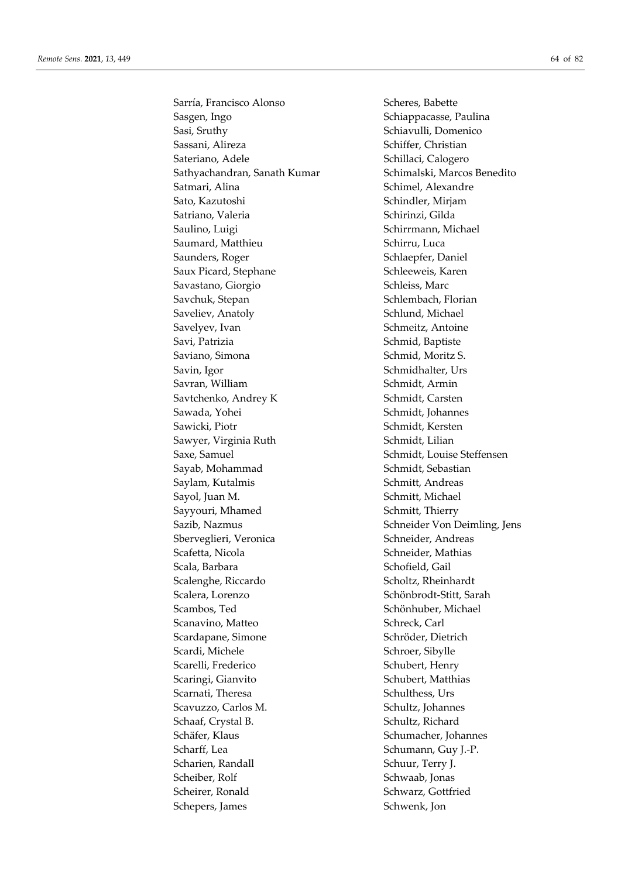Sarría, Francisco Alonso
Sasgen, Ingo
Sasi, Sruthy
Sassani, Alireza
Sateriano, Adele
Sathyachandran, Sanath Kumar
Satmari, Alina
Sato, Kazutoshi
Satriano, Valeria
Saulino, Luigi
Saumard, Matthieu
Saunders, Roger
Saux Picard, Stephane
Savastano, Giorgio
Savchuk, Stepan
Saveliev, Anatoly
Savelyev, Ivan
Savi, Patrizia
Saviano, Simona
Savin, Igor
Savran, William
Savtchenko, Andrey K
Sawada, Yohei
Sawicki, Piotr
Sawyer, Virginia Ruth
Saxe, Samuel
Sayab, Mohammad
Saylam, Kutalmis
Sayol, Juan M.
Sayyouri, Mhamed
Sazib, Nazmus
Sberveglieri, Veronica
Scafetta, Nicola
Scala, Barbara
Scalenghe, Riccardo
Scalera, Lorenzo
Scambos, Ted
Scanavino, Matteo
Scardapane, Simone
Scardi, Michele
Scarelli, Frederico
Scaringi, Gianvito
Scarnati, Theresa
Scavuzzo, Carlos M.
Schaaf, Crystal B.
Schäfer, Klaus
Scharff, Lea
Scharien, Randall
Scheiber, Rolf
Scheirer, Ronald
Schepers, James
Scheres, Babette
Schiappacasse, Paulina
Schiavulli, Domenico
Schiffer, Christian
Schillaci, Calogero
Schimalski, Marcos Benedito
Schimel, Alexandre
Schindler, Mirjam
Schirinzi, Gilda
Schirrmann, Michael
Schirru, Luca
Schlaepfer, Daniel
Schleeweis, Karen
Schleiss, Marc
Schlembach, Florian
Schlund, Michael
Schmeitz, Antoine
Schmid, Baptiste
Schmid, Moritz S.
Schmidhalter, Urs
Schmidt, Armin
Schmidt, Carsten
Schmidt, Johannes
Schmidt, Kersten
Schmidt, Lilian
Schmidt, Louise Steffensen
Schmidt, Sebastian
Schmitt, Andreas
Schmitt, Michael
Schmitt, Thierry
Schneider Von Deimling, Jens
Schneider, Andreas
Schneider, Mathias
Schofield, Gail
Scholtz, Rheinhardt
Schönbrodt-Stitt, Sarah
Schönhuber, Michael
Schreck, Carl
Schröder, Dietrich
Schroer, Sibylle
Schubert, Henry
Schubert, Matthias
Schulthess, Urs
Schultz, Johannes
Schultz, Richard
Schumacher, Johannes
Schumann, Guy J.-P.
Schuur, Terry J.
Schwaab, Jonas
Schwarz, Gottfried
Schwenk, Jon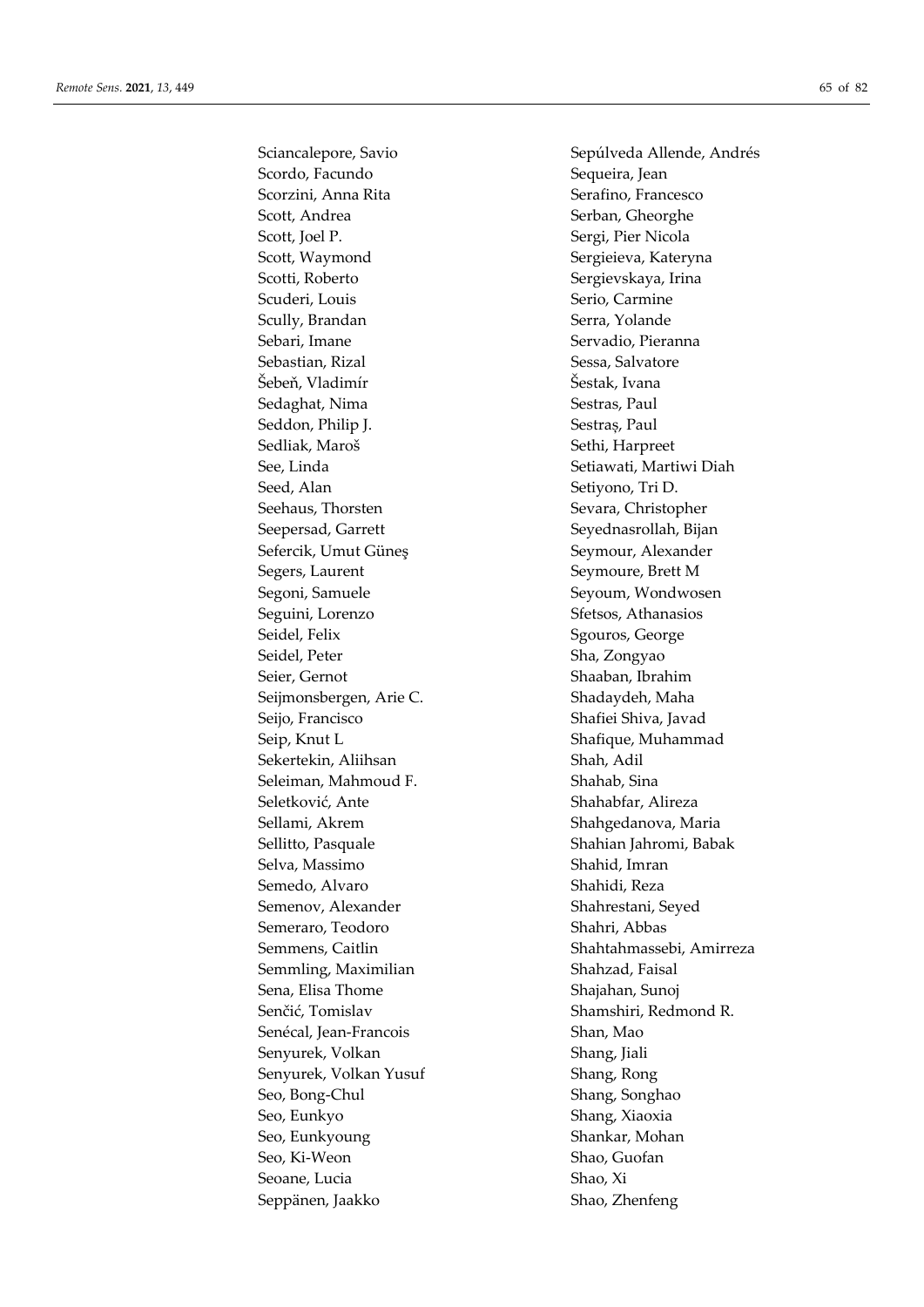Sciancalepore, Savio
Scordo, Facundo
Scorzini, Anna Rita
Scott, Andrea
Scott, Joel P.
Scott, Waymond
Scotti, Roberto
Scuderi, Louis
Scully, Brandan
Sebari, Imane
Sebastian, Rizal
Šebeň, Vladimír
Sedaghat, Nima
Seddon, Philip J.
Sedliak, Maroš
See, Linda
Seed, Alan
Seehaus, Thorsten
Seepersad, Garrett
Sefercik, Umut Güneş
Segers, Laurent
Segoni, Samuele
Seguini, Lorenzo
Seidel, Felix
Seidel, Peter
Seier, Gernot
Seijmonsbergen, Arie C.
Seijo, Francisco
Seip, Knut L
Sekertekin, Aliihsan
Seleiman, Mahmoud F.
Seletković, Ante
Sellami, Akrem
Sellitto, Pasquale
Selva, Massimo
Semedo, Alvaro
Semenov, Alexander
Semeraro, Teodoro
Semmens, Caitlin
Semmling, Maximilian
Sena, Elisa Thome
Senčić, Tomislav
Senécal, Jean-Francois
Senyurek, Volkan
Senyurek, Volkan Yusuf
Seo, Bong-Chul
Seo, Eunkyo
Seo, Eunkyoung
Seo, Ki-Weon
Seoane, Lucia
Seppänen, Jaakko
Sepúlveda Allende, Andrés
Sequeira, Jean
Serafino, Francesco
Serban, Gheorghe
Sergi, Pier Nicola
Sergieieva, Kateryna
Sergievskaya, Irina
Serio, Carmine
Serra, Yolande
Servadio, Pieranna
Sessa, Salvatore
Šestak, Ivana
Sestras, Paul
Sestraș, Paul
Sethi, Harpreet
Setiawati, Martiwi Diah
Setiyono, Tri D.
Sevara, Christopher
Seyednasrollah, Bijan
Seymour, Alexander
Seymoure, Brett M
Seyoum, Wondwosen
Sfetsos, Athanasios
Sgouros, George
Sha, Zongyao
Shaaban, Ibrahim
Shadaydeh, Maha
Shafiei Shiva, Javad
Shafique, Muhammad
Shah, Adil
Shahab, Sina
Shahabfar, Alireza
Shahgedanova, Maria
Shahian Jahromi, Babak
Shahid, Imran
Shahidi, Reza
Shahrestani, Seyed
Shahri, Abbas
Shahtahmassebi, Amirreza
Shahzad, Faisal
Shajahan, Sunoj
Shamshiri, Redmond R.
Shan, Mao
Shang, Jiali
Shang, Rong
Shang, Songhao
Shang, Xiaoxia
Shankar, Mohan
Shao, Guofan
Shao, Xi
Shao, Zhenfeng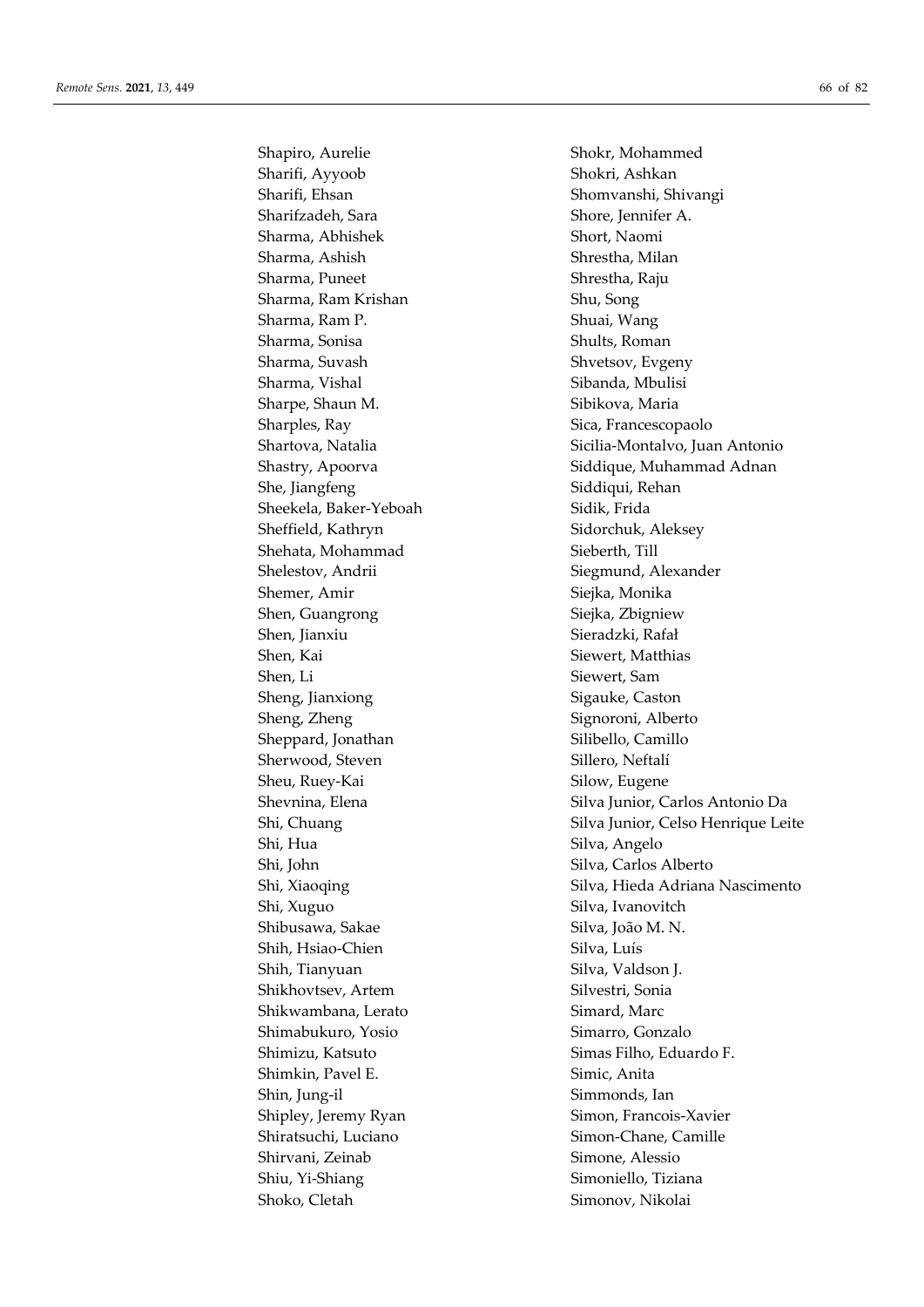Shapiro, Aurelie
Sharifi, Ayyoob
Sharifi, Ehsan
Sharifzadeh, Sara
Sharma, Abhishek
Sharma, Ashish
Sharma, Puneet
Sharma, Ram Krishan
Sharma, Ram P.
Sharma, Sonisa
Sharma, Suvash
Sharma, Vishal
Sharpe, Shaun M.
Sharples, Ray
Shartova, Natalia
Shastry, Apoorva
She, Jiangfeng
Sheekela, Baker-Yeboah
Sheffield, Kathryn
Shehata, Mohammad
Shelestov, Andrii
Shemer, Amir
Shen, Guangrong
Shen, Jianxiu
Shen, Kai
Shen, Li
Sheng, Jianxiong
Sheng, Zheng
Sheppard, Jonathan
Sherwood, Steven
Sheu, Ruey-Kai
Shevnina, Elena
Shi, Chuang
Shi, Hua
Shi, John
Shi, Xiaoqing
Shi, Xuguo
Shibusawa, Sakae
Shih, Hsiao-Chien
Shih, Tianyuan
Shikhovtsev, Artem
Shikwambana, Lerato
Shimabukuro, Yosio
Shimizu, Katsuto
Shimkin, Pavel E.
Shin, Jung-il
Shipley, Jeremy Ryan
Shiratsuchi, Luciano
Shirvani, Zeinab
Shiu, Yi-Shiang
Shoko, Cletah
Shokr, Mohammed
Shokri, Ashkan
Shomvanshi, Shivangi
Shore, Jennifer A.
Short, Naomi
Shrestha, Milan
Shrestha, Raju
Shu, Song
Shuai, Wang
Shults, Roman
Shvetsov, Evgeny
Sibanda, Mbulisi
Sibikova, Maria
Sica, Francescopaolo
Sicilia-Montalvo, Juan Antonio
Siddique, Muhammad Adnan
Siddiqui, Rehan
Sidik, Frida
Sidorchuk, Aleksey
Sieberth, Till
Siegmund, Alexander
Siejka, Monika
Siejka, Zbigniew
Sieradzki, Rafał
Siewert, Matthias
Siewert, Sam
Sigauke, Caston
Signoroni, Alberto
Silibello, Camillo
Sillero, Neftalí
Silow, Eugene
Silva Junior, Carlos Antonio Da
Silva Junior, Celso Henrique Leite
Silva, Angelo
Silva, Carlos Alberto
Silva, Hieda Adriana Nascimento
Silva, Ivanovitch
Silva, João M. N.
Silva, Luís
Silva, Valdson J.
Silvestri, Sonia
Simard, Marc
Simarro, Gonzalo
Simas Filho, Eduardo F.
Simic, Anita
Simmonds, Ian
Simon, Francois-Xavier
Simon-Chane, Camille
Simone, Alessio
Simoniello, Tiziana
Simonov, Nikolai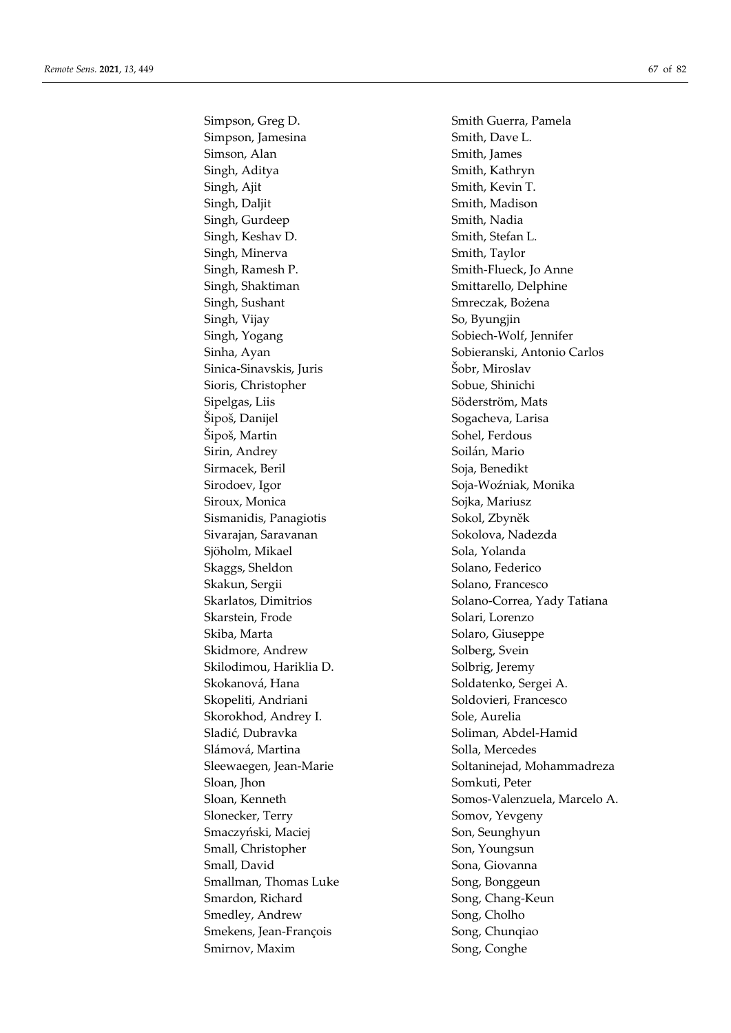Simpson, Greg D.
Simpson, Jamesina
Simson, Alan
Singh, Aditya
Singh, Ajit
Singh, Daljit
Singh, Gurdeep
Singh, Keshav D.
Singh, Minerva
Singh, Ramesh P.
Singh, Shaktiman
Singh, Sushant
Singh, Vijay
Singh, Yogang
Sinha, Ayan
Sinica-Sinavskis, Juris
Sioris, Christopher
Sipelgas, Liis
Šipoš, Danijel
Šipoš, Martin
Sirin, Andrey
Sirmacek, Beril
Sirodoev, Igor
Siroux, Monica
Sismanidis, Panagiotis
Sivarajan, Saravanan
Sjöholm, Mikael
Skaggs, Sheldon
Skakun, Sergii
Skarlatos, Dimitrios
Skarstein, Frode
Skiba, Marta
Skidmore, Andrew
Skilodimou, Hariklia D.
Skokanová, Hana
Skopeliti, Andriani
Skorokhod, Andrey I.
Sladić, Dubravka
Slámová, Martina
Sleewaegen, Jean-Marie
Sloan, Jhon
Sloan, Kenneth
Slonecker, Terry
Smaczyński, Maciej
Small, Christopher
Small, David
Smallman, Thomas Luke
Smardon, Richard
Smedley, Andrew
Smekens, Jean-François
Smirnov, Maxim
Smith Guerra, Pamela
Smith, Dave L.
Smith, James
Smith, Kathryn
Smith, Kevin T.
Smith, Madison
Smith, Nadia
Smith, Stefan L.
Smith, Taylor
Smith-Flueck, Jo Anne
Smittarello, Delphine
Smreczak, Bożena
So, Byungjin
Sobiech-Wolf, Jennifer
Sobieranski, Antonio Carlos
Šobr, Miroslav
Sobue, Shinichi
Söderström, Mats
Sogacheva, Larisa
Sohel, Ferdous
Soilán, Mario
Soja, Benedikt
Soja-Woźniak, Monika
Sojka, Mariusz
Sokol, Zbyněk
Sokolova, Nadezda
Sola, Yolanda
Solano, Federico
Solano, Francesco
Solano-Correa, Yady Tatiana
Solari, Lorenzo
Solaro, Giuseppe
Solberg, Svein
Solbrig, Jeremy
Soldatenko, Sergei A.
Soldovieri, Francesco
Sole, Aurelia
Soliman, Abdel-Hamid
Solla, Mercedes
Soltaninejad, Mohammadreza
Somkuti, Peter
Somos-Valenzuela, Marcelo A.
Somov, Yevgeny
Son, Seunghyun
Son, Youngsun
Sona, Giovanna
Song, Bonggeun
Song, Chang-Keun
Song, Cholho
Song, Chunqiao
Song, Conghe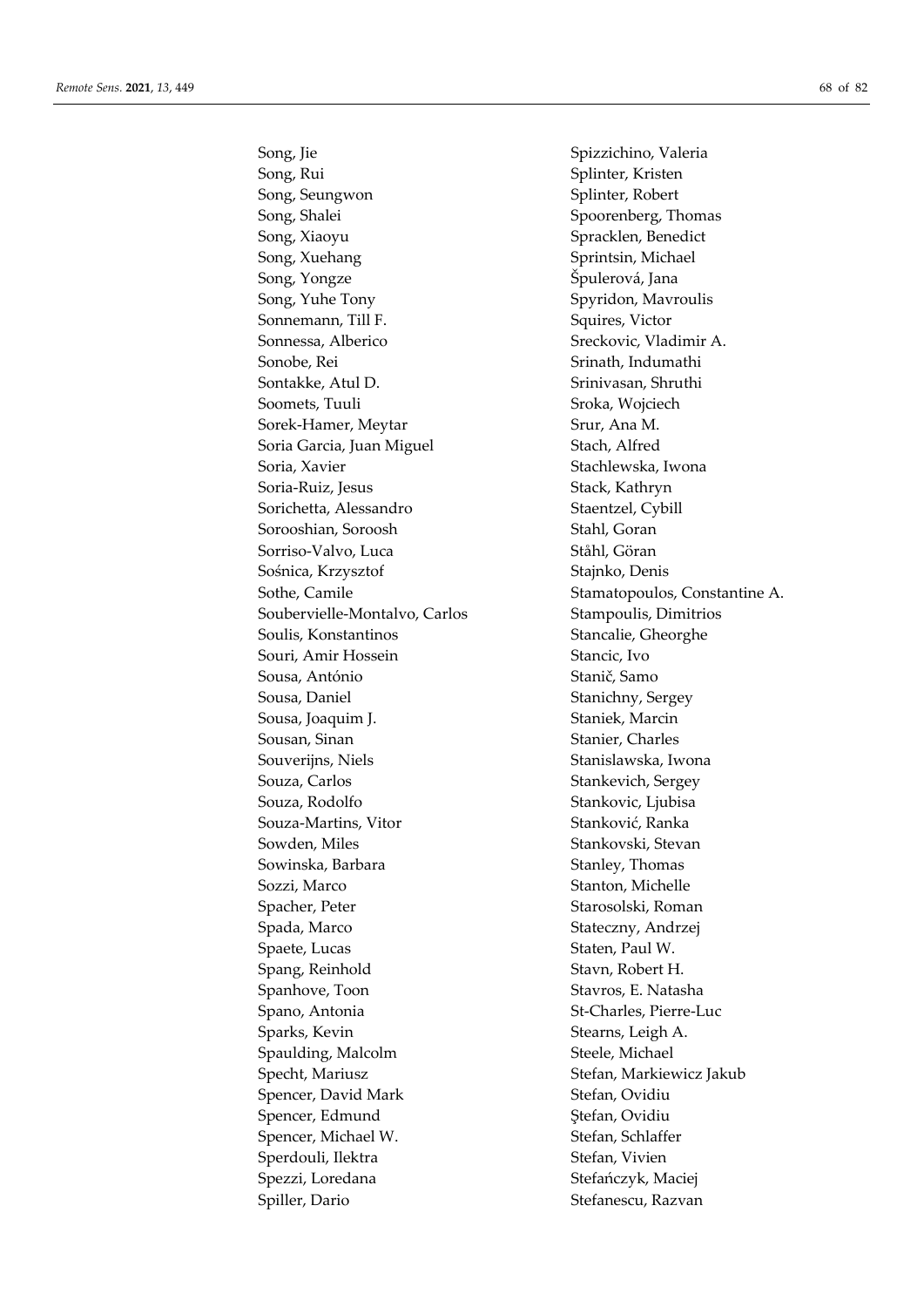Song, Jie
Song, Rui
Song, Seungwon
Song, Shalei
Song, Xiaoyu
Song, Xuehang
Song, Yongze
Song, Yuhe Tony
Sonnemann, Till F.
Sonnessa, Alberico
Sonobe, Rei
Sontakke, Atul D.
Soomets, Tuuli
Sorek-Hamer, Meytar
Soria Garcia, Juan Miguel
Soria, Xavier
Soria-Ruiz, Jesus
Sorichetta, Alessandro
Sorooshian, Soroosh
Sorriso-Valvo, Luca
Sośnica, Krzysztof
Sothe, Camile
Soubervielle-Montalvo, Carlos
Soulis, Konstantinos
Souri, Amir Hossein
Sousa, António
Sousa, Daniel
Sousa, Joaquim J.
Sousan, Sinan
Souverijns, Niels
Souza, Carlos
Souza, Rodolfo
Souza-Martins, Vitor
Sowden, Miles
Sowinska, Barbara
Sozzi, Marco
Spacher, Peter
Spada, Marco
Spaete, Lucas
Spang, Reinhold
Spanhove, Toon
Spano, Antonia
Sparks, Kevin
Spaulding, Malcolm
Specht, Mariusz
Spencer, David Mark
Spencer, Edmund
Spencer, Michael W.
Sperdouli, Ilektra
Spezzi, Loredana
Spiller, Dario
Spizzichino, Valeria
Splinter, Kristen
Splinter, Robert
Spoorenberg, Thomas
Spracklen, Benedict
Sprintsin, Michael
Špulerová, Jana
Spyridon, Mavroulis
Squires, Victor
Sreckovic, Vladimir A.
Srinath, Indumathi
Srinivasan, Shruthi
Sroka, Wojciech
Srur, Ana M.
Stach, Alfred
Stachlewska, Iwona
Stack, Kathryn
Staentzel, Cybill
Stahl, Goran
Ståhl, Göran
Stajnko, Denis
Stamatopoulos, Constantine A.
Stampoulis, Dimitrios
Stancalie, Gheorghe
Stancic, Ivo
Stanič, Samo
Stanichny, Sergey
Staniek, Marcin
Stanier, Charles
Stanislawska, Iwona
Stankevich, Sergey
Stankovic, Ljubisa
Stanković, Ranka
Stankovski, Stevan
Stanley, Thomas
Stanton, Michelle
Starosolski, Roman
Stateczny, Andrzej
Staten, Paul W.
Stavn, Robert H.
Stavros, E. Natasha
St-Charles, Pierre-Luc
Stearns, Leigh A.
Steele, Michael
Stefan, Markiewicz Jakub
Stefan, Ovidiu
Ştefan, Ovidiu
Stefan, Schlaffer
Stefan, Vivien
Stefańczyk, Maciej
Stefanescu, Razvan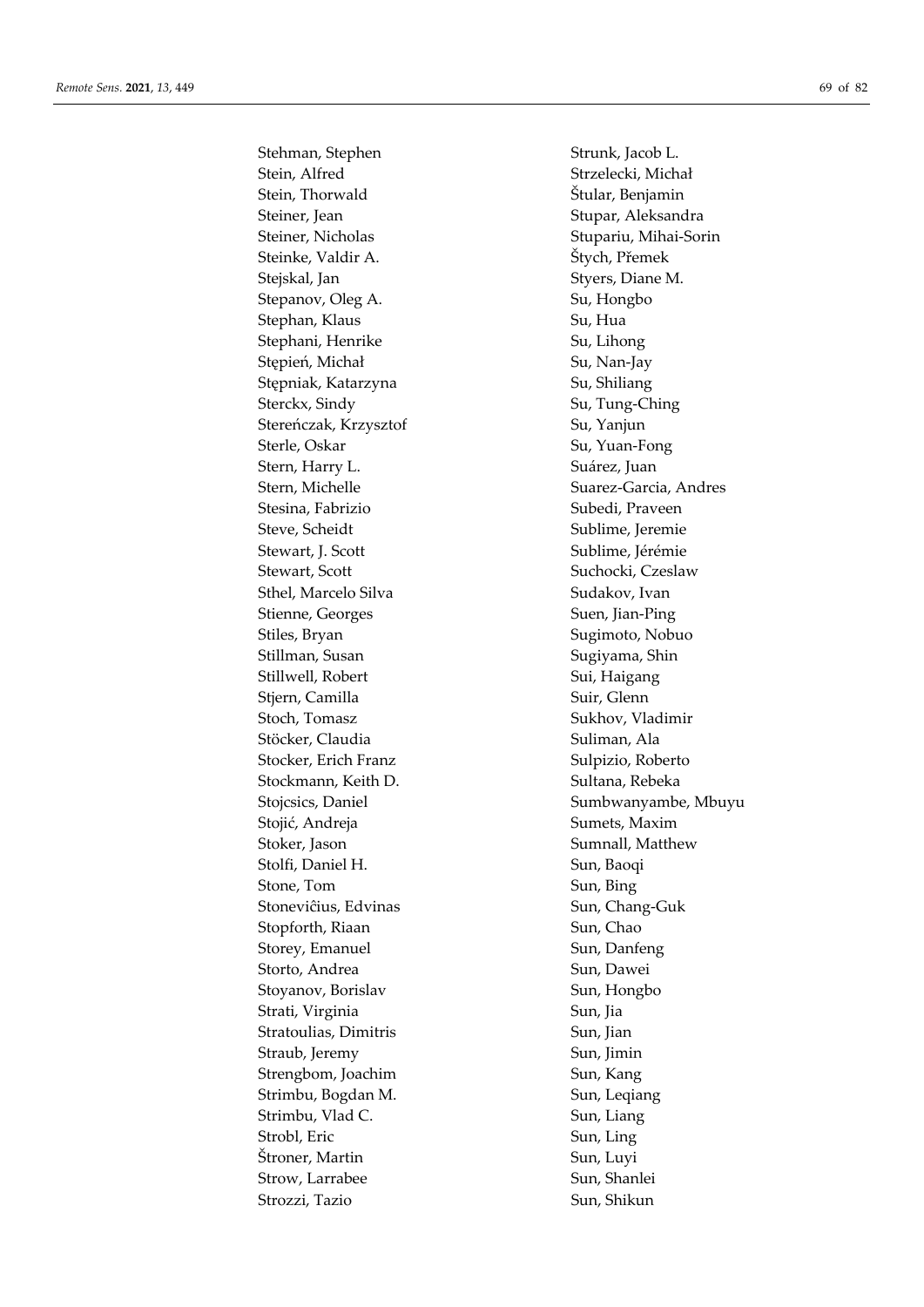Stehman, Stephen
Stein, Alfred
Stein, Thorwald
Steiner, Jean
Steiner, Nicholas
Steinke, Valdir A.
Stejskal, Jan
Stepanov, Oleg A.
Stephan, Klaus
Stephani, Henrike
Stępień, Michał
Stępniak, Katarzyna
Sterckx, Sindy
Stereńczak, Krzysztof
Sterle, Oskar
Stern, Harry L.
Stern, Michelle
Stesina, Fabrizio
Steve, Scheidt
Stewart, J. Scott
Stewart, Scott
Sthel, Marcelo Silva
Stienne, Georges
Stiles, Bryan
Stillman, Susan
Stillwell, Robert
Stjern, Camilla
Stoch, Tomasz
Stöcker, Claudia
Stocker, Erich Franz
Stockmann, Keith D.
Stojcsics, Daniel
Stojić, Andreja
Stoker, Jason
Stolfi, Daniel H.
Stone, Tom
Stoneviĉius, Edvinas
Stopforth, Riaan
Storey, Emanuel
Storto, Andrea
Stoyanov, Borislav
Strati, Virginia
Stratoulias, Dimitris
Straub, Jeremy
Strengbom, Joachim
Strimbu, Bogdan M.
Strimbu, Vlad C.
Strobl, Eric
Štroner, Martin
Strow, Larrabee
Strozzi, Tazio
Strunk, Jacob L.
Strzelecki, Michał
Štular, Benjamin
Stupar, Aleksandra
Stupariu, Mihai-Sorin
Štych, Přemek
Styers, Diane M.
Su, Hongbo
Su, Hua
Su, Lihong
Su, Nan-Jay
Su, Shiliang
Su, Tung-Ching
Su, Yanjun
Su, Yuan-Fong
Suárez, Juan
Suarez-Garcia, Andres
Subedi, Praveen
Sublime, Jeremie
Sublime, Jérémie
Suchocki, Czeslaw
Sudakov, Ivan
Suen, Jian-Ping
Sugimoto, Nobuo
Sugiyama, Shin
Sui, Haigang
Suir, Glenn
Sukhov, Vladimir
Suliman, Ala
Sulpizio, Roberto
Sultana, Rebeka
Sumbwanyambe, Mbuyu
Sumets, Maxim
Sumnall, Matthew
Sun, Baoqi
Sun, Bing
Sun, Chang-Guk
Sun, Chao
Sun, Danfeng
Sun, Dawei
Sun, Hongbo
Sun, Jia
Sun, Jian
Sun, Jimin
Sun, Kang
Sun, Leqiang
Sun, Liang
Sun, Ling
Sun, Luyi
Sun, Shanlei
Sun, Shikun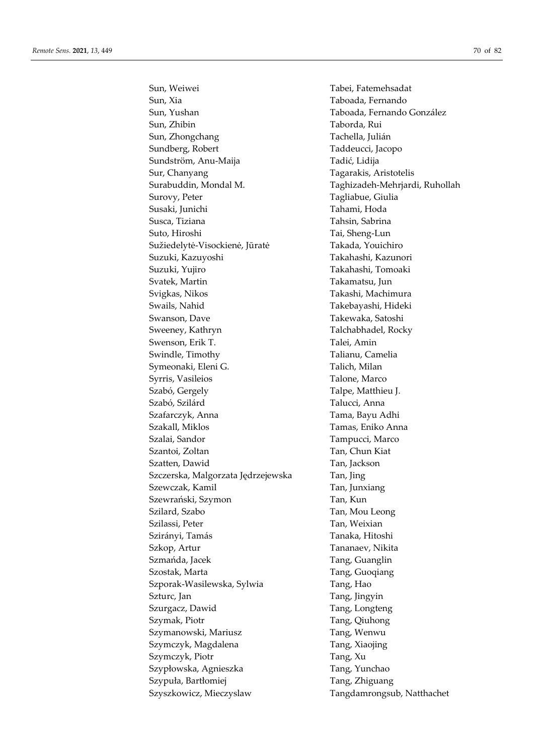Sun, Weiwei
Sun, Xia
Sun, Yushan
Sun, Zhibin
Sun, Zhongchang
Sundberg, Robert
Sundström, Anu-Maija
Sur, Chanyang
Surabuddin, Mondal M.
Surovy, Peter
Susaki, Junichi
Susca, Tiziana
Suto, Hiroshi
Sužiedelytė-Visockienė, Jūratė
Suzuki, Kazuyoshi
Suzuki, Yujiro
Svatek, Martin
Svigkas, Nikos
Swails, Nahid
Swanson, Dave
Sweeney, Kathryn
Swenson, Erik T.
Swindle, Timothy
Symeonaki, Eleni G.
Syrris, Vasileios
Szabó, Gergely
Szabó, Szilárd
Szafarczyk, Anna
Szakall, Miklos
Szalai, Sandor
Szantoi, Zoltan
Szatten, Dawid
Szczerska, Malgorzata Jędrzejewska
Szewczak, Kamil
Szewrański, Szymon
Szilard, Szabo
Szilassi, Peter
Szirányi, Tamás
Szkop, Artur
Szmańda, Jacek
Szostak, Marta
Szporak-Wasilewska, Sylwia
Szturc, Jan
Szurgacz, Dawid
Szymak, Piotr
Szymanowski, Mariusz
Szymczyk, Magdalena
Szymczyk, Piotr
Szypłowska, Agnieszka
Szypuła, Bartłomiej
Szyszkowicz, Mieczyslaw
Tabei, Fatemehsadat
Taboada, Fernando
Taboada, Fernando González
Taborda, Rui
Tachella, Julián
Taddeucci, Jacopo
Tadić, Lidija
Tagarakis, Aristotelis
Taghizadeh-Mehrjardi, Ruhollah
Tagliabue, Giulia
Tahami, Hoda
Tahsin, Sabrina
Tai, Sheng-Lun
Takada, Youichiro
Takahashi, Kazunori
Takahashi, Tomoaki
Takamatsu, Jun
Takashi, Machimura
Takebayashi, Hideki
Takewaka, Satoshi
Talchabhadel, Rocky
Talei, Amin
Talianu, Camelia
Talich, Milan
Talone, Marco
Talpe, Matthieu J.
Talucci, Anna
Tama, Bayu Adhi
Tamas, Eniko Anna
Tampucci, Marco
Tan, Chun Kiat
Tan, Jackson
Tan, Jing
Tan, Junxiang
Tan, Kun
Tan, Mou Leong
Tan, Weixian
Tanaka, Hitoshi
Tananaev, Nikita
Tang, Guanglin
Tang, Guoqiang
Tang, Hao
Tang, Jingyin
Tang, Longteng
Tang, Qiuhong
Tang, Wenwu
Tang, Xiaojing
Tang, Xu
Tang, Yunchao
Tang, Zhiguang
Tangdamrongsub, Natthachet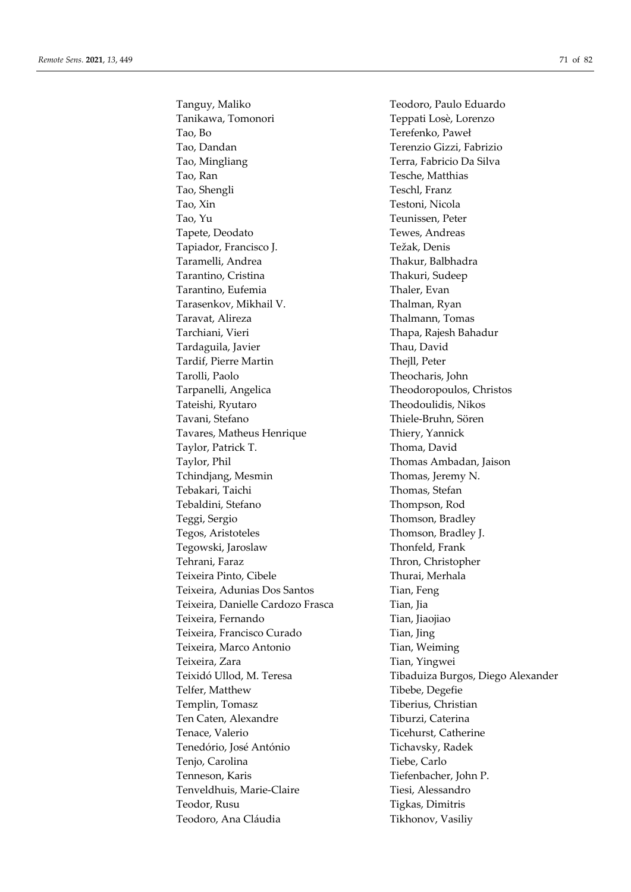Tanguy, Maliko
Tanikawa, Tomonori
Tao, Bo
Tao, Dandan
Tao, Mingliang
Tao, Ran
Tao, Shengli
Tao, Xin
Tao, Yu
Tapete, Deodato
Tapiador, Francisco J.
Taramelli, Andrea
Tarantino, Cristina
Tarantino, Eufemia
Tarasenkov, Mikhail V.
Taravat, Alireza
Tarchiani, Vieri
Tardaguila, Javier
Tardif, Pierre Martin
Tarolli, Paolo
Tarpanelli, Angelica
Tateishi, Ryutaro
Tavani, Stefano
Tavares, Matheus Henrique
Taylor, Patrick T.
Taylor, Phil
Tchindjang, Mesmin
Tebakari, Taichi
Tebaldini, Stefano
Teggi, Sergio
Tegos, Aristoteles
Tegowski, Jaroslaw
Tehrani, Faraz
Teixeira Pinto, Cibele
Teixeira, Adunias Dos Santos
Teixeira, Danielle Cardozo Frasca
Teixeira, Fernando
Teixeira, Francisco Curado
Teixeira, Marco Antonio
Teixeira, Zara
Teixidó Ullod, M. Teresa
Telfer, Matthew
Templin, Tomasz
Ten Caten, Alexandre
Tenace, Valerio
Tenedório, José António
Tenjo, Carolina
Tenneson, Karis
Tenveldhuis, Marie-Claire
Teodor, Rusu
Teodoro, Ana Cláudia
Teodoro, Paulo Eduardo
Teppati Losè, Lorenzo
Terefenko, Paweł
Terenzio Gizzi, Fabrizio
Terra, Fabricio Da Silva
Tesche, Matthias
Teschl, Franz
Testoni, Nicola
Teunissen, Peter
Tewes, Andreas
Težak, Denis
Thakur, Balbhadra
Thakuri, Sudeep
Thaler, Evan
Thalman, Ryan
Thalmann, Tomas
Thapa, Rajesh Bahadur
Thau, David
Thejll, Peter
Theocharis, John
Theodoropoulos, Christos
Theodoulidis, Nikos
Thiele-Bruhn, Sören
Thiery, Yannick
Thoma, David
Thomas Ambadan, Jaison
Thomas, Jeremy N.
Thomas, Stefan
Thompson, Rod
Thomson, Bradley
Thomson, Bradley J.
Thonfeld, Frank
Thron, Christopher
Thurai, Merhala
Tian, Feng
Tian, Jia
Tian, Jiaojiao
Tian, Jing
Tian, Weiming
Tian, Yingwei
Tibaduiza Burgos, Diego Alexander
Tibebe, Degefie
Tiberius, Christian
Tiburzi, Caterina
Ticehurst, Catherine
Tichavsky, Radek
Tiebe, Carlo
Tiefenbacher, John P.
Tiesi, Alessandro
Tigkas, Dimitris
Tikhonov, Vasiliy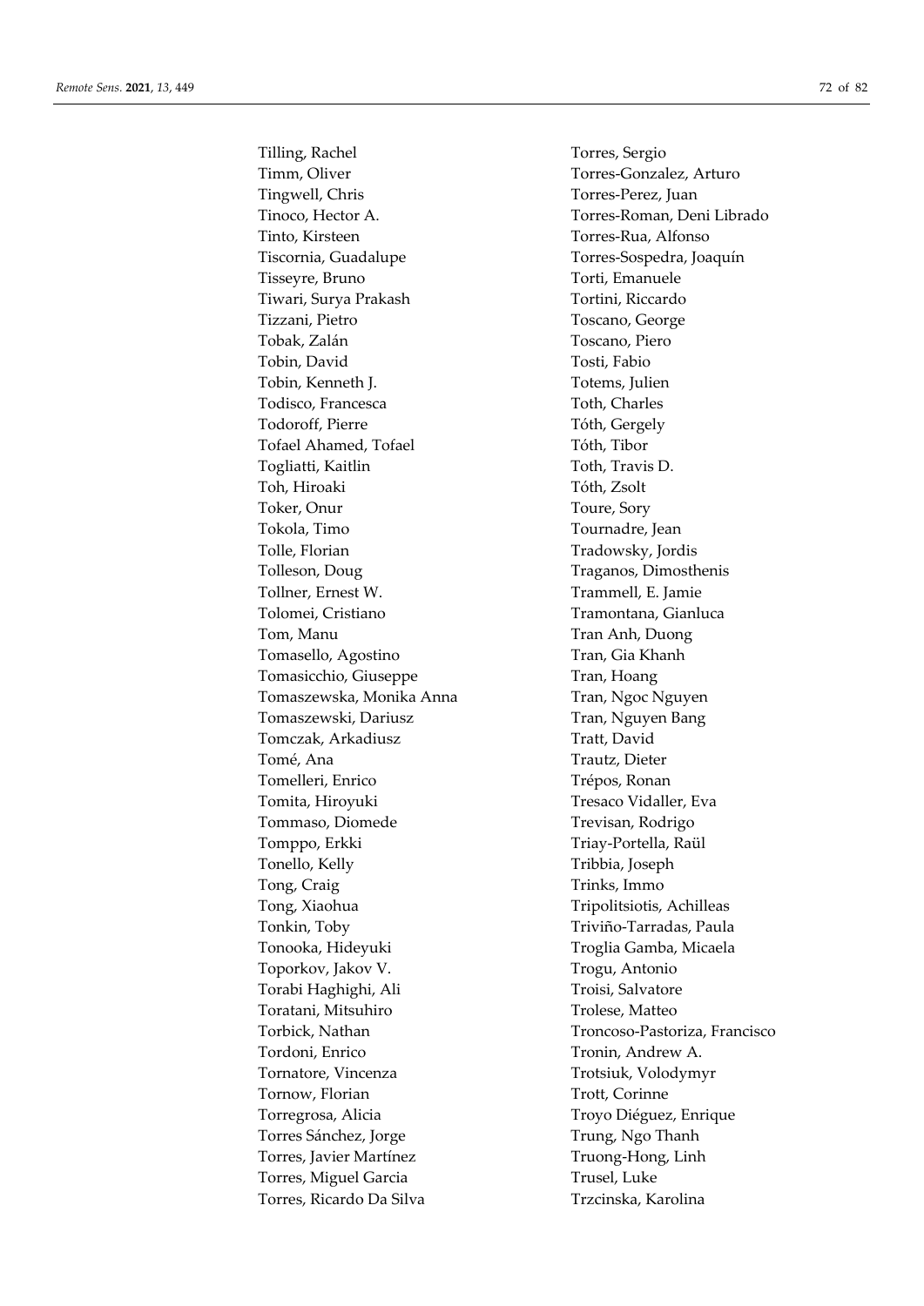Tilling, Rachel
Timm, Oliver
Tingwell, Chris
Tinoco, Hector A.
Tinto, Kirsteen
Tiscornia, Guadalupe
Tisseyre, Bruno
Tiwari, Surya Prakash
Tizzani, Pietro
Tobak, Zalán
Tobin, David
Tobin, Kenneth J.
Todisco, Francesca
Todoroff, Pierre
Tofael Ahamed, Tofael
Togliatti, Kaitlin
Toh, Hiroaki
Toker, Onur
Tokola, Timo
Tolle, Florian
Tolleson, Doug
Tollner, Ernest W.
Tolomei, Cristiano
Tom, Manu
Tomasello, Agostino
Tomasicchio, Giuseppe
Tomaszewska, Monika Anna
Tomaszewski, Dariusz
Tomczak, Arkadiusz
Tomé, Ana
Tomelleri, Enrico
Tomita, Hiroyuki
Tommaso, Diomede
Tomppo, Erkki
Tonello, Kelly
Tong, Craig
Tong, Xiaohua
Tonkin, Toby
Tonooka, Hideyuki
Toporkov, Jakov V.
Torabi Haghighi, Ali
Toratani, Mitsuhiro
Torbick, Nathan
Tordoni, Enrico
Tornatore, Vincenza
Tornow, Florian
Torregrosa, Alicia
Torres Sánchez, Jorge
Torres, Javier Martínez
Torres, Miguel Garcia
Torres, Ricardo Da Silva
Torres, Sergio
Torres-Gonzalez, Arturo
Torres-Perez, Juan
Torres-Roman, Deni Librado
Torres-Rua, Alfonso
Torres-Sospedra, Joaquín
Torti, Emanuele
Tortini, Riccardo
Toscano, George
Toscano, Piero
Tosti, Fabio
Totems, Julien
Toth, Charles
Tóth, Gergely
Tóth, Tibor
Toth, Travis D.
Tóth, Zsolt
Toure, Sory
Tournadre, Jean
Tradowsky, Jordis
Traganos, Dimosthenis
Trammell, E. Jamie
Tramontana, Gianluca
Tran Anh, Duong
Tran, Gia Khanh
Tran, Hoang
Tran, Ngoc Nguyen
Tran, Nguyen Bang
Tratt, David
Trautz, Dieter
Trépos, Ronan
Tresaco Vidaller, Eva
Trevisan, Rodrigo
Triay-Portella, Raül
Tribbia, Joseph
Trinks, Immo
Tripolitsiotis, Achilleas
Triviño-Tarradas, Paula
Troglia Gamba, Micaela
Trogu, Antonio
Troisi, Salvatore
Trolese, Matteo
Troncoso-Pastoriza, Francisco
Tronin, Andrew A.
Trotsiuk, Volodymyr
Trott, Corinne
Troyo Diéguez, Enrique
Trung, Ngo Thanh
Truong-Hong, Linh
Trusel, Luke
Trzcinska, Karolina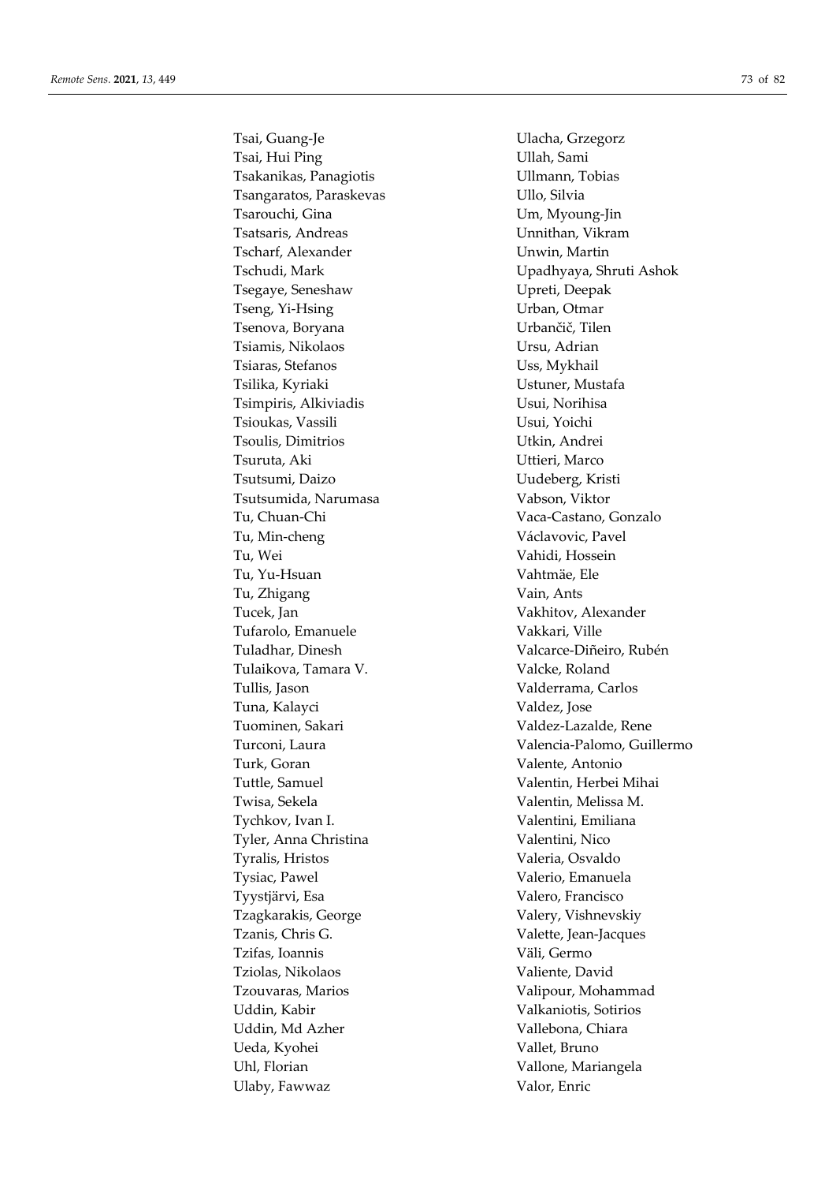Tsai, Guang-Je
Tsai, Hui Ping
Tsakanikas, Panagiotis
Tsangaratos, Paraskevas
Tsarouchi, Gina
Tsatsaris, Andreas
Tscharf, Alexander
Tschudi, Mark
Tsegaye, Seneshaw
Tseng, Yi-Hsing
Tsenova, Boryana
Tsiamis, Nikolaos
Tsiaras, Stefanos
Tsilika, Kyriaki
Tsimpiris, Alkiviadis
Tsioukas, Vassili
Tsoulis, Dimitrios
Tsuruta, Aki
Tsutsumi, Daizo
Tsutsumida, Narumasa
Tu, Chuan-Chi
Tu, Min-cheng
Tu, Wei
Tu, Yu-Hsuan
Tu, Zhigang
Tucek, Jan
Tufarolo, Emanuele
Tuladhar, Dinesh
Tulaikova, Tamara V.
Tullis, Jason
Tuna, Kalayci
Tuominen, Sakari
Turconi, Laura
Turk, Goran
Tuttle, Samuel
Twisa, Sekela
Tychkov, Ivan I.
Tyler, Anna Christina
Tyralis, Hristos
Tysiac, Pawel
Tyystjärvi, Esa
Tzagkarakis, George
Tzanis, Chris G.
Tzifas, Ioannis
Tziolas, Nikolaos
Tzouvaras, Marios
Uddin, Kabir
Uddin, Md Azher
Ueda, Kyohei
Uhl, Florian
Ulaby, Fawwaz
Ulacha, Grzegorz
Ullah, Sami
Ullmann, Tobias
Ullo, Silvia
Um, Myoung-Jin
Unnithan, Vikram
Unwin, Martin
Upadhyaya, Shruti Ashok
Upreti, Deepak
Urban, Otmar
Urbančič, Tilen
Ursu, Adrian
Uss, Mykhail
Ustuner, Mustafa
Usui, Norihisa
Usui, Yoichi
Utkin, Andrei
Uttieri, Marco
Uudeberg, Kristi
Vabson, Viktor
Vaca-Castano, Gonzalo
Václavovic, Pavel
Vahidi, Hossein
Vahtmäe, Ele
Vain, Ants
Vakhitov, Alexander
Vakkari, Ville
Valcarce-Diñeiro, Rubén
Valcke, Roland
Valderrama, Carlos
Valdez, Jose
Valdez-Lazalde, Rene
Valencia-Palomo, Guillermo
Valente, Antonio
Valentin, Herbei Mihai
Valentin, Melissa M.
Valentini, Emiliana
Valentini, Nico
Valeria, Osvaldo
Valerio, Emanuela
Valero, Francisco
Valery, Vishnevskiy
Valette, Jean-Jacques
Väli, Germo
Valiente, David
Valipour, Mohammad
Valkaniotis, Sotirios
Vallebona, Chiara
Vallet, Bruno
Vallone, Mariangela
Valor, Enric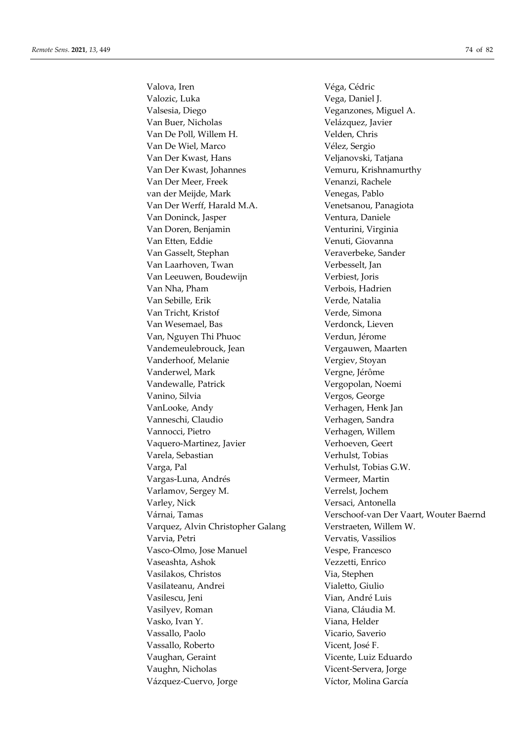Valova, Iren
Valozic, Luka
Valsesia, Diego
Van Buer, Nicholas
Van De Poll, Willem H.
Van De Wiel, Marco
Van Der Kwast, Hans
Van Der Kwast, Johannes
Van Der Meer, Freek
van der Meijde, Mark
Van Der Werff, Harald M.A.
Van Doninck, Jasper
Van Doren, Benjamin
Van Etten, Eddie
Van Gasselt, Stephan
Van Laarhoven, Twan
Van Leeuwen, Boudewijn
Van Nha, Pham
Van Sebille, Erik
Van Tricht, Kristof
Van Wesemael, Bas
Van, Nguyen Thi Phuoc
Vandemeulebrouck, Jean
Vanderhoof, Melanie
Vanderwel, Mark
Vandewalle, Patrick
Vanino, Silvia
VanLooke, Andy
Vanneschi, Claudio
Vannocci, Pietro
Vaquero-Martinez, Javier
Varela, Sebastian
Varga, Pal
Vargas-Luna, Andrés
Varlamov, Sergey M.
Varley, Nick
Várnai, Tamas
Varquez, Alvin Christopher Galang
Varvia, Petri
Vasco-Olmo, Jose Manuel
Vaseashta, Ashok
Vasilakos, Christos
Vasilateanu, Andrei
Vasilescu, Jeni
Vasilyev, Roman
Vasko, Ivan Y.
Vassallo, Paolo
Vassallo, Roberto
Vaughan, Geraint
Vaughn, Nicholas
Vázquez-Cuervo, Jorge
Véga, Cédric
Vega, Daniel J.
Veganzones, Miguel A.
Velázquez, Javier
Velden, Chris
Vélez, Sergio
Veljanovski, Tatjana
Vemuru, Krishnamurthy
Venanzi, Rachele
Venegas, Pablo
Venetsanou, Panagiota
Ventura, Daniele
Venturini, Virginia
Venuti, Giovanna
Veraverbeke, Sander
Verbesselt, Jan
Verbiest, Joris
Verbois, Hadrien
Verde, Natalia
Verde, Simona
Verdonck, Lieven
Verdun, Jérome
Vergauwen, Maarten
Vergiev, Stoyan
Vergne, Jérôme
Vergopolan, Noemi
Vergos, George
Verhagen, Henk Jan
Verhagen, Sandra
Verhagen, Willem
Verhoeven, Geert
Verhulst, Tobias
Verhulst, Tobias G.W.
Vermeer, Martin
Verrelst, Jochem
Versaci, Antonella
Verschoof-van Der Vaart, Wouter Baernd
Verstraeten, Willem W.
Vervatis, Vassilios
Vespe, Francesco
Vezzetti, Enrico
Via, Stephen
Vialetto, Giulio
Vian, André Luis
Viana, Cláudia M.
Viana, Helder
Vicario, Saverio
Vicent, José F.
Vicente, Luiz Eduardo
Vicent-Servera, Jorge
Víctor, Molina García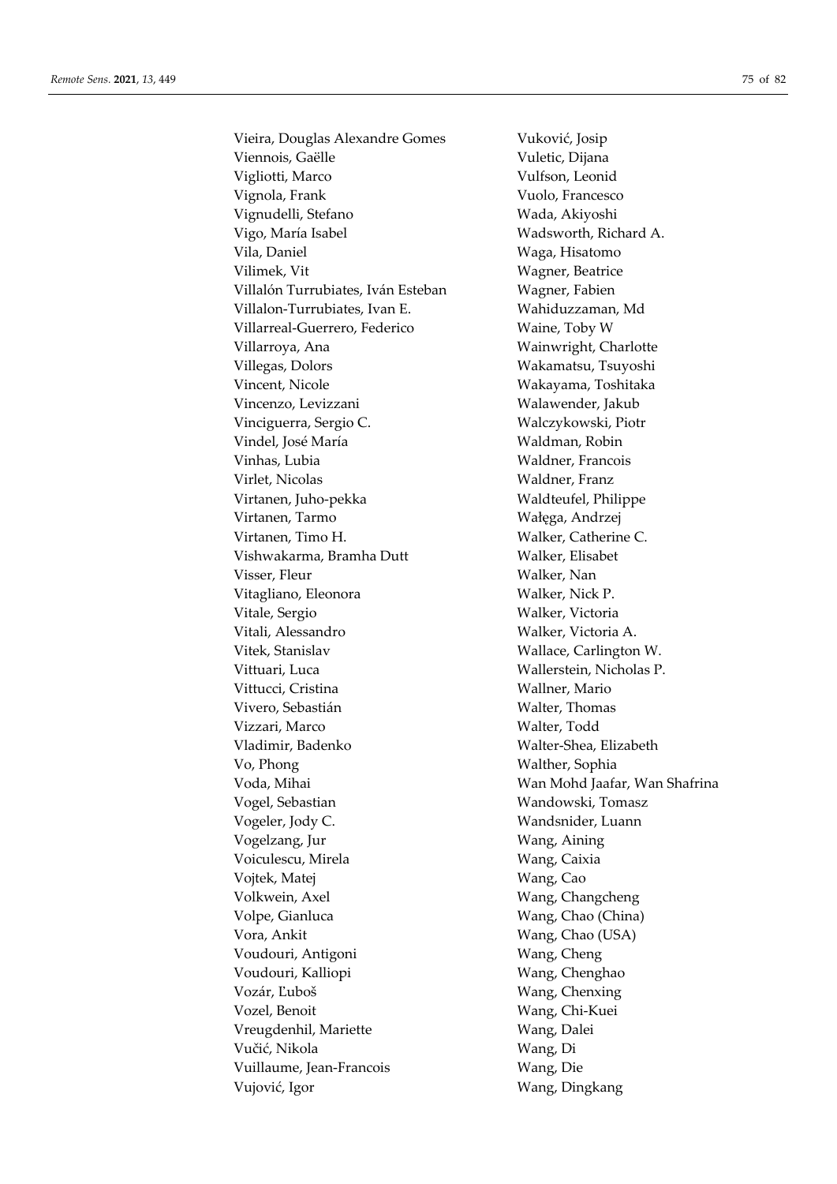Vieira, Douglas Alexandre Gomes
Viennois, Gaëlle
Vigliotti, Marco
Vignola, Frank
Vignudelli, Stefano
Vigo, María Isabel
Vila, Daniel
Vilimek, Vit
Villalón Turrubiates, Iván Esteban
Villalon-Turrubiates, Ivan E.
Villarreal-Guerrero, Federico
Villarroya, Ana
Villegas, Dolors
Vincent, Nicole
Vincenzo, Levizzani
Vinciguerra, Sergio C.
Vindel, José María
Vinhas, Lubia
Virlet, Nicolas
Virtanen, Juho-pekka
Virtanen, Tarmo
Virtanen, Timo H.
Vishwakarma, Bramha Dutt
Visser, Fleur
Vitagliano, Eleonora
Vitale, Sergio
Vitali, Alessandro
Vitek, Stanislav
Vittuari, Luca
Vittucci, Cristina
Vivero, Sebastián
Vizzari, Marco
Vladimir, Badenko
Vo, Phong
Voda, Mihai
Vogel, Sebastian
Vogeler, Jody C.
Vogelzang, Jur
Voiculescu, Mirela
Vojtek, Matej
Volkwein, Axel
Volpe, Gianluca
Vora, Ankit
Voudouri, Antigoni
Voudouri, Kalliopi
Vozár, Ľuboš
Vozel, Benoit
Vreugdenhil, Mariette
Vučić, Nikola
Vuillaume, Jean-Francois
Vujović, Igor
Vuković, Josip
Vuletic, Dijana
Vulfson, Leonid
Vuolo, Francesco
Wada, Akiyoshi
Wadsworth, Richard A.
Waga, Hisatomo
Wagner, Beatrice
Wagner, Fabien
Wahiduzzaman, Md
Waine, Toby W
Wainwright, Charlotte
Wakamatsu, Tsuyoshi
Wakayama, Toshitaka
Walawender, Jakub
Walczykowski, Piotr
Waldman, Robin
Waldner, Francois
Waldner, Franz
Waldteufel, Philippe
Wałęga, Andrzej
Walker, Catherine C.
Walker, Elisabet
Walker, Nan
Walker, Nick P.
Walker, Victoria
Walker, Victoria A.
Wallace, Carlington W.
Wallerstein, Nicholas P.
Wallner, Mario
Walter, Thomas
Walter, Todd
Walter-Shea, Elizabeth
Walther, Sophia
Wan Mohd Jaafar, Wan Shafrina
Wandowski, Tomasz
Wandsnider, Luann
Wang, Aining
Wang, Caixia
Wang, Cao
Wang, Changcheng
Wang, Chao (China)
Wang, Chao (USA)
Wang, Cheng
Wang, Chenghao
Wang, Chenxing
Wang, Chi-Kuei
Wang, Dalei
Wang, Di
Wang, Die
Wang, Dingkang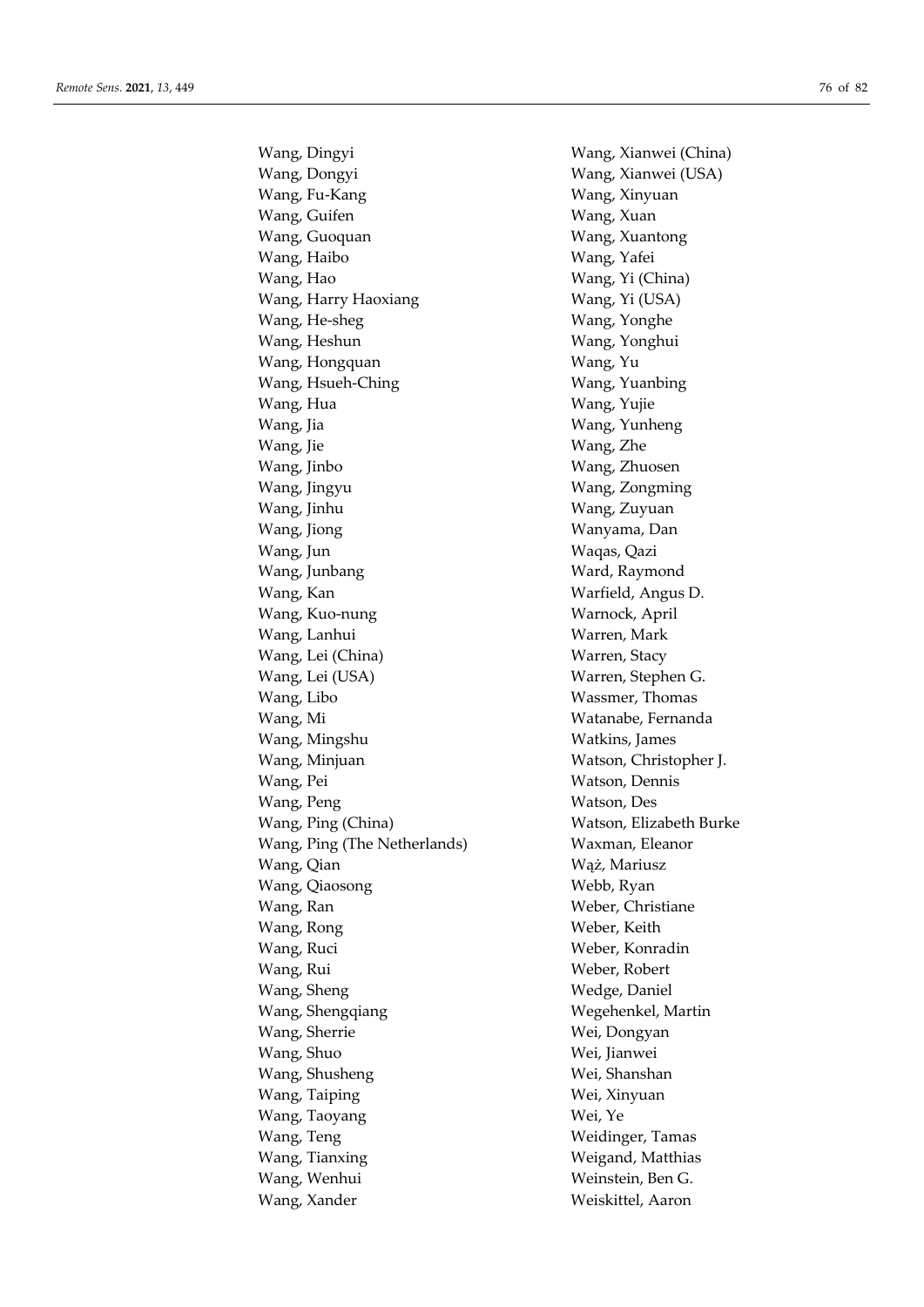Wang, Dingyi
Wang, Dongyi
Wang, Fu-Kang
Wang, Guifen
Wang, Guoquan
Wang, Haibo
Wang, Hao
Wang, Harry Haoxiang
Wang, He-sheg
Wang, Heshun
Wang, Hongquan
Wang, Hsueh-Ching
Wang, Hua
Wang, Jia
Wang, Jie
Wang, Jinbo
Wang, Jingyu
Wang, Jinhu
Wang, Jiong
Wang, Jun
Wang, Junbang
Wang, Kan
Wang, Kuo-nung
Wang, Lanhui
Wang, Lei (China)
Wang, Lei (USA)
Wang, Libo
Wang, Mi
Wang, Mingshu
Wang, Minjuan
Wang, Pei
Wang, Peng
Wang, Ping (China)
Wang, Ping (The Netherlands)
Wang, Qian
Wang, Qiaosong
Wang, Ran
Wang, Rong
Wang, Ruci
Wang, Rui
Wang, Sheng
Wang, Shengqiang
Wang, Sherrie
Wang, Shuo
Wang, Shusheng
Wang, Taiping
Wang, Taoyang
Wang, Teng
Wang, Tianxing
Wang, Wenhui
Wang, Xander
Wang, Xianwei (China)
Wang, Xianwei (USA)
Wang, Xinyuan
Wang, Xuan
Wang, Xuantong
Wang, Yafei
Wang, Yi (China)
Wang, Yi (USA)
Wang, Yonghe
Wang, Yonghui
Wang, Yu
Wang, Yuanbing
Wang, Yujie
Wang, Yunheng
Wang, Zhe
Wang, Zhuosen
Wang, Zongming
Wang, Zuyuan
Wanyama, Dan
Waqas, Qazi
Ward, Raymond
Warfield, Angus D.
Warnock, April
Warren, Mark
Warren, Stacy
Warren, Stephen G.
Wassmer, Thomas
Watanabe, Fernanda
Watkins, James
Watson, Christopher J.
Watson, Dennis
Watson, Des
Watson, Elizabeth Burke
Waxman, Eleanor
Wąż, Mariusz
Webb, Ryan
Weber, Christiane
Weber, Keith
Weber, Konradin
Weber, Robert
Wedge, Daniel
Wegehenkel, Martin
Wei, Dongyan
Wei, Jianwei
Wei, Shanshan
Wei, Xinyuan
Wei, Ye
Weidinger, Tamas
Weigand, Matthias
Weinstein, Ben G.
Weiskittel, Aaron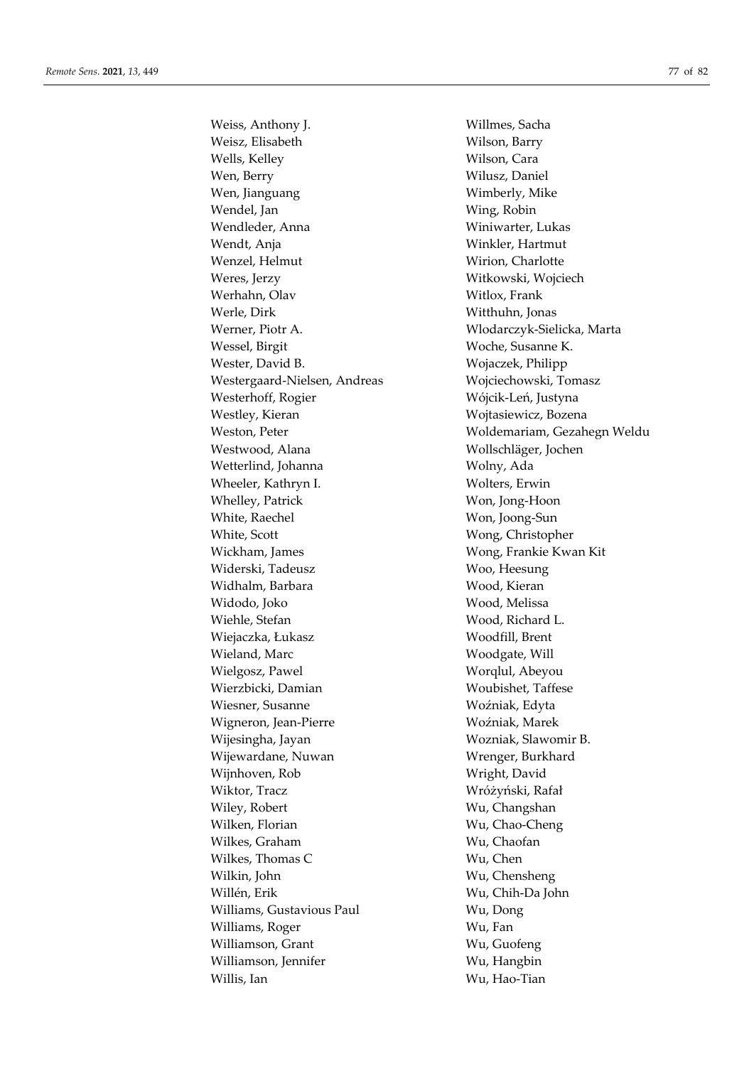Weiss, Anthony J.
Weisz, Elisabeth
Wells, Kelley
Wen, Berry
Wen, Jianguang
Wendel, Jan
Wendleder, Anna
Wendt, Anja
Wenzel, Helmut
Weres, Jerzy
Werhahn, Olav
Werle, Dirk
Werner, Piotr A.
Wessel, Birgit
Wester, David B.
Westergaard-Nielsen, Andreas
Westerhoff, Rogier
Westley, Kieran
Weston, Peter
Westwood, Alana
Wetterlind, Johanna
Wheeler, Kathryn I.
Whelley, Patrick
White, Raechel
White, Scott
Wickham, James
Widerski, Tadeusz
Widhalm, Barbara
Widodo, Joko
Wiehle, Stefan
Wiejaczka, Łukasz
Wieland, Marc
Wielgosz, Pawel
Wierzbicki, Damian
Wiesner, Susanne
Wigneron, Jean-Pierre
Wijesingha, Jayan
Wijewardane, Nuwan
Wijnhoven, Rob
Wiktor, Tracz
Wiley, Robert
Wilken, Florian
Wilkes, Graham
Wilkes, Thomas C
Wilkin, John
Willén, Erik
Williams, Gustavious Paul
Williams, Roger
Williamson, Grant
Williamson, Jennifer
Willis, Ian
Willmes, Sacha
Wilson, Barry
Wilson, Cara
Wilusz, Daniel
Wimberly, Mike
Wing, Robin
Winiwarter, Lukas
Winkler, Hartmut
Wirion, Charlotte
Witkowski, Wojciech
Witlox, Frank
Witthuhn, Jonas
Wlodarczyk-Sielicka, Marta
Woche, Susanne K.
Wojaczek, Philipp
Wojciechowski, Tomasz
Wójcik-Leń, Justyna
Wojtasiewicz, Bozena
Woldemariam, Gezahegn Weldu
Wollschläger, Jochen
Wolny, Ada
Wolters, Erwin
Won, Jong-Hoon
Won, Joong-Sun
Wong, Christopher
Wong, Frankie Kwan Kit
Woo, Heesung
Wood, Kieran
Wood, Melissa
Wood, Richard L.
Woodfill, Brent
Woodgate, Will
Worqlul, Abeyou
Woubishet, Taffese
Woźniak, Edyta
Woźniak, Marek
Wozniak, Slawomir B.
Wrenger, Burkhard
Wright, David
Wróżyński, Rafał
Wu, Changshan
Wu, Chao-Cheng
Wu, Chaofan
Wu, Chen
Wu, Chensheng
Wu, Chih-Da John
Wu, Dong
Wu, Fan
Wu, Guofeng
Wu, Hangbin
Wu, Hao-Tian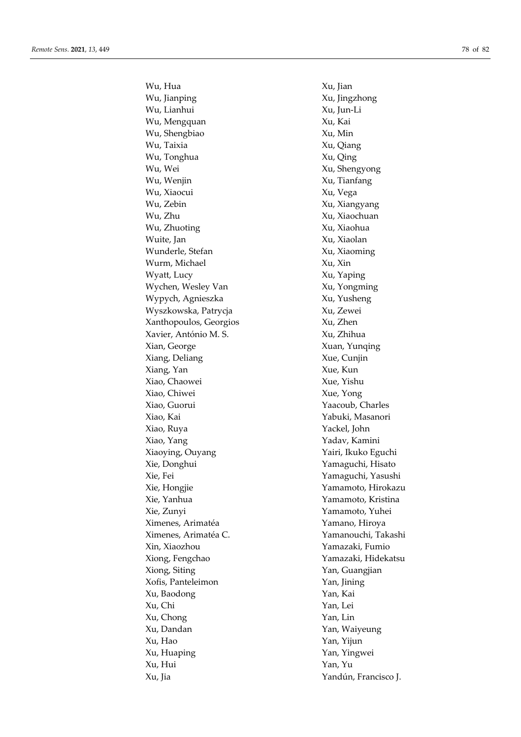Wu, Hua
Wu, Jianping
Wu, Lianhui
Wu, Mengquan
Wu, Shengbiao
Wu, Taixia
Wu, Tonghua
Wu, Wei
Wu, Wenjin
Wu, Xiaocui
Wu, Zebin
Wu, Zhu
Wu, Zhuoting
Wuite, Jan
Wunderle, Stefan
Wurm, Michael
Wyatt, Lucy
Wychen, Wesley Van
Wypych, Agnieszka
Wyszkowska, Patrycja
Xanthopoulos, Georgios
Xavier, António M. S.
Xian, George
Xiang, Deliang
Xiang, Yan
Xiao, Chaowei
Xiao, Chiwei
Xiao, Guorui
Xiao, Kai
Xiao, Ruya
Xiao, Yang
Xiaoying, Ouyang
Xie, Donghui
Xie, Fei
Xie, Hongjie
Xie, Yanhua
Xie, Zunyi
Ximenes, Arimatéa
Ximenes, Arimatéa C.
Xin, Xiaozhou
Xiong, Fengchao
Xiong, Siting
Xofis, Panteleimon
Xu, Baodong
Xu, Chi
Xu, Chong
Xu, Dandan
Xu, Hao
Xu, Huaping
Xu, Hui
Xu, Jia
Xu, Jian
Xu, Jingzhong
Xu, Jun-Li
Xu, Kai
Xu, Min
Xu, Qiang
Xu, Qing
Xu, Shengyong
Xu, Tianfang
Xu, Vega
Xu, Xiangyang
Xu, Xiaochuan
Xu, Xiaohua
Xu, Xiaolan
Xu, Xiaoming
Xu, Xin
Xu, Yaping
Xu, Yongming
Xu, Yusheng
Xu, Zewei
Xu, Zhen
Xu, Zhihua
Xuan, Yunqing
Xue, Cunjin
Xue, Kun
Xue, Yishu
Xue, Yong
Yaacoub, Charles
Yabuki, Masanori
Yackel, John
Yadav, Kamini
Yairi, Ikuko Eguchi
Yamaguchi, Hisato
Yamaguchi, Yasushi
Yamamoto, Hirokazu
Yamamoto, Kristina
Yamamoto, Yuhei
Yamano, Hiroya
Yamanouchi, Takashi
Yamazaki, Fumio
Yamazaki, Hidekatsu
Yan, Guangjian
Yan, Jining
Yan, Kai
Yan, Lei
Yan, Lin
Yan, Waiyeung
Yan, Yijun
Yan, Yingwei
Yan, Yu
Yandún, Francisco J.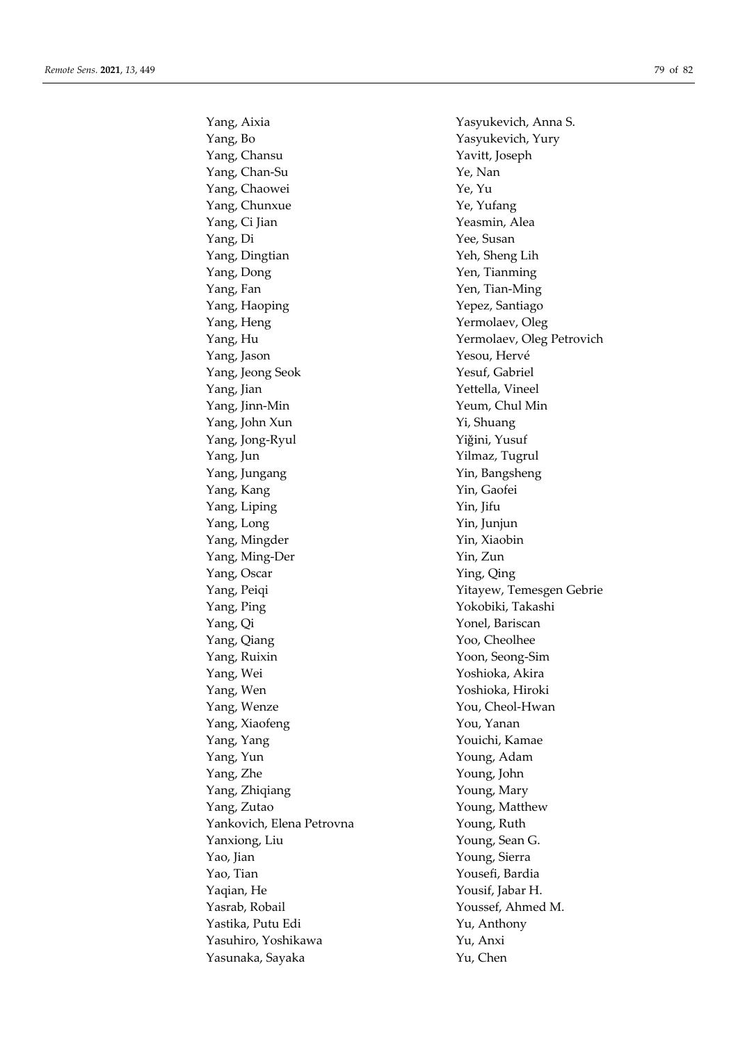Yang, Aixia
Yang, Bo
Yang, Chansu
Yang, Chan-Su
Yang, Chaowei
Yang, Chunxue
Yang, Ci Jian
Yang, Di
Yang, Dingtian
Yang, Dong
Yang, Fan
Yang, Haoping
Yang, Heng
Yang, Hu
Yang, Jason
Yang, Jeong Seok
Yang, Jian
Yang, Jinn-Min
Yang, John Xun
Yang, Jong-Ryul
Yang, Jun
Yang, Jungang
Yang, Kang
Yang, Liping
Yang, Long
Yang, Mingder
Yang, Ming-Der
Yang, Oscar
Yang, Peiqi
Yang, Ping
Yang, Qi
Yang, Qiang
Yang, Ruixin
Yang, Wei
Yang, Wen
Yang, Wenze
Yang, Xiaofeng
Yang, Yang
Yang, Yun
Yang, Zhe
Yang, Zhiqiang
Yang, Zutao
Yankovich, Elena Petrovna
Yanxiong, Liu
Yao, Jian
Yao, Tian
Yaqian, He
Yasrab, Robail
Yastika, Putu Edi
Yasuhiro, Yoshikawa
Yasunaka, Sayaka
Yasyukevich, Anna S.
Yasyukevich, Yury
Yavitt, Joseph
Ye, Nan
Ye, Yu
Ye, Yufang
Yeasmin, Alea
Yee, Susan
Yeh, Sheng Lih
Yen, Tianming
Yen, Tian-Ming
Yepez, Santiago
Yermolaev, Oleg
Yermolaev, Oleg Petrovich
Yesou, Hervé
Yesuf, Gabriel
Yettella, Vineel
Yeum, Chul Min
Yi, Shuang
Yiğini, Yusuf
Yilmaz, Tugrul
Yin, Bangsheng
Yin, Gaofei
Yin, Jifu
Yin, Junjun
Yin, Xiaobin
Yin, Zun
Ying, Qing
Yitayew, Temesgen Gebrie
Yokobiki, Takashi
Yonel, Bariscan
Yoo, Cheolhee
Yoon, Seong-Sim
Yoshioka, Akira
Yoshioka, Hiroki
You, Cheol-Hwan
You, Yanan
Youichi, Kamae
Young, Adam
Young, John
Young, Mary
Young, Matthew
Young, Ruth
Young, Sean G.
Young, Sierra
Yousefi, Bardia
Yousif, Jabar H.
Youssef, Ahmed M.
Yu, Anthony
Yu, Anxi
Yu, Chen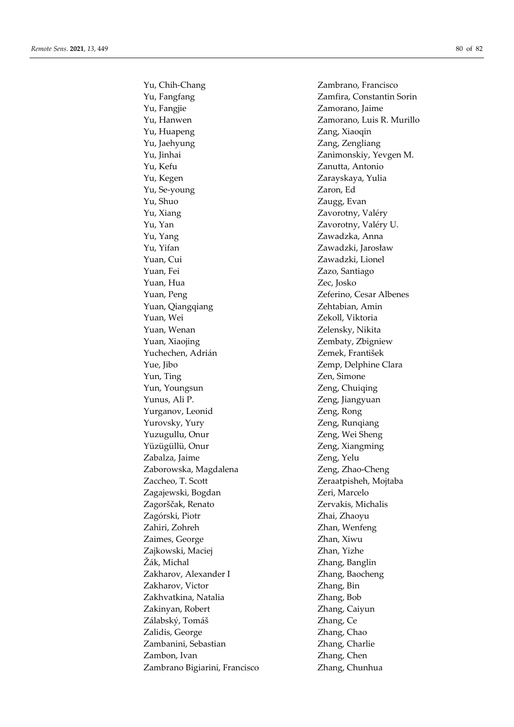Yu, Chih-Chang
Yu, Fangfang
Yu, Fangjie
Yu, Hanwen
Yu, Huapeng
Yu, Jaehyung
Yu, Jinhai
Yu, Kefu
Yu, Kegen
Yu, Se-young
Yu, Shuo
Yu, Xiang
Yu, Yan
Yu, Yang
Yu, Yifan
Yuan, Cui
Yuan, Fei
Yuan, Hua
Yuan, Peng
Yuan, Qiangqiang
Yuan, Wei
Yuan, Wenan
Yuan, Xiaojing
Yuchechen, Adrián
Yue, Jibo
Yun, Ting
Yun, Youngsun
Yunus, Ali P.
Yurganov, Leonid
Yurovsky, Yury
Yuzugullu, Onur
Yüzügüllü, Onur
Zabalza, Jaime
Zaborowska, Magdalena
Zaccheo, T. Scott
Zagajewski, Bogdan
Zagorščak, Renato
Zagórski, Piotr
Zahiri, Zohreh
Zaimes, George
Zajkowski, Maciej
Žák, Michal
Zakharov, Alexander I
Zakharov, Victor
Zakhvatkina, Natalia
Zakinyan, Robert
Zálabský, Tomáš
Zalidis, George
Zambanini, Sebastian
Zambon, Ivan
Zambrano Bigiarini, Francisco
Zambrano, Francisco
Zamfira, Constantin Sorin
Zamorano, Jaime
Zamorano, Luis R. Murillo
Zang, Xiaoqin
Zang, Zengliang
Zanimonskiy, Yevgen M.
Zanutta, Antonio
Zarayskaya, Yulia
Zaron, Ed
Zaugg, Evan
Zavorotny, Valéry
Zavorotny, Valéry U.
Zawadzka, Anna
Zawadzki, Jarosław
Zawadzki, Lionel
Zazo, Santiago
Zec, Josko
Zeferino, Cesar Albenes
Zehtabian, Amin
Zekoll, Viktoria
Zelensky, Nikita
Zembaty, Zbigniew
Zemek, František
Zemp, Delphine Clara
Zen, Simone
Zeng, Chuiqing
Zeng, Jiangyuan
Zeng, Rong
Zeng, Runqiang
Zeng, Wei Sheng
Zeng, Xiangming
Zeng, Yelu
Zeng, Zhao-Cheng
Zeraatpisheh, Mojtaba
Zeri, Marcelo
Zervakis, Michalis
Zhai, Zhaoyu
Zhan, Wenfeng
Zhan, Xiwu
Zhan, Yizhe
Zhang, Banglin
Zhang, Baocheng
Zhang, Bin
Zhang, Bob
Zhang, Caiyun
Zhang, Ce
Zhang, Chao
Zhang, Charlie
Zhang, Chen
Zhang, Chunhua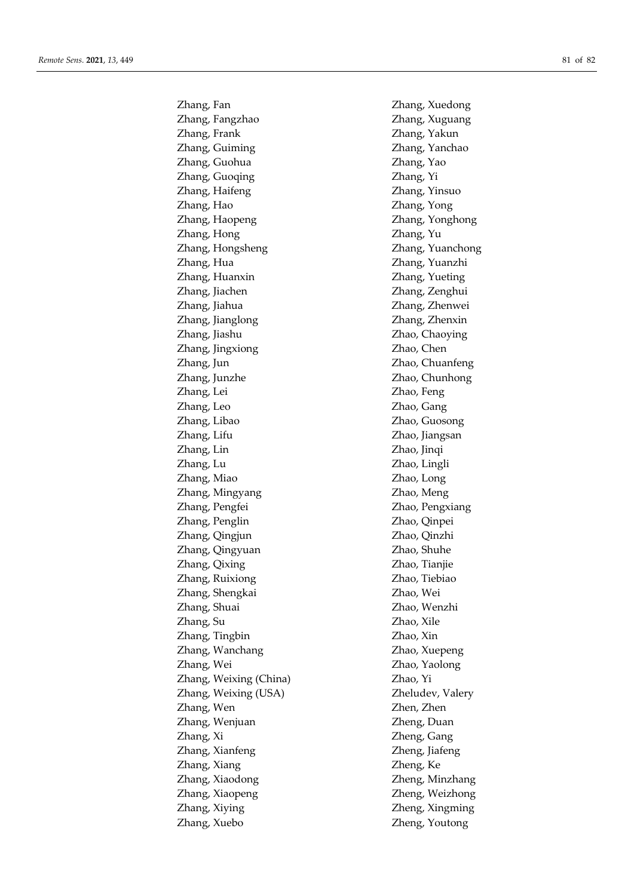Zhang, Fan
Zhang, Fangzhao
Zhang, Frank
Zhang, Guiming
Zhang, Guohua
Zhang, Guoqing
Zhang, Haifeng
Zhang, Hao
Zhang, Haopeng
Zhang, Hong
Zhang, Hongsheng
Zhang, Hua
Zhang, Huanxin
Zhang, Jiachen
Zhang, Jiahua
Zhang, Jianglong
Zhang, Jiashu
Zhang, Jingxiong
Zhang, Jun
Zhang, Junzhe
Zhang, Lei
Zhang, Leo
Zhang, Libao
Zhang, Lifu
Zhang, Lin
Zhang, Lu
Zhang, Miao
Zhang, Mingyang
Zhang, Pengfei
Zhang, Penglin
Zhang, Qingjun
Zhang, Qingyuan
Zhang, Qixing
Zhang, Ruixiong
Zhang, Shengkai
Zhang, Shuai
Zhang, Su
Zhang, Tingbin
Zhang, Wanchang
Zhang, Wei
Zhang, Weixing (China)
Zhang, Weixing (USA)
Zhang, Wen
Zhang, Wenjuan
Zhang, Xi
Zhang, Xianfeng
Zhang, Xiang
Zhang, Xiaodong
Zhang, Xiaopeng
Zhang, Xiying
Zhang, Xuebo
Zhang, Xuedong
Zhang, Xuguang
Zhang, Yakun
Zhang, Yanchao
Zhang, Yao
Zhang, Yi
Zhang, Yinsuo
Zhang, Yong
Zhang, Yonghong
Zhang, Yu
Zhang, Yuanchong
Zhang, Yuanzhi
Zhang, Yueting
Zhang, Zenghui
Zhang, Zhenwei
Zhang, Zhenxin
Zhao, Chaoying
Zhao, Chen
Zhao, Chuanfeng
Zhao, Chunhong
Zhao, Feng
Zhao, Gang
Zhao, Guosong
Zhao, Jiangsan
Zhao, Jinqi
Zhao, Lingli
Zhao, Long
Zhao, Meng
Zhao, Pengxiang
Zhao, Qinpei
Zhao, Qinzhi
Zhao, Shuhe
Zhao, Tianjie
Zhao, Tiebiao
Zhao, Wei
Zhao, Wenzhi
Zhao, Xile
Zhao, Xin
Zhao, Xuepeng
Zhao, Yaolong
Zhao, Yi
Zheludev, Valery
Zhen, Zhen
Zheng, Duan
Zheng, Gang
Zheng, Jiafeng
Zheng, Ke
Zheng, Minzhang
Zheng, Weizhong
Zheng, Xingming
Zheng, Youtong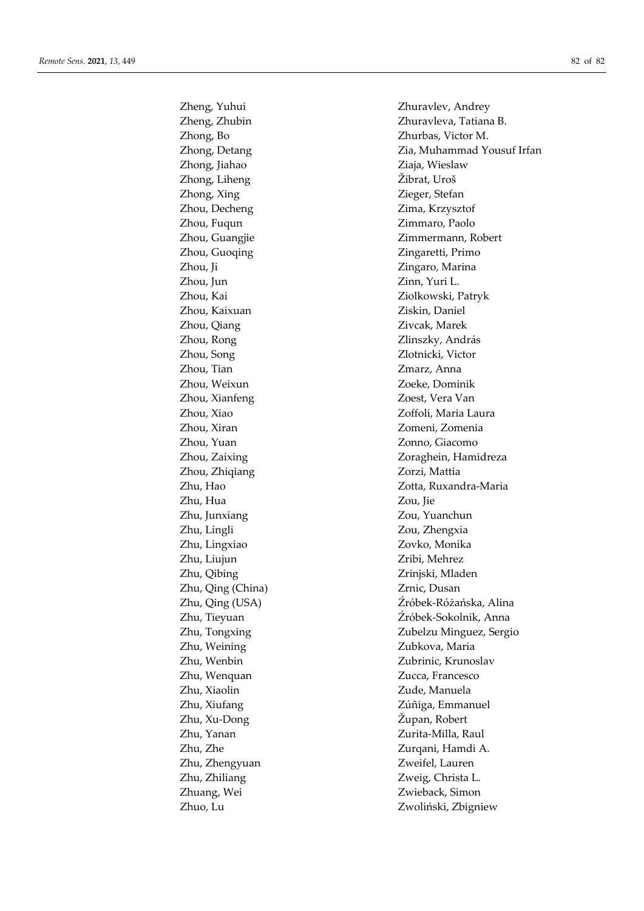Zheng, Yuhui
Zheng, Zhubin
Zhong, Bo
Zhong, Detang
Zhong, Jiahao
Zhong, Liheng
Zhong, Xing
Zhou, Decheng
Zhou, Fuqun
Zhou, Guangjie
Zhou, Guoqing
Zhou, Ji
Zhou, Jun
Zhou, Kai
Zhou, Kaixuan
Zhou, Qiang
Zhou, Rong
Zhou, Song
Zhou, Tian
Zhou, Weixun
Zhou, Xianfeng
Zhou, Xiao
Zhou, Xiran
Zhou, Yuan
Zhou, Zaixing
Zhou, Zhiqiang
Zhu, Hao
Zhu, Hua
Zhu, Junxiang
Zhu, Lingli
Zhu, Lingxiao
Zhu, Liujun
Zhu, Qibing
Zhu, Qing (China)
Zhu, Qing (USA)
Zhu, Tieyuan
Zhu, Tongxing
Zhu, Weining
Zhu, Wenbin
Zhu, Wenquan
Zhu, Xiaolin
Zhu, Xiufang
Zhu, Xu-Dong
Zhu, Yanan
Zhu, Zhe
Zhu, Zhengyuan
Zhu, Zhiliang
Zhuang, Wei
Zhuo, Lu
Zhuravlev, Andrey
Zhuravleva, Tatiana B.
Zhurbas, Victor M.
Zia, Muhammad Yousuf Irfan
Ziaja, Wieslaw
Žibrat, Uroš
Zieger, Stefan
Zima, Krzysztof
Zimmaro, Paolo
Zimmermann, Robert
Zingaretti, Primo
Zingaro, Marina
Zinn, Yuri L.
Ziolkowski, Patryk
Ziskin, Daniel
Zivcak, Marek
Zlinszky, András
Zlotnicki, Victor
Zmarz, Anna
Zoeke, Dominik
Zoest, Vera Van
Zoffoli, Maria Laura
Zomeni, Zomenia
Zonno, Giacomo
Zoraghein, Hamidreza
Zorzi, Mattia
Zotta, Ruxandra-Maria
Zou, Jie
Zou, Yuanchun
Zou, Zhengxia
Zovko, Monika
Zribi, Mehrez
Zrinjski, Mladen
Zrnic, Dusan
Źróbek-Różańska, Alina
Źróbek-Sokolnik, Anna
Zubelzu Minguez, Sergio
Zubkova, Maria
Zubrinic, Krunoslav
Zucca, Francesco
Zude, Manuela
Zúñiga, Emmanuel
Župan, Robert
Zurita-Milla, Raul
Zurqani, Hamdi A.
Zweifel, Lauren
Zweig, Christa L.
Zwieback, Simon
Zwoliński, Zbigniew